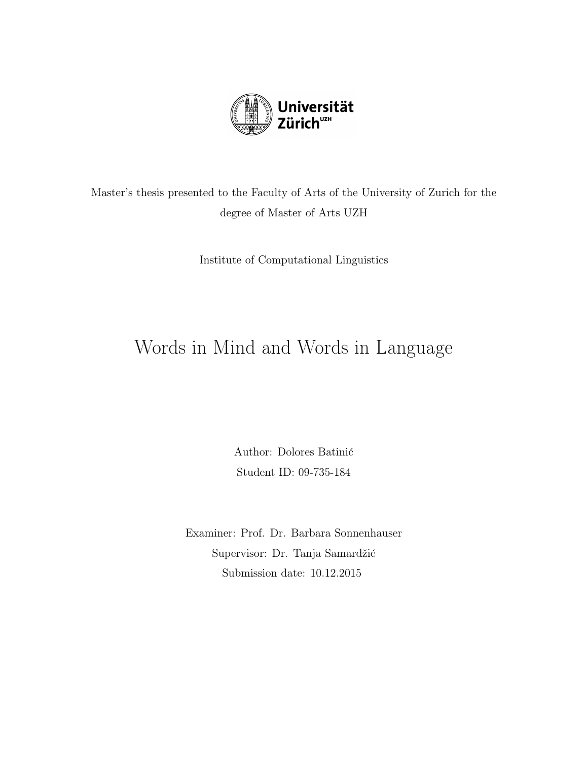Universität Zürich[UZH]

Master's thesis presented to the Faculty of Arts of the University of Zurich for the degree of Master of Arts UZH

Institute of Computational Linguistics

# Words in Mind and Words in Language

Author: Dolores Batinić

Student ID: 09-735-184

Examiner: Prof. Dr. Barbara Sonnenhauser

Supervisor: Dr. Tanja Samardžić

Submission date: 10.12.2015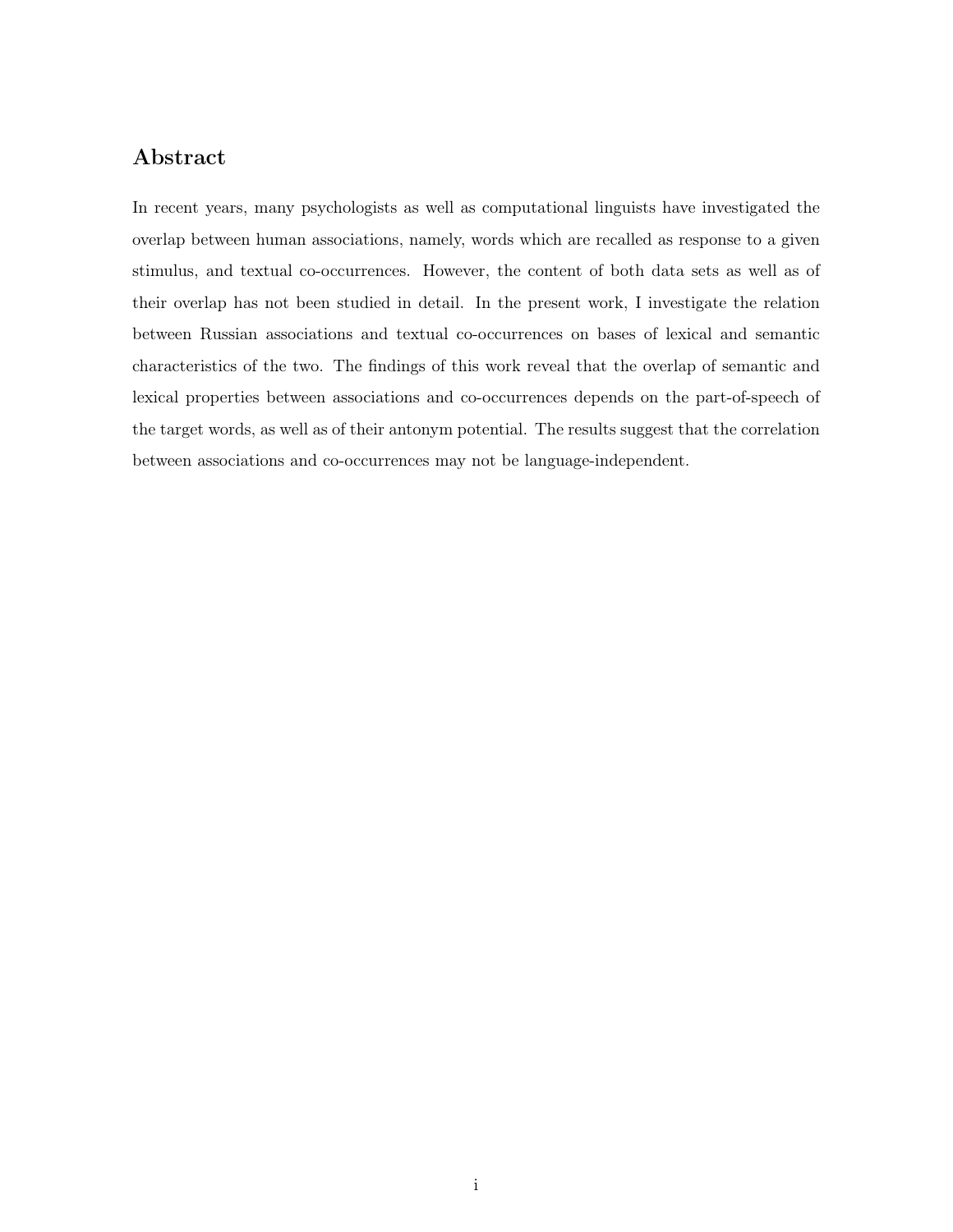## Abstract

In recent years, many psychologists as well as computational linguists have investigated the overlap between human associations, namely, words which are recalled as response to a given stimulus, and textual co-occurrences. However, the content of both data sets as well as of their overlap has not been studied in detail. In the present work, I investigate the relation between Russian associations and textual co-occurrences on bases of lexical and semantic characteristics of the two. The findings of this work reveal that the overlap of semantic and lexical properties between associations and co-occurrences depends on the part-of-speech of the target words, as well as of their antonym potential. The results suggest that the correlation between associations and co-occurrences may not be language-independent.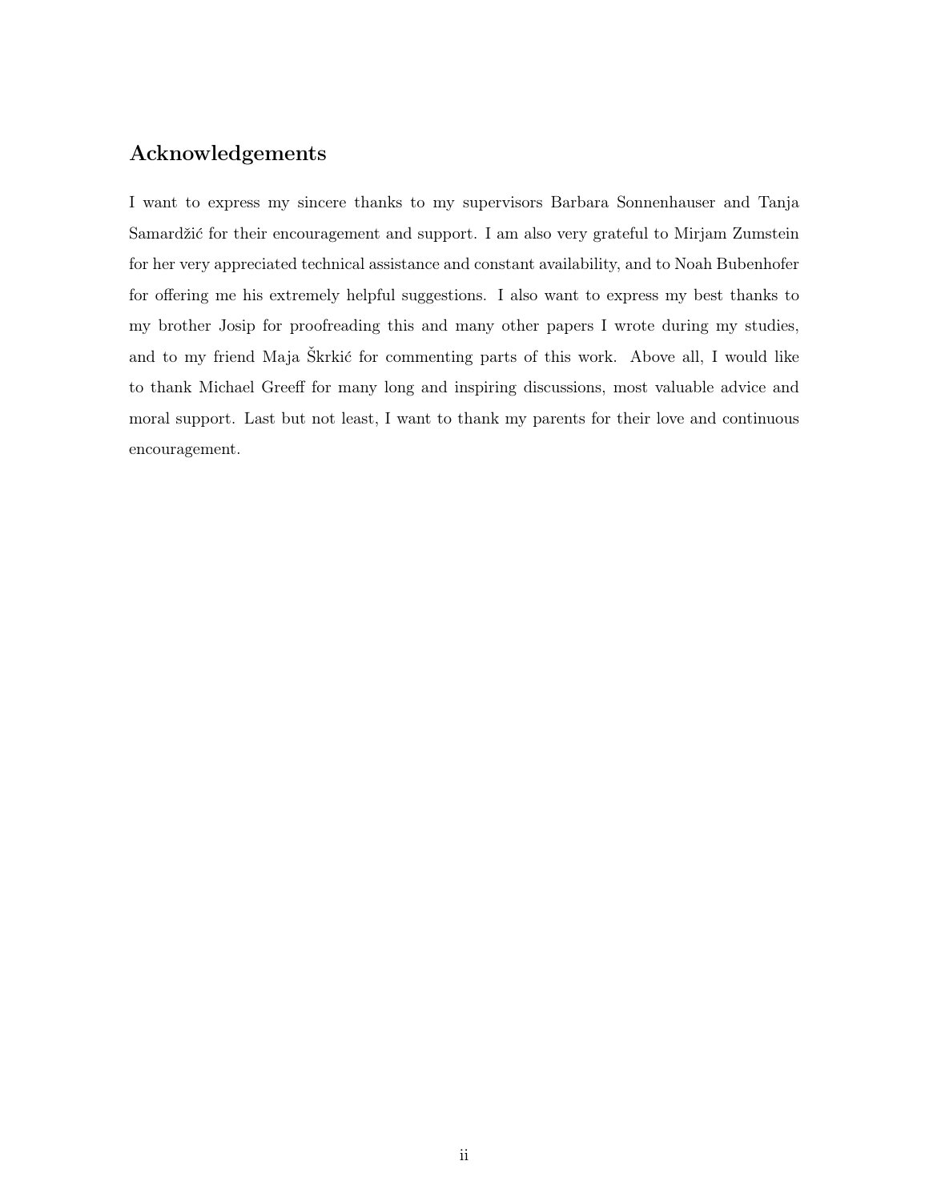## Acknowledgements

I want to express my sincere thanks to my supervisors Barbara Sonnenhauser and Tanja Samardžić for their encouragement and support. I am also very grateful to Mirjam Zumstein for her very appreciated technical assistance and constant availability, and to Noah Bubenhofer for offering me his extremely helpful suggestions. I also want to express my best thanks to my brother Josip for proofreading this and many other papers I wrote during my studies, and to my friend Maja Škrkić for commenting parts of this work. Above all, I would like to thank Michael Greeff for many long and inspiring discussions, most valuable advice and moral support. Last but not least, I want to thank my parents for their love and continuous encouragement.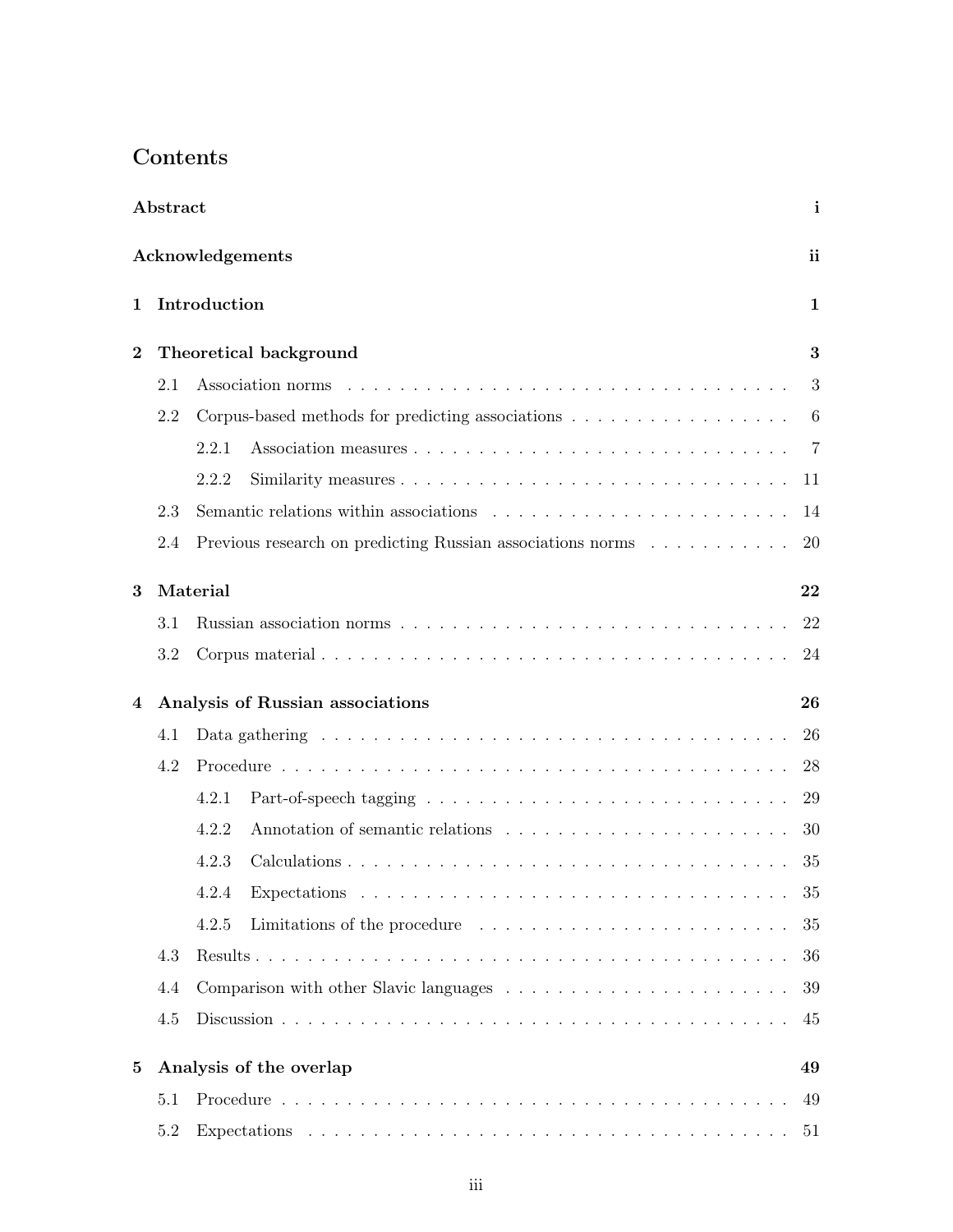# Contents

**Abstract** **i**

**Acknowledgements** **ii**

**1 Introduction** **1**

**2 Theoretical background** **3**

- 2.1 Association norms . . . . . . . . . . . . . . . . . . . . . . . . . . . . . . . . . . 3
- 2.2 Corpus-based methods for predicting associations . . . . . . . . . . . . . . . . . 6
  - 2.2.1 Association measures . . . . . . . . . . . . . . . . . . . . . . . . . . . . 7
  - 2.2.2 Similarity measures . . . . . . . . . . . . . . . . . . . . . . . . . . . . . 11
- 2.3 Semantic relations within associations . . . . . . . . . . . . . . . . . . . . . . . 14
- 2.4 Previous research on predicting Russian associations norms . . . . . . . . . . . 20

**3 Material** **22**

- 3.1 Russian association norms . . . . . . . . . . . . . . . . . . . . . . . . . . . . . 22
- 3.2 Corpus material . . . . . . . . . . . . . . . . . . . . . . . . . . . . . . . . . . . 24

**4 Analysis of Russian associations** **26**

- 4.1 Data gathering . . . . . . . . . . . . . . . . . . . . . . . . . . . . . . . . . . . . 26
- 4.2 Procedure . . . . . . . . . . . . . . . . . . . . . . . . . . . . . . . . . . . . . . . 28
  - 4.2.1 Part-of-speech tagging . . . . . . . . . . . . . . . . . . . . . . . . . . . . 29
  - 4.2.2 Annotation of semantic relations . . . . . . . . . . . . . . . . . . . . . . 30
  - 4.2.3 Calculations . . . . . . . . . . . . . . . . . . . . . . . . . . . . . . . . . 35
  - 4.2.4 Expectations . . . . . . . . . . . . . . . . . . . . . . . . . . . . . . . . . 35
  - 4.2.5 Limitations of the procedure . . . . . . . . . . . . . . . . . . . . . . . . 35
- 4.3 Results . . . . . . . . . . . . . . . . . . . . . . . . . . . . . . . . . . . . . . . . 36
- 4.4 Comparison with other Slavic languages . . . . . . . . . . . . . . . . . . . . . . 39
- 4.5 Discussion . . . . . . . . . . . . . . . . . . . . . . . . . . . . . . . . . . . . . . 45

**5 Analysis of the overlap** **49**

- 5.1 Procedure . . . . . . . . . . . . . . . . . . . . . . . . . . . . . . . . . . . . . . . 49
- 5.2 Expectations . . . . . . . . . . . . . . . . . . . . . . . . . . . . . . . . . . . . . 51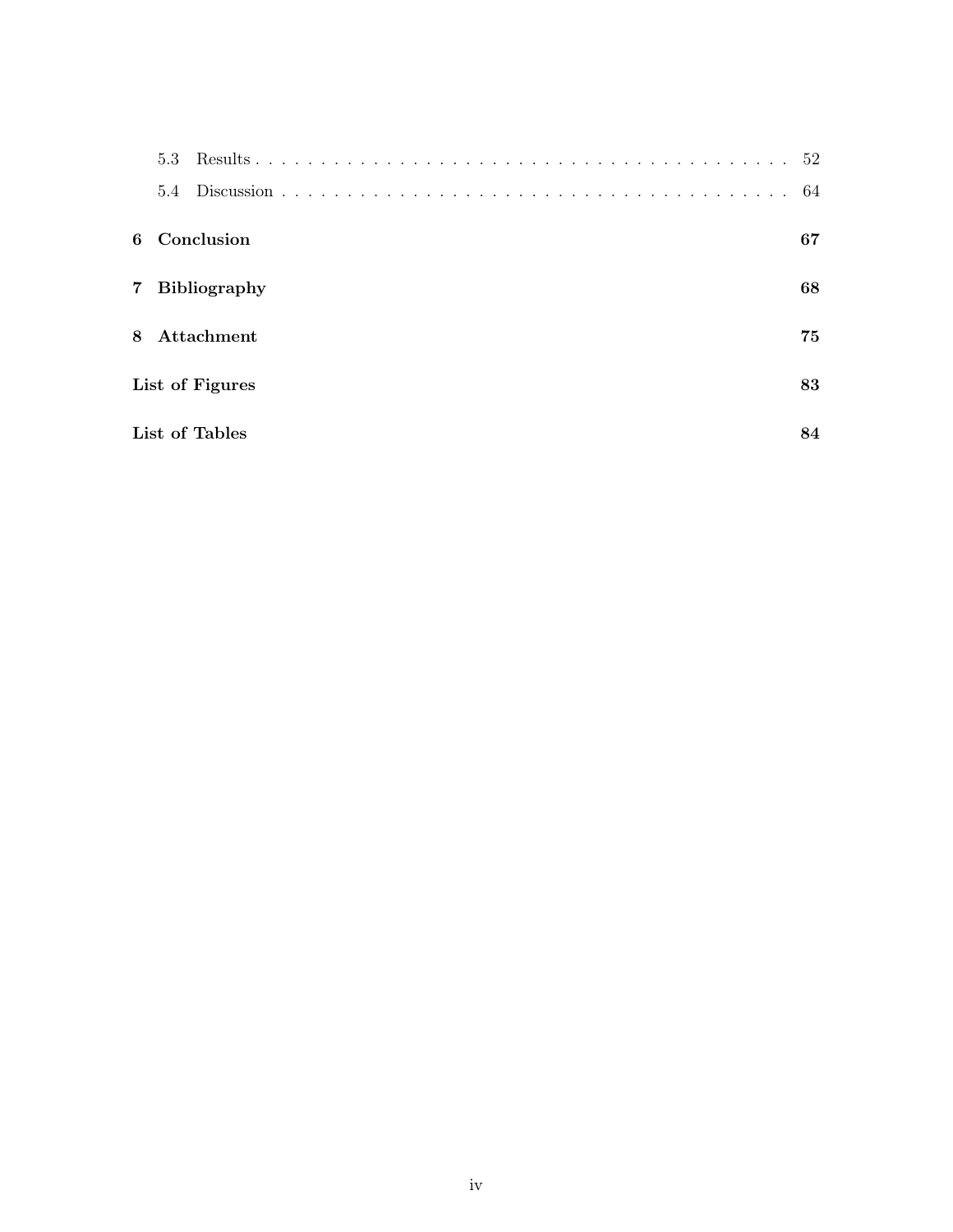5.3 Results . . . . . . . . . . . . . . . . . . . . . . . . . . . . . . . . . . . . . . . . . 52

5.4 Discussion . . . . . . . . . . . . . . . . . . . . . . . . . . . . . . . . . . . . . . . 64

**6 Conclusion** **67**

**7 Bibliography** **68**

**8 Attachment** **75**

**List of Figures** **83**

**List of Tables** **84**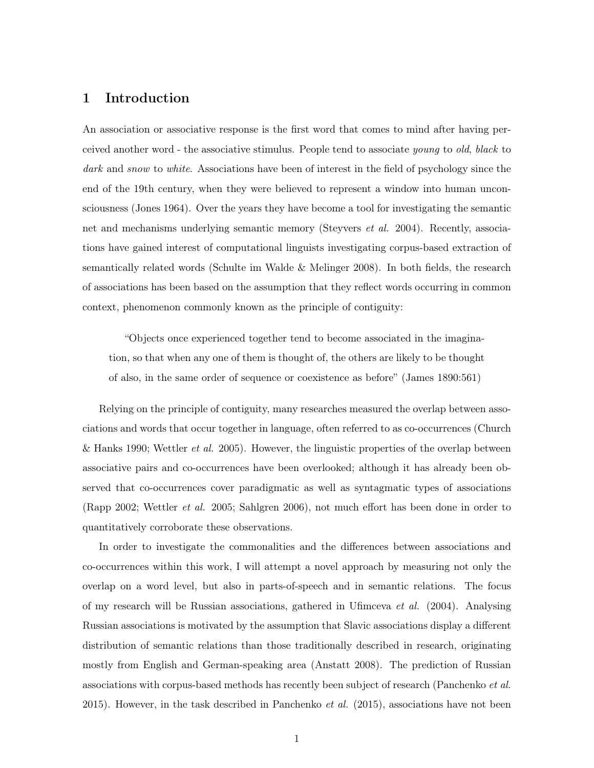# 1 Introduction

An association or associative response is the first word that comes to mind after having perceived another word - the associative stimulus. People tend to associate *young* to *old*, *black* to *dark* and *snow* to *white*. Associations have been of interest in the field of psychology since the end of the 19th century, when they were believed to represent a window into human unconsciousness (Jones 1964). Over the years they have become a tool for investigating the semantic net and mechanisms underlying semantic memory (Steyvers *et al.* 2004). Recently, associations have gained interest of computational linguists investigating corpus-based extraction of semantically related words (Schulte im Walde & Melinger 2008). In both fields, the research of associations has been based on the assumption that they reflect words occurring in common context, phenomenon commonly known as the principle of contiguity:

> "Objects once experienced together tend to become associated in the imagination, so that when any one of them is thought of, the others are likely to be thought of also, in the same order of sequence or coexistence as before" (James 1890:561)

Relying on the principle of contiguity, many researches measured the overlap between associations and words that occur together in language, often referred to as co-occurrences (Church & Hanks 1990; Wettler *et al.* 2005). However, the linguistic properties of the overlap between associative pairs and co-occurrences have been overlooked; although it has already been observed that co-occurrences cover paradigmatic as well as syntagmatic types of associations (Rapp 2002; Wettler *et al.* 2005; Sahlgren 2006), not much effort has been done in order to quantitatively corroborate these observations.

In order to investigate the commonalities and the differences between associations and co-occurrences within this work, I will attempt a novel approach by measuring not only the overlap on a word level, but also in parts-of-speech and in semantic relations. The focus of my research will be Russian associations, gathered in Ufimceva *et al.* (2004). Analysing Russian associations is motivated by the assumption that Slavic associations display a different distribution of semantic relations than those traditionally described in research, originating mostly from English and German-speaking area (Anstatt 2008). The prediction of Russian associations with corpus-based methods has recently been subject of research (Panchenko *et al.* 2015). However, in the task described in Panchenko *et al.* (2015), associations have not been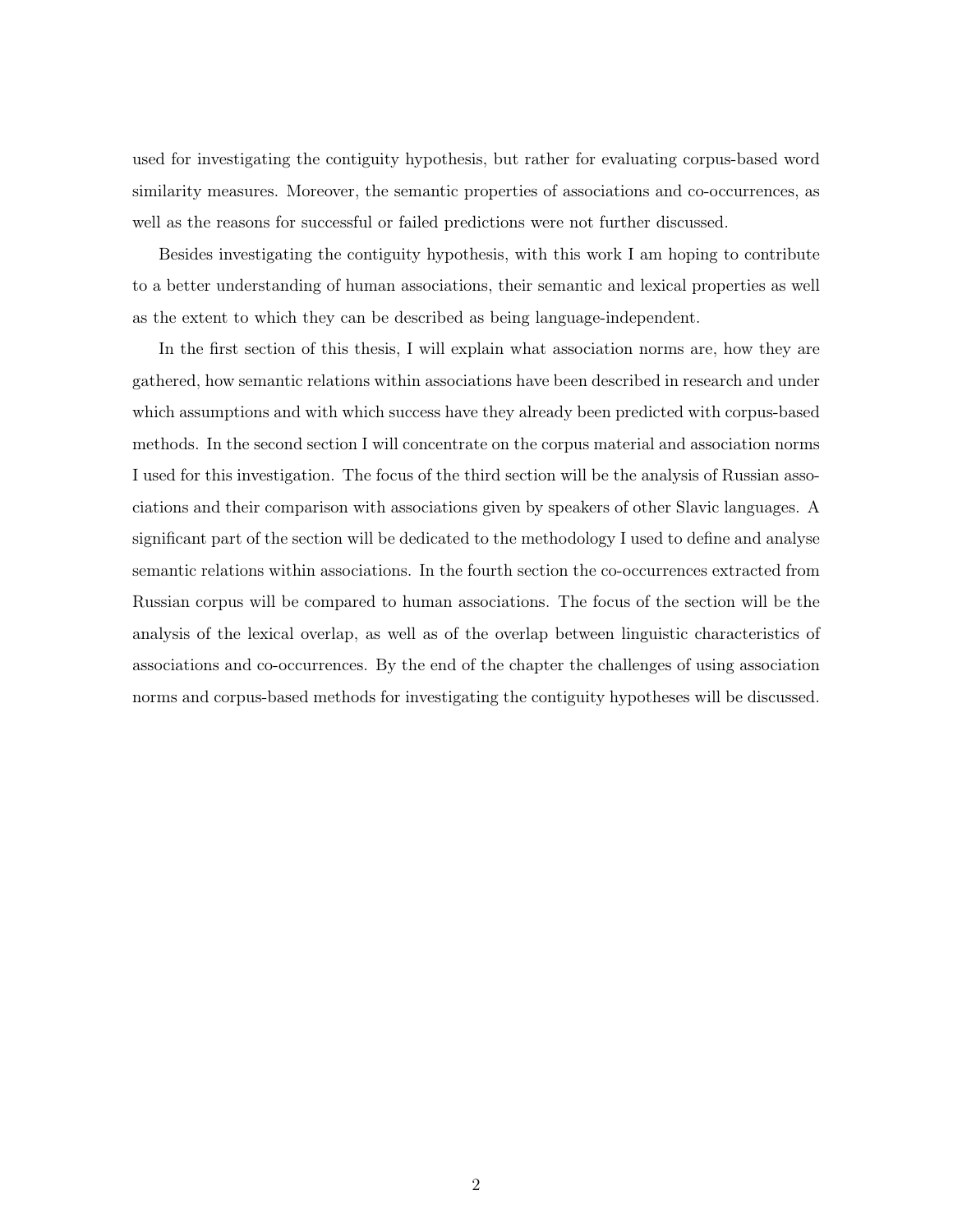used for investigating the contiguity hypothesis, but rather for evaluating corpus-based word similarity measures. Moreover, the semantic properties of associations and co-occurrences, as well as the reasons for successful or failed predictions were not further discussed.

Besides investigating the contiguity hypothesis, with this work I am hoping to contribute to a better understanding of human associations, their semantic and lexical properties as well as the extent to which they can be described as being language-independent.

In the first section of this thesis, I will explain what association norms are, how they are gathered, how semantic relations within associations have been described in research and under which assumptions and with which success have they already been predicted with corpus-based methods. In the second section I will concentrate on the corpus material and association norms I used for this investigation. The focus of the third section will be the analysis of Russian associations and their comparison with associations given by speakers of other Slavic languages. A significant part of the section will be dedicated to the methodology I used to define and analyse semantic relations within associations. In the fourth section the co-occurrences extracted from Russian corpus will be compared to human associations. The focus of the section will be the analysis of the lexical overlap, as well as of the overlap between linguistic characteristics of associations and co-occurrences. By the end of the chapter the challenges of using association norms and corpus-based methods for investigating the contiguity hypotheses will be discussed.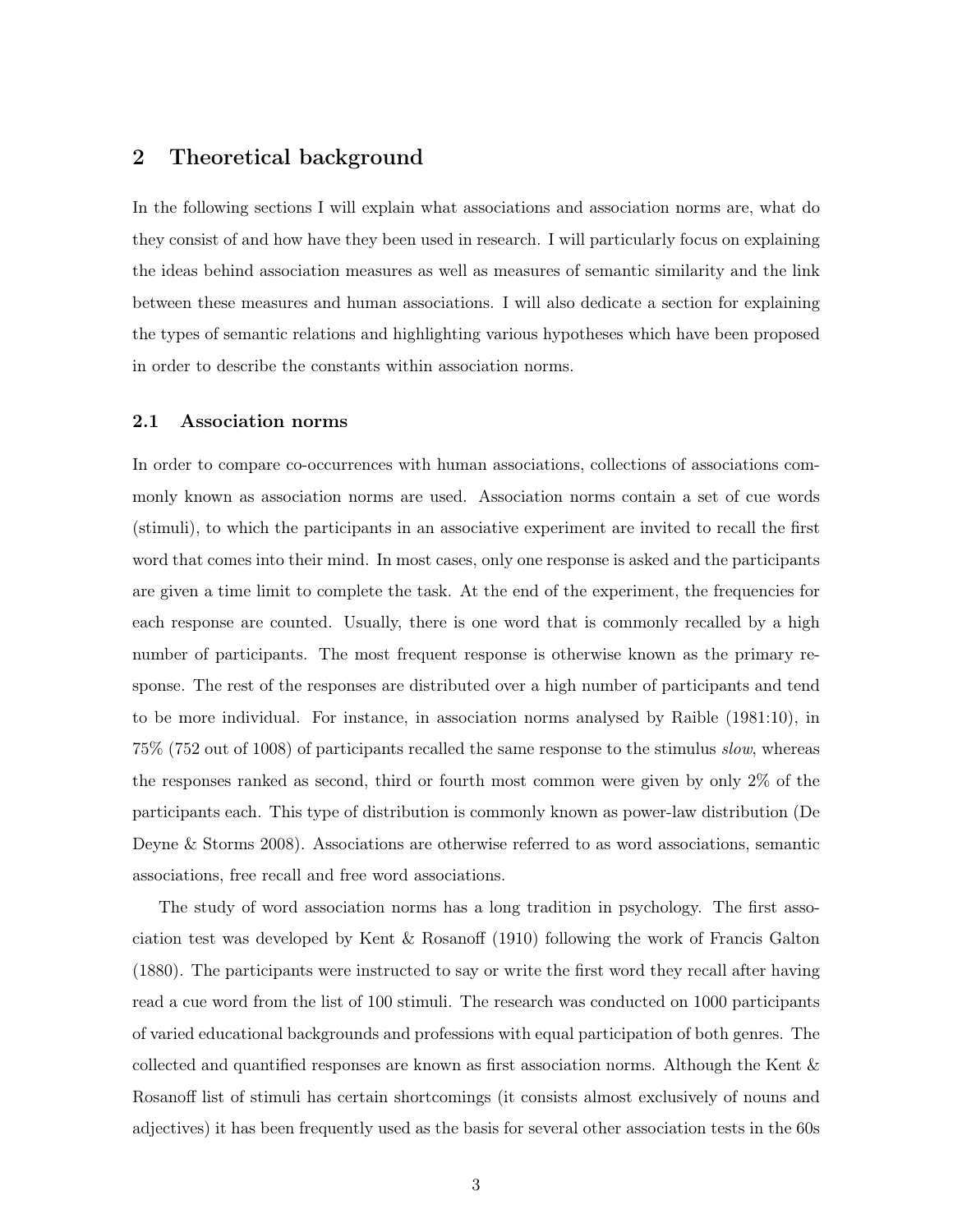## 2 Theoretical background

In the following sections I will explain what associations and association norms are, what do they consist of and how have they been used in research. I will particularly focus on explaining the ideas behind association measures as well as measures of semantic similarity and the link between these measures and human associations. I will also dedicate a section for explaining the types of semantic relations and highlighting various hypotheses which have been proposed in order to describe the constants within association norms.

### 2.1 Association norms

In order to compare co-occurrences with human associations, collections of associations commonly known as association norms are used. Association norms contain a set of cue words (stimuli), to which the participants in an associative experiment are invited to recall the first word that comes into their mind. In most cases, only one response is asked and the participants are given a time limit to complete the task. At the end of the experiment, the frequencies for each response are counted. Usually, there is one word that is commonly recalled by a high number of participants. The most frequent response is otherwise known as the primary response. The rest of the responses are distributed over a high number of participants and tend to be more individual. For instance, in association norms analysed by Raible (1981:10), in 75% (752 out of 1008) of participants recalled the same response to the stimulus *slow*, whereas the responses ranked as second, third or fourth most common were given by only 2% of the participants each. This type of distribution is commonly known as power-law distribution (De Deyne & Storms 2008). Associations are otherwise referred to as word associations, semantic associations, free recall and free word associations.

The study of word association norms has a long tradition in psychology. The first association test was developed by Kent & Rosanoff (1910) following the work of Francis Galton (1880). The participants were instructed to say or write the first word they recall after having read a cue word from the list of 100 stimuli. The research was conducted on 1000 participants of varied educational backgrounds and professions with equal participation of both genres. The collected and quantified responses are known as first association norms. Although the Kent & Rosanoff list of stimuli has certain shortcomings (it consists almost exclusively of nouns and adjectives) it has been frequently used as the basis for several other association tests in the 60s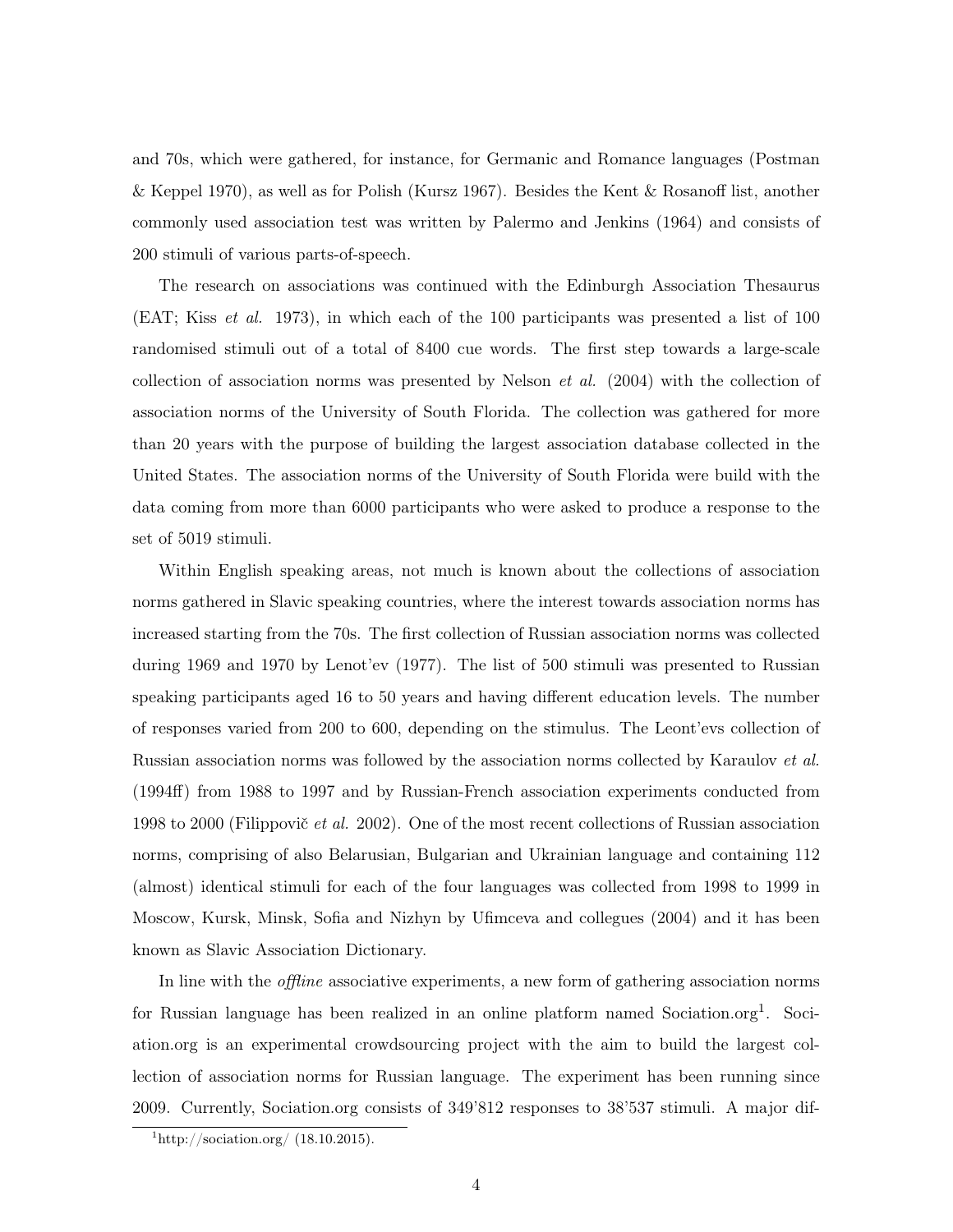and 70s, which were gathered, for instance, for Germanic and Romance languages (Postman & Keppel 1970), as well as for Polish (Kursz 1967). Besides the Kent & Rosanoff list, another commonly used association test was written by Palermo and Jenkins (1964) and consists of 200 stimuli of various parts-of-speech.

The research on associations was continued with the Edinburgh Association Thesaurus (EAT; Kiss *et al.* 1973), in which each of the 100 participants was presented a list of 100 randomised stimuli out of a total of 8400 cue words. The first step towards a large-scale collection of association norms was presented by Nelson *et al.* (2004) with the collection of association norms of the University of South Florida. The collection was gathered for more than 20 years with the purpose of building the largest association database collected in the United States. The association norms of the University of South Florida were build with the data coming from more than 6000 participants who were asked to produce a response to the set of 5019 stimuli.

Within English speaking areas, not much is known about the collections of association norms gathered in Slavic speaking countries, where the interest towards association norms has increased starting from the 70s. The first collection of Russian association norms was collected during 1969 and 1970 by Lenot'ev (1977). The list of 500 stimuli was presented to Russian speaking participants aged 16 to 50 years and having different education levels. The number of responses varied from 200 to 600, depending on the stimulus. The Leont'evs collection of Russian association norms was followed by the association norms collected by Karaulov *et al.* (1994ff) from 1988 to 1997 and by Russian-French association experiments conducted from 1998 to 2000 (Filippovič *et al.* 2002). One of the most recent collections of Russian association norms, comprising of also Belarusian, Bulgarian and Ukrainian language and containing 112 (almost) identical stimuli for each of the four languages was collected from 1998 to 1999 in Moscow, Kursk, Minsk, Sofia and Nizhyn by Ufimceva and collegues (2004) and it has been known as Slavic Association Dictionary.

In line with the *offline* associative experiments, a new form of gathering association norms for Russian language has been realized in an online platform named Sociation.org[1]. Sociation.org is an experimental crowdsourcing project with the aim to build the largest collection of association norms for Russian language. The experiment has been running since 2009. Currently, Sociation.org consists of 349'812 responses to 38'537 stimuli. A major dif-

[1] http://sociation.org/ (18.10.2015).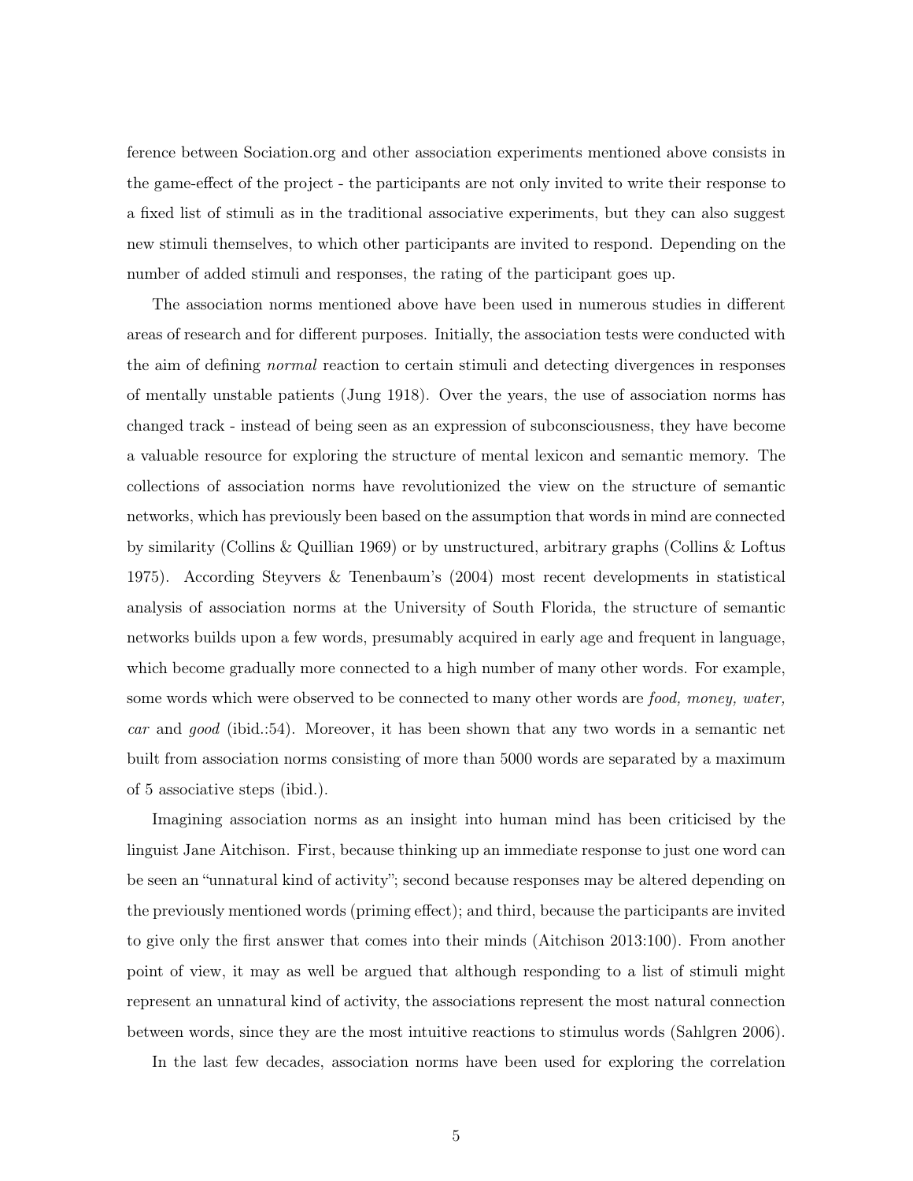ference between Sociation.org and other association experiments mentioned above consists in the game-effect of the project - the participants are not only invited to write their response to a fixed list of stimuli as in the traditional associative experiments, but they can also suggest new stimuli themselves, to which other participants are invited to respond. Depending on the number of added stimuli and responses, the rating of the participant goes up.

The association norms mentioned above have been used in numerous studies in different areas of research and for different purposes. Initially, the association tests were conducted with the aim of defining *normal* reaction to certain stimuli and detecting divergences in responses of mentally unstable patients (Jung 1918). Over the years, the use of association norms has changed track - instead of being seen as an expression of subconsciousness, they have become a valuable resource for exploring the structure of mental lexicon and semantic memory. The collections of association norms have revolutionized the view on the structure of semantic networks, which has previously been based on the assumption that words in mind are connected by similarity (Collins & Quillian 1969) or by unstructured, arbitrary graphs (Collins & Loftus 1975). According Steyvers & Tenenbaum's (2004) most recent developments in statistical analysis of association norms at the University of South Florida, the structure of semantic networks builds upon a few words, presumably acquired in early age and frequent in language, which become gradually more connected to a high number of many other words. For example, some words which were observed to be connected to many other words are *food, money, water, car* and *good* (ibid.:54). Moreover, it has been shown that any two words in a semantic net built from association norms consisting of more than 5000 words are separated by a maximum of 5 associative steps (ibid.).

Imagining association norms as an insight into human mind has been criticised by the linguist Jane Aitchison. First, because thinking up an immediate response to just one word can be seen an "unnatural kind of activity"; second because responses may be altered depending on the previously mentioned words (priming effect); and third, because the participants are invited to give only the first answer that comes into their minds (Aitchison 2013:100). From another point of view, it may as well be argued that although responding to a list of stimuli might represent an unnatural kind of activity, the associations represent the most natural connection between words, since they are the most intuitive reactions to stimulus words (Sahlgren 2006).

In the last few decades, association norms have been used for exploring the correlation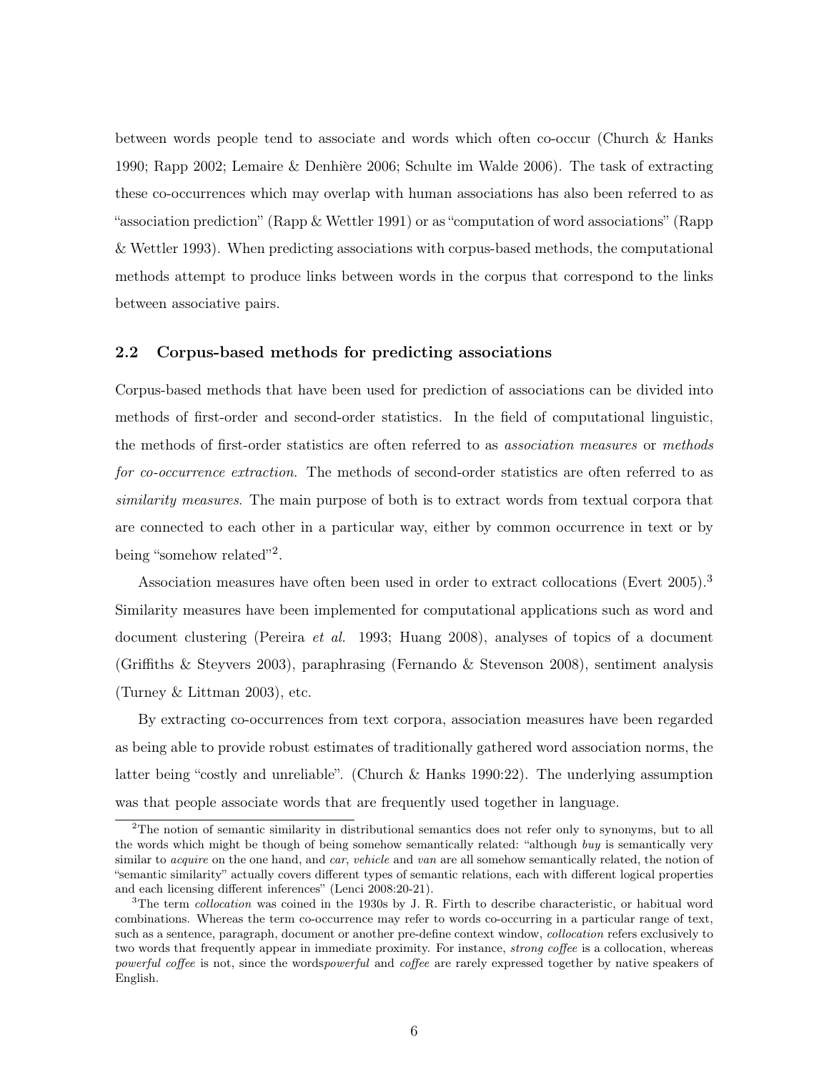between words people tend to associate and words which often co-occur (Church & Hanks 1990; Rapp 2002; Lemaire & Denhière 2006; Schulte im Walde 2006). The task of extracting these co-occurrences which may overlap with human associations has also been referred to as "association prediction" (Rapp & Wettler 1991) or as "computation of word associations" (Rapp & Wettler 1993). When predicting associations with corpus-based methods, the computational methods attempt to produce links between words in the corpus that correspond to the links between associative pairs.

### 2.2 Corpus-based methods for predicting associations

Corpus-based methods that have been used for prediction of associations can be divided into methods of first-order and second-order statistics. In the field of computational linguistic, the methods of first-order statistics are often referred to as *association measures* or *methods for co-occurrence extraction*. The methods of second-order statistics are often referred to as *similarity measures*. The main purpose of both is to extract words from textual corpora that are connected to each other in a particular way, either by common occurrence in text or by being "somehow related"[2].

Association measures have often been used in order to extract collocations (Evert 2005).[3] Similarity measures have been implemented for computational applications such as word and document clustering (Pereira *et al.* 1993; Huang 2008), analyses of topics of a document (Griffiths & Steyvers 2003), paraphrasing (Fernando & Stevenson 2008), sentiment analysis (Turney & Littman 2003), etc.

By extracting co-occurrences from text corpora, association measures have been regarded as being able to provide robust estimates of traditionally gathered word association norms, the latter being "costly and unreliable". (Church & Hanks 1990:22). The underlying assumption was that people associate words that are frequently used together in language.

[2] The notion of semantic similarity in distributional semantics does not refer only to synonyms, but to all the words which might be though of being somehow semantically related: "although *buy* is semantically very similar to *acquire* on the one hand, and *car*, *vehicle* and *van* are all somehow semantically related, the notion of "semantic similarity" actually covers different types of semantic relations, each with different logical properties and each licensing different inferences" (Lenci 2008:20-21).

[3] The term *collocation* was coined in the 1930s by J. R. Firth to describe characteristic, or habitual word combinations. Whereas the term co-occurrence may refer to words co-occurring in a particular range of text, such as a sentence, paragraph, document or another pre-define context window, *collocation* refers exclusively to two words that frequently appear in immediate proximity. For instance, *strong coffee* is a collocation, whereas *powerful coffee* is not, since the words*powerful* and *coffee* are rarely expressed together by native speakers of English.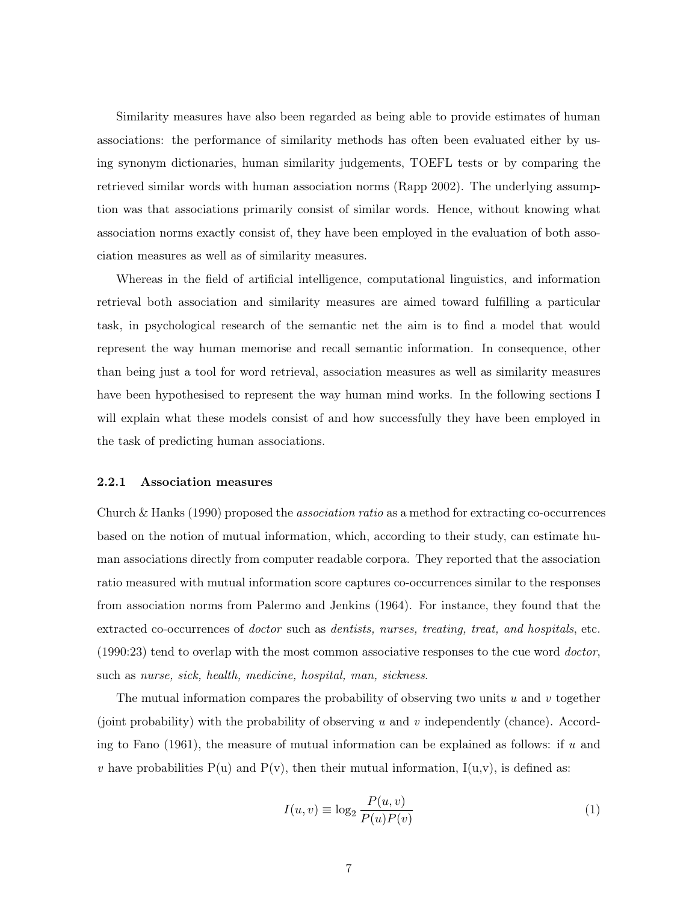Similarity measures have also been regarded as being able to provide estimates of human associations: the performance of similarity methods has often been evaluated either by using synonym dictionaries, human similarity judgements, TOEFL tests or by comparing the retrieved similar words with human association norms (Rapp 2002). The underlying assumption was that associations primarily consist of similar words. Hence, without knowing what association norms exactly consist of, they have been employed in the evaluation of both association measures as well as of similarity measures.

Whereas in the field of artificial intelligence, computational linguistics, and information retrieval both association and similarity measures are aimed toward fulfilling a particular task, in psychological research of the semantic net the aim is to find a model that would represent the way human memorise and recall semantic information. In consequence, other than being just a tool for word retrieval, association measures as well as similarity measures have been hypothesised to represent the way human mind works. In the following sections I will explain what these models consist of and how successfully they have been employed in the task of predicting human associations.

### 2.2.1 Association measures

Church & Hanks (1990) proposed the *association ratio* as a method for extracting co-occurrences based on the notion of mutual information, which, according to their study, can estimate human associations directly from computer readable corpora. They reported that the association ratio measured with mutual information score captures co-occurrences similar to the responses from association norms from Palermo and Jenkins (1964). For instance, they found that the extracted co-occurrences of *doctor* such as *dentists, nurses, treating, treat, and hospitals*, etc. (1990:23) tend to overlap with the most common associative responses to the cue word *doctor*, such as *nurse, sick, health, medicine, hospital, man, sickness*.

The mutual information compares the probability of observing two units $u$ and $v$ together (joint probability) with the probability of observing $u$ and $v$ independently (chance). According to Fano (1961), the measure of mutual information can be explained as follows: if $u$ and $v$ have probabilities P(u) and P(v), then their mutual information, I(u,v), is defined as:

$$I(u, v) \equiv \log_2 \frac{P(u, v)}{P(u)P(v)} \tag{1}$$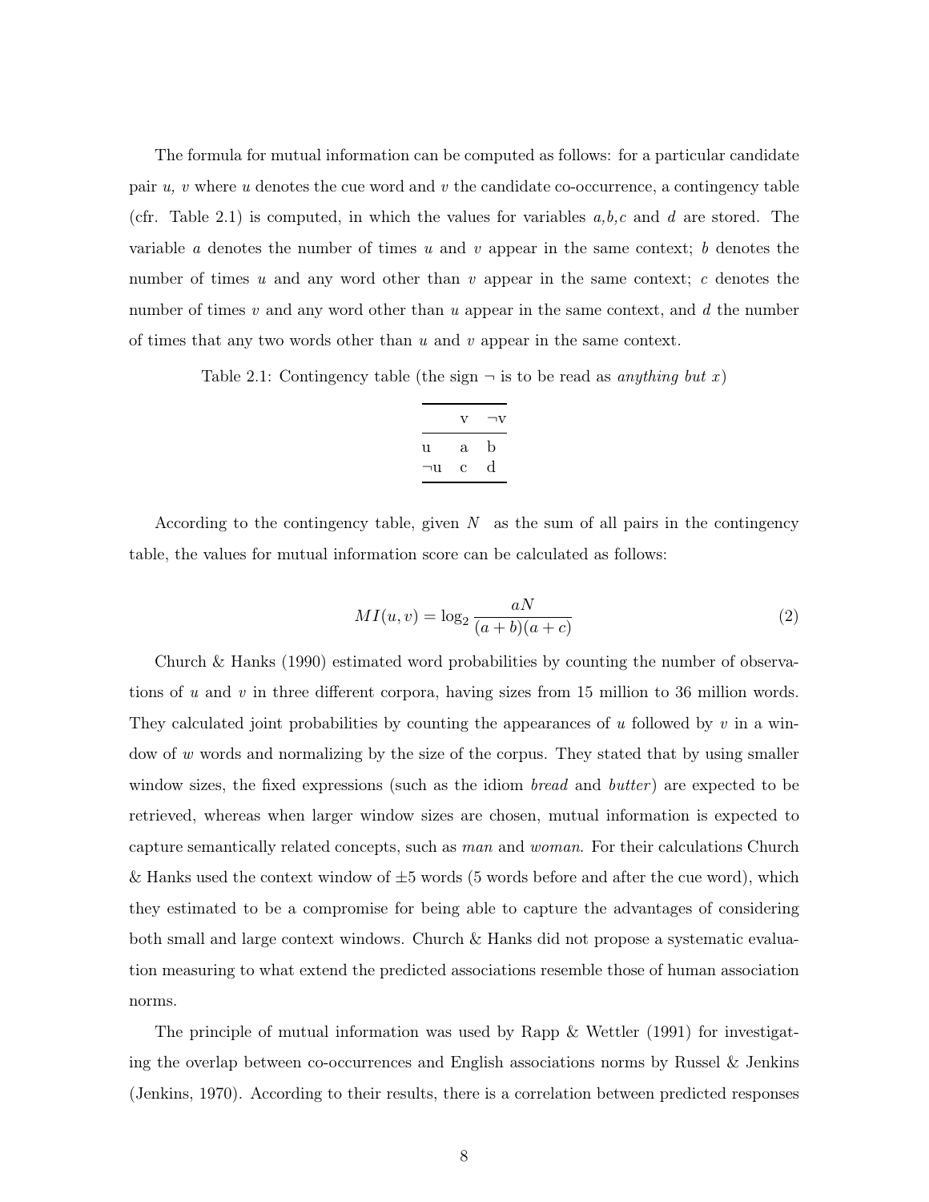The formula for mutual information can be computed as follows: for a particular candidate pair *u, v* where *u* denotes the cue word and *v* the candidate co-occurrence, a contingency table (cfr. Table 2.1) is computed, in which the values for variables *a,b,c* and *d* are stored. The variable *a* denotes the number of times *u* and *v* appear in the same context; *b* denotes the number of times *u* and any word other than *v* appear in the same context; *c* denotes the number of times *v* and any word other than *u* appear in the same context, and *d* the number of times that any two words other than *u* and *v* appear in the same context.

Table 2.1: Contingency table (the sign ¬ is to be read as *anything but x*)

| | v | ¬v |
|---|---|---|
| u | a | b |
| ¬u | c | d |

According to the contingency table, given $N$ as the sum of all pairs in the contingency table, the values for mutual information score can be calculated as follows:

$$MI(u, v) = \log_2 \frac{aN}{(a+b)(a+c)} \tag{2}$$

Church & Hanks (1990) estimated word probabilities by counting the number of observations of *u* and *v* in three different corpora, having sizes from 15 million to 36 million words. They calculated joint probabilities by counting the appearances of *u* followed by *v* in a window of *w* words and normalizing by the size of the corpus. They stated that by using smaller window sizes, the fixed expressions (such as the idiom *bread* and *butter*) are expected to be retrieved, whereas when larger window sizes are chosen, mutual information is expected to capture semantically related concepts, such as *man* and *woman.* For their calculations Church & Hanks used the context window of $\pm 5$ words (5 words before and after the cue word), which they estimated to be a compromise for being able to capture the advantages of considering both small and large context windows. Church & Hanks did not propose a systematic evaluation measuring to what extend the predicted associations resemble those of human association norms.

The principle of mutual information was used by Rapp & Wettler (1991) for investigating the overlap between co-occurrences and English associations norms by Russel & Jenkins (Jenkins, 1970). According to their results, there is a correlation between predicted responses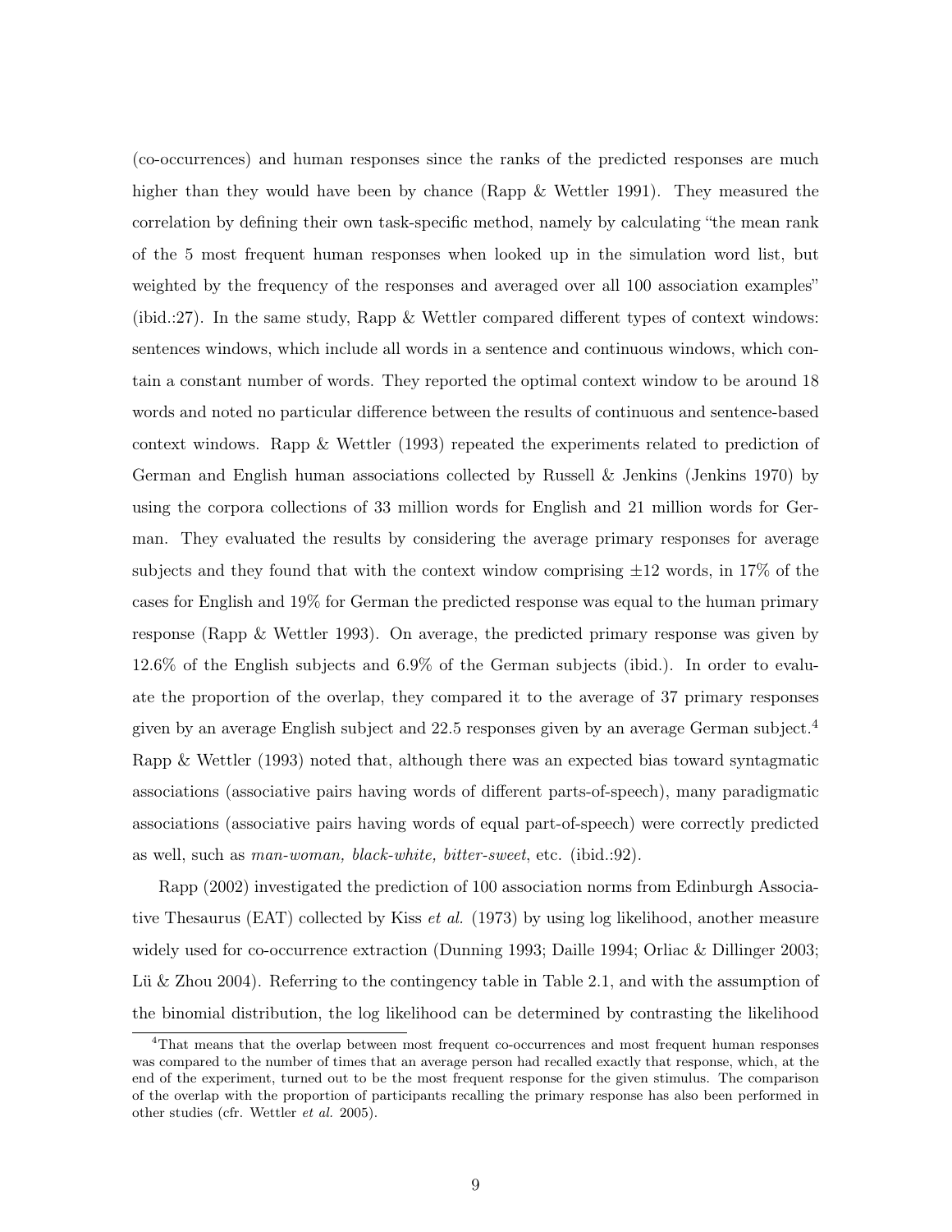(co-occurrences) and human responses since the ranks of the predicted responses are much higher than they would have been by chance (Rapp & Wettler 1991). They measured the correlation by defining their own task-specific method, namely by calculating "the mean rank of the 5 most frequent human responses when looked up in the simulation word list, but weighted by the frequency of the responses and averaged over all 100 association examples" (ibid.:27). In the same study, Rapp & Wettler compared different types of context windows: sentences windows, which include all words in a sentence and continuous windows, which contain a constant number of words. They reported the optimal context window to be around 18 words and noted no particular difference between the results of continuous and sentence-based context windows. Rapp & Wettler (1993) repeated the experiments related to prediction of German and English human associations collected by Russell & Jenkins (Jenkins 1970) by using the corpora collections of 33 million words for English and 21 million words for German. They evaluated the results by considering the average primary responses for average subjects and they found that with the context window comprising $\pm 12$ words, in 17% of the cases for English and 19% for German the predicted response was equal to the human primary response (Rapp & Wettler 1993). On average, the predicted primary response was given by 12.6% of the English subjects and 6.9% of the German subjects (ibid.). In order to evaluate the proportion of the overlap, they compared it to the average of 37 primary responses given by an average English subject and 22.5 responses given by an average German subject.[4] Rapp & Wettler (1993) noted that, although there was an expected bias toward syntagmatic associations (associative pairs having words of different parts-of-speech), many paradigmatic associations (associative pairs having words of equal part-of-speech) were correctly predicted as well, such as *man-woman, black-white, bitter-sweet*, etc. (ibid.:92).

Rapp (2002) investigated the prediction of 100 association norms from Edinburgh Associative Thesaurus (EAT) collected by Kiss *et al.* (1973) by using log likelihood, another measure widely used for co-occurrence extraction (Dunning 1993; Daille 1994; Orliac & Dillinger 2003; Lü & Zhou 2004). Referring to the contingency table in Table 2.1, and with the assumption of the binomial distribution, the log likelihood can be determined by contrasting the likelihood

[4] That means that the overlap between most frequent co-occurrences and most frequent human responses was compared to the number of times that an average person had recalled exactly that response, which, at the end of the experiment, turned out to be the most frequent response for the given stimulus. The comparison of the overlap with the proportion of participants recalling the primary response has also been performed in other studies (cfr. Wettler *et al.* 2005).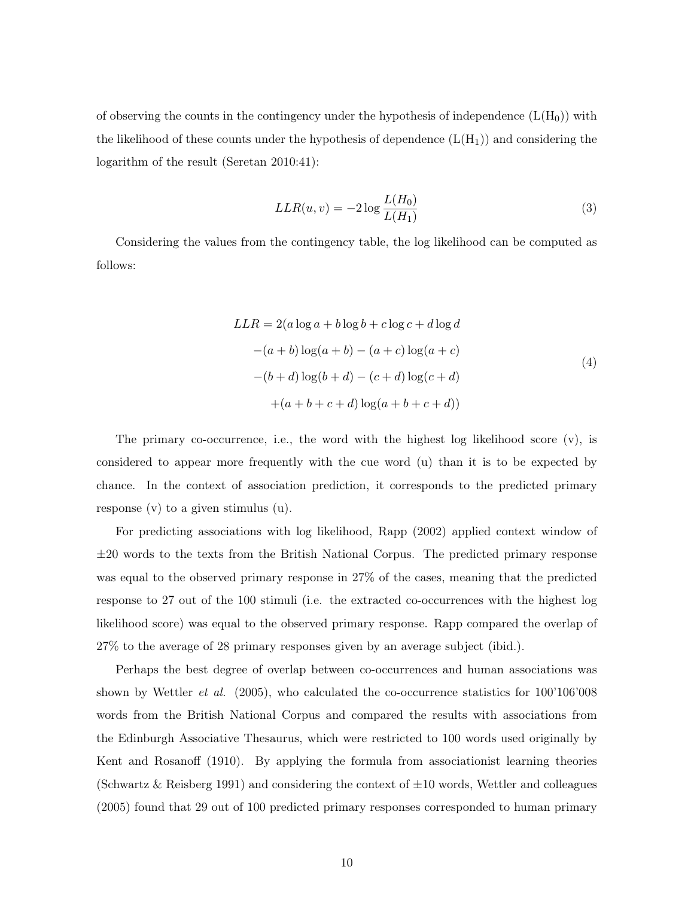of observing the counts in the contingency under the hypothesis of independence ($L(H_0)$) with the likelihood of these counts under the hypothesis of dependence ($L(H_1)$) and considering the logarithm of the result (Seretan 2010:41):

$$LLR(u, v) = -2 \log \frac{L(H_0)}{L(H_1)} \tag{3}$$

Considering the values from the contingency table, the log likelihood can be computed as follows:

$$\begin{aligned} LLR = 2(&a \log a + b \log b + c \log c + d \log d \\ &-(a+b)\log(a+b) - (a+c)\log(a+c) \\ &-(b+d)\log(b+d) - (c+d)\log(c+d) \\ &+(a+b+c+d)\log(a+b+c+d)) \end{aligned} \tag{4}$$

The primary co-occurrence, i.e., the word with the highest log likelihood score (v), is considered to appear more frequently with the cue word (u) than it is to be expected by chance. In the context of association prediction, it corresponds to the predicted primary response (v) to a given stimulus (u).

For predicting associations with log likelihood, Rapp (2002) applied context window of ±20 words to the texts from the British National Corpus. The predicted primary response was equal to the observed primary response in 27% of the cases, meaning that the predicted response to 27 out of the 100 stimuli (i.e. the extracted co-occurrences with the highest log likelihood score) was equal to the observed primary response. Rapp compared the overlap of 27% to the average of 28 primary responses given by an average subject (ibid.).

Perhaps the best degree of overlap between co-occurrences and human associations was shown by Wettler *et al.* (2005), who calculated the co-occurrence statistics for 100'106'008 words from the British National Corpus and compared the results with associations from the Edinburgh Associative Thesaurus, which were restricted to 100 words used originally by Kent and Rosanoff (1910). By applying the formula from associationist learning theories (Schwartz & Reisberg 1991) and considering the context of ±10 words, Wettler and colleagues (2005) found that 29 out of 100 predicted primary responses corresponded to human primary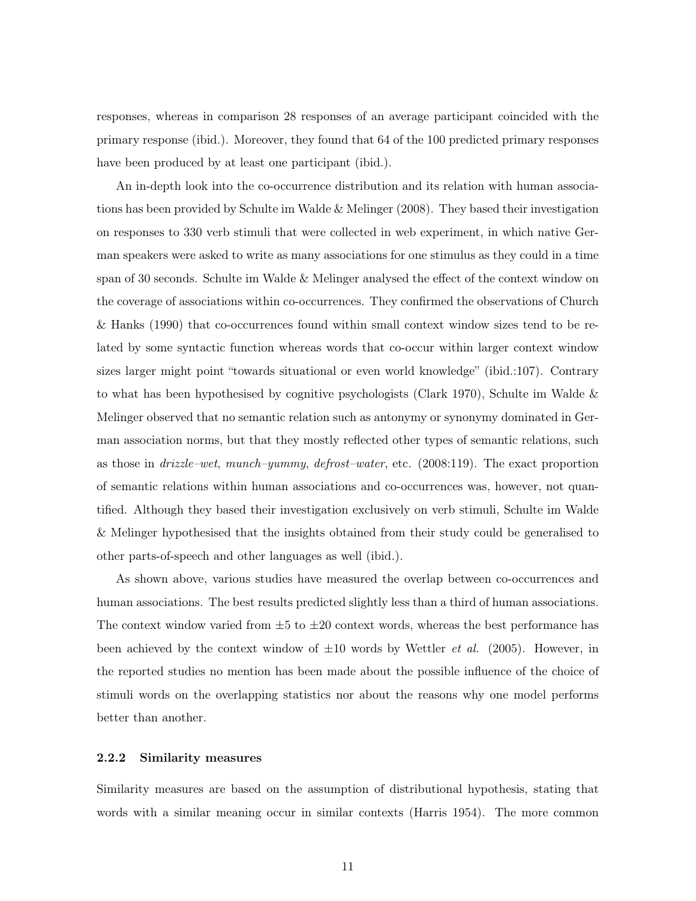responses, whereas in comparison 28 responses of an average participant coincided with the primary response (ibid.). Moreover, they found that 64 of the 100 predicted primary responses have been produced by at least one participant (ibid.).

An in-depth look into the co-occurrence distribution and its relation with human associations has been provided by Schulte im Walde & Melinger (2008). They based their investigation on responses to 330 verb stimuli that were collected in web experiment, in which native German speakers were asked to write as many associations for one stimulus as they could in a time span of 30 seconds. Schulte im Walde & Melinger analysed the effect of the context window on the coverage of associations within co-occurrences. They confirmed the observations of Church & Hanks (1990) that co-occurrences found within small context window sizes tend to be related by some syntactic function whereas words that co-occur within larger context window sizes larger might point "towards situational or even world knowledge" (ibid.:107). Contrary to what has been hypothesised by cognitive psychologists (Clark 1970), Schulte im Walde & Melinger observed that no semantic relation such as antonymy or synonymy dominated in German association norms, but that they mostly reflected other types of semantic relations, such as those in *drizzle–wet*, *munch–yummy*, *defrost–water*, etc. (2008:119). The exact proportion of semantic relations within human associations and co-occurrences was, however, not quantified. Although they based their investigation exclusively on verb stimuli, Schulte im Walde & Melinger hypothesised that the insights obtained from their study could be generalised to other parts-of-speech and other languages as well (ibid.).

As shown above, various studies have measured the overlap between co-occurrences and human associations. The best results predicted slightly less than a third of human associations. The context window varied from ±5 to ±20 context words, whereas the best performance has been achieved by the context window of ±10 words by Wettler *et al.* (2005). However, in the reported studies no mention has been made about the possible influence of the choice of stimuli words on the overlapping statistics nor about the reasons why one model performs better than another.

### 2.2.2 Similarity measures

Similarity measures are based on the assumption of distributional hypothesis, stating that words with a similar meaning occur in similar contexts (Harris 1954). The more common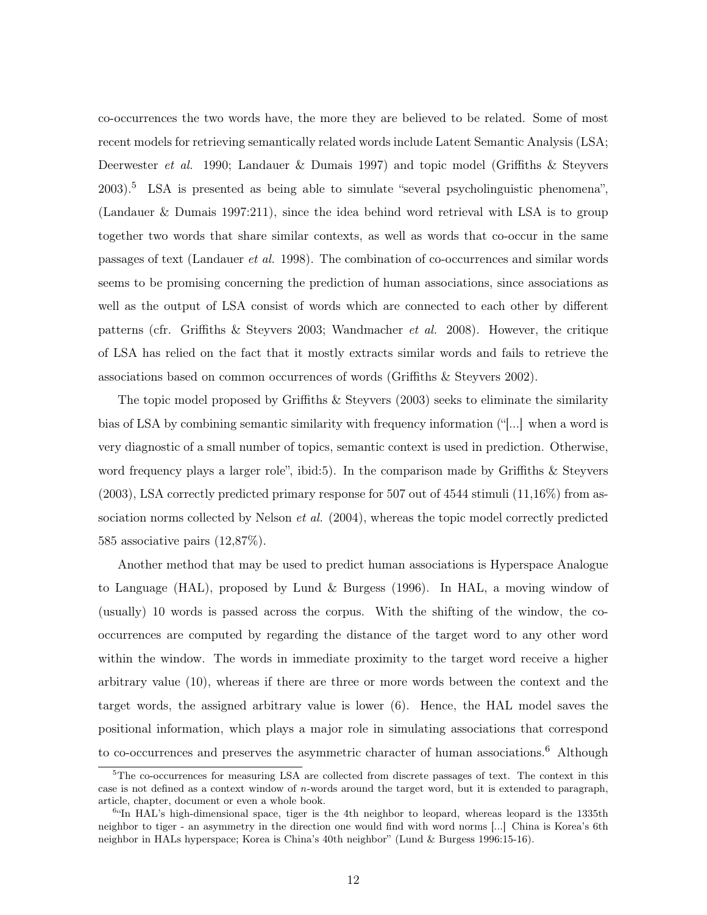co-occurrences the two words have, the more they are believed to be related. Some of most recent models for retrieving semantically related words include Latent Semantic Analysis (LSA; Deerwester *et al.* 1990; Landauer & Dumais 1997) and topic model (Griffiths & Steyvers 2003).[5] LSA is presented as being able to simulate "several psycholinguistic phenomena", (Landauer & Dumais 1997:211), since the idea behind word retrieval with LSA is to group together two words that share similar contexts, as well as words that co-occur in the same passages of text (Landauer *et al.* 1998). The combination of co-occurrences and similar words seems to be promising concerning the prediction of human associations, since associations as well as the output of LSA consist of words which are connected to each other by different patterns (cfr. Griffiths & Steyvers 2003; Wandmacher *et al.* 2008). However, the critique of LSA has relied on the fact that it mostly extracts similar words and fails to retrieve the associations based on common occurrences of words (Griffiths & Steyvers 2002).

The topic model proposed by Griffiths & Steyvers (2003) seeks to eliminate the similarity bias of LSA by combining semantic similarity with frequency information ("[...] when a word is very diagnostic of a small number of topics, semantic context is used in prediction. Otherwise, word frequency plays a larger role", ibid:5). In the comparison made by Griffiths & Steyvers (2003), LSA correctly predicted primary response for 507 out of 4544 stimuli (11,16%) from association norms collected by Nelson *et al.* (2004), whereas the topic model correctly predicted 585 associative pairs (12,87%).

Another method that may be used to predict human associations is Hyperspace Analogue to Language (HAL), proposed by Lund & Burgess (1996). In HAL, a moving window of (usually) 10 words is passed across the corpus. With the shifting of the window, the co-occurrences are computed by regarding the distance of the target word to any other word within the window. The words in immediate proximity to the target word receive a higher arbitrary value (10), whereas if there are three or more words between the context and the target words, the assigned arbitrary value is lower (6). Hence, the HAL model saves the positional information, which plays a major role in simulating associations that correspond to co-occurrences and preserves the asymmetric character of human associations.[6] Although

---

[5] The co-occurrences for measuring LSA are collected from discrete passages of text. The context in this case is not defined as a context window of $n$-words around the target word, but it is extended to paragraph, article, chapter, document or even a whole book.

[6] "In HAL's high-dimensional space, tiger is the 4th neighbor to leopard, whereas leopard is the 1335th neighbor to tiger - an asymmetry in the direction one would find with word norms [...] China is Korea's 6th neighbor in HALs hyperspace; Korea is China's 40th neighbor" (Lund & Burgess 1996:15-16).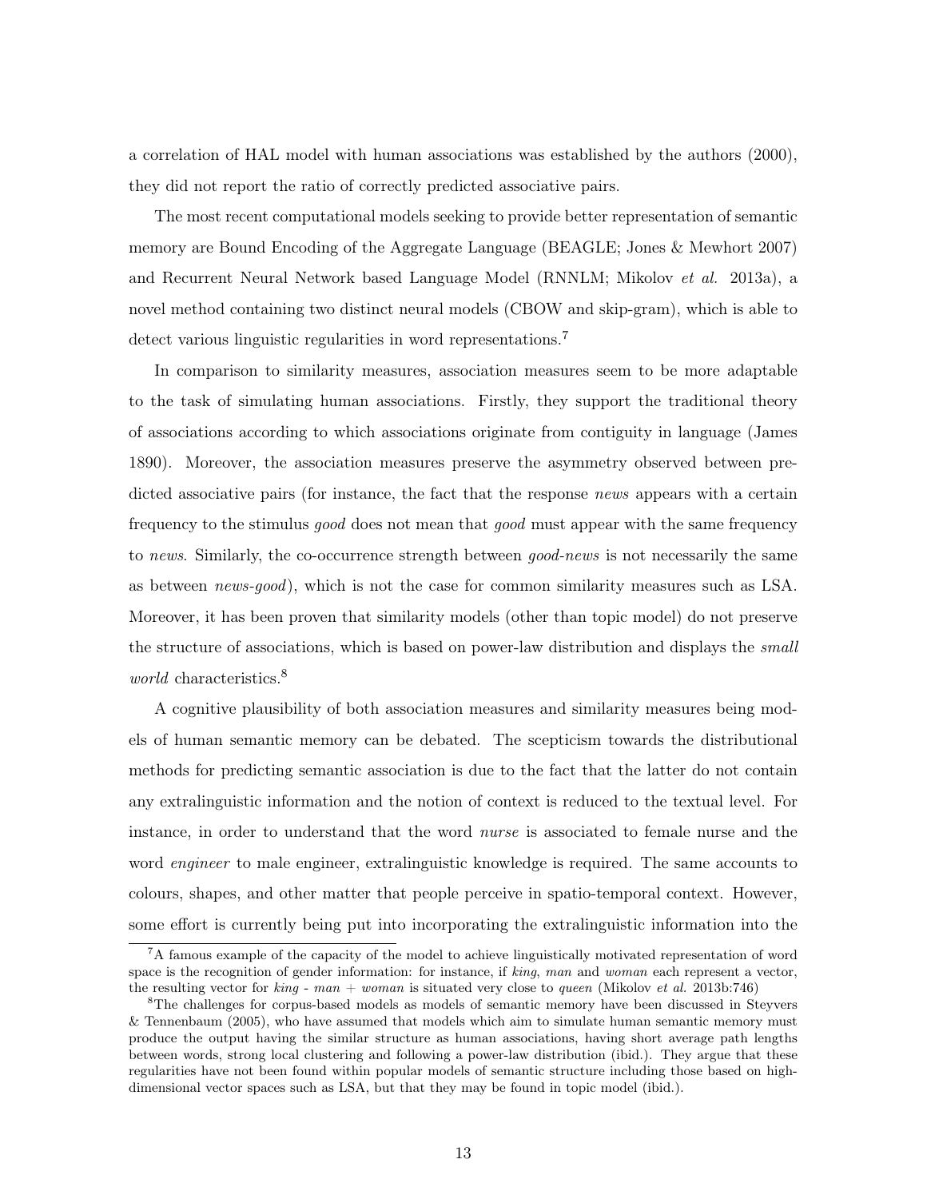a correlation of HAL model with human associations was established by the authors (2000), they did not report the ratio of correctly predicted associative pairs.

The most recent computational models seeking to provide better representation of semantic memory are Bound Encoding of the Aggregate Language (BEAGLE; Jones & Mewhort 2007) and Recurrent Neural Network based Language Model (RNNLM; Mikolov *et al.* 2013a), a novel method containing two distinct neural models (CBOW and skip-gram), which is able to detect various linguistic regularities in word representations.[7]

In comparison to similarity measures, association measures seem to be more adaptable to the task of simulating human associations. Firstly, they support the traditional theory of associations according to which associations originate from contiguity in language (James 1890). Moreover, the association measures preserve the asymmetry observed between predicted associative pairs (for instance, the fact that the response *news* appears with a certain frequency to the stimulus *good* does not mean that *good* must appear with the same frequency to *news*. Similarly, the co-occurrence strength between *good-news* is not necessarily the same as between *news-good*), which is not the case for common similarity measures such as LSA. Moreover, it has been proven that similarity models (other than topic model) do not preserve the structure of associations, which is based on power-law distribution and displays the *small world* characteristics.[8]

A cognitive plausibility of both association measures and similarity measures being models of human semantic memory can be debated. The scepticism towards the distributional methods for predicting semantic association is due to the fact that the latter do not contain any extralinguistic information and the notion of context is reduced to the textual level. For instance, in order to understand that the word *nurse* is associated to female nurse and the word *engineer* to male engineer, extralinguistic knowledge is required. The same accounts to colours, shapes, and other matter that people perceive in spatio-temporal context. However, some effort is currently being put into incorporating the extralinguistic information into the

[7] A famous example of the capacity of the model to achieve linguistically motivated representation of word space is the recognition of gender information: for instance, if *king*, *man* and *woman* each represent a vector, the resulting vector for *king* - *man* + *woman* is situated very close to *queen* (Mikolov *et al.* 2013b:746)

[8] The challenges for corpus-based models as models of semantic memory have been discussed in Steyvers & Tennenbaum (2005), who have assumed that models which aim to simulate human semantic memory must produce the output having the similar structure as human associations, having short average path lengths between words, strong local clustering and following a power-law distribution (ibid.). They argue that these regularities have not been found within popular models of semantic structure including those based on high-dimensional vector spaces such as LSA, but that they may be found in topic model (ibid.).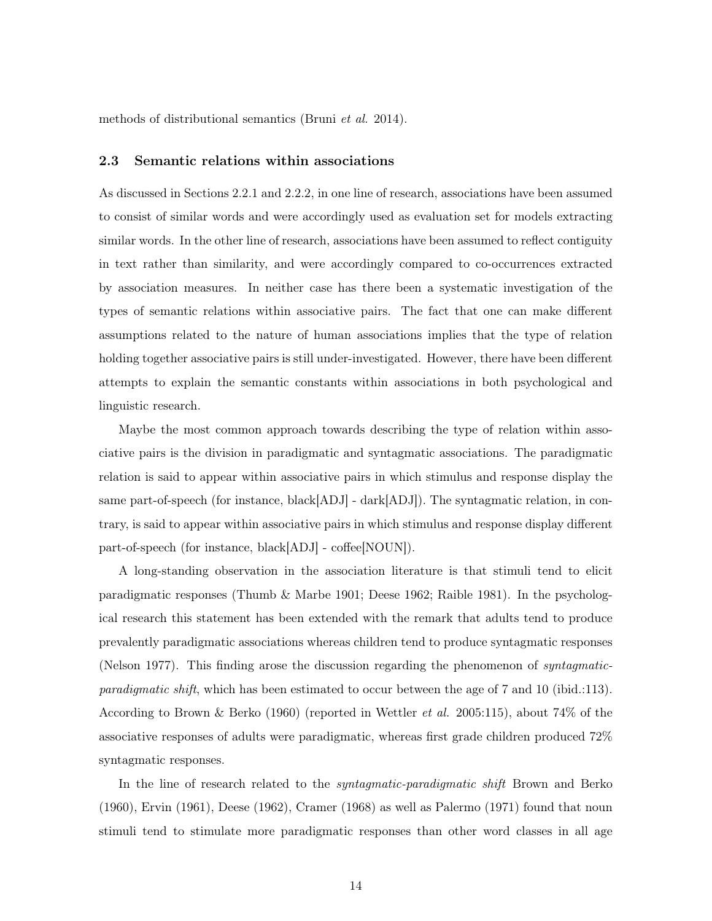methods of distributional semantics (Bruni *et al.* 2014).

### 2.3 Semantic relations within associations

As discussed in Sections 2.2.1 and 2.2.2, in one line of research, associations have been assumed to consist of similar words and were accordingly used as evaluation set for models extracting similar words. In the other line of research, associations have been assumed to reflect contiguity in text rather than similarity, and were accordingly compared to co-occurrences extracted by association measures. In neither case has there been a systematic investigation of the types of semantic relations within associative pairs. The fact that one can make different assumptions related to the nature of human associations implies that the type of relation holding together associative pairs is still under-investigated. However, there have been different attempts to explain the semantic constants within associations in both psychological and linguistic research.

Maybe the most common approach towards describing the type of relation within associative pairs is the division in paradigmatic and syntagmatic associations. The paradigmatic relation is said to appear within associative pairs in which stimulus and response display the same part-of-speech (for instance, black[ADJ] - dark[ADJ]). The syntagmatic relation, in contrary, is said to appear within associative pairs in which stimulus and response display different part-of-speech (for instance, black[ADJ] - coffee[NOUN]).

A long-standing observation in the association literature is that stimuli tend to elicit paradigmatic responses (Thumb & Marbe 1901; Deese 1962; Raible 1981). In the psychological research this statement has been extended with the remark that adults tend to produce prevalently paradigmatic associations whereas children tend to produce syntagmatic responses (Nelson 1977). This finding arose the discussion regarding the phenomenon of *syntagmatic-paradigmatic shift*, which has been estimated to occur between the age of 7 and 10 (ibid.:113). According to Brown & Berko (1960) (reported in Wettler *et al.* 2005:115), about 74% of the associative responses of adults were paradigmatic, whereas first grade children produced 72% syntagmatic responses.

In the line of research related to the *syntagmatic-paradigmatic shift* Brown and Berko (1960), Ervin (1961), Deese (1962), Cramer (1968) as well as Palermo (1971) found that noun stimuli tend to stimulate more paradigmatic responses than other word classes in all age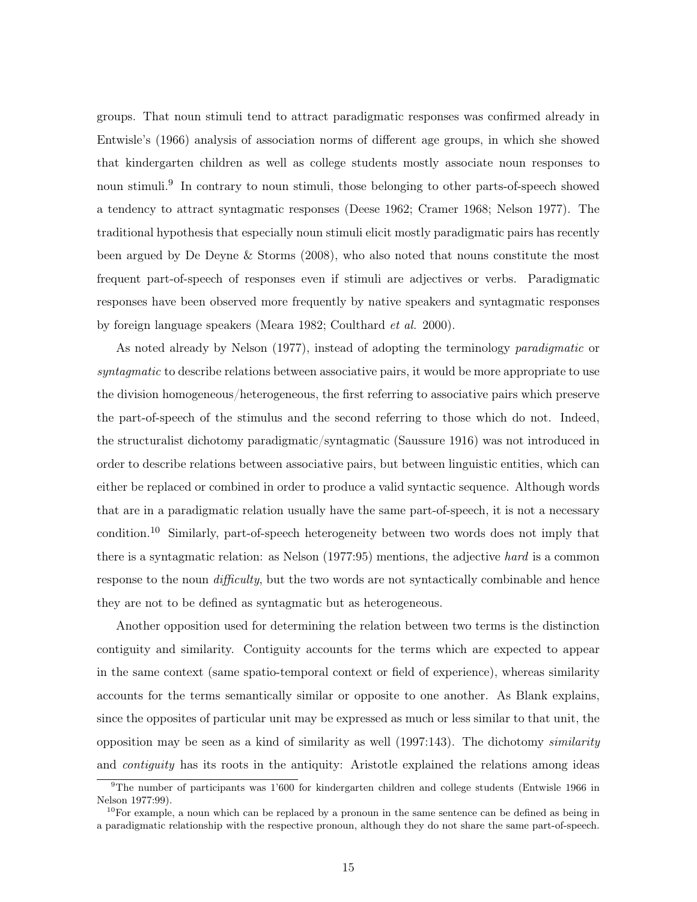groups. That noun stimuli tend to attract paradigmatic responses was confirmed already in Entwisle's (1966) analysis of association norms of different age groups, in which she showed that kindergarten children as well as college students mostly associate noun responses to noun stimuli.[9] In contrary to noun stimuli, those belonging to other parts-of-speech showed a tendency to attract syntagmatic responses (Deese 1962; Cramer 1968; Nelson 1977). The traditional hypothesis that especially noun stimuli elicit mostly paradigmatic pairs has recently been argued by De Deyne & Storms (2008), who also noted that nouns constitute the most frequent part-of-speech of responses even if stimuli are adjectives or verbs. Paradigmatic responses have been observed more frequently by native speakers and syntagmatic responses by foreign language speakers (Meara 1982; Coulthard *et al.* 2000).

As noted already by Nelson (1977), instead of adopting the terminology *paradigmatic* or *syntagmatic* to describe relations between associative pairs, it would be more appropriate to use the division homogeneous/heterogeneous, the first referring to associative pairs which preserve the part-of-speech of the stimulus and the second referring to those which do not. Indeed, the structuralist dichotomy paradigmatic/syntagmatic (Saussure 1916) was not introduced in order to describe relations between associative pairs, but between linguistic entities, which can either be replaced or combined in order to produce a valid syntactic sequence. Although words that are in a paradigmatic relation usually have the same part-of-speech, it is not a necessary condition.[10] Similarly, part-of-speech heterogeneity between two words does not imply that there is a syntagmatic relation: as Nelson (1977:95) mentions, the adjective *hard* is a common response to the noun *difficulty*, but the two words are not syntactically combinable and hence they are not to be defined as syntagmatic but as heterogeneous.

Another opposition used for determining the relation between two terms is the distinction contiguity and similarity. Contiguity accounts for the terms which are expected to appear in the same context (same spatio-temporal context or field of experience), whereas similarity accounts for the terms semantically similar or opposite to one another. As Blank explains, since the opposites of particular unit may be expressed as much or less similar to that unit, the opposition may be seen as a kind of similarity as well (1997:143). The dichotomy *similarity* and *contiguity* has its roots in the antiquity: Aristotle explained the relations among ideas

[9] The number of participants was 1'600 for kindergarten children and college students (Entwisle 1966 in Nelson 1977:99).

[10] For example, a noun which can be replaced by a pronoun in the same sentence can be defined as being in a paradigmatic relationship with the respective pronoun, although they do not share the same part-of-speech.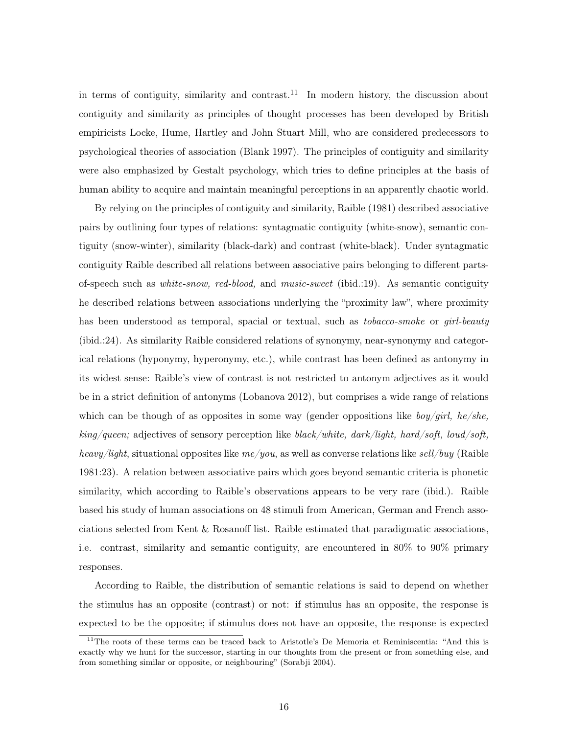in terms of contiguity, similarity and contrast.[11] In modern history, the discussion about contiguity and similarity as principles of thought processes has been developed by British empiricists Locke, Hume, Hartley and John Stuart Mill, who are considered predecessors to psychological theories of association (Blank 1997). The principles of contiguity and similarity were also emphasized by Gestalt psychology, which tries to define principles at the basis of human ability to acquire and maintain meaningful perceptions in an apparently chaotic world.

By relying on the principles of contiguity and similarity, Raible (1981) described associative pairs by outlining four types of relations: syntagmatic contiguity (white-snow), semantic contiguity (snow-winter), similarity (black-dark) and contrast (white-black). Under syntagmatic contiguity Raible described all relations between associative pairs belonging to different parts-of-speech such as *white-snow, red-blood,* and *music-sweet* (ibid.:19). As semantic contiguity he described relations between associations underlying the "proximity law", where proximity has been understood as temporal, spacial or textual, such as *tobacco-smoke* or *girl-beauty* (ibid.:24). As similarity Raible considered relations of synonymy, near-synonymy and categorical relations (hyponymy, hyperonymy, etc.), while contrast has been defined as antonymy in its widest sense: Raible's view of contrast is not restricted to antonym adjectives as it would be in a strict definition of antonyms (Lobanova 2012), but comprises a wide range of relations which can be though of as opposites in some way (gender oppositions like *boy/girl, he/she, king/queen;* adjectives of sensory perception like *black/white, dark/light, hard/soft, loud/soft, heavy/light*, situational opposites like *me/you*, as well as converse relations like *sell/buy* (Raible 1981:23). A relation between associative pairs which goes beyond semantic criteria is phonetic similarity, which according to Raible's observations appears to be very rare (ibid.). Raible based his study of human associations on 48 stimuli from American, German and French associations selected from Kent & Rosanoff list. Raible estimated that paradigmatic associations, i.e. contrast, similarity and semantic contiguity, are encountered in 80% to 90% primary responses.

According to Raible, the distribution of semantic relations is said to depend on whether the stimulus has an opposite (contrast) or not: if stimulus has an opposite, the response is expected to be the opposite; if stimulus does not have an opposite, the response is expected

[11] The roots of these terms can be traced back to Aristotle's De Memoria et Reminiscentia: "And this is exactly why we hunt for the successor, starting in our thoughts from the present or from something else, and from something similar or opposite, or neighbouring" (Sorabji 2004).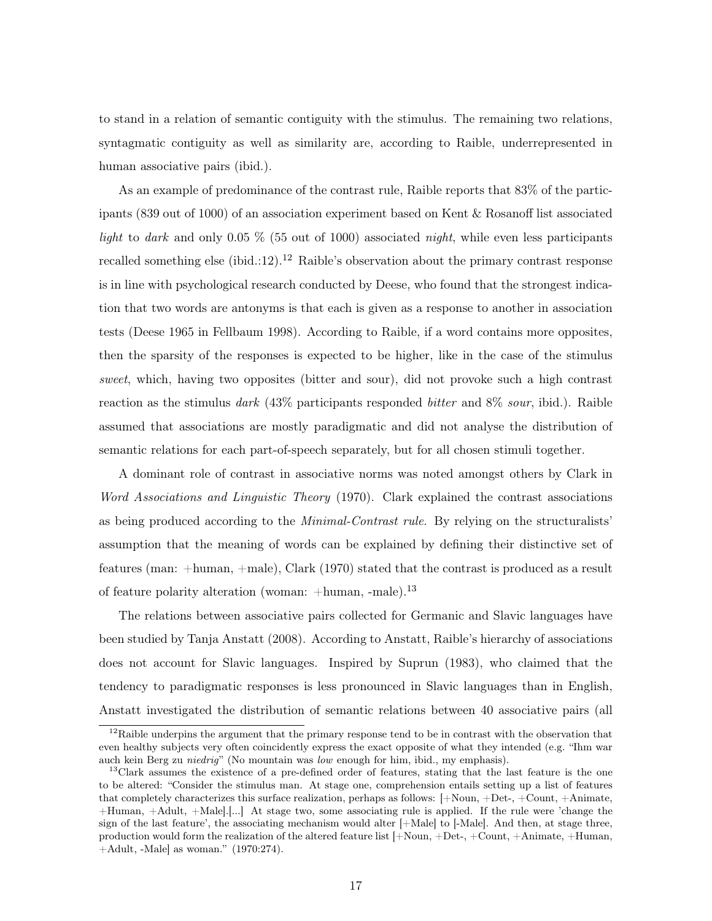to stand in a relation of semantic contiguity with the stimulus. The remaining two relations, syntagmatic contiguity as well as similarity are, according to Raible, underrepresented in human associative pairs (ibid.).

As an example of predominance of the contrast rule, Raible reports that 83% of the participants (839 out of 1000) of an association experiment based on Kent & Rosanoff list associated *light* to *dark* and only 0.05 % (55 out of 1000) associated *night*, while even less participants recalled something else (ibid.:12).[12] Raible's observation about the primary contrast response is in line with psychological research conducted by Deese, who found that the strongest indication that two words are antonyms is that each is given as a response to another in association tests (Deese 1965 in Fellbaum 1998). According to Raible, if a word contains more opposites, then the sparsity of the responses is expected to be higher, like in the case of the stimulus *sweet*, which, having two opposites (bitter and sour), did not provoke such a high contrast reaction as the stimulus *dark* (43% participants responded *bitter* and 8% *sour*, ibid.). Raible assumed that associations are mostly paradigmatic and did not analyse the distribution of semantic relations for each part-of-speech separately, but for all chosen stimuli together.

A dominant role of contrast in associative norms was noted amongst others by Clark in *Word Associations and Linguistic Theory* (1970). Clark explained the contrast associations as being produced according to the *Minimal-Contrast rule*. By relying on the structuralists' assumption that the meaning of words can be explained by defining their distinctive set of features (man: +human, +male), Clark (1970) stated that the contrast is produced as a result of feature polarity alteration (woman: +human, -male).[13]

The relations between associative pairs collected for Germanic and Slavic languages have been studied by Tanja Anstatt (2008). According to Anstatt, Raible's hierarchy of associations does not account for Slavic languages. Inspired by Suprun (1983), who claimed that the tendency to paradigmatic responses is less pronounced in Slavic languages than in English, Anstatt investigated the distribution of semantic relations between 40 associative pairs (all

[12] Raible underpins the argument that the primary response tend to be in contrast with the observation that even healthy subjects very often coincidently express the exact opposite of what they intended (e.g. "Ihm war auch kein Berg zu *niedrig*" (No mountain was *low* enough for him, ibid., my emphasis).

[13] Clark assumes the existence of a pre-defined order of features, stating that the last feature is the one to be altered: "Consider the stimulus man. At stage one, comprehension entails setting up a list of features that completely characterizes this surface realization, perhaps as follows: [+Noun, +Det-, +Count, +Animate, +Human, +Adult, +Male].[...] At stage two, some associating rule is applied. If the rule were 'change the sign of the last feature', the associating mechanism would alter [+Male] to [-Male]. And then, at stage three, production would form the realization of the altered feature list [+Noun, +Det-, +Count, +Animate, +Human, +Adult, -Male] as woman." (1970:274).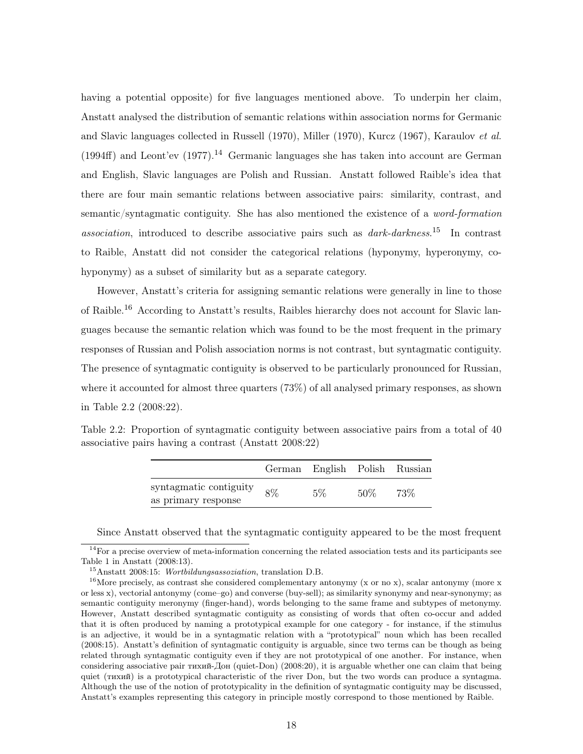having a potential opposite) for five languages mentioned above. To underpin her claim, Anstatt analysed the distribution of semantic relations within association norms for Germanic and Slavic languages collected in Russell (1970), Miller (1970), Kurcz (1967), Karaulov *et al.* (1994ff) and Leont'ev (1977).[14] Germanic languages she has taken into account are German and English, Slavic languages are Polish and Russian. Anstatt followed Raible's idea that there are four main semantic relations between associative pairs: similarity, contrast, and semantic/syntagmatic contiguity. She has also mentioned the existence of a *word-formation association*, introduced to describe associative pairs such as *dark-darkness*.[15] In contrast to Raible, Anstatt did not consider the categorical relations (hyponymy, hyperonymy, co-hyponymy) as a subset of similarity but as a separate category.

However, Anstatt's criteria for assigning semantic relations were generally in line to those of Raible.[16] According to Anstatt's results, Raibles hierarchy does not account for Slavic languages because the semantic relation which was found to be the most frequent in the primary responses of Russian and Polish association norms is not contrast, but syntagmatic contiguity. The presence of syntagmatic contiguity is observed to be particularly pronounced for Russian, where it accounted for almost three quarters (73%) of all analysed primary responses, as shown in Table 2.2 (2008:22).

Table 2.2: Proportion of syntagmatic contiguity between associative pairs from a total of 40 associative pairs having a contrast (Anstatt 2008:22)

| | German | English | Polish | Russian |
|---|---|---|---|---|
| syntagmatic contiguity as primary response | 8% | 5% | 50% | 73% |

Since Anstatt observed that the syntagmatic contiguity appeared to be the most frequent

[14] For a precise overview of meta-information concerning the related association tests and its participants see Table 1 in Anstatt (2008:13).

[15] Anstatt 2008:15: *Wortbildungsassoziation*, translation D.B.

[16] More precisely, as contrast she considered complementary antonymy (x or no x), scalar antonymy (more x or less x), vectorial antonymy (come–go) and converse (buy-sell); as similarity synonymy and near-synonymy; as semantic contiguity meronymy (finger-hand), words belonging to the same frame and subtypes of metonymy. However, Anstatt described syntagmatic contiguity as consisting of words that often co-occur and added that it is often produced by naming a prototypical example for one category - for instance, if the stimulus is an adjective, it would be in a syntagmatic relation with a "prototypical" noun which has been recalled (2008:15). Anstatt's definition of syntagmatic contiguity is arguable, since two terms can be though as being related through syntagmatic contiguity even if they are not prototypical of one another. For instance, when considering associative pair тихий-Дон (quiet-Don) (2008:20), it is arguable whether one can claim that being quiet (тихий) is a prototypical characteristic of the river Don, but the two words can produce a syntagma. Although the use of the notion of prototypicality in the definition of syntagmatic contiguity may be discussed, Anstatt's examples representing this category in principle mostly correspond to those mentioned by Raible.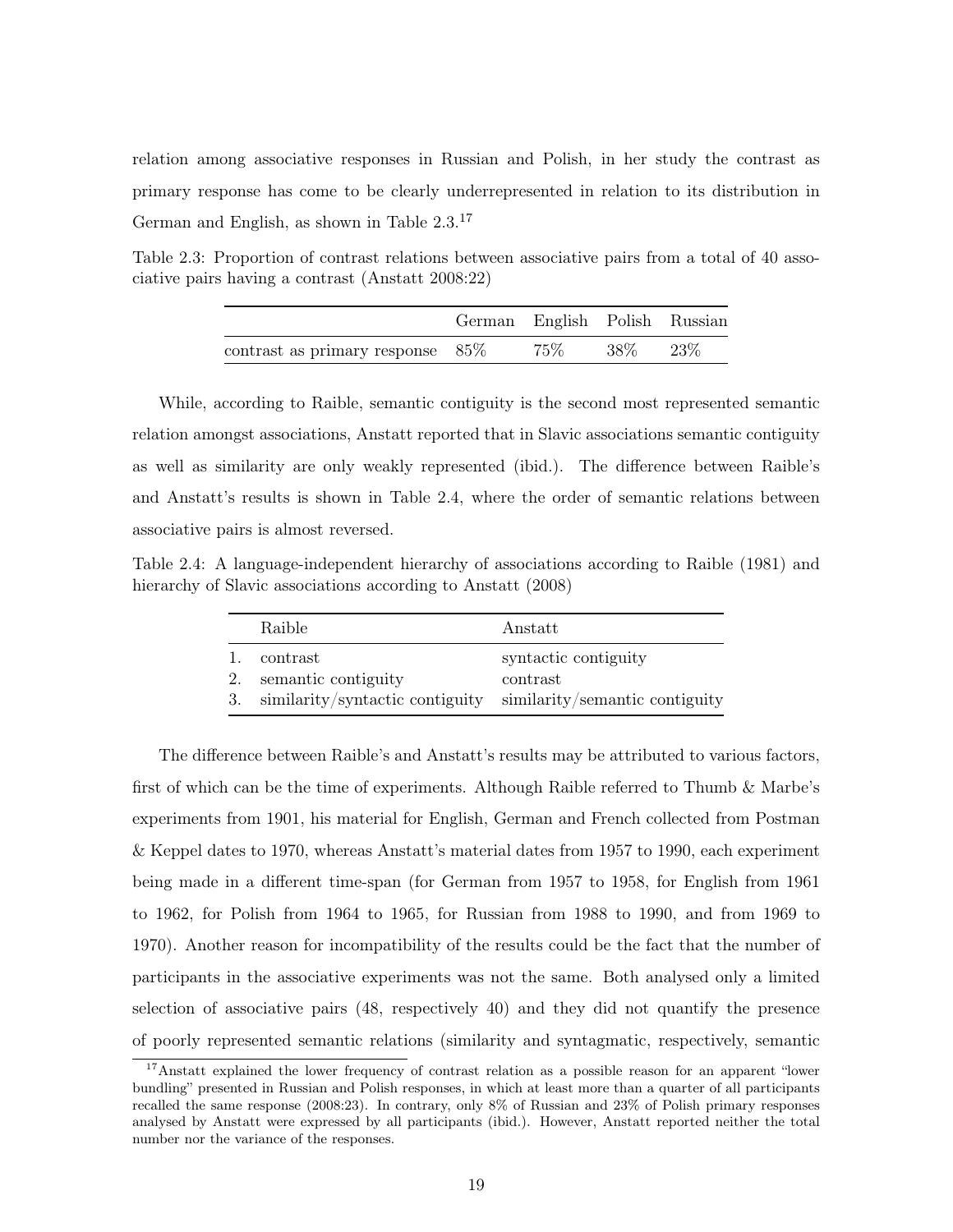relation among associative responses in Russian and Polish, in her study the contrast as primary response has come to be clearly underrepresented in relation to its distribution in German and English, as shown in Table 2.3.[17]

Table 2.3: Proportion of contrast relations between associative pairs from a total of 40 associative pairs having a contrast (Anstatt 2008:22)

| | German | English | Polish | Russian |
|---|---|---|---|---|
| contrast as primary response | 85% | 75% | 38% | 23% |

While, according to Raible, semantic contiguity is the second most represented semantic relation amongst associations, Anstatt reported that in Slavic associations semantic contiguity as well as similarity are only weakly represented (ibid.). The difference between Raible's and Anstatt's results is shown in Table 2.4, where the order of semantic relations between associative pairs is almost reversed.

Table 2.4: A language-independent hierarchy of associations according to Raible (1981) and hierarchy of Slavic associations according to Anstatt (2008)

| | Raible | Anstatt |
|---|---|---|
| 1. | contrast | syntactic contiguity |
| 2. | semantic contiguity | contrast |
| 3. | similarity/syntactic contiguity | similarity/semantic contiguity |

The difference between Raible's and Anstatt's results may be attributed to various factors, first of which can be the time of experiments. Although Raible referred to Thumb & Marbe's experiments from 1901, his material for English, German and French collected from Postman & Keppel dates to 1970, whereas Anstatt's material dates from 1957 to 1990, each experiment being made in a different time-span (for German from 1957 to 1958, for English from 1961 to 1962, for Polish from 1964 to 1965, for Russian from 1988 to 1990, and from 1969 to 1970). Another reason for incompatibility of the results could be the fact that the number of participants in the associative experiments was not the same. Both analysed only a limited selection of associative pairs (48, respectively 40) and they did not quantify the presence of poorly represented semantic relations (similarity and syntagmatic, respectively, semantic

[17] Anstatt explained the lower frequency of contrast relation as a possible reason for an apparent "lower bundling" presented in Russian and Polish responses, in which at least more than a quarter of all participants recalled the same response (2008:23). In contrary, only 8% of Russian and 23% of Polish primary responses analysed by Anstatt were expressed by all participants (ibid.). However, Anstatt reported neither the total number nor the variance of the responses.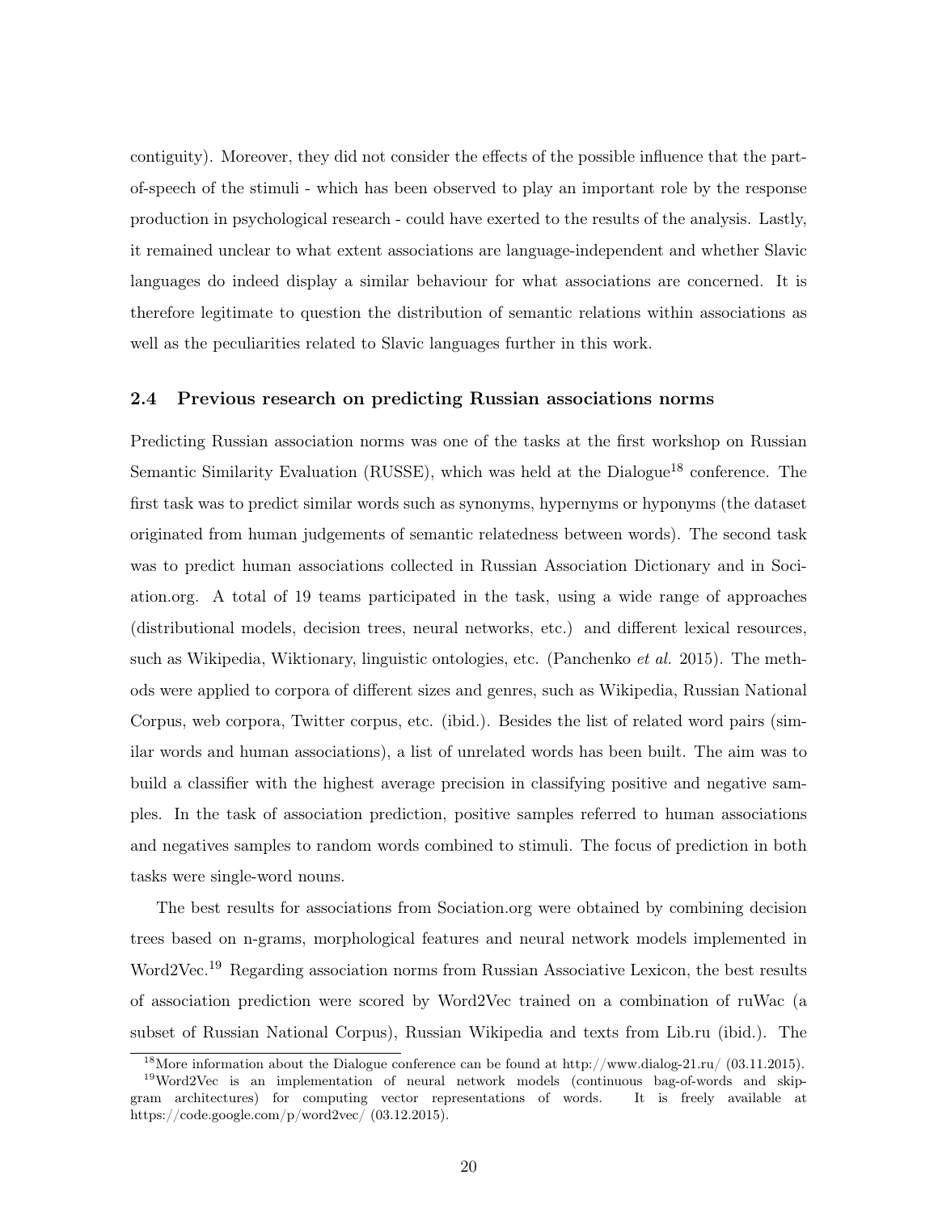contiguity). Moreover, they did not consider the effects of the possible influence that the part-of-speech of the stimuli - which has been observed to play an important role by the response production in psychological research - could have exerted to the results of the analysis. Lastly, it remained unclear to what extent associations are language-independent and whether Slavic languages do indeed display a similar behaviour for what associations are concerned. It is therefore legitimate to question the distribution of semantic relations within associations as well as the peculiarities related to Slavic languages further in this work.

### 2.4 Previous research on predicting Russian associations norms

Predicting Russian association norms was one of the tasks at the first workshop on Russian Semantic Similarity Evaluation (RUSSE), which was held at the Dialogue[18] conference. The first task was to predict similar words such as synonyms, hypernyms or hyponyms (the dataset originated from human judgements of semantic relatedness between words). The second task was to predict human associations collected in Russian Association Dictionary and in Sociation.org. A total of 19 teams participated in the task, using a wide range of approaches (distributional models, decision trees, neural networks, etc.) and different lexical resources, such as Wikipedia, Wiktionary, linguistic ontologies, etc. (Panchenko *et al.* 2015). The methods were applied to corpora of different sizes and genres, such as Wikipedia, Russian National Corpus, web corpora, Twitter corpus, etc. (ibid.). Besides the list of related word pairs (similar words and human associations), a list of unrelated words has been built. The aim was to build a classifier with the highest average precision in classifying positive and negative samples. In the task of association prediction, positive samples referred to human associations and negatives samples to random words combined to stimuli. The focus of prediction in both tasks were single-word nouns.

The best results for associations from Sociation.org were obtained by combining decision trees based on n-grams, morphological features and neural network models implemented in Word2Vec.[19] Regarding association norms from Russian Associative Lexicon, the best results of association prediction were scored by Word2Vec trained on a combination of ruWac (a subset of Russian National Corpus), Russian Wikipedia and texts from Lib.ru (ibid.). The

[18] More information about the Dialogue conference can be found at http://www.dialog-21.ru/ (03.11.2015).

[19] Word2Vec is an implementation of neural network models (continuous bag-of-words and skip-gram architectures) for computing vector representations of words. It is freely available at https://code.google.com/p/word2vec/ (03.12.2015).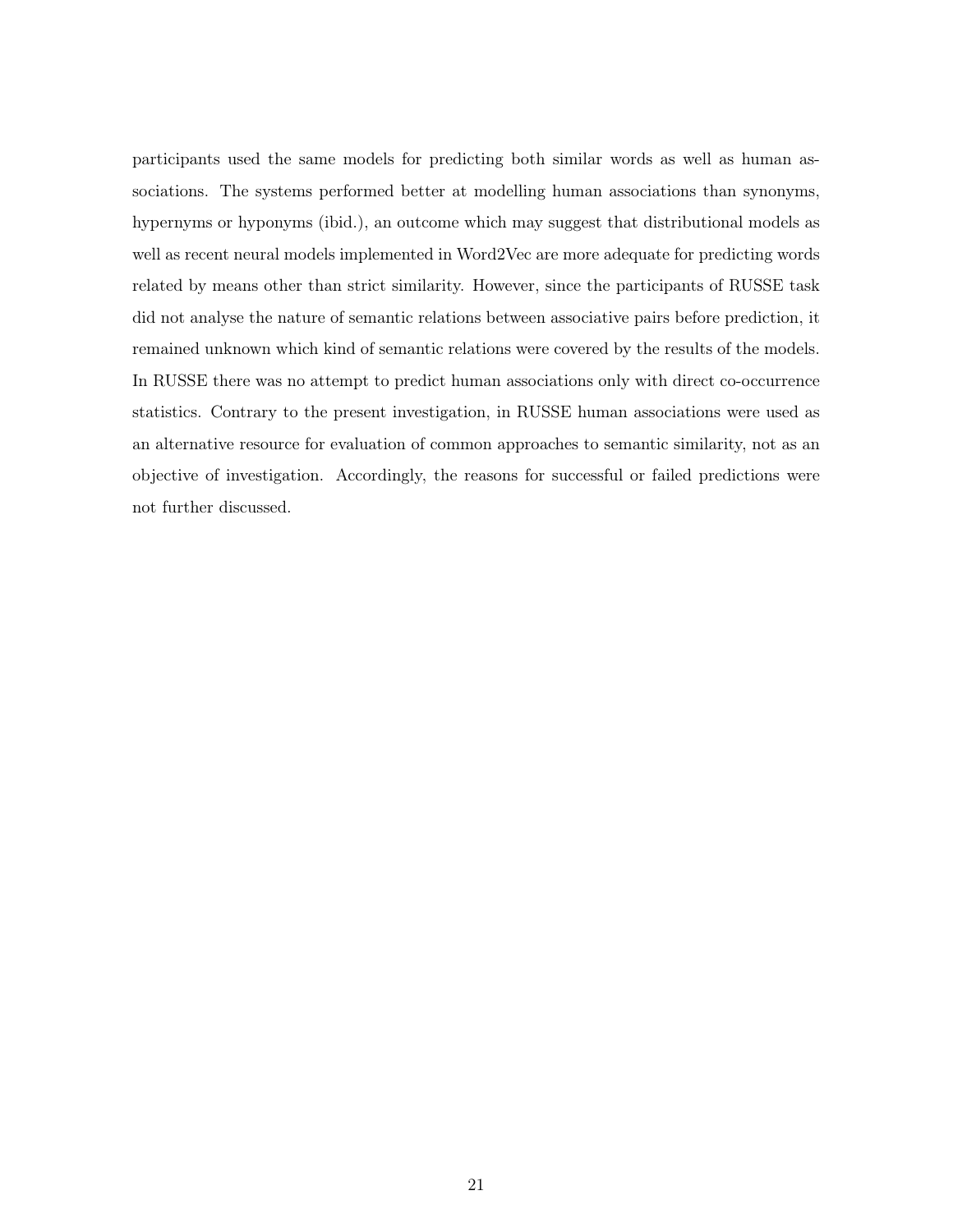participants used the same models for predicting both similar words as well as human associations. The systems performed better at modelling human associations than synonyms, hypernyms or hyponyms (ibid.), an outcome which may suggest that distributional models as well as recent neural models implemented in Word2Vec are more adequate for predicting words related by means other than strict similarity. However, since the participants of RUSSE task did not analyse the nature of semantic relations between associative pairs before prediction, it remained unknown which kind of semantic relations were covered by the results of the models. In RUSSE there was no attempt to predict human associations only with direct co-occurrence statistics. Contrary to the present investigation, in RUSSE human associations were used as an alternative resource for evaluation of common approaches to semantic similarity, not as an objective of investigation. Accordingly, the reasons for successful or failed predictions were not further discussed.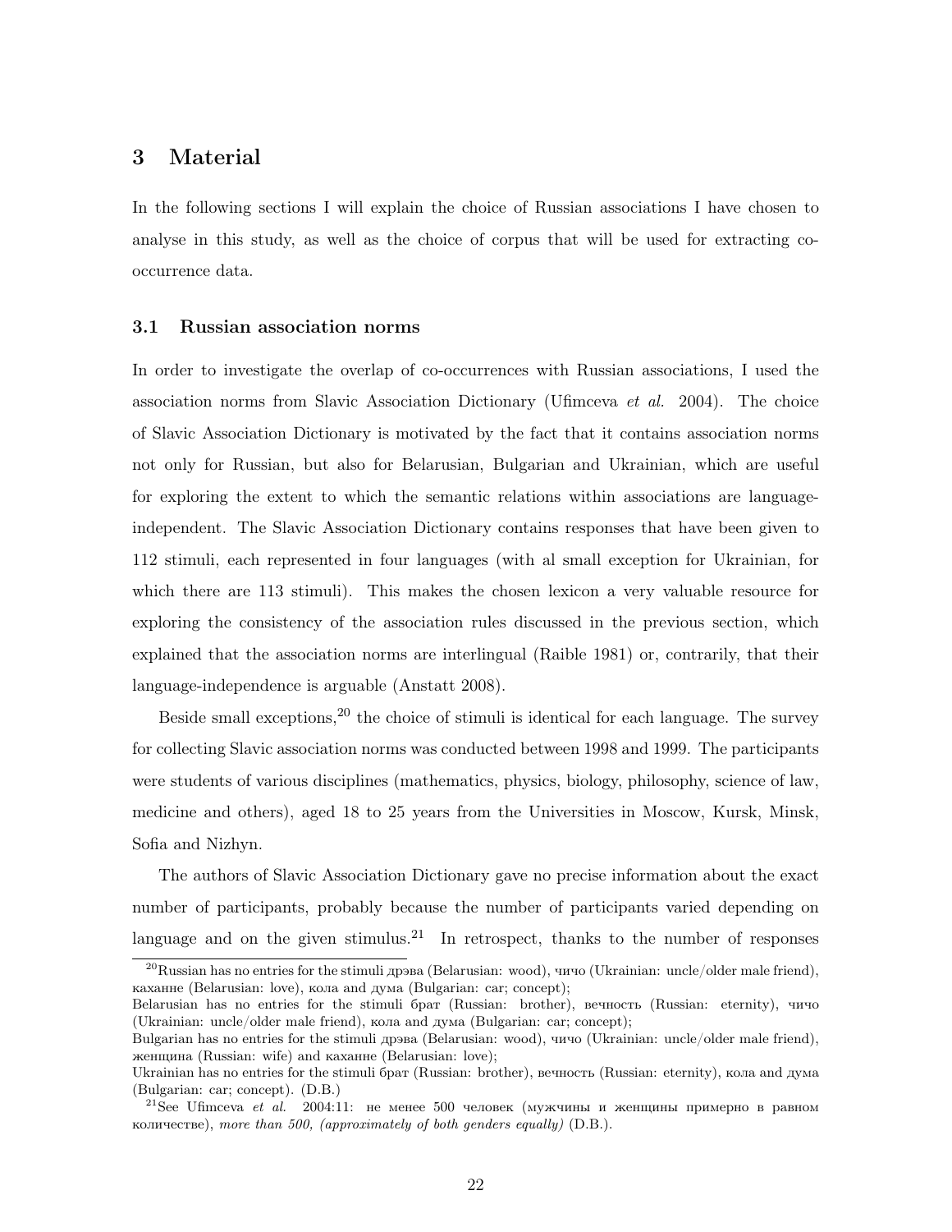# 3 Material

In the following sections I will explain the choice of Russian associations I have chosen to analyse in this study, as well as the choice of corpus that will be used for extracting co-occurrence data.

## 3.1 Russian association norms

In order to investigate the overlap of co-occurrences with Russian associations, I used the association norms from Slavic Association Dictionary (Ufimceva *et al.* 2004). The choice of Slavic Association Dictionary is motivated by the fact that it contains association norms not only for Russian, but also for Belarusian, Bulgarian and Ukrainian, which are useful for exploring the extent to which the semantic relations within associations are language-independent. The Slavic Association Dictionary contains responses that have been given to 112 stimuli, each represented in four languages (with al small exception for Ukrainian, for which there are 113 stimuli). This makes the chosen lexicon a very valuable resource for exploring the consistency of the association rules discussed in the previous section, which explained that the association norms are interlingual (Raible 1981) or, contrarily, that their language-independence is arguable (Anstatt 2008).

Beside small exceptions,[20] the choice of stimuli is identical for each language. The survey for collecting Slavic association norms was conducted between 1998 and 1999. The participants were students of various disciplines (mathematics, physics, biology, philosophy, science of law, medicine and others), aged 18 to 25 years from the Universities in Moscow, Kursk, Minsk, Sofia and Nizhyn.

The authors of Slavic Association Dictionary gave no precise information about the exact number of participants, probably because the number of participants varied depending on language and on the given stimulus.[21] In retrospect, thanks to the number of responses

[20] Russian has no entries for the stimuli дрэва (Belarusian: wood), чичо (Ukrainian: uncle/older male friend), каханне (Belarusian: love), кола and дума (Bulgarian: car; concept);
Belarusian has no entries for the stimuli брат (Russian: brother), вечность (Russian: eternity), чичо (Ukrainian: uncle/older male friend), кола and дума (Bulgarian: car; concept);
Bulgarian has no entries for the stimuli дрэва (Belarusian: wood), чичо (Ukrainian: uncle/older male friend), женщина (Russian: wife) and каханне (Belarusian: love);
Ukrainian has no entries for the stimuli брат (Russian: brother), вечность (Russian: eternity), кола and дума (Bulgarian: car; concept). (D.B.)

[21] See Ufimceva *et al.* 2004:11: не менее 500 человек (мужчины и женщины примерно в равном количестве), *more than 500, (approximately of both genders equally)* (D.B.).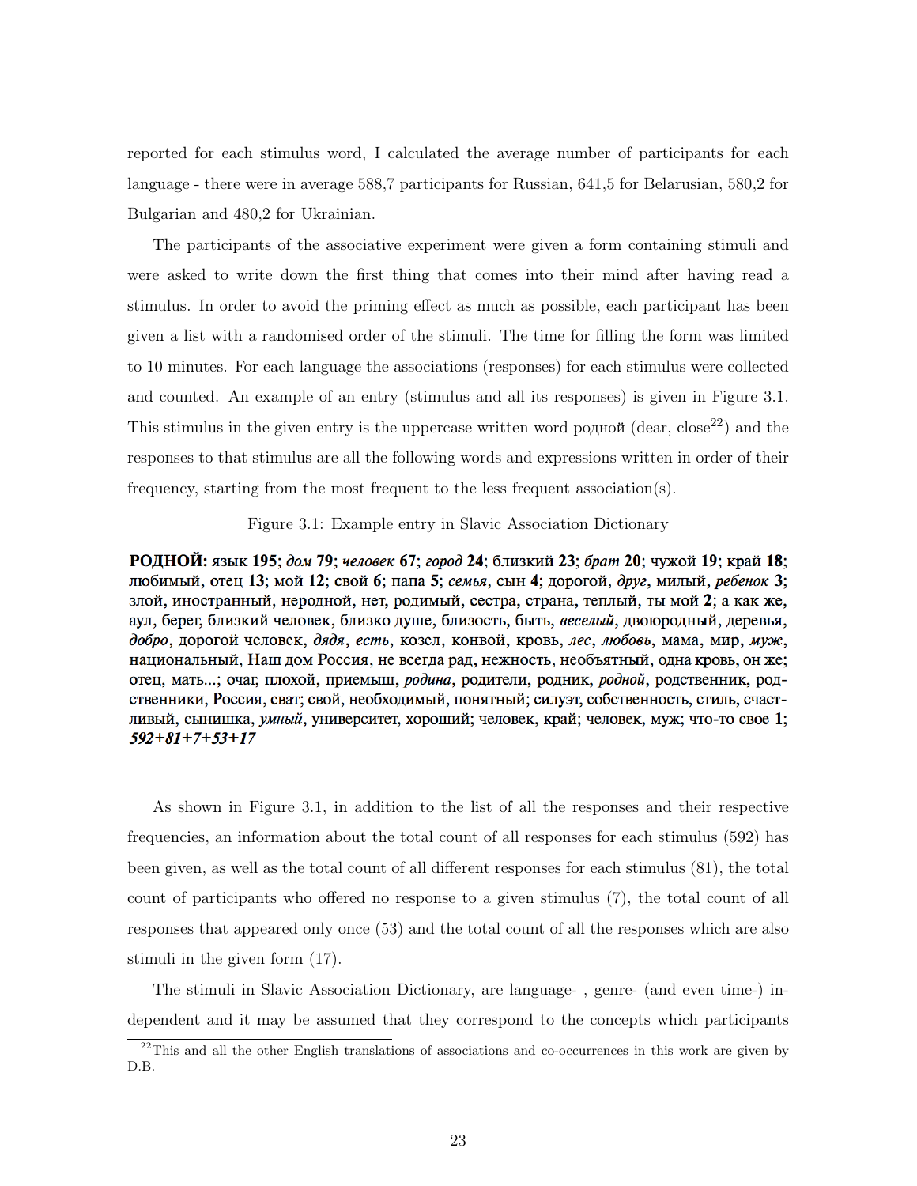reported for each stimulus word, I calculated the average number of participants for each language - there were in average 588,7 participants for Russian, 641,5 for Belarusian, 580,2 for Bulgarian and 480,2 for Ukrainian.

The participants of the associative experiment were given a form containing stimuli and were asked to write down the first thing that comes into their mind after having read a stimulus. In order to avoid the priming effect as much as possible, each participant has been given a list with a randomised order of the stimuli. The time for filling the form was limited to 10 minutes. For each language the associations (responses) for each stimulus were collected and counted. An example of an entry (stimulus and all its responses) is given in Figure 3.1. This stimulus in the given entry is the uppercase written word родной (dear, close[22]) and the responses to that stimulus are all the following words and expressions written in order of their frequency, starting from the most frequent to the less frequent association(s).

Figure 3.1: Example entry in Slavic Association Dictionary

**РОДНОЙ:** язык **195**; *дом* **79**; *человек* **67**; *город* **24**; близкий **23**; *брат* **20**; чужой **19**; край **18**; любимый, отец **13**; мой **12**; свой **6**; папа **5**; *семья*, сын **4**; дорогой, *друг*, милый, *ребенок* **3**; злой, иностранный, неродной, нет, родимый, сестра, страна, теплый, ты мой **2**; а как же, аул, берег, близкий человек, близко душе, близость, быть, *веселый*, двоюродный, деревья, *добро*, дорогой человек, *дядя*, *есть*, козел, конвой, кровь, *лес*, *любовь*, мама, мир, *муж*, национальный, Наш дом Россия, не всегда рад, нежность, необъятный, одна кровь, он же; отец, мать...; очаг, плохой, приемыш, *родина*, родители, родник, *родной*, родственник, родственники, Россия, сват; свой, необходимый, понятный; силуэт, собственность, стиль, счастливый, сынишка, *умный*, университет, хороший; человек, край; человек, муж; что-то свое **1**; ***592+81+7+53+17***

As shown in Figure 3.1, in addition to the list of all the responses and their respective frequencies, an information about the total count of all responses for each stimulus (592) has been given, as well as the total count of all different responses for each stimulus (81), the total count of participants who offered no response to a given stimulus (7), the total count of all responses that appeared only once (53) and the total count of all the responses which are also stimuli in the given form (17).

The stimuli in Slavic Association Dictionary, are language- , genre- (and even time-) independent and it may be assumed that they correspond to the concepts which participants

[22] This and all the other English translations of associations and co-occurrences in this work are given by D.B.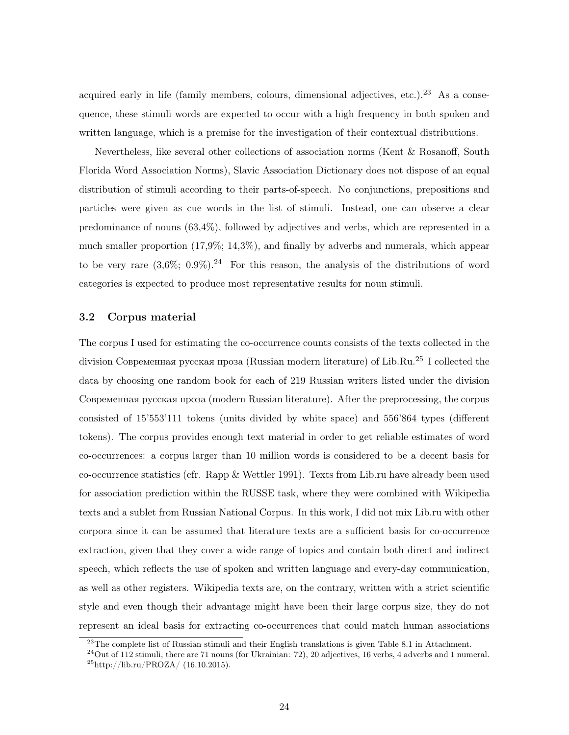acquired early in life (family members, colours, dimensional adjectives, etc.).[23] As a consequence, these stimuli words are expected to occur with a high frequency in both spoken and written language, which is a premise for the investigation of their contextual distributions.

Nevertheless, like several other collections of association norms (Kent & Rosanoff, South Florida Word Association Norms), Slavic Association Dictionary does not dispose of an equal distribution of stimuli according to their parts-of-speech. No conjunctions, prepositions and particles were given as cue words in the list of stimuli. Instead, one can observe a clear predominance of nouns (63,4%), followed by adjectives and verbs, which are represented in a much smaller proportion (17,9%; 14,3%), and finally by adverbs and numerals, which appear to be very rare (3,6%; 0.9%).[24] For this reason, the analysis of the distributions of word categories is expected to produce most representative results for noun stimuli.

### 3.2 Corpus material

The corpus I used for estimating the co-occurrence counts consists of the texts collected in the division Современная русская проза (Russian modern literature) of Lib.Ru.[25] I collected the data by choosing one random book for each of 219 Russian writers listed under the division Современная русская проза (modern Russian literature). After the preprocessing, the corpus consisted of 15'553'111 tokens (units divided by white space) and 556'864 types (different tokens). The corpus provides enough text material in order to get reliable estimates of word co-occurrences: a corpus larger than 10 million words is considered to be a decent basis for co-occurrence statistics (cfr. Rapp & Wettler 1991). Texts from Lib.ru have already been used for association prediction within the RUSSE task, where they were combined with Wikipedia texts and a sublet from Russian National Corpus. In this work, I did not mix Lib.ru with other corpora since it can be assumed that literature texts are a sufficient basis for co-occurrence extraction, given that they cover a wide range of topics and contain both direct and indirect speech, which reflects the use of spoken and written language and every-day communication, as well as other registers. Wikipedia texts are, on the contrary, written with a strict scientific style and even though their advantage might have been their large corpus size, they do not represent an ideal basis for extracting co-occurrences that could match human associations

[23] The complete list of Russian stimuli and their English translations is given Table 8.1 in Attachment.

[24] Out of 112 stimuli, there are 71 nouns (for Ukrainian: 72), 20 adjectives, 16 verbs, 4 adverbs and 1 numeral.

[25] http://lib.ru/PROZA/ (16.10.2015).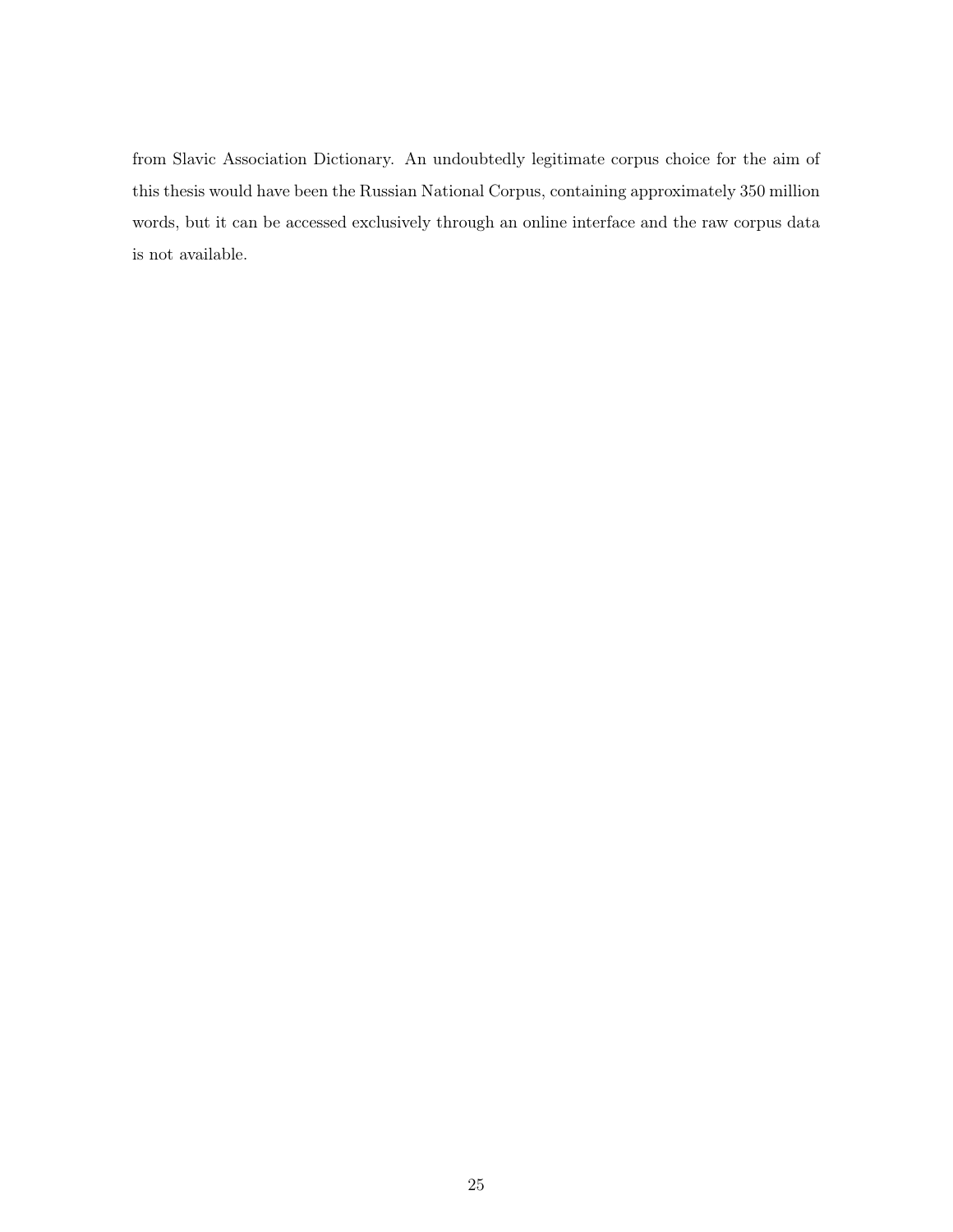from Slavic Association Dictionary. An undoubtedly legitimate corpus choice for the aim of this thesis would have been the Russian National Corpus, containing approximately 350 million words, but it can be accessed exclusively through an online interface and the raw corpus data is not available.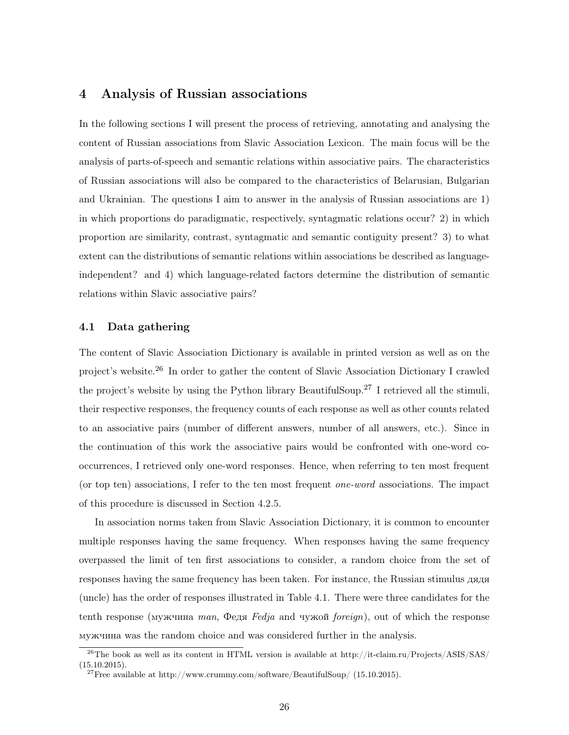# 4 Analysis of Russian associations

In the following sections I will present the process of retrieving, annotating and analysing the content of Russian associations from Slavic Association Lexicon. The main focus will be the analysis of parts-of-speech and semantic relations within associative pairs. The characteristics of Russian associations will also be compared to the characteristics of Belarusian, Bulgarian and Ukrainian. The questions I aim to answer in the analysis of Russian associations are 1) in which proportions do paradigmatic, respectively, syntagmatic relations occur? 2) in which proportion are similarity, contrast, syntagmatic and semantic contiguity present? 3) to what extent can the distributions of semantic relations within associations be described as language-independent? and 4) which language-related factors determine the distribution of semantic relations within Slavic associative pairs?

## 4.1 Data gathering

The content of Slavic Association Dictionary is available in printed version as well as on the project's website.[26] In order to gather the content of Slavic Association Dictionary I crawled the project's website by using the Python library BeautifulSoup.[27] I retrieved all the stimuli, their respective responses, the frequency counts of each response as well as other counts related to an associative pairs (number of different answers, number of all answers, etc.). Since in the continuation of this work the associative pairs would be confronted with one-word co-occurrences, I retrieved only one-word responses. Hence, when referring to ten most frequent (or top ten) associations, I refer to the ten most frequent *one-word* associations. The impact of this procedure is discussed in Section 4.2.5.

In association norms taken from Slavic Association Dictionary, it is common to encounter multiple responses having the same frequency. When responses having the same frequency overpassed the limit of ten first associations to consider, a random choice from the set of responses having the same frequency has been taken. For instance, the Russian stimulus дядя (uncle) has the order of responses illustrated in Table 4.1. There were three candidates for the tenth response (мужчина *man*, Федя *Fedja* and чужой *foreign*), out of which the response мужчина was the random choice and was considered further in the analysis.

---

[26] The book as well as its content in HTML version is available at http://it-claim.ru/Projects/ASIS/SAS/ (15.10.2015).

[27] Free available at http://www.crummy.com/software/BeautifulSoup/ (15.10.2015).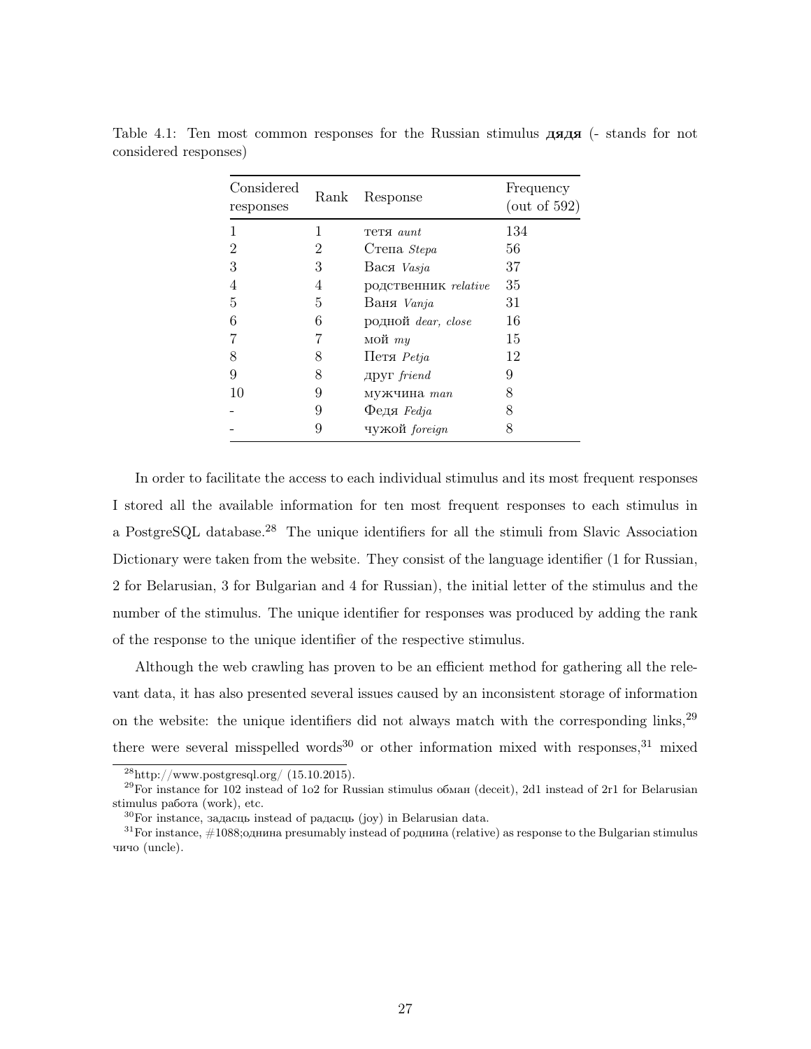Table 4.1: Ten most common responses for the Russian stimulus **дядя** (- stands for not considered responses)

| Considered responses | Rank | Response | Frequency (out of 592) |
|---|---|---|---|
| 1 | 1 | тетя *aunt* | 134 |
| 2 | 2 | Степа *Stepa* | 56 |
| 3 | 3 | Вася *Vasja* | 37 |
| 4 | 4 | родственник *relative* | 35 |
| 5 | 5 | Ваня *Vanja* | 31 |
| 6 | 6 | родной *dear, close* | 16 |
| 7 | 7 | мой *my* | 15 |
| 8 | 8 | Петя *Petja* | 12 |
| 9 | 8 | друг *friend* | 9 |
| 10 | 9 | мужчина *man* | 8 |
| - | 9 | Федя *Fedja* | 8 |
| - | 9 | чужой *foreign* | 8 |

In order to facilitate the access to each individual stimulus and its most frequent responses I stored all the available information for ten most frequent responses to each stimulus in a PostgreSQL database.[28] The unique identifiers for all the stimuli from Slavic Association Dictionary were taken from the website. They consist of the language identifier (1 for Russian, 2 for Belarusian, 3 for Bulgarian and 4 for Russian), the initial letter of the stimulus and the number of the stimulus. The unique identifier for responses was produced by adding the rank of the response to the unique identifier of the respective stimulus.

Although the web crawling has proven to be an efficient method for gathering all the relevant data, it has also presented several issues caused by an inconsistent storage of information on the website: the unique identifiers did not always match with the corresponding links,[29] there were several misspelled words[30] or other information mixed with responses,[31] mixed

[28] http://www.postgresql.org/ (15.10.2015).

[29] For instance for 102 instead of 1o2 for Russian stimulus обман (deceit), 2d1 instead of 2r1 for Belarusian stimulus работа (work), etc.

[30] For instance, задасць instead of радасць (joy) in Belarusian data.

[31] For instance, #1088;однина presumably instead of роднина (relative) as response to the Bulgarian stimulus чичо (uncle).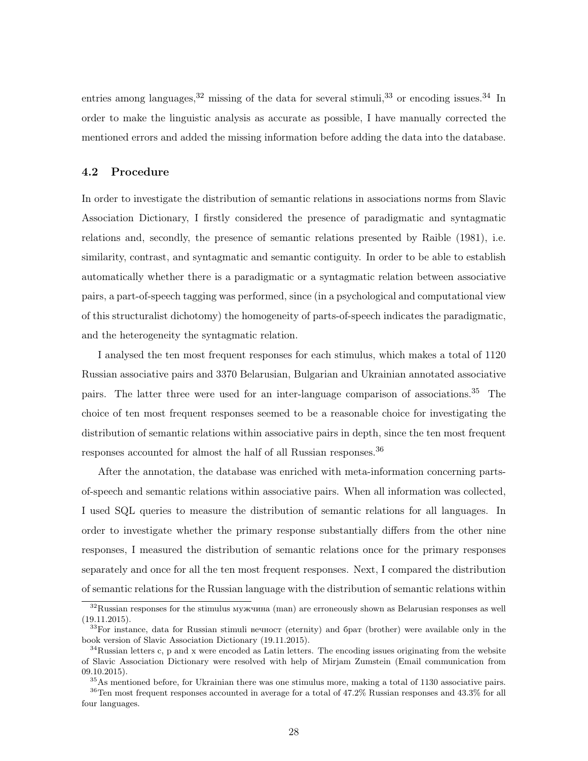entries among languages,[32] missing of the data for several stimuli,[33] or encoding issues.[34] In order to make the linguistic analysis as accurate as possible, I have manually corrected the mentioned errors and added the missing information before adding the data into the database.

## 4.2 Procedure

In order to investigate the distribution of semantic relations in associations norms from Slavic Association Dictionary, I firstly considered the presence of paradigmatic and syntagmatic relations and, secondly, the presence of semantic relations presented by Raible (1981), i.e. similarity, contrast, and syntagmatic and semantic contiguity. In order to be able to establish automatically whether there is a paradigmatic or a syntagmatic relation between associative pairs, a part-of-speech tagging was performed, since (in a psychological and computational view of this structuralist dichotomy) the homogeneity of parts-of-speech indicates the paradigmatic, and the heterogeneity the syntagmatic relation.

I analysed the ten most frequent responses for each stimulus, which makes a total of 1120 Russian associative pairs and 3370 Belarusian, Bulgarian and Ukrainian annotated associative pairs. The latter three were used for an inter-language comparison of associations.[35] The choice of ten most frequent responses seemed to be a reasonable choice for investigating the distribution of semantic relations within associative pairs in depth, since the ten most frequent responses accounted for almost the half of all Russian responses.[36]

After the annotation, the database was enriched with meta-information concerning parts-of-speech and semantic relations within associative pairs. When all information was collected, I used SQL queries to measure the distribution of semantic relations for all languages. In order to investigate whether the primary response substantially differs from the other nine responses, I measured the distribution of semantic relations once for the primary responses separately and once for all the ten most frequent responses. Next, I compared the distribution of semantic relations for the Russian language with the distribution of semantic relations within

[32] Russian responses for the stimulus мужчина (man) are erroneously shown as Belarusian responses as well (19.11.2015).

[33] For instance, data for Russian stimuli вечност (eternity) and брат (brother) were available only in the book version of Slavic Association Dictionary (19.11.2015).

[34] Russian letters c, p and x were encoded as Latin letters. The encoding issues originating from the website of Slavic Association Dictionary were resolved with help of Mirjam Zumstein (Email communication from 09.10.2015).

[35] As mentioned before, for Ukrainian there was one stimulus more, making a total of 1130 associative pairs.

[36] Ten most frequent responses accounted in average for a total of 47.2% Russian responses and 43.3% for all four languages.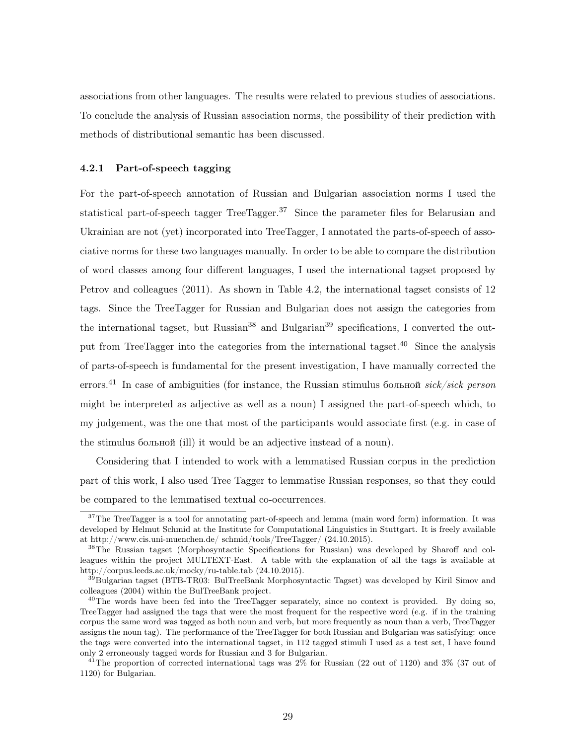associations from other languages. The results were related to previous studies of associations. To conclude the analysis of Russian association norms, the possibility of their prediction with methods of distributional semantic has been discussed.

### 4.2.1 Part-of-speech tagging

For the part-of-speech annotation of Russian and Bulgarian association norms I used the statistical part-of-speech tagger TreeTagger.[37] Since the parameter files for Belarusian and Ukrainian are not (yet) incorporated into TreeTagger, I annotated the parts-of-speech of associative norms for these two languages manually. In order to be able to compare the distribution of word classes among four different languages, I used the international tagset proposed by Petrov and colleagues (2011). As shown in Table 4.2, the international tagset consists of 12 tags. Since the TreeTagger for Russian and Bulgarian does not assign the categories from the international tagset, but Russian[38] and Bulgarian[39] specifications, I converted the output from TreeTagger into the categories from the international tagset.[40] Since the analysis of parts-of-speech is fundamental for the present investigation, I have manually corrected the errors.[41] In case of ambiguities (for instance, the Russian stimulus больной *sick/sick person* might be interpreted as adjective as well as a noun) I assigned the part-of-speech which, to my judgement, was the one that most of the participants would associate first (e.g. in case of the stimulus больной (ill) it would be an adjective instead of a noun).

Considering that I intended to work with a lemmatised Russian corpus in the prediction part of this work, I also used Tree Tagger to lemmatise Russian responses, so that they could be compared to the lemmatised textual co-occurrences.

---

[37] The TreeTagger is a tool for annotating part-of-speech and lemma (main word form) information. It was developed by Helmut Schmid at the Institute for Computational Linguistics in Stuttgart. It is freely available at http://www.cis.uni-muenchen.de/ schmid/tools/TreeTagger/ (24.10.2015).

[38] The Russian tagset (Morphosyntactic Specifications for Russian) was developed by Sharoff and colleagues within the project MULTEXT-East. A table with the explanation of all the tags is available at http://corpus.leeds.ac.uk/mocky/ru-table.tab (24.10.2015).

[39] Bulgarian tagset (BTB-TR03: BulTreeBank Morphosyntactic Tagset) was developed by Kiril Simov and colleagues (2004) within the BulTreeBank project.

[40] The words have been fed into the TreeTagger separately, since no context is provided. By doing so, TreeTagger had assigned the tags that were the most frequent for the respective word (e.g. if in the training corpus the same word was tagged as both noun and verb, but more frequently as noun than a verb, TreeTagger assigns the noun tag). The performance of the TreeTagger for both Russian and Bulgarian was satisfying: once the tags were converted into the international tagset, in 112 tagged stimuli I used as a test set, I have found only 2 erroneously tagged words for Russian and 3 for Bulgarian.

[41] The proportion of corrected international tags was 2% for Russian (22 out of 1120) and 3% (37 out of 1120) for Bulgarian.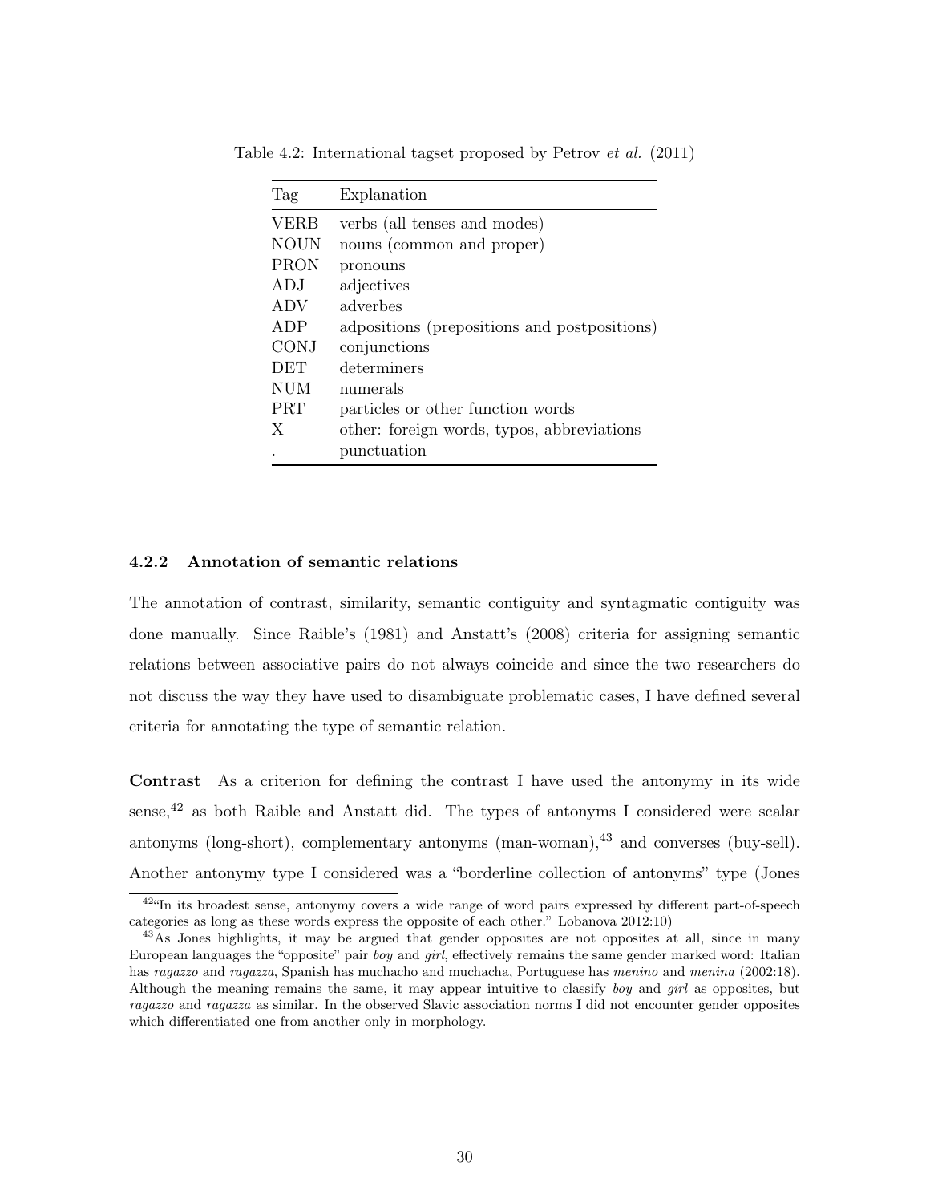Table 4.2: International tagset proposed by Petrov *et al.* (2011)

| Tag | Explanation |
| --- | --- |
| VERB | verbs (all tenses and modes) |
| NOUN | nouns (common and proper) |
| PRON | pronouns |
| ADJ | adjectives |
| ADV | adverbes |
| ADP | adpositions (prepositions and postpositions) |
| CONJ | conjunctions |
| DET | determiners |
| NUM | numerals |
| PRT | particles or other function words |
| X | other: foreign words, typos, abbreviations |
| . | punctuation |

### 4.2.2 Annotation of semantic relations

The annotation of contrast, similarity, semantic contiguity and syntagmatic contiguity was done manually. Since Raible's (1981) and Anstatt's (2008) criteria for assigning semantic relations between associative pairs do not always coincide and since the two researchers do not discuss the way they have used to disambiguate problematic cases, I have defined several criteria for annotating the type of semantic relation.

**Contrast** As a criterion for defining the contrast I have used the antonymy in its wide sense,[42] as both Raible and Anstatt did. The types of antonyms I considered were scalar antonyms (long-short), complementary antonyms (man-woman),[43] and converses (buy-sell). Another antonymy type I considered was a "borderline collection of antonyms" type (Jones

[42]"In its broadest sense, antonymy covers a wide range of word pairs expressed by different part-of-speech categories as long as these words express the opposite of each other." Lobanova 2012:10)

[43]As Jones highlights, it may be argued that gender opposites are not opposites at all, since in many European languages the "opposite" pair *boy* and *girl*, effectively remains the same gender marked word: Italian has *ragazzo* and *ragazza*, Spanish has muchacho and muchacha, Portuguese has *menino* and *menina* (2002:18). Although the meaning remains the same, it may appear intuitive to classify *boy* and *girl* as opposites, but *ragazzo* and *ragazza* as similar. In the observed Slavic association norms I did not encounter gender opposites which differentiated one from another only in morphology.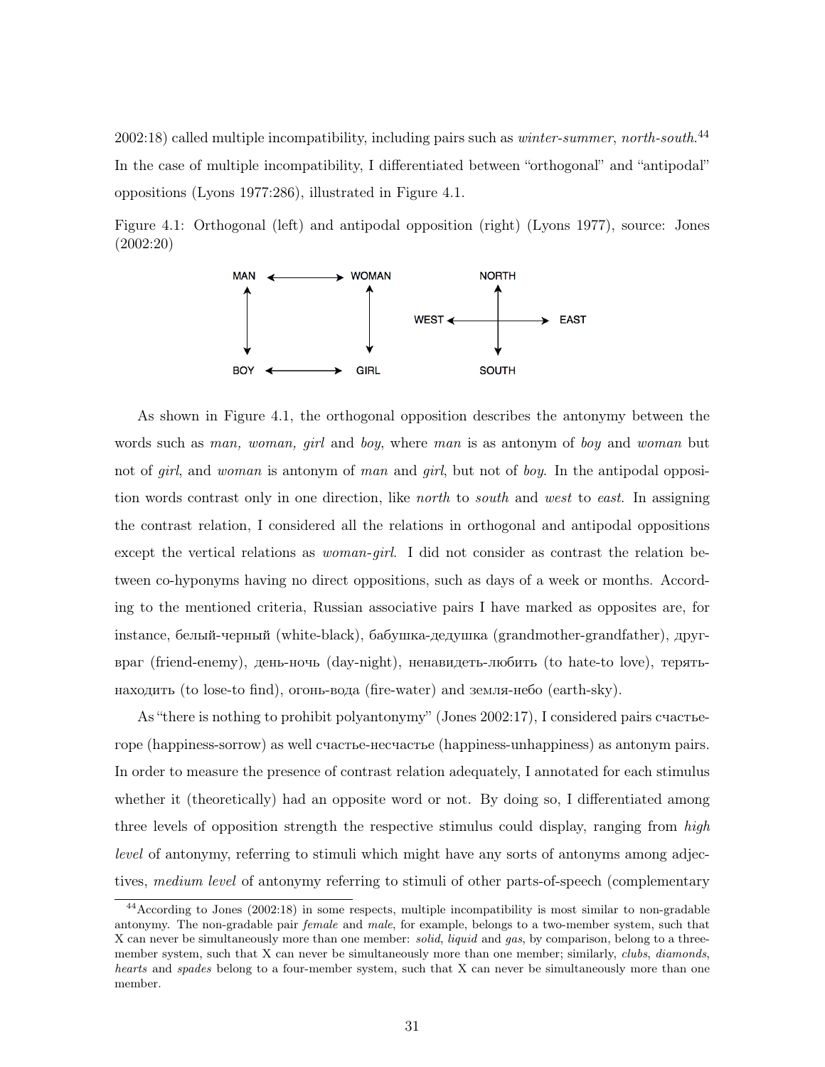2002:18) called multiple incompatibility, including pairs such as *winter-summer*, *north-south*.[44] In the case of multiple incompatibility, I differentiated between "orthogonal" and "antipodal" oppositions (Lyons 1977:286), illustrated in Figure 4.1.

Figure 4.1: Orthogonal (left) and antipodal opposition (right) (Lyons 1977), source: Jones (2002:20)

As shown in Figure 4.1, the orthogonal opposition describes the antonymy between the words such as *man, woman, girl* and *boy*, where *man* is as antonym of *boy* and *woman* but not of *girl*, and *woman* is antonym of *man* and *girl*, but not of *boy*. In the antipodal opposition words contrast only in one direction, like *north* to *south* and *west* to *east*. In assigning the contrast relation, I considered all the relations in orthogonal and antipodal oppositions except the vertical relations as *woman-girl*. I did not consider as contrast the relation between co-hyponyms having no direct oppositions, such as days of a week or months. According to the mentioned criteria, Russian associative pairs I have marked as opposites are, for instance, белый-черный (white-black), бабушка-дедушка (grandmother-grandfather), друг-враг (friend-enemy), день-ночь (day-night), ненавидеть-любить (to hate-to love), терять-находить (to lose-to find), огонь-вода (fire-water) and земля-небо (earth-sky).

As "there is nothing to prohibit polyantonymy" (Jones 2002:17), I considered pairs счастье-горе (happiness-sorrow) as well счастье-несчастье (happiness-unhappiness) as antonym pairs. In order to measure the presence of contrast relation adequately, I annotated for each stimulus whether it (theoretically) had an opposite word or not. By doing so, I differentiated among three levels of opposition strength the respective stimulus could display, ranging from *high level* of antonymy, referring to stimuli which might have any sorts of antonyms among adjectives, *medium level* of antonymy referring to stimuli of other parts-of-speech (complementary

[44] According to Jones (2002:18) in some respects, multiple incompatibility is most similar to non-gradable antonymy. The non-gradable pair *female* and *male*, for example, belongs to a two-member system, such that X can never be simultaneously more than one member: *solid*, *liquid* and *gas*, by comparison, belong to a three-member system, such that X can never be simultaneously more than one member; similarly, *clubs*, *diamonds*, *hearts* and *spades* belong to a four-member system, such that X can never be simultaneously more than one member.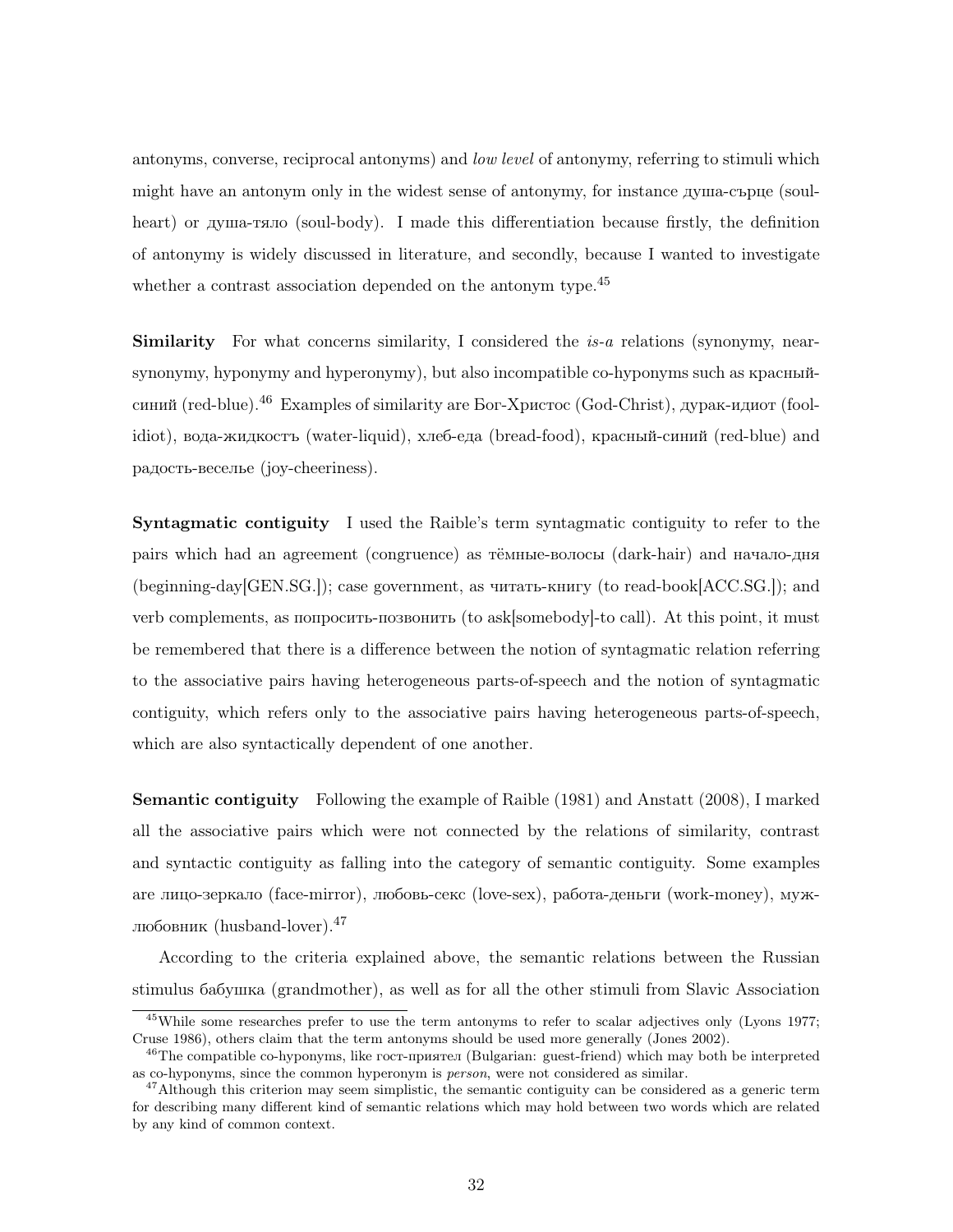antonyms, converse, reciprocal antonyms) and *low level* of antonymy, referring to stimuli which might have an antonym only in the widest sense of antonymy, for instance душа-сърце (soul-heart) or душа-тяло (soul-body). I made this differentiation because firstly, the definition of antonymy is widely discussed in literature, and secondly, because I wanted to investigate whether a contrast association depended on the antonym type.[45]

**Similarity** For what concerns similarity, I considered the *is-a* relations (synonymy, near-synonymy, hyponymy and hyperonymy), but also incompatible co-hyponyms such as красный-синий (red-blue).[46] Examples of similarity are Бог-Христос (God-Christ), дурак-идиот (fool-idiot), вода-жидкостъ (water-liquid), хлеб-еда (bread-food), красный-синий (red-blue) and радость-веселье (joy-cheeriness).

**Syntagmatic contiguity** I used the Raible's term syntagmatic contiguity to refer to the pairs which had an agreement (congruence) as тёмные-волосы (dark-hair) and начало-дня (beginning-day[GEN.SG.]); case government, as читать-книгу (to read-book[ACC.SG.]); and verb complements, as попросить-позвонить (to ask[somebody]-to call). At this point, it must be remembered that there is a difference between the notion of syntagmatic relation referring to the associative pairs having heterogeneous parts-of-speech and the notion of syntagmatic contiguity, which refers only to the associative pairs having heterogeneous parts-of-speech, which are also syntactically dependent of one another.

**Semantic contiguity** Following the example of Raible (1981) and Anstatt (2008), I marked all the associative pairs which were not connected by the relations of similarity, contrast and syntactic contiguity as falling into the category of semantic contiguity. Some examples are лицо-зеркало (face-mirror), любовь-секс (love-sex), работа-деньги (work-money), муж-любовник (husband-lover).[47]

According to the criteria explained above, the semantic relations between the Russian stimulus бабушка (grandmother), as well as for all the other stimuli from Slavic Association

[45] While some researches prefer to use the term antonyms to refer to scalar adjectives only (Lyons 1977; Cruse 1986), others claim that the term antonyms should be used more generally (Jones 2002).

[46] The compatible co-hyponyms, like гост-приятел (Bulgarian: guest-friend) which may both be interpreted as co-hyponyms, since the common hyperonym is *person*, were not considered as similar.

[47] Although this criterion may seem simplistic, the semantic contiguity can be considered as a generic term for describing many different kind of semantic relations which may hold between two words which are related by any kind of common context.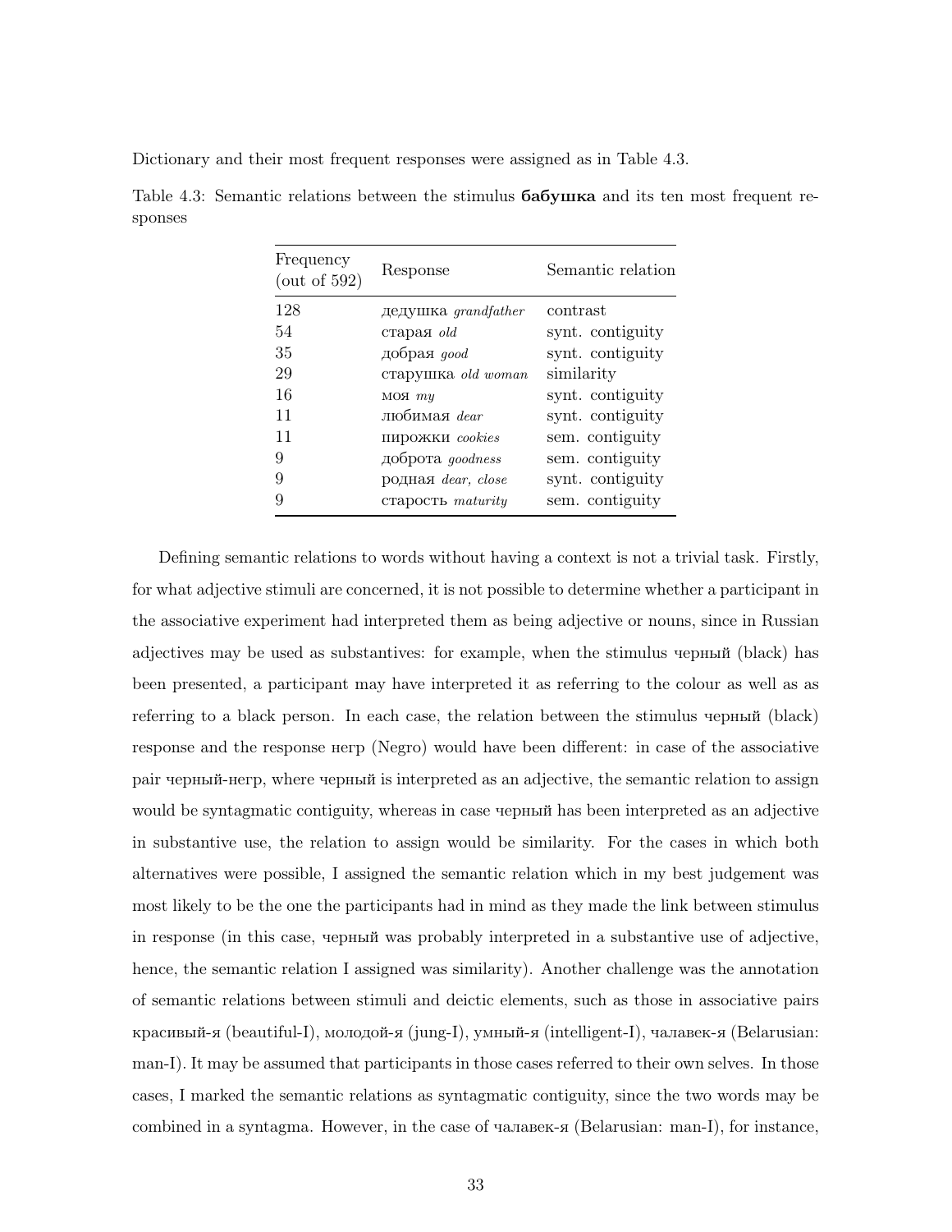Dictionary and their most frequent responses were assigned as in Table 4.3.

Table 4.3: Semantic relations between the stimulus **бабушка** and its ten most frequent responses

| Frequency (out of 592) | Response | Semantic relation |
|---|---|---|
| 128 | дедушка *grandfather* | contrast |
| 54 | старая *old* | synt. contiguity |
| 35 | добрая *good* | synt. contiguity |
| 29 | старушка *old woman* | similarity |
| 16 | моя *my* | synt. contiguity |
| 11 | любимая *dear* | synt. contiguity |
| 11 | пирожки *cookies* | sem. contiguity |
| 9 | доброта *goodness* | sem. contiguity |
| 9 | родная *dear, close* | synt. contiguity |
| 9 | старость *maturity* | sem. contiguity |

Defining semantic relations to words without having a context is not a trivial task. Firstly, for what adjective stimuli are concerned, it is not possible to determine whether a participant in the associative experiment had interpreted them as being adjective or nouns, since in Russian adjectives may be used as substantives: for example, when the stimulus черный (black) has been presented, a participant may have interpreted it as referring to the colour as well as as referring to a black person. In each case, the relation between the stimulus черный (black) response and the response негр (Negro) would have been different: in case of the associative pair черный-негр, where черный is interpreted as an adjective, the semantic relation to assign would be syntagmatic contiguity, whereas in case черный has been interpreted as an adjective in substantive use, the relation to assign would be similarity. For the cases in which both alternatives were possible, I assigned the semantic relation which in my best judgement was most likely to be the one the participants had in mind as they made the link between stimulus in response (in this case, черный was probably interpreted in a substantive use of adjective, hence, the semantic relation I assigned was similarity). Another challenge was the annotation of semantic relations between stimuli and deictic elements, such as those in associative pairs красивый-я (beautiful-I), молодой-я (jung-I), умный-я (intelligent-I), чалавек-я (Belarusian: man-I). It may be assumed that participants in those cases referred to their own selves. In those cases, I marked the semantic relations as syntagmatic contiguity, since the two words may be combined in a syntagma. However, in the case of чалавек-я (Belarusian: man-I), for instance,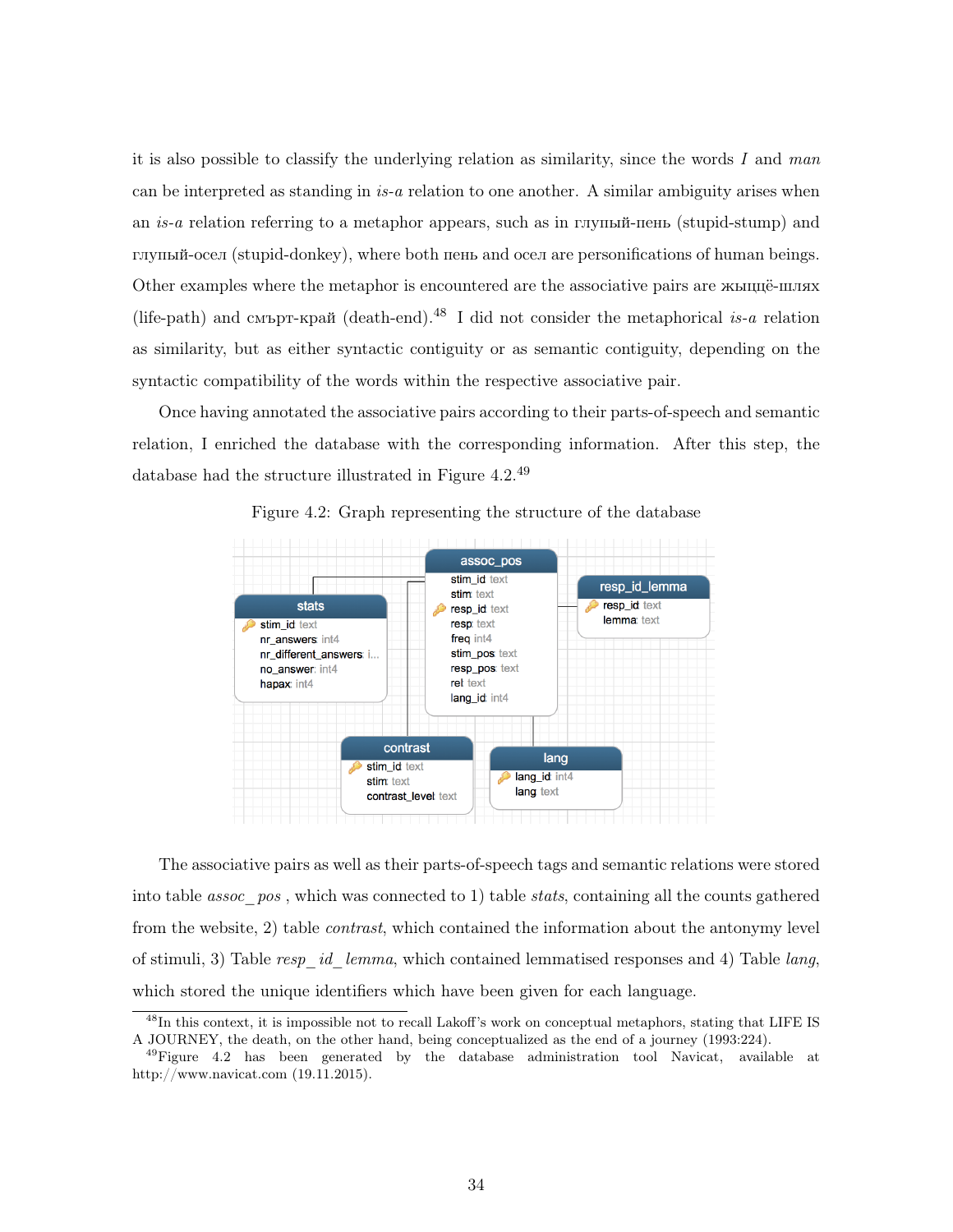it is also possible to classify the underlying relation as similarity, since the words *I* and *man* can be interpreted as standing in *is-a* relation to one another. A similar ambiguity arises when an *is-a* relation referring to a metaphor appears, such as in глупый-пень (stupid-stump) and глупый-осел (stupid-donkey), where both пень and осел are personifications of human beings. Other examples where the metaphor is encountered are the associative pairs are жыццё-шлях (life-path) and смърт-край (death-end).[48] I did not consider the metaphorical *is-a* relation as similarity, but as either syntactic contiguity or as semantic contiguity, depending on the syntactic compatibility of the words within the respective associative pair.

Once having annotated the associative pairs according to their parts-of-speech and semantic relation, I enriched the database with the corresponding information. After this step, the database had the structure illustrated in Figure 4.2.[49]

Figure 4.2: Graph representing the structure of the database

The associative pairs as well as their parts-of-speech tags and semantic relations were stored into table *assoc_pos* , which was connected to 1) table *stats*, containing all the counts gathered from the website, 2) table *contrast*, which contained the information about the antonymy level of stimuli, 3) Table *resp_id_lemma*, which contained lemmatised responses and 4) Table *lang*, which stored the unique identifiers which have been given for each language.

[48] In this context, it is impossible not to recall Lakoff's work on conceptual metaphors, stating that LIFE IS A JOURNEY, the death, on the other hand, being conceptualized as the end of a journey (1993:224).

[49] Figure 4.2 has been generated by the database administration tool Navicat, available at http://www.navicat.com (19.11.2015).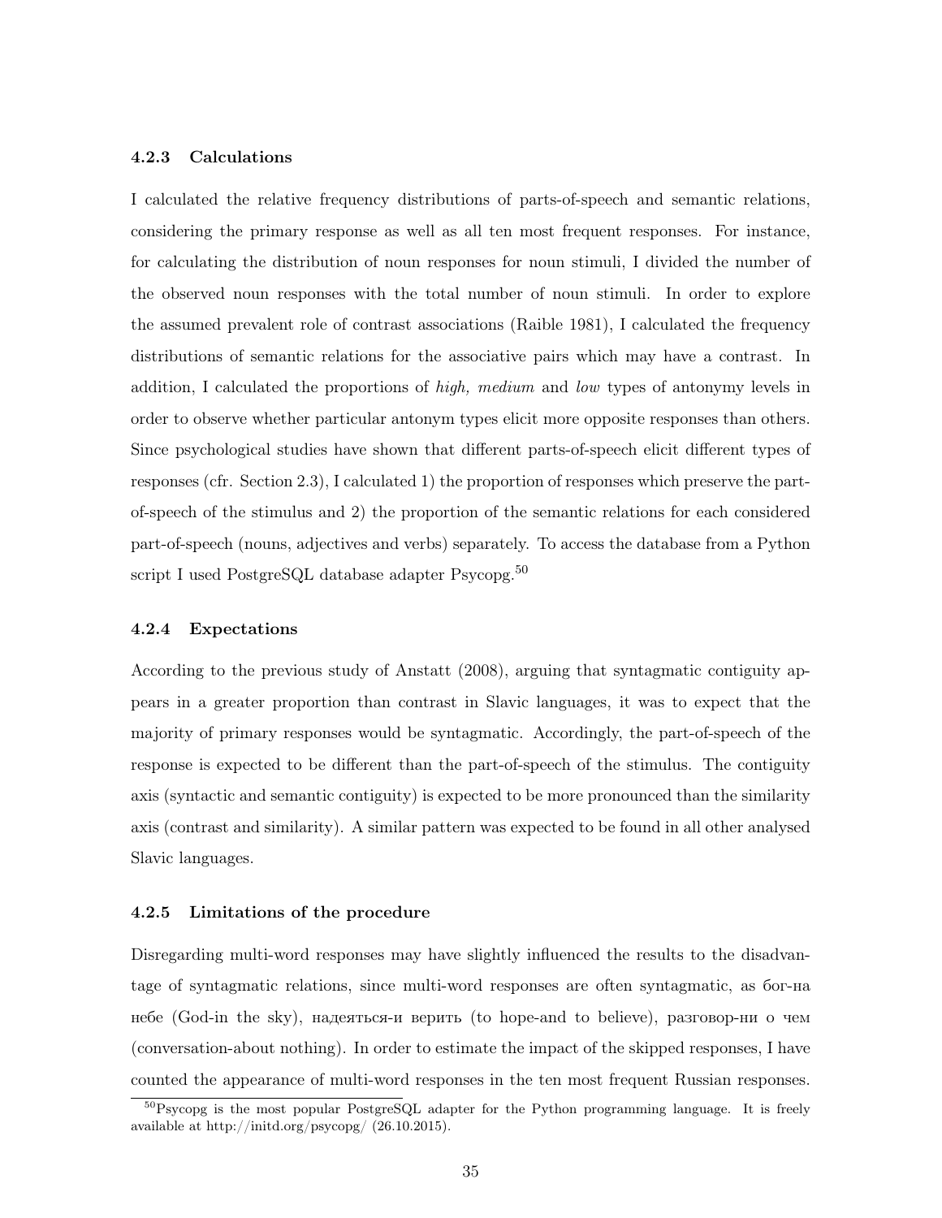### 4.2.3 Calculations

I calculated the relative frequency distributions of parts-of-speech and semantic relations, considering the primary response as well as all ten most frequent responses. For instance, for calculating the distribution of noun responses for noun stimuli, I divided the number of the observed noun responses with the total number of noun stimuli. In order to explore the assumed prevalent role of contrast associations (Raible 1981), I calculated the frequency distributions of semantic relations for the associative pairs which may have a contrast. In addition, I calculated the proportions of *high, medium* and *low* types of antonymy levels in order to observe whether particular antonym types elicit more opposite responses than others. Since psychological studies have shown that different parts-of-speech elicit different types of responses (cfr. Section 2.3), I calculated 1) the proportion of responses which preserve the part-of-speech of the stimulus and 2) the proportion of the semantic relations for each considered part-of-speech (nouns, adjectives and verbs) separately. To access the database from a Python script I used PostgreSQL database adapter Psycopg.[50]

### 4.2.4 Expectations

According to the previous study of Anstatt (2008), arguing that syntagmatic contiguity appears in a greater proportion than contrast in Slavic languages, it was to expect that the majority of primary responses would be syntagmatic. Accordingly, the part-of-speech of the response is expected to be different than the part-of-speech of the stimulus. The contiguity axis (syntactic and semantic contiguity) is expected to be more pronounced than the similarity axis (contrast and similarity). A similar pattern was expected to be found in all other analysed Slavic languages.

### 4.2.5 Limitations of the procedure

Disregarding multi-word responses may have slightly influenced the results to the disadvantage of syntagmatic relations, since multi-word responses are often syntagmatic, as бог-на небе (God-in the sky), надеяться-и верить (to hope-and to believe), разговор-ни о чем (conversation-about nothing). In order to estimate the impact of the skipped responses, I have counted the appearance of multi-word responses in the ten most frequent Russian responses.

[50]Psycopg is the most popular PostgreSQL adapter for the Python programming language. It is freely available at http://initd.org/psycopg/ (26.10.2015).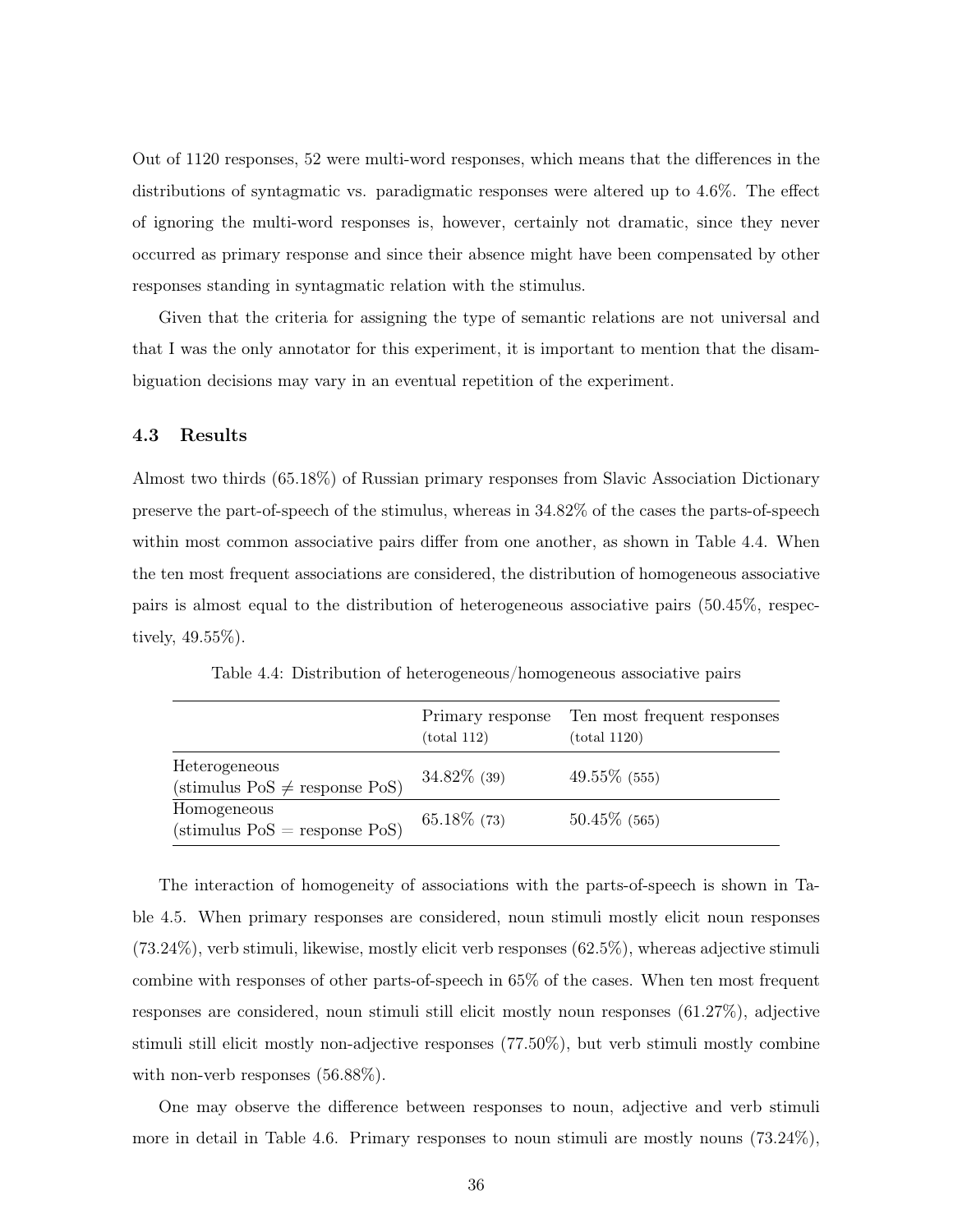Out of 1120 responses, 52 were multi-word responses, which means that the differences in the distributions of syntagmatic vs. paradigmatic responses were altered up to 4.6%. The effect of ignoring the multi-word responses is, however, certainly not dramatic, since they never occurred as primary response and since their absence might have been compensated by other responses standing in syntagmatic relation with the stimulus.

Given that the criteria for assigning the type of semantic relations are not universal and that I was the only annotator for this experiment, it is important to mention that the disambiguation decisions may vary in an eventual repetition of the experiment.

### 4.3 Results

Almost two thirds (65.18%) of Russian primary responses from Slavic Association Dictionary preserve the part-of-speech of the stimulus, whereas in 34.82% of the cases the parts-of-speech within most common associative pairs differ from one another, as shown in Table 4.4. When the ten most frequent associations are considered, the distribution of homogeneous associative pairs is almost equal to the distribution of heterogeneous associative pairs (50.45%, respectively, 49.55%).

Table 4.4: Distribution of heterogeneous/homogeneous associative pairs

| | Primary response (total 112) | Ten most frequent responses (total 1120) |
|---|---|---|
| Heterogeneous (stimulus PoS $\neq$ response PoS) | 34.82% (39) | 49.55% (555) |
| Homogeneous (stimulus PoS $=$ response PoS) | 65.18% (73) | 50.45% (565) |

The interaction of homogeneity of associations with the parts-of-speech is shown in Table 4.5. When primary responses are considered, noun stimuli mostly elicit noun responses (73.24%), verb stimuli, likewise, mostly elicit verb responses (62.5%), whereas adjective stimuli combine with responses of other parts-of-speech in 65% of the cases. When ten most frequent responses are considered, noun stimuli still elicit mostly noun responses (61.27%), adjective stimuli still elicit mostly non-adjective responses (77.50%), but verb stimuli mostly combine with non-verb responses (56.88%).

One may observe the difference between responses to noun, adjective and verb stimuli more in detail in Table 4.6. Primary responses to noun stimuli are mostly nouns (73.24%),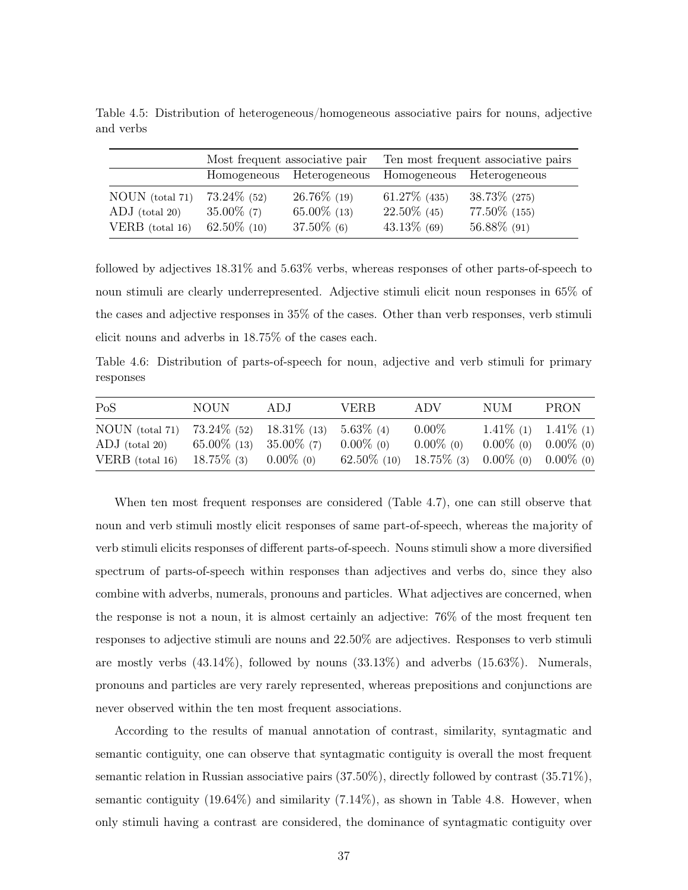Table 4.5: Distribution of heterogeneous/homogeneous associative pairs for nouns, adjective and verbs

| | Most frequent associative pair | | Ten most frequent associative pairs | |
|---|---|---|---|---|
| | Homogeneous | Heterogeneous | Homogeneous | Heterogeneous |
| NOUN (total 71) | 73.24% (52) | 26.76% (19) | 61.27% (435) | 38.73% (275) |
| ADJ (total 20) | 35.00% (7) | 65.00% (13) | 22.50% (45) | 77.50% (155) |
| VERB (total 16) | 62.50% (10) | 37.50% (6) | 43.13% (69) | 56.88% (91) |

followed by adjectives 18.31% and 5.63% verbs, whereas responses of other parts-of-speech to noun stimuli are clearly underrepresented. Adjective stimuli elicit noun responses in 65% of the cases and adjective responses in 35% of the cases. Other than verb responses, verb stimuli elicit nouns and adverbs in 18.75% of the cases each.

Table 4.6: Distribution of parts-of-speech for noun, adjective and verb stimuli for primary responses

| PoS | NOUN | ADJ | VERB | ADV | NUM | PRON |
|---|---|---|---|---|---|---|
| NOUN (total 71) | 73.24% (52) | 18.31% (13) | 5.63% (4) | 0.00% | 1.41% (1) | 1.41% (1) |
| ADJ (total 20) | 65.00% (13) | 35.00% (7) | 0.00% (0) | 0.00% (0) | 0.00% (0) | 0.00% (0) |
| VERB (total 16) | 18.75% (3) | 0.00% (0) | 62.50% (10) | 18.75% (3) | 0.00% (0) | 0.00% (0) |

When ten most frequent responses are considered (Table 4.7), one can still observe that noun and verb stimuli mostly elicit responses of same part-of-speech, whereas the majority of verb stimuli elicits responses of different parts-of-speech. Nouns stimuli show a more diversified spectrum of parts-of-speech within responses than adjectives and verbs do, since they also combine with adverbs, numerals, pronouns and particles. What adjectives are concerned, when the response is not a noun, it is almost certainly an adjective: 76% of the most frequent ten responses to adjective stimuli are nouns and 22.50% are adjectives. Responses to verb stimuli are mostly verbs (43.14%), followed by nouns (33.13%) and adverbs (15.63%). Numerals, pronouns and particles are very rarely represented, whereas prepositions and conjunctions are never observed within the ten most frequent associations.

According to the results of manual annotation of contrast, similarity, syntagmatic and semantic contiguity, one can observe that syntagmatic contiguity is overall the most frequent semantic relation in Russian associative pairs (37.50%), directly followed by contrast (35.71%), semantic contiguity (19.64%) and similarity (7.14%), as shown in Table 4.8. However, when only stimuli having a contrast are considered, the dominance of syntagmatic contiguity over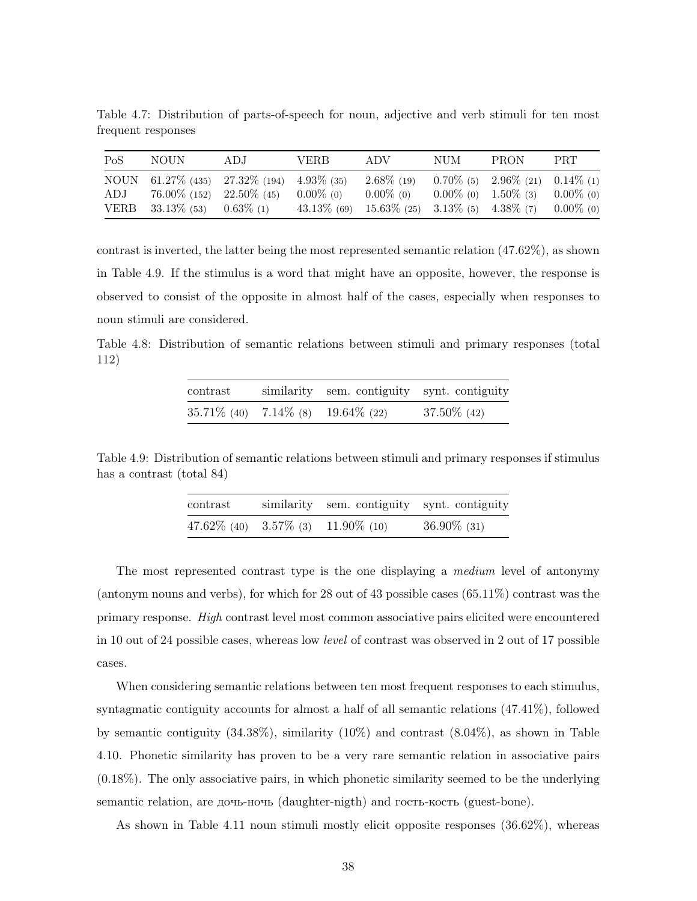Table 4.7: Distribution of parts-of-speech for noun, adjective and verb stimuli for ten most frequent responses

| PoS | NOUN | ADJ | VERB | ADV | NUM | PRON | PRT |
|---|---|---|---|---|---|---|---|
| NOUN | 61.27% (435) | 27.32% (194) | 4.93% (35) | 2.68% (19) | 0.70% (5) | 2.96% (21) | 0.14% (1) |
| ADJ | 76.00% (152) | 22.50% (45) | 0.00% (0) | 0.00% (0) | 0.00% (0) | 1.50% (3) | 0.00% (0) |
| VERB | 33.13% (53) | 0.63% (1) | 43.13% (69) | 15.63% (25) | 3.13% (5) | 4.38% (7) | 0.00% (0) |

contrast is inverted, the latter being the most represented semantic relation (47.62%), as shown in Table 4.9. If the stimulus is a word that might have an opposite, however, the response is observed to consist of the opposite in almost half of the cases, especially when responses to noun stimuli are considered.

Table 4.8: Distribution of semantic relations between stimuli and primary responses (total 112)

| contrast | similarity | sem. contiguity | synt. contiguity |
|---|---|---|---|
| 35.71% (40) | 7.14% (8) | 19.64% (22) | 37.50% (42) |

Table 4.9: Distribution of semantic relations between stimuli and primary responses if stimulus has a contrast (total 84)

| contrast | similarity | sem. contiguity | synt. contiguity |
|---|---|---|---|
| 47.62% (40) | 3.57% (3) | 11.90% (10) | 36.90% (31) |

The most represented contrast type is the one displaying a *medium* level of antonymy (antonym nouns and verbs), for which for 28 out of 43 possible cases (65.11%) contrast was the primary response. *High* contrast level most common associative pairs elicited were encountered in 10 out of 24 possible cases, whereas low *level* of contrast was observed in 2 out of 17 possible cases.

When considering semantic relations between ten most frequent responses to each stimulus, syntagmatic contiguity accounts for almost a half of all semantic relations (47.41%), followed by semantic contiguity (34.38%), similarity (10%) and contrast (8.04%), as shown in Table 4.10. Phonetic similarity has proven to be a very rare semantic relation in associative pairs (0.18%). The only associative pairs, in which phonetic similarity seemed to be the underlying semantic relation, are дочь-ночь (daughter-nigth) and гость-кость (guest-bone).

As shown in Table 4.11 noun stimuli mostly elicit opposite responses (36.62%), whereas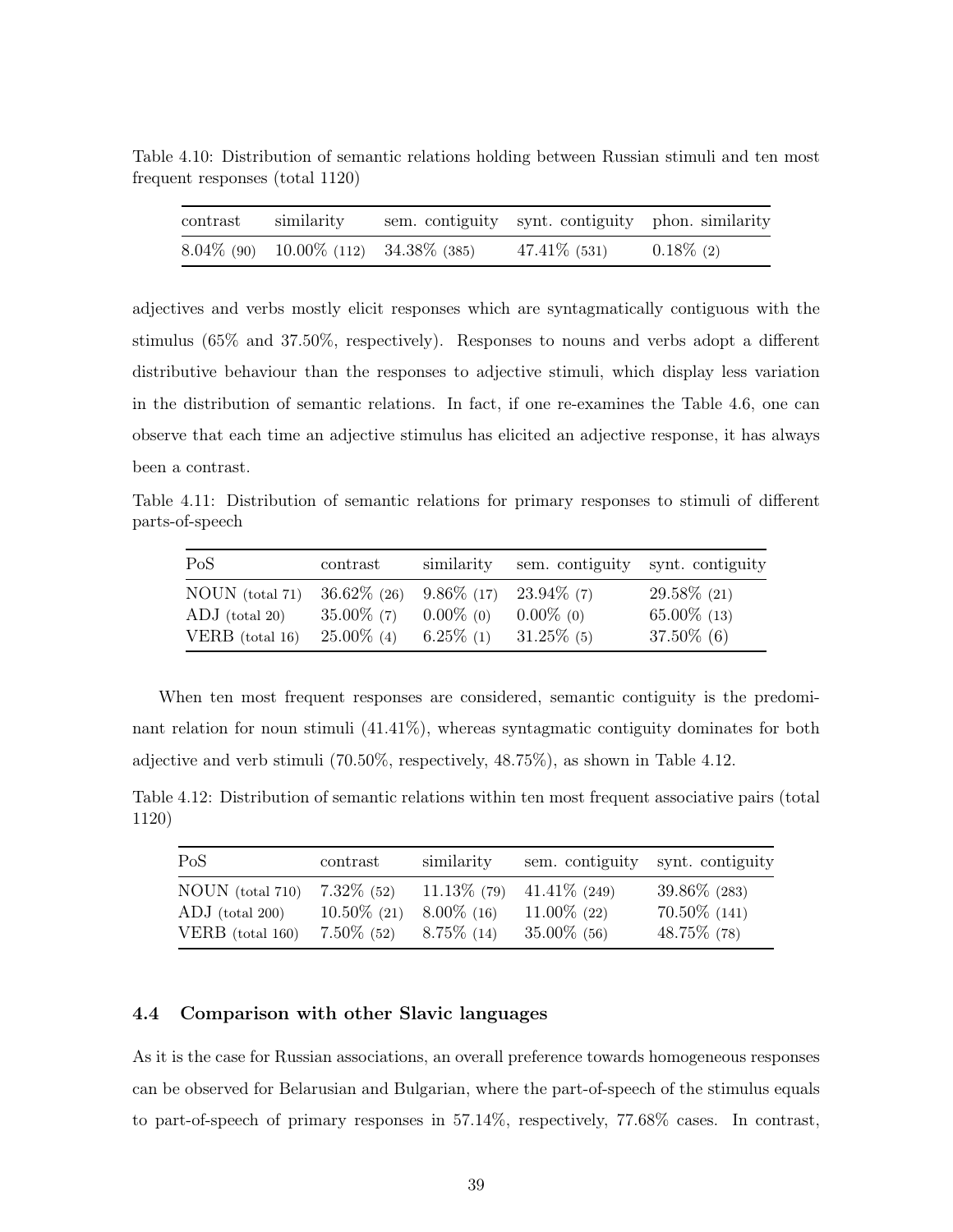Table 4.10: Distribution of semantic relations holding between Russian stimuli and ten most frequent responses (total 1120)

| contrast | similarity | sem. contiguity | synt. contiguity | phon. similarity |
|---|---|---|---|---|
| 8.04% (90) | 10.00% (112) | 34.38% (385) | 47.41% (531) | 0.18% (2) |

adjectives and verbs mostly elicit responses which are syntagmatically contiguous with the stimulus (65% and 37.50%, respectively). Responses to nouns and verbs adopt a different distributive behaviour than the responses to adjective stimuli, which display less variation in the distribution of semantic relations. In fact, if one re-examines the Table 4.6, one can observe that each time an adjective stimulus has elicited an adjective response, it has always been a contrast.

Table 4.11: Distribution of semantic relations for primary responses to stimuli of different parts-of-speech

| PoS | contrast | similarity | sem. contiguity | synt. contiguity |
|---|---|---|---|---|
| NOUN (total 71) | 36.62% (26) | 9.86% (17) | 23.94% (7) | 29.58% (21) |
| ADJ (total 20) | 35.00% (7) | 0.00% (0) | 0.00% (0) | 65.00% (13) |
| VERB (total 16) | 25.00% (4) | 6.25% (1) | 31.25% (5) | 37.50% (6) |

When ten most frequent responses are considered, semantic contiguity is the predominant relation for noun stimuli (41.41%), whereas syntagmatic contiguity dominates for both adjective and verb stimuli (70.50%, respectively, 48.75%), as shown in Table 4.12.

Table 4.12: Distribution of semantic relations within ten most frequent associative pairs (total 1120)

| PoS | contrast | similarity | sem. contiguity | synt. contiguity |
|---|---|---|---|---|
| NOUN (total 710) | 7.32% (52) | 11.13% (79) | 41.41% (249) | 39.86% (283) |
| ADJ (total 200) | 10.50% (21) | 8.00% (16) | 11.00% (22) | 70.50% (141) |
| VERB (total 160) | 7.50% (52) | 8.75% (14) | 35.00% (56) | 48.75% (78) |

## 4.4 Comparison with other Slavic languages

As it is the case for Russian associations, an overall preference towards homogeneous responses can be observed for Belarusian and Bulgarian, where the part-of-speech of the stimulus equals to part-of-speech of primary responses in 57.14%, respectively, 77.68% cases. In contrast,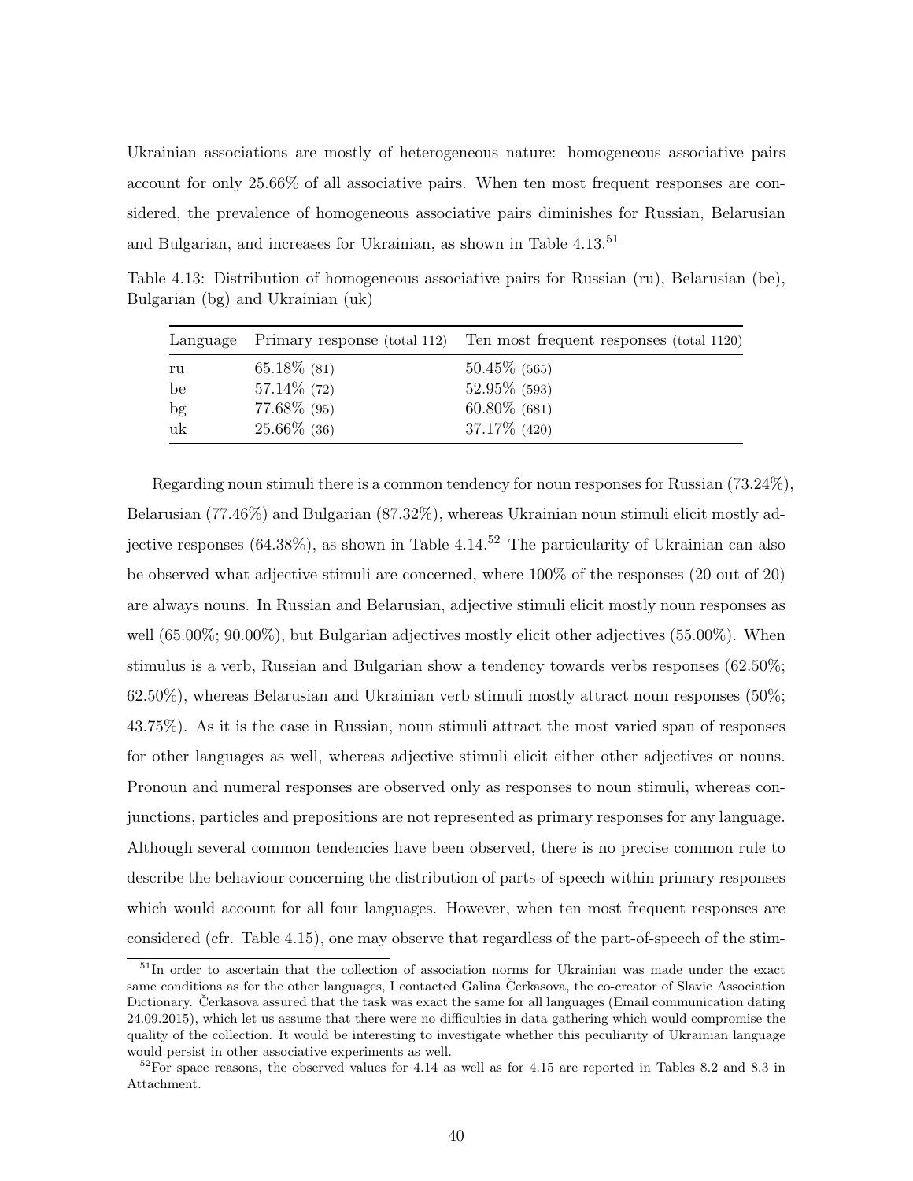Ukrainian associations are mostly of heterogeneous nature: homogeneous associative pairs account for only 25.66% of all associative pairs. When ten most frequent responses are considered, the prevalence of homogeneous associative pairs diminishes for Russian, Belarusian and Bulgarian, and increases for Ukrainian, as shown in Table 4.13.[51]

Table 4.13: Distribution of homogeneous associative pairs for Russian (ru), Belarusian (be), Bulgarian (bg) and Ukrainian (uk)

| Language | Primary response (total 112) | Ten most frequent responses (total 1120) |
|---|---|---|
| ru | 65.18% (81) | 50.45% (565) |
| be | 57.14% (72) | 52.95% (593) |
| bg | 77.68% (95) | 60.80% (681) |
| uk | 25.66% (36) | 37.17% (420) |

Regarding noun stimuli there is a common tendency for noun responses for Russian (73.24%), Belarusian (77.46%) and Bulgarian (87.32%), whereas Ukrainian noun stimuli elicit mostly adjective responses (64.38%), as shown in Table 4.14.[52] The particularity of Ukrainian can also be observed what adjective stimuli are concerned, where 100% of the responses (20 out of 20) are always nouns. In Russian and Belarusian, adjective stimuli elicit mostly noun responses as well (65.00%; 90.00%), but Bulgarian adjectives mostly elicit other adjectives (55.00%). When stimulus is a verb, Russian and Bulgarian show a tendency towards verbs responses (62.50%; 62.50%), whereas Belarusian and Ukrainian verb stimuli mostly attract noun responses (50%; 43.75%). As it is the case in Russian, noun stimuli attract the most varied span of responses for other languages as well, whereas adjective stimuli elicit either other adjectives or nouns. Pronoun and numeral responses are observed only as responses to noun stimuli, whereas conjunctions, particles and prepositions are not represented as primary responses for any language. Although several common tendencies have been observed, there is no precise common rule to describe the behaviour concerning the distribution of parts-of-speech within primary responses which would account for all four languages. However, when ten most frequent responses are considered (cfr. Table 4.15), one may observe that regardless of the part-of-speech of the stim-

[51] In order to ascertain that the collection of association norms for Ukrainian was made under the exact same conditions as for the other languages, I contacted Galina Čerkasova, the co-creator of Slavic Association Dictionary. Čerkasova assured that the task was exact the same for all languages (Email communication dating 24.09.2015), which let us assume that there were no difficulties in data gathering which would compromise the quality of the collection. It would be interesting to investigate whether this peculiarity of Ukrainian language would persist in other associative experiments as well.

[52] For space reasons, the observed values for 4.14 as well as for 4.15 are reported in Tables 8.2 and 8.3 in Attachment.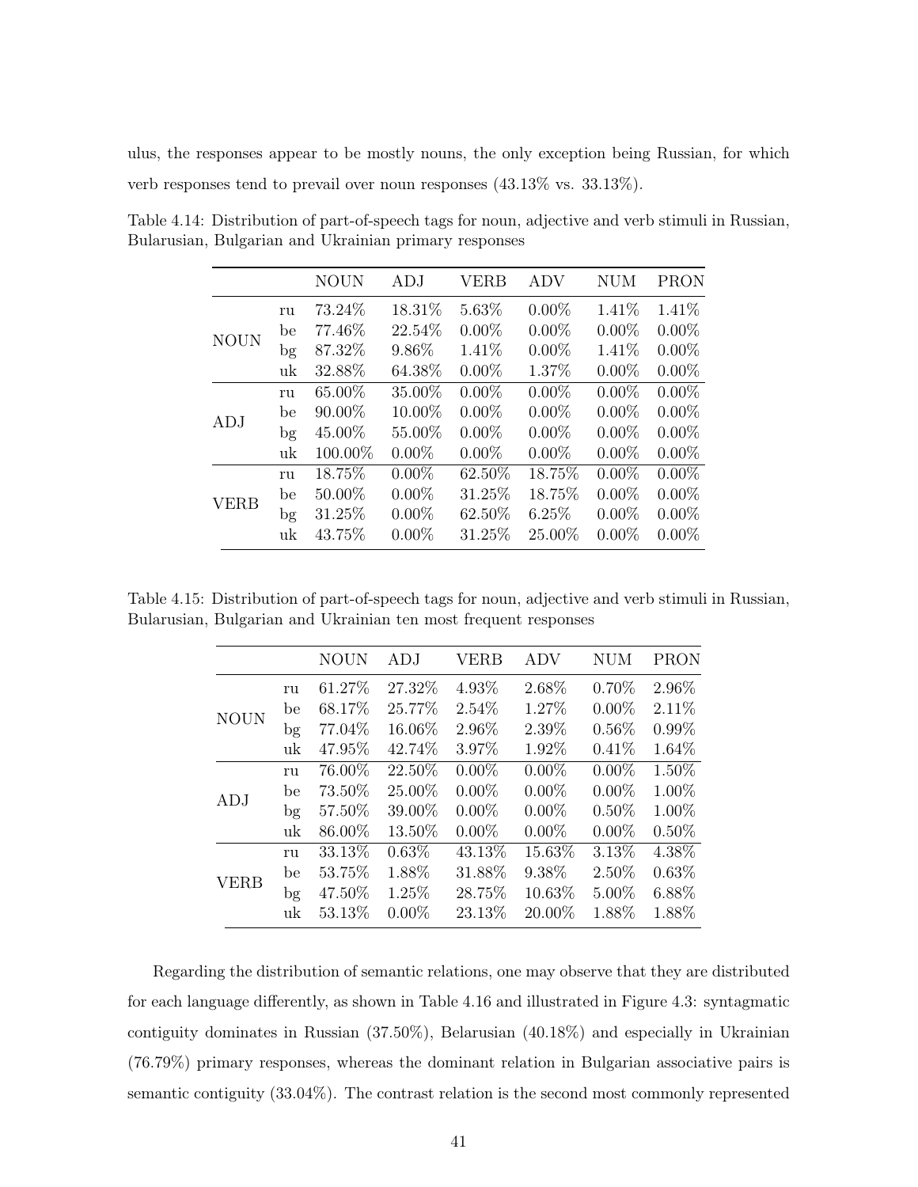ulus, the responses appear to be mostly nouns, the only exception being Russian, for which verb responses tend to prevail over noun responses (43.13% vs. 33.13%).

Table 4.14: Distribution of part-of-speech tags for noun, adjective and verb stimuli in Russian, Bularusian, Bulgarian and Ukrainian primary responses

| | | NOUN | ADJ | VERB | ADV | NUM | PRON |
|---|---|---|---|---|---|---|---|
| NOUN | ru | 73.24% | 18.31% | 5.63% | 0.00% | 1.41% | 1.41% |
| | be | 77.46% | 22.54% | 0.00% | 0.00% | 0.00% | 0.00% |
| | bg | 87.32% | 9.86% | 1.41% | 0.00% | 1.41% | 0.00% |
| | uk | 32.88% | 64.38% | 0.00% | 1.37% | 0.00% | 0.00% |
| ADJ | ru | 65.00% | 35.00% | 0.00% | 0.00% | 0.00% | 0.00% |
| | be | 90.00% | 10.00% | 0.00% | 0.00% | 0.00% | 0.00% |
| | bg | 45.00% | 55.00% | 0.00% | 0.00% | 0.00% | 0.00% |
| | uk | 100.00% | 0.00% | 0.00% | 0.00% | 0.00% | 0.00% |
| VERB | ru | 18.75% | 0.00% | 62.50% | 18.75% | 0.00% | 0.00% |
| | be | 50.00% | 0.00% | 31.25% | 18.75% | 0.00% | 0.00% |
| | bg | 31.25% | 0.00% | 62.50% | 6.25% | 0.00% | 0.00% |
| | uk | 43.75% | 0.00% | 31.25% | 25.00% | 0.00% | 0.00% |

Table 4.15: Distribution of part-of-speech tags for noun, adjective and verb stimuli in Russian, Bularusian, Bulgarian and Ukrainian ten most frequent responses

| | | NOUN | ADJ | VERB | ADV | NUM | PRON |
|---|---|---|---|---|---|---|---|
| NOUN | ru | 61.27% | 27.32% | 4.93% | 2.68% | 0.70% | 2.96% |
| | be | 68.17% | 25.77% | 2.54% | 1.27% | 0.00% | 2.11% |
| | bg | 77.04% | 16.06% | 2.96% | 2.39% | 0.56% | 0.99% |
| | uk | 47.95% | 42.74% | 3.97% | 1.92% | 0.41% | 1.64% |
| ADJ | ru | 76.00% | 22.50% | 0.00% | 0.00% | 0.00% | 1.50% |
| | be | 73.50% | 25.00% | 0.00% | 0.00% | 0.00% | 1.00% |
| | bg | 57.50% | 39.00% | 0.00% | 0.00% | 0.50% | 1.00% |
| | uk | 86.00% | 13.50% | 0.00% | 0.00% | 0.00% | 0.50% |
| VERB | ru | 33.13% | 0.63% | 43.13% | 15.63% | 3.13% | 4.38% |
| | be | 53.75% | 1.88% | 31.88% | 9.38% | 2.50% | 0.63% |
| | bg | 47.50% | 1.25% | 28.75% | 10.63% | 5.00% | 6.88% |
| | uk | 53.13% | 0.00% | 23.13% | 20.00% | 1.88% | 1.88% |

Regarding the distribution of semantic relations, one may observe that they are distributed for each language differently, as shown in Table 4.16 and illustrated in Figure 4.3: syntagmatic contiguity dominates in Russian (37.50%), Belarusian (40.18%) and especially in Ukrainian (76.79%) primary responses, whereas the dominant relation in Bulgarian associative pairs is semantic contiguity (33.04%). The contrast relation is the second most commonly represented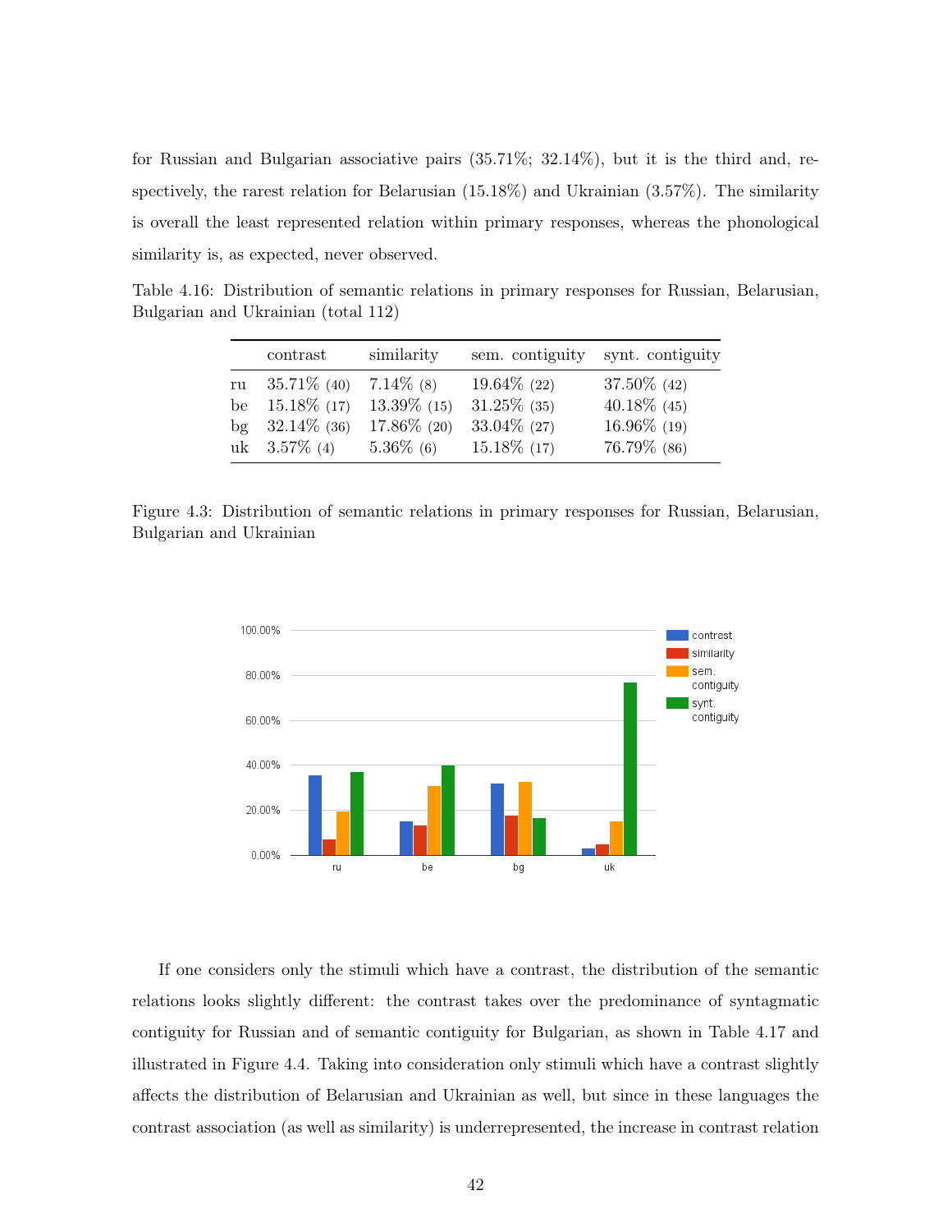for Russian and Bulgarian associative pairs (35.71%; 32.14%), but it is the third and, respectively, the rarest relation for Belarusian (15.18%) and Ukrainian (3.57%). The similarity is overall the least represented relation within primary responses, whereas the phonological similarity is, as expected, never observed.

Table 4.16: Distribution of semantic relations in primary responses for Russian, Belarusian, Bulgarian and Ukrainian (total 112)

| | contrast | similarity | sem. contiguity | synt. contiguity |
|---|---|---|---|---|
| ru | 35.71% (40) | 7.14% (8) | 19.64% (22) | 37.50% (42) |
| be | 15.18% (17) | 13.39% (15) | 31.25% (35) | 40.18% (45) |
| bg | 32.14% (36) | 17.86% (20) | 33.04% (27) | 16.96% (19) |
| uk | 3.57% (4) | 5.36% (6) | 15.18% (17) | 76.79% (86) |

Figure 4.3: Distribution of semantic relations in primary responses for Russian, Belarusian, Bulgarian and Ukrainian

If one considers only the stimuli which have a contrast, the distribution of the semantic relations looks slightly different: the contrast takes over the predominance of syntagmatic contiguity for Russian and of semantic contiguity for Bulgarian, as shown in Table 4.17 and illustrated in Figure 4.4. Taking into consideration only stimuli which have a contrast slightly affects the distribution of Belarusian and Ukrainian as well, but since in these languages the contrast association (as well as similarity) is underrepresented, the increase in contrast relation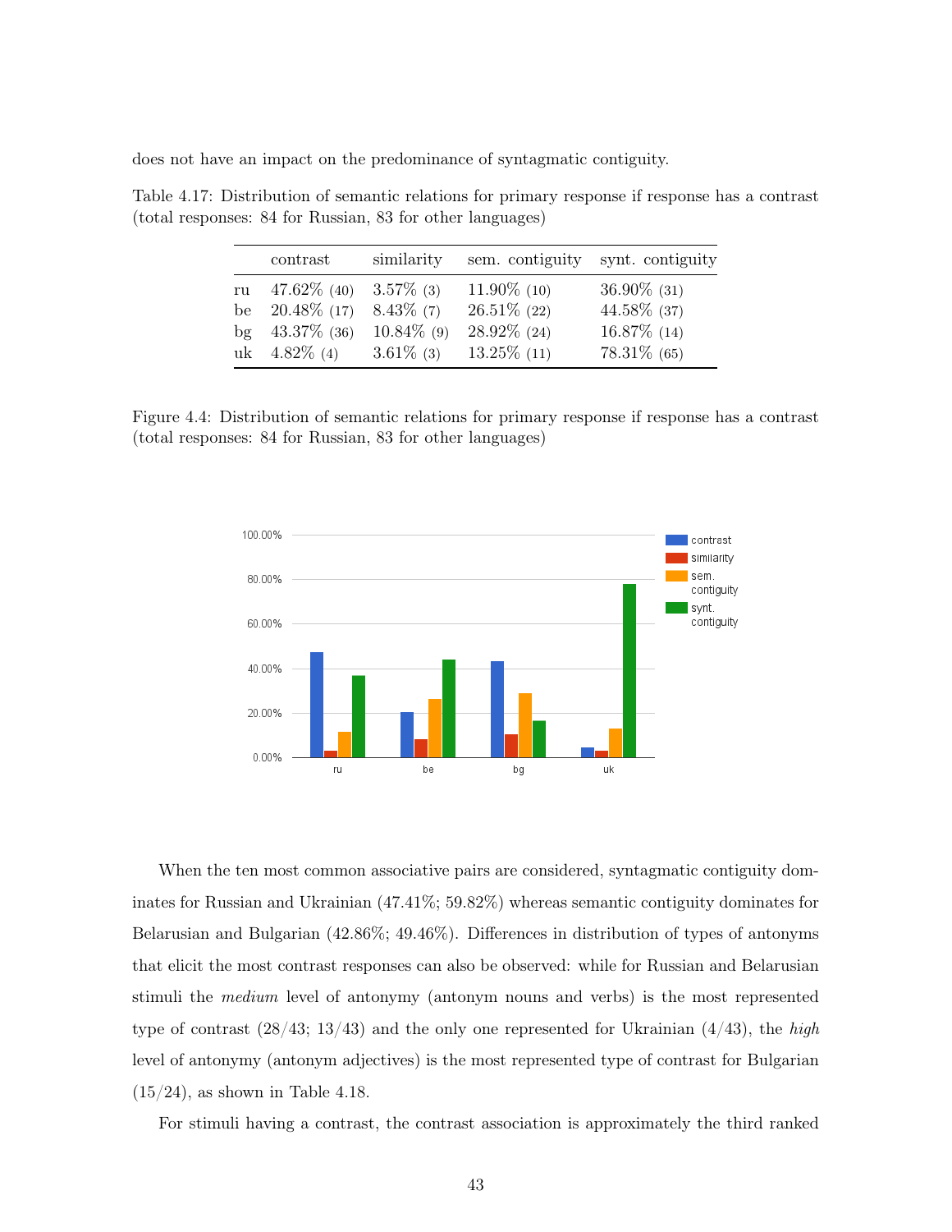does not have an impact on the predominance of syntagmatic contiguity.

Table 4.17: Distribution of semantic relations for primary response if response has a contrast (total responses: 84 for Russian, 83 for other languages)

| | contrast | similarity | sem. contiguity | synt. contiguity |
|---|---|---|---|---|
| ru | 47.62% (40) | 3.57% (3) | 11.90% (10) | 36.90% (31) |
| be | 20.48% (17) | 8.43% (7) | 26.51% (22) | 44.58% (37) |
| bg | 43.37% (36) | 10.84% (9) | 28.92% (24) | 16.87% (14) |
| uk | 4.82% (4) | 3.61% (3) | 13.25% (11) | 78.31% (65) |

Figure 4.4: Distribution of semantic relations for primary response if response has a contrast (total responses: 84 for Russian, 83 for other languages)

When the ten most common associative pairs are considered, syntagmatic contiguity dominates for Russian and Ukrainian (47.41%; 59.82%) whereas semantic contiguity dominates for Belarusian and Bulgarian (42.86%; 49.46%). Differences in distribution of types of antonyms that elicit the most contrast responses can also be observed: while for Russian and Belarusian stimuli the *medium* level of antonymy (antonym nouns and verbs) is the most represented type of contrast (28/43; 13/43) and the only one represented for Ukrainian (4/43), the *high* level of antonymy (antonym adjectives) is the most represented type of contrast for Bulgarian (15/24), as shown in Table 4.18.

For stimuli having a contrast, the contrast association is approximately the third ranked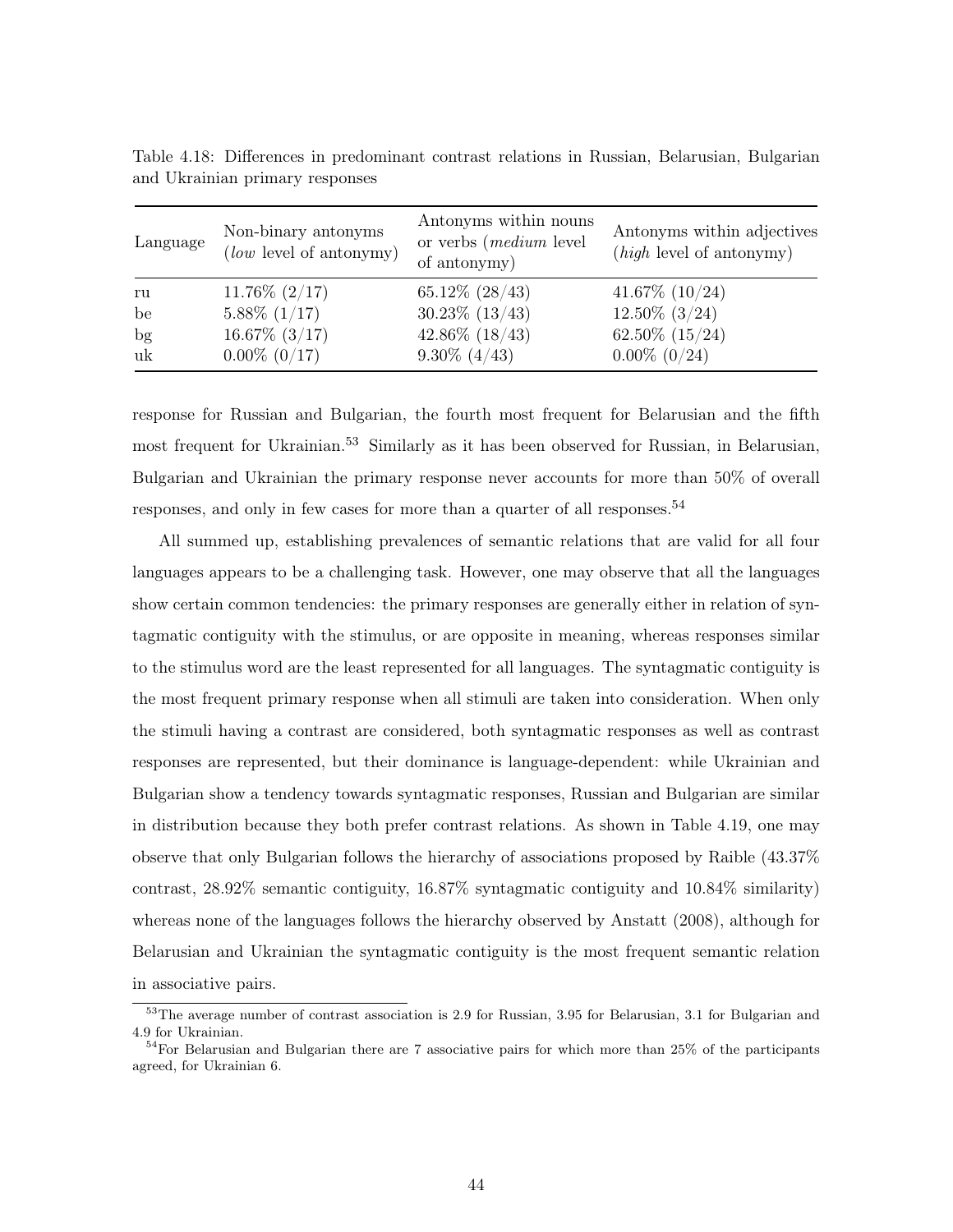Table 4.18: Differences in predominant contrast relations in Russian, Belarusian, Bulgarian and Ukrainian primary responses

| Language | Non-binary antonyms (*low* level of antonymy) | Antonyms within nouns or verbs (*medium* level of antonymy) | Antonyms within adjectives (*high* level of antonymy) |
|---|---|---|---|
| ru | 11.76% (2/17) | 65.12% (28/43) | 41.67% (10/24) |
| be | 5.88% (1/17) | 30.23% (13/43) | 12.50% (3/24) |
| bg | 16.67% (3/17) | 42.86% (18/43) | 62.50% (15/24) |
| uk | 0.00% (0/17) | 9.30% (4/43) | 0.00% (0/24) |

response for Russian and Bulgarian, the fourth most frequent for Belarusian and the fifth most frequent for Ukrainian.[53] Similarly as it has been observed for Russian, in Belarusian, Bulgarian and Ukrainian the primary response never accounts for more than 50% of overall responses, and only in few cases for more than a quarter of all responses.[54]

All summed up, establishing prevalences of semantic relations that are valid for all four languages appears to be a challenging task. However, one may observe that all the languages show certain common tendencies: the primary responses are generally either in relation of syntagmatic contiguity with the stimulus, or are opposite in meaning, whereas responses similar to the stimulus word are the least represented for all languages. The syntagmatic contiguity is the most frequent primary response when all stimuli are taken into consideration. When only the stimuli having a contrast are considered, both syntagmatic responses as well as contrast responses are represented, but their dominance is language-dependent: while Ukrainian and Bulgarian show a tendency towards syntagmatic responses, Russian and Bulgarian are similar in distribution because they both prefer contrast relations. As shown in Table 4.19, one may observe that only Bulgarian follows the hierarchy of associations proposed by Raible (43.37% contrast, 28.92% semantic contiguity, 16.87% syntagmatic contiguity and 10.84% similarity) whereas none of the languages follows the hierarchy observed by Anstatt (2008), although for Belarusian and Ukrainian the syntagmatic contiguity is the most frequent semantic relation in associative pairs.

[53] The average number of contrast association is 2.9 for Russian, 3.95 for Belarusian, 3.1 for Bulgarian and 4.9 for Ukrainian.

[54] For Belarusian and Bulgarian there are 7 associative pairs for which more than 25% of the participants agreed, for Ukrainian 6.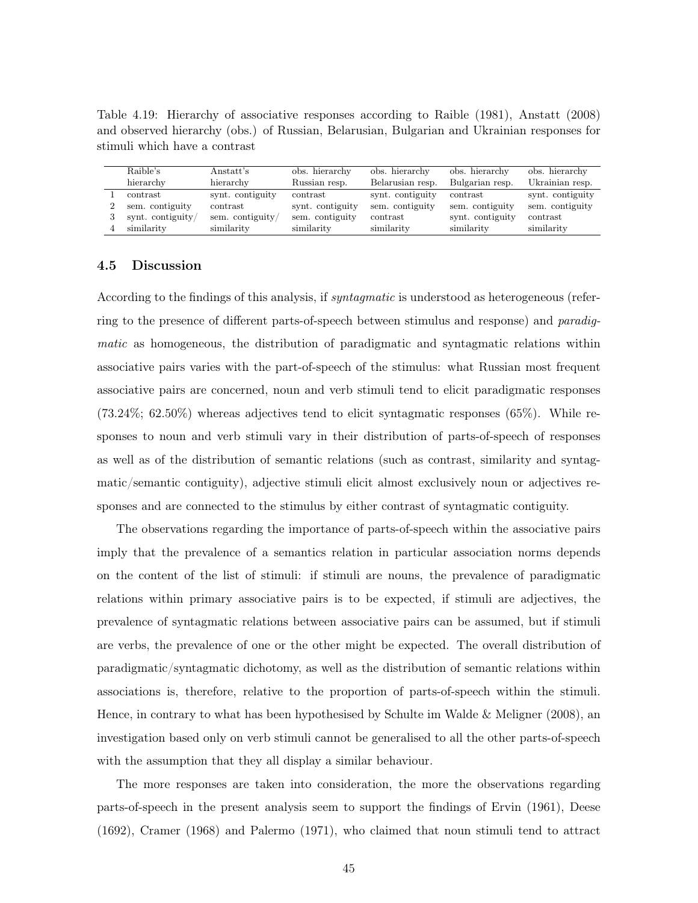Table 4.19: Hierarchy of associative responses according to Raible (1981), Anstatt (2008) and observed hierarchy (obs.) of Russian, Belarusian, Bulgarian and Ukrainian responses for stimuli which have a contrast

| | Raible's hierarchy | Anstatt's hierarchy | obs. hierarchy Russian resp. | obs. hierarchy Belarusian resp. | obs. hierarchy Bulgarian resp. | obs. hierarchy Ukrainian resp. |
|---|---|---|---|---|---|---|
| 1 | contrast | synt. contiguity | contrast | synt. contiguity | contrast | synt. contiguity |
| 2 | sem. contiguity | contrast | synt. contiguity | sem. contiguity | sem. contiguity | sem. contiguity |
| 3 | synt. contiguity/ | sem. contiguity/ | sem. contiguity | contrast | synt. contiguity | contrast |
| 4 | similarity | similarity | similarity | similarity | similarity | similarity |

## 4.5 Discussion

According to the findings of this analysis, if *syntagmatic* is understood as heterogeneous (referring to the presence of different parts-of-speech between stimulus and response) and *paradigmatic* as homogeneous, the distribution of paradigmatic and syntagmatic relations within associative pairs varies with the part-of-speech of the stimulus: what Russian most frequent associative pairs are concerned, noun and verb stimuli tend to elicit paradigmatic responses (73.24%; 62.50%) whereas adjectives tend to elicit syntagmatic responses (65%). While responses to noun and verb stimuli vary in their distribution of parts-of-speech of responses as well as of the distribution of semantic relations (such as contrast, similarity and syntagmatic/semantic contiguity), adjective stimuli elicit almost exclusively noun or adjectives responses and are connected to the stimulus by either contrast of syntagmatic contiguity.

The observations regarding the importance of parts-of-speech within the associative pairs imply that the prevalence of a semantics relation in particular association norms depends on the content of the list of stimuli: if stimuli are nouns, the prevalence of paradigmatic relations within primary associative pairs is to be expected, if stimuli are adjectives, the prevalence of syntagmatic relations between associative pairs can be assumed, but if stimuli are verbs, the prevalence of one or the other might be expected. The overall distribution of paradigmatic/syntagmatic dichotomy, as well as the distribution of semantic relations within associations is, therefore, relative to the proportion of parts-of-speech within the stimuli. Hence, in contrary to what has been hypothesised by Schulte im Walde & Meligner (2008), an investigation based only on verb stimuli cannot be generalised to all the other parts-of-speech with the assumption that they all display a similar behaviour.

The more responses are taken into consideration, the more the observations regarding parts-of-speech in the present analysis seem to support the findings of Ervin (1961), Deese (1692), Cramer (1968) and Palermo (1971), who claimed that noun stimuli tend to attract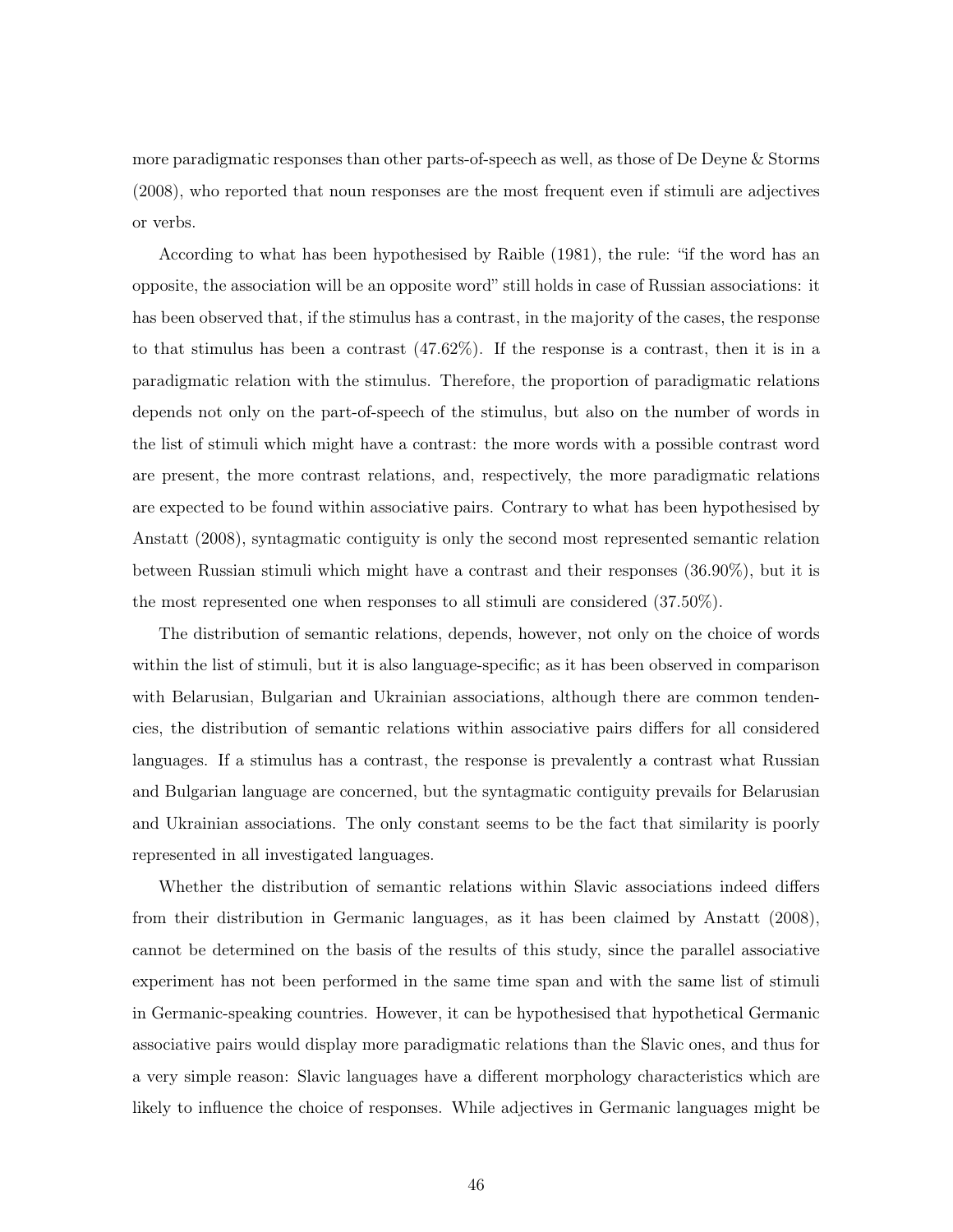more paradigmatic responses than other parts-of-speech as well, as those of De Deyne & Storms (2008), who reported that noun responses are the most frequent even if stimuli are adjectives or verbs.

According to what has been hypothesised by Raible (1981), the rule: "if the word has an opposite, the association will be an opposite word" still holds in case of Russian associations: it has been observed that, if the stimulus has a contrast, in the majority of the cases, the response to that stimulus has been a contrast (47.62%). If the response is a contrast, then it is in a paradigmatic relation with the stimulus. Therefore, the proportion of paradigmatic relations depends not only on the part-of-speech of the stimulus, but also on the number of words in the list of stimuli which might have a contrast: the more words with a possible contrast word are present, the more contrast relations, and, respectively, the more paradigmatic relations are expected to be found within associative pairs. Contrary to what has been hypothesised by Anstatt (2008), syntagmatic contiguity is only the second most represented semantic relation between Russian stimuli which might have a contrast and their responses (36.90%), but it is the most represented one when responses to all stimuli are considered (37.50%).

The distribution of semantic relations, depends, however, not only on the choice of words within the list of stimuli, but it is also language-specific; as it has been observed in comparison with Belarusian, Bulgarian and Ukrainian associations, although there are common tendencies, the distribution of semantic relations within associative pairs differs for all considered languages. If a stimulus has a contrast, the response is prevalently a contrast what Russian and Bulgarian language are concerned, but the syntagmatic contiguity prevails for Belarusian and Ukrainian associations. The only constant seems to be the fact that similarity is poorly represented in all investigated languages.

Whether the distribution of semantic relations within Slavic associations indeed differs from their distribution in Germanic languages, as it has been claimed by Anstatt (2008), cannot be determined on the basis of the results of this study, since the parallel associative experiment has not been performed in the same time span and with the same list of stimuli in Germanic-speaking countries. However, it can be hypothesised that hypothetical Germanic associative pairs would display more paradigmatic relations than the Slavic ones, and thus for a very simple reason: Slavic languages have a different morphology characteristics which are likely to influence the choice of responses. While adjectives in Germanic languages might be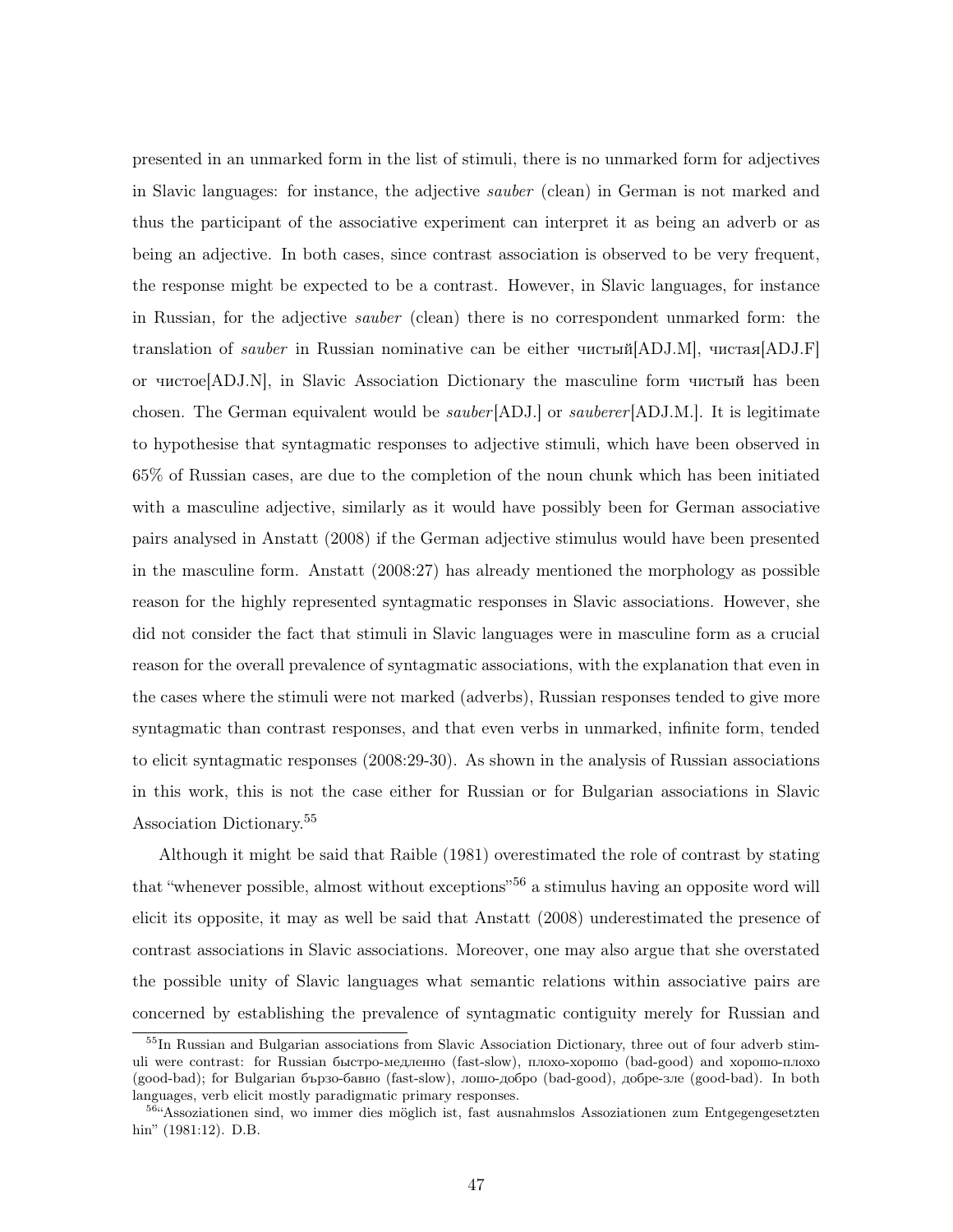presented in an unmarked form in the list of stimuli, there is no unmarked form for adjectives in Slavic languages: for instance, the adjective *sauber* (clean) in German is not marked and thus the participant of the associative experiment can interpret it as being an adverb or as being an adjective. In both cases, since contrast association is observed to be very frequent, the response might be expected to be a contrast. However, in Slavic languages, for instance in Russian, for the adjective *sauber* (clean) there is no correspondent unmarked form: the translation of *sauber* in Russian nominative can be either чистый[ADJ.M], чистая[ADJ.F] or чистое[ADJ.N], in Slavic Association Dictionary the masculine form чистый has been chosen. The German equivalent would be *sauber*[ADJ.] or *sauberer*[ADJ.M.]. It is legitimate to hypothesise that syntagmatic responses to adjective stimuli, which have been observed in 65% of Russian cases, are due to the completion of the noun chunk which has been initiated with a masculine adjective, similarly as it would have possibly been for German associative pairs analysed in Anstatt (2008) if the German adjective stimulus would have been presented in the masculine form. Anstatt (2008:27) has already mentioned the morphology as possible reason for the highly represented syntagmatic responses in Slavic associations. However, she did not consider the fact that stimuli in Slavic languages were in masculine form as a crucial reason for the overall prevalence of syntagmatic associations, with the explanation that even in the cases where the stimuli were not marked (adverbs), Russian responses tended to give more syntagmatic than contrast responses, and that even verbs in unmarked, infinite form, tended to elicit syntagmatic responses (2008:29-30). As shown in the analysis of Russian associations in this work, this is not the case either for Russian or for Bulgarian associations in Slavic Association Dictionary.[55]

Although it might be said that Raible (1981) overestimated the role of contrast by stating that "whenever possible, almost without exceptions"[56] a stimulus having an opposite word will elicit its opposite, it may as well be said that Anstatt (2008) underestimated the presence of contrast associations in Slavic associations. Moreover, one may also argue that she overstated the possible unity of Slavic languages what semantic relations within associative pairs are concerned by establishing the prevalence of syntagmatic contiguity merely for Russian and

[55] In Russian and Bulgarian associations from Slavic Association Dictionary, three out of four adverb stimuli were contrast: for Russian быстро-медленно (fast-slow), плохо-хорошо (bad-good) and хорошо-плохо (good-bad); for Bulgarian бързо-бавно (fast-slow), лошо-добро (bad-good), добре-зле (good-bad). In both languages, verb elicit mostly paradigmatic primary responses.

[56] "Assoziationen sind, wo immer dies möglich ist, fast ausnahmslos Assoziationen zum Entgegengesetzten hin" (1981:12). D.B.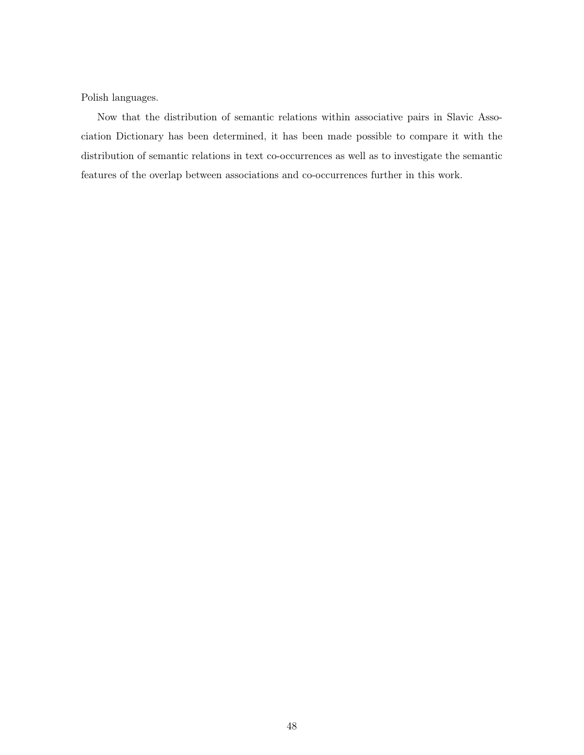Polish languages.

Now that the distribution of semantic relations within associative pairs in Slavic Association Dictionary has been determined, it has been made possible to compare it with the distribution of semantic relations in text co-occurrences as well as to investigate the semantic features of the overlap between associations and co-occurrences further in this work.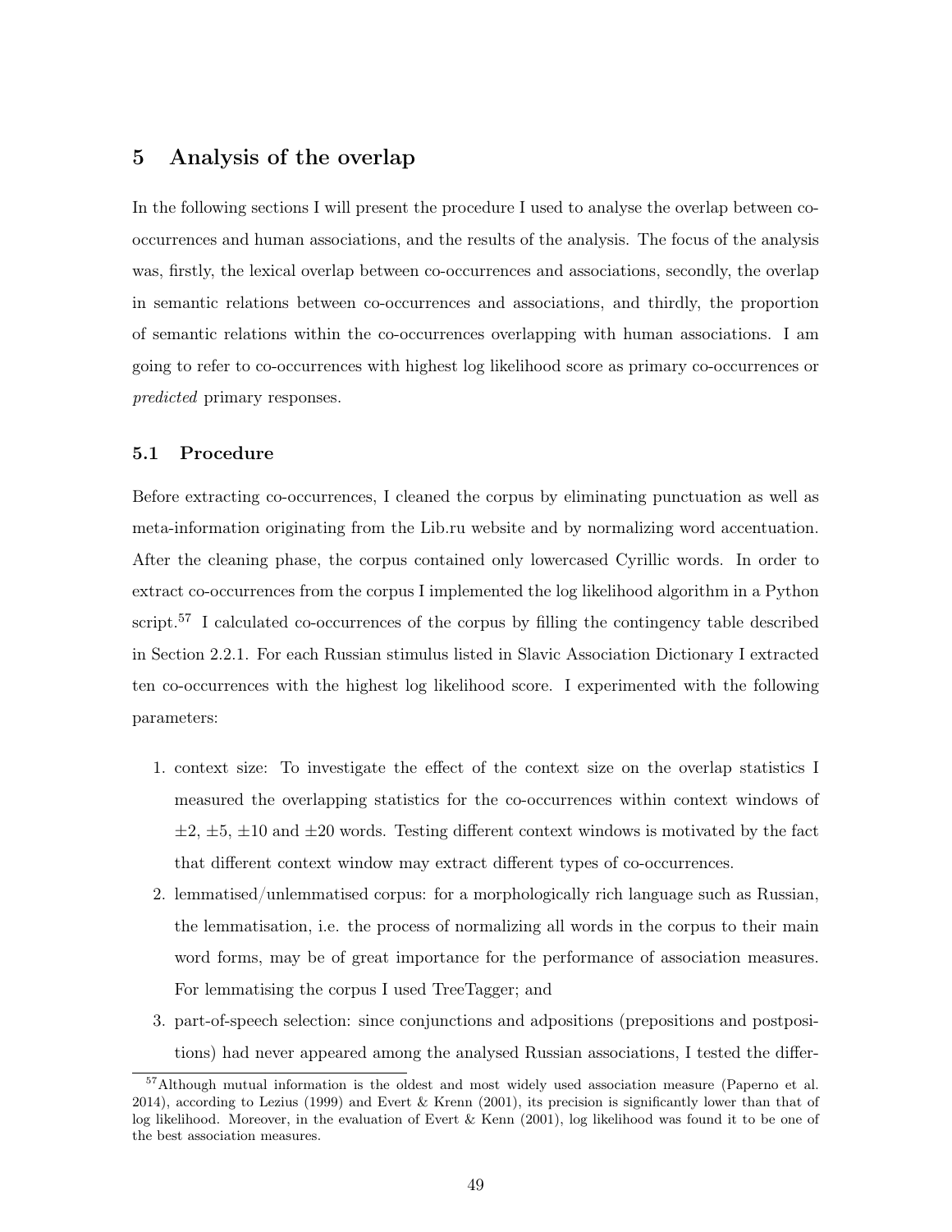## 5 Analysis of the overlap

In the following sections I will present the procedure I used to analyse the overlap between co-occurrences and human associations, and the results of the analysis. The focus of the analysis was, firstly, the lexical overlap between co-occurrences and associations, secondly, the overlap in semantic relations between co-occurrences and associations, and thirdly, the proportion of semantic relations within the co-occurrences overlapping with human associations. I am going to refer to co-occurrences with highest log likelihood score as primary co-occurrences or *predicted* primary responses.

### 5.1 Procedure

Before extracting co-occurrences, I cleaned the corpus by eliminating punctuation as well as meta-information originating from the Lib.ru website and by normalizing word accentuation. After the cleaning phase, the corpus contained only lowercased Cyrillic words. In order to extract co-occurrences from the corpus I implemented the log likelihood algorithm in a Python script.[57] I calculated co-occurrences of the corpus by filling the contingency table described in Section 2.2.1. For each Russian stimulus listed in Slavic Association Dictionary I extracted ten co-occurrences with the highest log likelihood score. I experimented with the following parameters:

1. context size: To investigate the effect of the context size on the overlap statistics I measured the overlapping statistics for the co-occurrences within context windows of $\pm2$, $\pm5$, $\pm10$ and $\pm20$ words. Testing different context windows is motivated by the fact that different context window may extract different types of co-occurrences.
2. lemmatised/unlemmatised corpus: for a morphologically rich language such as Russian, the lemmatisation, i.e. the process of normalizing all words in the corpus to their main word forms, may be of great importance for the performance of association measures. For lemmatising the corpus I used TreeTagger; and
3. part-of-speech selection: since conjunctions and adpositions (prepositions and postpositions) had never appeared among the analysed Russian associations, I tested the differ-

[57] Although mutual information is the oldest and most widely used association measure (Paperno et al. 2014), according to Lezius (1999) and Evert & Krenn (2001), its precision is significantly lower than that of log likelihood. Moreover, in the evaluation of Evert & Kenn (2001), log likelihood was found it to be one of the best association measures.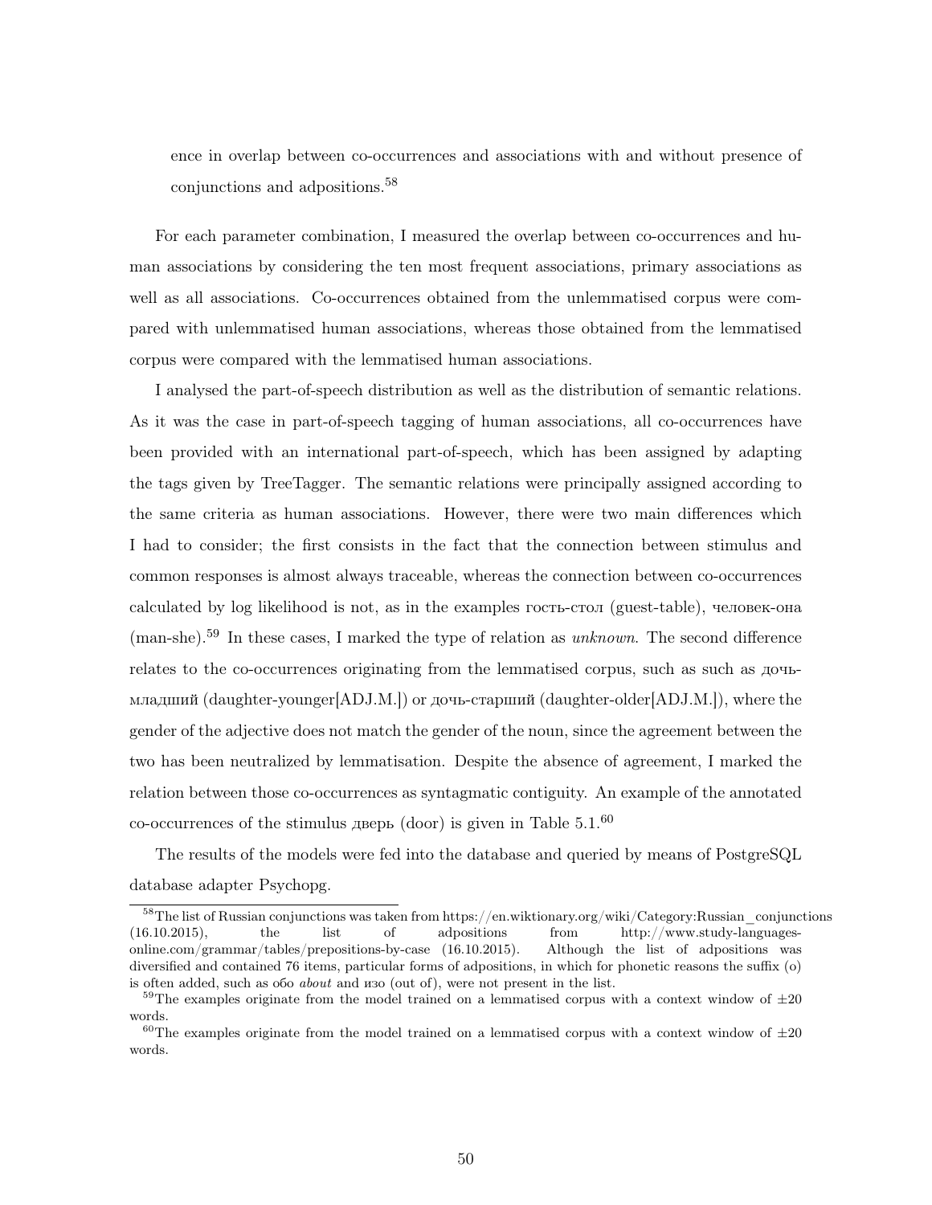ence in overlap between co-occurrences and associations with and without presence of conjunctions and adpositions.[58]

For each parameter combination, I measured the overlap between co-occurrences and human associations by considering the ten most frequent associations, primary associations as well as all associations. Co-occurrences obtained from the unlemmatised corpus were compared with unlemmatised human associations, whereas those obtained from the lemmatised corpus were compared with the lemmatised human associations.

I analysed the part-of-speech distribution as well as the distribution of semantic relations. As it was the case in part-of-speech tagging of human associations, all co-occurrences have been provided with an international part-of-speech, which has been assigned by adapting the tags given by TreeTagger. The semantic relations were principally assigned according to the same criteria as human associations. However, there were two main differences which I had to consider; the first consists in the fact that the connection between stimulus and common responses is almost always traceable, whereas the connection between co-occurrences calculated by log likelihood is not, as in the examples гость-стол (guest-table), человек-она (man-she).[59] In these cases, I marked the type of relation as *unknown*. The second difference relates to the co-occurrences originating from the lemmatised corpus, such as such as дочь-младший (daughter-younger[ADJ.M.]) or дочь-старший (daughter-older[ADJ.M.]), where the gender of the adjective does not match the gender of the noun, since the agreement between the two has been neutralized by lemmatisation. Despite the absence of agreement, I marked the relation between those co-occurrences as syntagmatic contiguity. An example of the annotated co-occurrences of the stimulus дверь (door) is given in Table 5.1.[60]

The results of the models were fed into the database and queried by means of PostgreSQL database adapter Psychopg.

---

[58] The list of Russian conjunctions was taken from https://en.wiktionary.org/wiki/Category:Russian_conjunctions (16.10.2015), the list of adpositions from http://www.study-languages-online.com/grammar/tables/prepositions-by-case (16.10.2015). Although the list of adpositions was diversified and contained 76 items, particular forms of adpositions, in which for phonetic reasons the suffix (o) is often added, such as обо *about* and изо (out of), were not present in the list.

[59] The examples originate from the model trained on a lemmatised corpus with a context window of ±20 words.

[60] The examples originate from the model trained on a lemmatised corpus with a context window of ±20 words.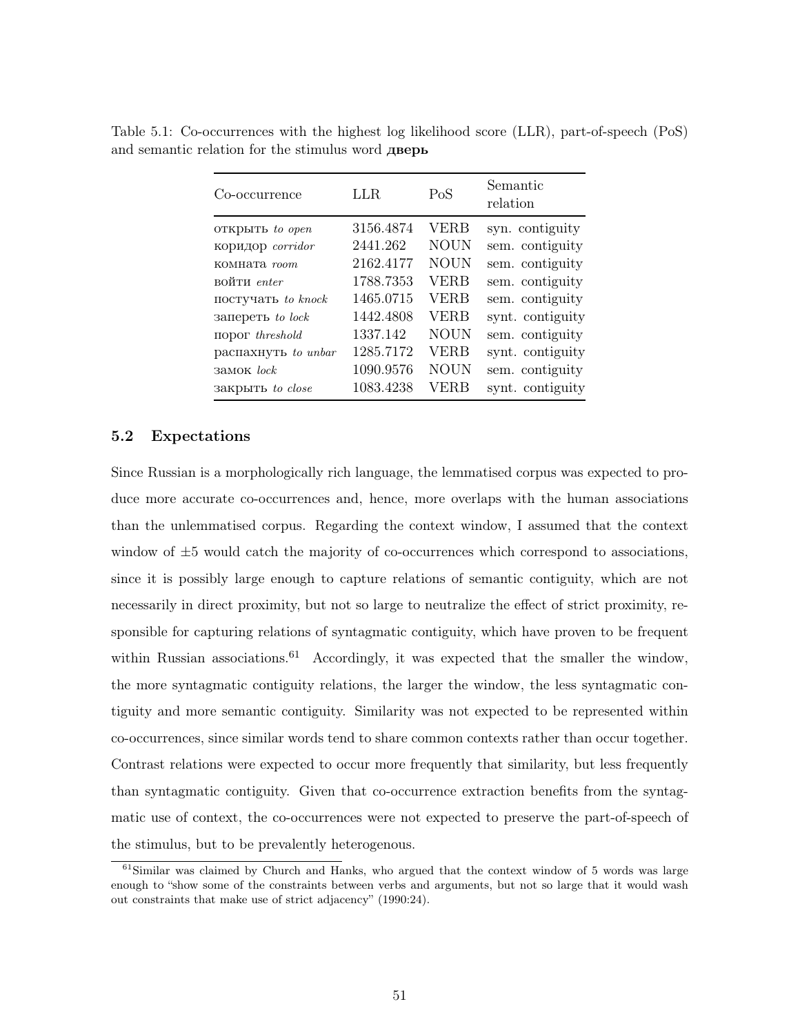Table 5.1: Co-occurrences with the highest log likelihood score (LLR), part-of-speech (PoS) and semantic relation for the stimulus word **дверь**

| Co-occurrence | LLR | PoS | Semantic relation |
|---|---|---|---|
| открыть *to open* | 3156.4874 | VERB | syn. contiguity |
| коридор *corridor* | 2441.262 | NOUN | sem. contiguity |
| комната *room* | 2162.4177 | NOUN | sem. contiguity |
| войти *enter* | 1788.7353 | VERB | sem. contiguity |
| постучать *to knock* | 1465.0715 | VERB | sem. contiguity |
| запереть *to lock* | 1442.4808 | VERB | synt. contiguity |
| порог *threshold* | 1337.142 | NOUN | sem. contiguity |
| распахнуть *to unbar* | 1285.7172 | VERB | synt. contiguity |
| замок *lock* | 1090.9576 | NOUN | sem. contiguity |
| закрыть *to close* | 1083.4238 | VERB | synt. contiguity |

### 5.2 Expectations

Since Russian is a morphologically rich language, the lemmatised corpus was expected to produce more accurate co-occurrences and, hence, more overlaps with the human associations than the unlemmatised corpus. Regarding the context window, I assumed that the context window of ±5 would catch the majority of co-occurrences which correspond to associations, since it is possibly large enough to capture relations of semantic contiguity, which are not necessarily in direct proximity, but not so large to neutralize the effect of strict proximity, responsible for capturing relations of syntagmatic contiguity, which have proven to be frequent within Russian associations.[61] Accordingly, it was expected that the smaller the window, the more syntagmatic contiguity relations, the larger the window, the less syntagmatic contiguity and more semantic contiguity. Similarity was not expected to be represented within co-occurrences, since similar words tend to share common contexts rather than occur together. Contrast relations were expected to occur more frequently that similarity, but less frequently than syntagmatic contiguity. Given that co-occurrence extraction benefits from the syntagmatic use of context, the co-occurrences were not expected to preserve the part-of-speech of the stimulus, but to be prevalently heterogenous.

[61] Similar was claimed by Church and Hanks, who argued that the context window of 5 words was large enough to "show some of the constraints between verbs and arguments, but not so large that it would wash out constraints that make use of strict adjacency" (1990:24).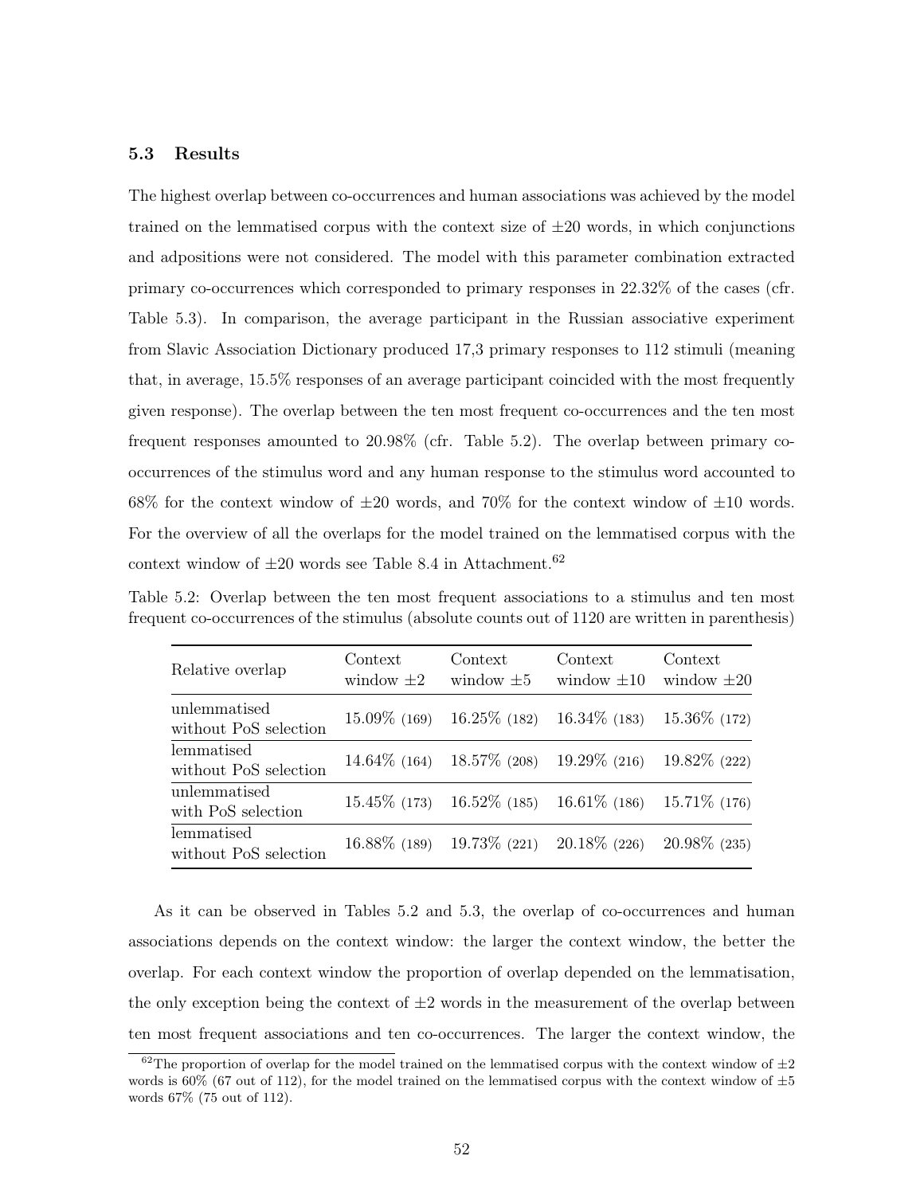### 5.3 Results

The highest overlap between co-occurrences and human associations was achieved by the model trained on the lemmatised corpus with the context size of ±20 words, in which conjunctions and adpositions were not considered. The model with this parameter combination extracted primary co-occurrences which corresponded to primary responses in 22.32% of the cases (cfr. Table 5.3). In comparison, the average participant in the Russian associative experiment from Slavic Association Dictionary produced 17,3 primary responses to 112 stimuli (meaning that, in average, 15.5% responses of an average participant coincided with the most frequently given response). The overlap between the ten most frequent co-occurrences and the ten most frequent responses amounted to 20.98% (cfr. Table 5.2). The overlap between primary co-occurrences of the stimulus word and any human response to the stimulus word accounted to 68% for the context window of ±20 words, and 70% for the context window of ±10 words. For the overview of all the overlaps for the model trained on the lemmatised corpus with the context window of ±20 words see Table 8.4 in Attachment.[62]

Table 5.2: Overlap between the ten most frequent associations to a stimulus and ten most frequent co-occurrences of the stimulus (absolute counts out of 1120 are written in parenthesis)

| Relative overlap | Context window ±2 | Context window ±5 | Context window ±10 | Context window ±20 |
|---|---|---|---|---|
| unlemmatised without PoS selection | 15.09% (169) | 16.25% (182) | 16.34% (183) | 15.36% (172) |
| lemmatised without PoS selection | 14.64% (164) | 18.57% (208) | 19.29% (216) | 19.82% (222) |
| unlemmatised with PoS selection | 15.45% (173) | 16.52% (185) | 16.61% (186) | 15.71% (176) |
| lemmatised without PoS selection | 16.88% (189) | 19.73% (221) | 20.18% (226) | 20.98% (235) |

As it can be observed in Tables 5.2 and 5.3, the overlap of co-occurrences and human associations depends on the context window: the larger the context window, the better the overlap. For each context window the proportion of overlap depended on the lemmatisation, the only exception being the context of ±2 words in the measurement of the overlap between ten most frequent associations and ten co-occurrences. The larger the context window, the

[62] The proportion of overlap for the model trained on the lemmatised corpus with the context window of ±2 words is 60% (67 out of 112), for the model trained on the lemmatised corpus with the context window of ±5 words 67% (75 out of 112).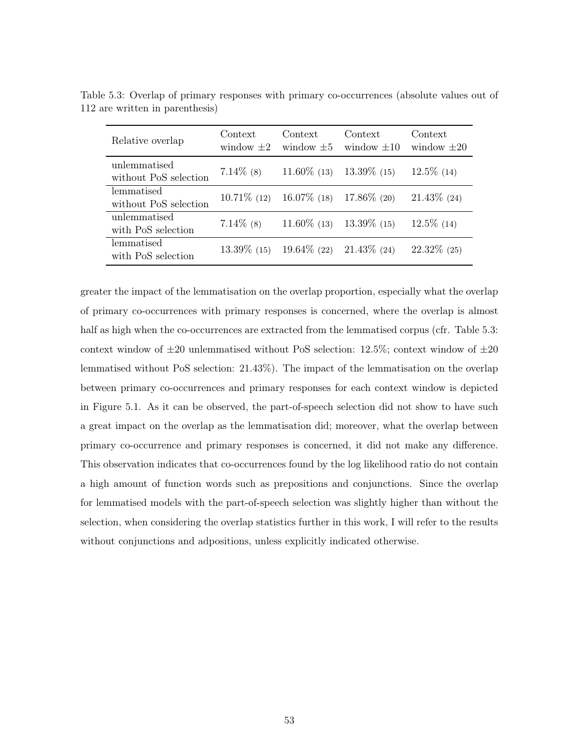Table 5.3: Overlap of primary responses with primary co-occurrences (absolute values out of 112 are written in parenthesis)

| Relative overlap | Context window $\pm2$ | Context window $\pm5$ | Context window $\pm10$ | Context window $\pm20$ |
|---|---|---|---|---|
| unlemmatised without PoS selection | 7.14% (8) | 11.60% (13) | 13.39% (15) | 12.5% (14) |
| lemmatised without PoS selection | 10.71% (12) | 16.07% (18) | 17.86% (20) | 21.43% (24) |
| unlemmatised with PoS selection | 7.14% (8) | 11.60% (13) | 13.39% (15) | 12.5% (14) |
| lemmatised with PoS selection | 13.39% (15) | 19.64% (22) | 21.43% (24) | 22.32% (25) |

greater the impact of the lemmatisation on the overlap proportion, especially what the overlap of primary co-occurrences with primary responses is concerned, where the overlap is almost half as high when the co-occurrences are extracted from the lemmatised corpus (cfr. Table 5.3: context window of $\pm20$ unlemmatised without PoS selection: 12.5%; context window of $\pm20$ lemmatised without PoS selection: 21.43%). The impact of the lemmatisation on the overlap between primary co-occurrences and primary responses for each context window is depicted in Figure 5.1. As it can be observed, the part-of-speech selection did not show to have such a great impact on the overlap as the lemmatisation did; moreover, what the overlap between primary co-occurrence and primary responses is concerned, it did not make any difference. This observation indicates that co-occurrences found by the log likelihood ratio do not contain a high amount of function words such as prepositions and conjunctions. Since the overlap for lemmatised models with the part-of-speech selection was slightly higher than without the selection, when considering the overlap statistics further in this work, I will refer to the results without conjunctions and adpositions, unless explicitly indicated otherwise.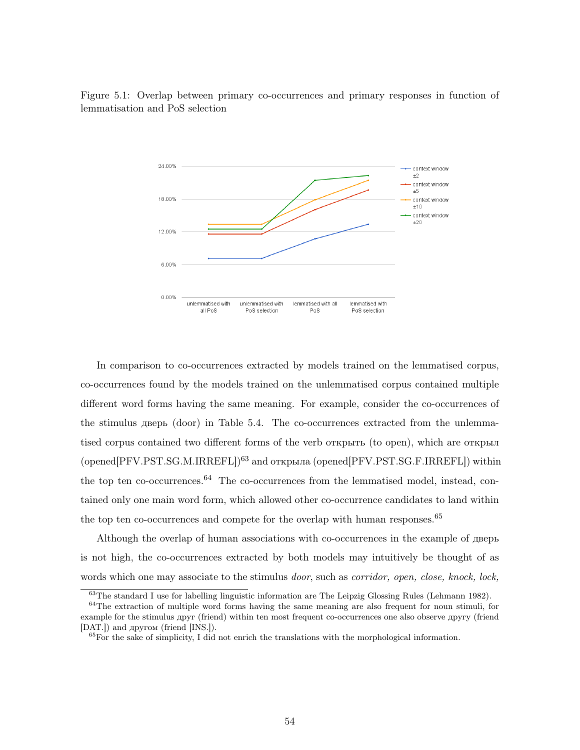Figure 5.1: Overlap between primary co-occurrences and primary responses in function of lemmatisation and PoS selection

In comparison to co-occurrences extracted by models trained on the lemmatised corpus, co-occurrences found by the models trained on the unlemmatised corpus contained multiple different word forms having the same meaning. For example, consider the co-occurrences of the stimulus дверь (door) in Table 5.4. The co-occurrences extracted from the unlemmatised corpus contained two different forms of the verb открыть (to open), which are открыл (opened[PFV.PST.SG.M.IRREFL])[63] and открыла (opened[PFV.PST.SG.F.IRREFL]) within the top ten co-occurrences.[64] The co-occurrences from the lemmatised model, instead, contained only one main word form, which allowed other co-occurrence candidates to land within the top ten co-occurrences and compete for the overlap with human responses.[65]

Although the overlap of human associations with co-occurrences in the example of дверь is not high, the co-occurrences extracted by both models may intuitively be thought of as words which one may associate to the stimulus *door*, such as *corridor, open, close, knock, lock,*

[63] The standard I use for labelling linguistic information are The Leipzig Glossing Rules (Lehmann 1982).

[64] The extraction of multiple word forms having the same meaning are also frequent for noun stimuli, for example for the stimulus друг (friend) within ten most frequent co-occurrences one also observe другу (friend [DAT.]) and другом (friend [INS.]).

[65] For the sake of simplicity, I did not enrich the translations with the morphological information.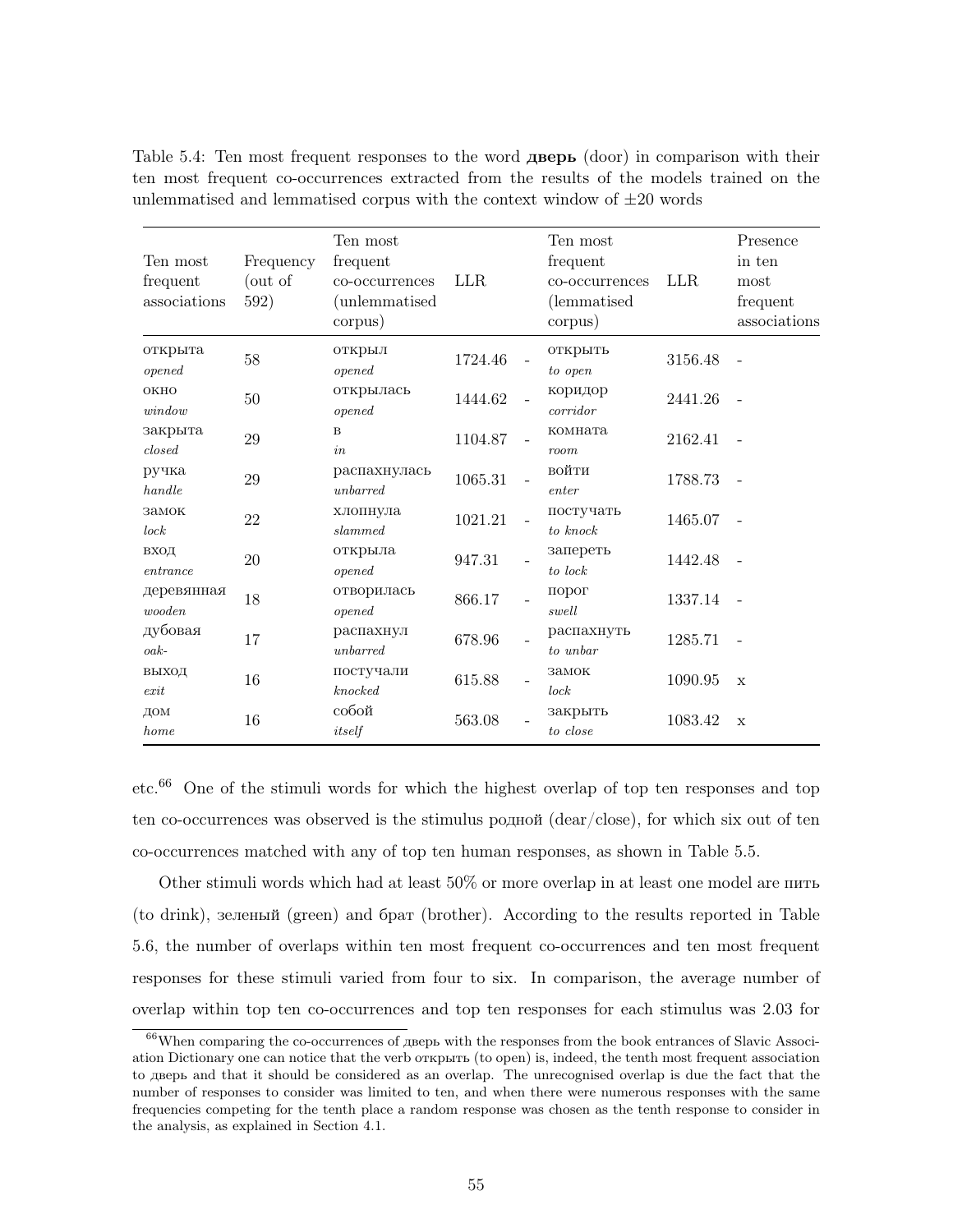Table 5.4: Ten most frequent responses to the word **дверь** (door) in comparison with their ten most frequent co-occurrences extracted from the results of the models trained on the unlemmatised and lemmatised corpus with the context window of ±20 words

| Ten most frequent associations | Frequency (out of 592) | Ten most frequent co-occurrences (unlemmatised corpus) | LLR | | Ten most frequent co-occurrences (lemmatised corpus) | LLR | Presence in ten most frequent associations |
|---|---|---|---|---|---|---|---|
| открыта *opened* | 58 | открыл *opened* | 1724.46 | - | открыть *to open* | 3156.48 | - |
| окно *window* | 50 | открылась *opened* | 1444.62 | - | коридор *corridor* | 2441.26 | - |
| закрыта *closed* | 29 | в *in* | 1104.87 | - | комната *room* | 2162.41 | - |
| ручка *handle* | 29 | распахнулась *unbarred* | 1065.31 | - | войти *enter* | 1788.73 | - |
| замок *lock* | 22 | хлопнула *slammed* | 1021.21 | - | постучать *to knock* | 1465.07 | - |
| вход *entrance* | 20 | открыла *opened* | 947.31 | - | запереть *to lock* | 1442.48 | - |
| деревянная *wooden* | 18 | отворилась *opened* | 866.17 | - | порог *swell* | 1337.14 | - |
| дубовая *oak-* | 17 | распахнул *unbarred* | 678.96 | - | распахнуть *to unbar* | 1285.71 | - |
| выход *exit* | 16 | постучали *knocked* | 615.88 | - | замок *lock* | 1090.95 | x |
| дом *home* | 16 | собой *itself* | 563.08 | - | закрыть *to close* | 1083.42 | x |

etc.[66] One of the stimuli words for which the highest overlap of top ten responses and top ten co-occurrences was observed is the stimulus родной (dear/close), for which six out of ten co-occurrences matched with any of top ten human responses, as shown in Table 5.5.

Other stimuli words which had at least 50% or more overlap in at least one model are пить (to drink), зеленый (green) and брат (brother). According to the results reported in Table 5.6, the number of overlaps within ten most frequent co-occurrences and ten most frequent responses for these stimuli varied from four to six. In comparison, the average number of overlap within top ten co-occurrences and top ten responses for each stimulus was 2.03 for

[66] When comparing the co-occurrences of дверь with the responses from the book entrances of Slavic Association Dictionary one can notice that the verb открыть (to open) is, indeed, the tenth most frequent association to дверь and that it should be considered as an overlap. The unrecognised overlap is due the fact that the number of responses to consider was limited to ten, and when there were numerous responses with the same frequencies competing for the tenth place a random response was chosen as the tenth response to consider in the analysis, as explained in Section 4.1.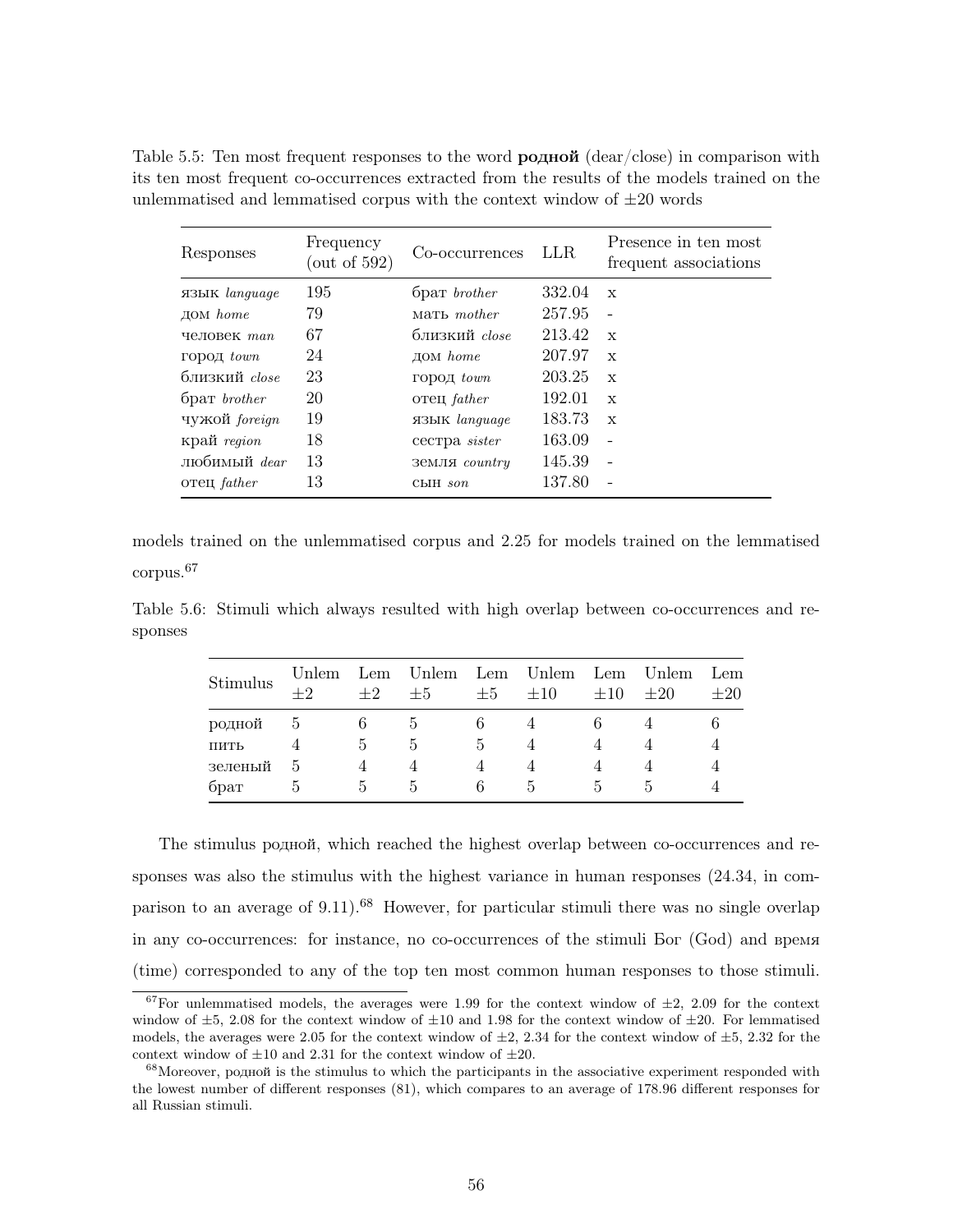Table 5.5: Ten most frequent responses to the word **родной** (dear/close) in comparison with its ten most frequent co-occurrences extracted from the results of the models trained on the unlemmatised and lemmatised corpus with the context window of ±20 words

| Responses | Frequency (out of 592) | Co-occurrences | LLR | Presence in ten most frequent associations |
|---|---|---|---|---|
| язык *language* | 195 | брат *brother* | 332.04 | x |
| дом *home* | 79 | мать *mother* | 257.95 | - |
| человек *man* | 67 | близкий *close* | 213.42 | x |
| город *town* | 24 | дом *home* | 207.97 | x |
| близкий *close* | 23 | город *town* | 203.25 | x |
| брат *brother* | 20 | отец *father* | 192.01 | x |
| чужой *foreign* | 19 | язык *language* | 183.73 | x |
| край *region* | 18 | сестра *sister* | 163.09 | - |
| любимый *dear* | 13 | земля *country* | 145.39 | - |
| отец *father* | 13 | сын *son* | 137.80 | - |

models trained on the unlemmatised corpus and 2.25 for models trained on the lemmatised corpus.[67]

Table 5.6: Stimuli which always resulted with high overlap between co-occurrences and responses

| Stimulus | Unlem ±2 | Lem ±2 | Unlem ±5 | Lem ±5 | Unlem ±10 | Lem ±10 | Unlem ±20 | Lem ±20 |
|---|---|---|---|---|---|---|---|---|
| родной | 5 | 6 | 5 | 6 | 4 | 6 | 4 | 6 |
| пить | 4 | 5 | 5 | 5 | 4 | 4 | 4 | 4 |
| зеленый | 5 | 4 | 4 | 4 | 4 | 4 | 4 | 4 |
| брат | 5 | 5 | 5 | 6 | 5 | 5 | 5 | 4 |

The stimulus родной, which reached the highest overlap between co-occurrences and responses was also the stimulus with the highest variance in human responses (24.34, in comparison to an average of 9.11).[68] However, for particular stimuli there was no single overlap in any co-occurrences: for instance, no co-occurrences of the stimuli Бог (God) and время (time) corresponded to any of the top ten most common human responses to those stimuli.

[67] For unlemmatised models, the averages were 1.99 for the context window of ±2, 2.09 for the context window of ±5, 2.08 for the context window of ±10 and 1.98 for the context window of ±20. For lemmatised models, the averages were 2.05 for the context window of ±2, 2.34 for the context window of ±5, 2.32 for the context window of ±10 and 2.31 for the context window of ±20.

[68] Moreover, родной is the stimulus to which the participants in the associative experiment responded with the lowest number of different responses (81), which compares to an average of 178.96 different responses for all Russian stimuli.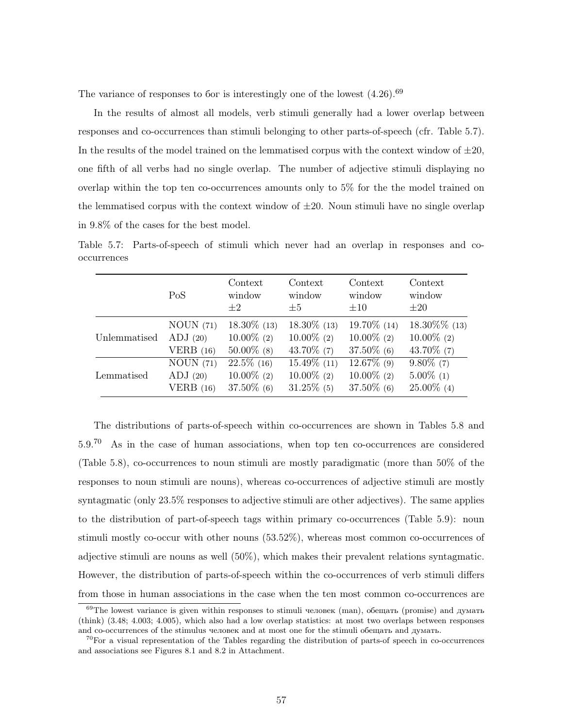The variance of responses to бог is interestingly one of the lowest (4.26).[69]

In the results of almost all models, verb stimuli generally had a lower overlap between responses and co-occurrences than stimuli belonging to other parts-of-speech (cfr. Table 5.7). In the results of the model trained on the lemmatised corpus with the context window of $\pm 20$, one fifth of all verbs had no single overlap. The number of adjective stimuli displaying no overlap within the top ten co-occurrences amounts only to 5% for the the model trained on the lemmatised corpus with the context window of $\pm 20$. Noun stimuli have no single overlap in 9.8% of the cases for the best model.

Table 5.7: Parts-of-speech of stimuli which never had an overlap in responses and co-occurrences

| | PoS | Context window $\pm 2$ | Context window $\pm 5$ | Context window $\pm 10$ | Context window $\pm 20$ |
|---|---|---|---|---|---|
| Unlemmatised | NOUN (71) | 18.30% (13) | 18.30% (13) | 19.70% (14) | 18.30%% (13) |
| | ADJ (20) | 10.00% (2) | 10.00% (2) | 10.00% (2) | 10.00% (2) |
| | VERB (16) | 50.00% (8) | 43.70% (7) | 37.50% (6) | 43.70% (7) |
| Lemmatised | NOUN (71) | 22.5% (16) | 15.49% (11) | 12.67% (9) | 9.80% (7) |
| | ADJ (20) | 10.00% (2) | 10.00% (2) | 10.00% (2) | 5.00% (1) |
| | VERB (16) | 37.50% (6) | 31.25% (5) | 37.50% (6) | 25.00% (4) |

The distributions of parts-of-speech within co-occurrences are shown in Tables 5.8 and 5.9.[70] As in the case of human associations, when top ten co-occurrences are considered (Table 5.8), co-occurrences to noun stimuli are mostly paradigmatic (more than 50% of the responses to noun stimuli are nouns), whereas co-occurrences of adjective stimuli are mostly syntagmatic (only 23.5% responses to adjective stimuli are other adjectives). The same applies to the distribution of part-of-speech tags within primary co-occurrences (Table 5.9): noun stimuli mostly co-occur with other nouns (53.52%), whereas most common co-occurrences of adjective stimuli are nouns as well (50%), which makes their prevalent relations syntagmatic. However, the distribution of parts-of-speech within the co-occurrences of verb stimuli differs from those in human associations in the case when the ten most common co-occurrences are

[69] The lowest variance is given within responses to stimuli человек (man), обещать (promise) and думать (think) (3.48; 4.003; 4.005), which also had a low overlap statistics: at most two overlaps between responses and co-occurrences of the stimulus человек and at most one for the stimuli обещать and думать.

[70] For a visual representation of the Tables regarding the distribution of parts-of speech in co-occurrences and associations see Figures 8.1 and 8.2 in Attachment.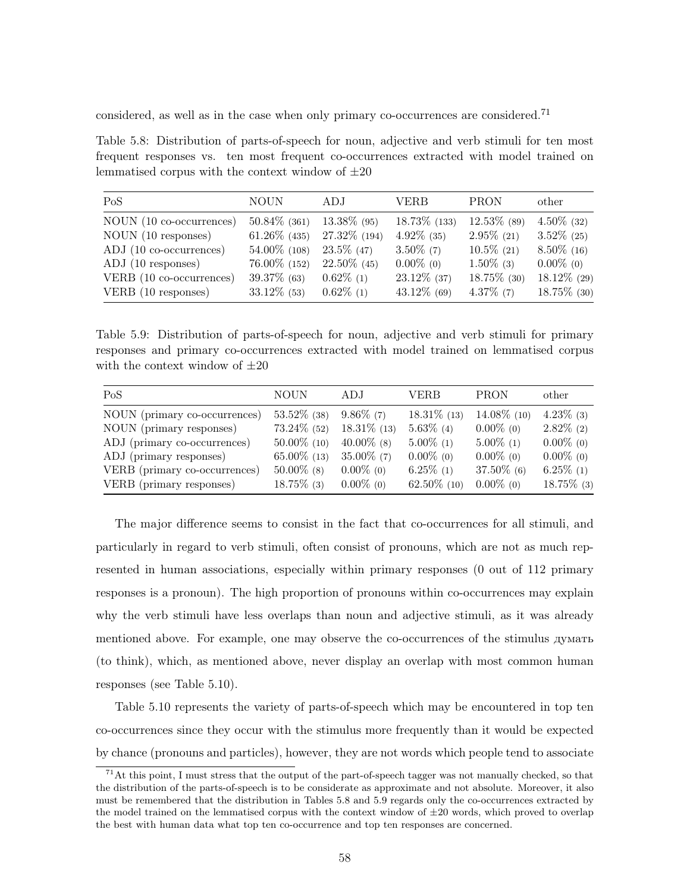considered, as well as in the case when only primary co-occurrences are considered.[71]

Table 5.8: Distribution of parts-of-speech for noun, adjective and verb stimuli for ten most frequent responses vs. ten most frequent co-occurrences extracted with model trained on lemmatised corpus with the context window of ±20

| PoS | NOUN | ADJ | VERB | PRON | other |
|---|---|---|---|---|---|
| NOUN (10 co-occurrences) | 50.84% (361) | 13.38% (95) | 18.73% (133) | 12.53% (89) | 4.50% (32) |
| NOUN (10 responses) | 61.26% (435) | 27.32% (194) | 4.92% (35) | 2.95% (21) | 3.52% (25) |
| ADJ (10 co-occurrences) | 54.00% (108) | 23.5% (47) | 3.50% (7) | 10.5% (21) | 8.50% (16) |
| ADJ (10 responses) | 76.00% (152) | 22.50% (45) | 0.00% (0) | 1.50% (3) | 0.00% (0) |
| VERB (10 co-occurrences) | 39.37% (63) | 0.62% (1) | 23.12% (37) | 18.75% (30) | 18.12% (29) |
| VERB (10 responses) | 33.12% (53) | 0.62% (1) | 43.12% (69) | 4.37% (7) | 18.75% (30) |

Table 5.9: Distribution of parts-of-speech for noun, adjective and verb stimuli for primary responses and primary co-occurrences extracted with model trained on lemmatised corpus with the context window of ±20

| PoS | NOUN | ADJ | VERB | PRON | other |
|---|---|---|---|---|---|
| NOUN (primary co-occurrences) | 53.52% (38) | 9.86% (7) | 18.31% (13) | 14.08% (10) | 4.23% (3) |
| NOUN (primary responses) | 73.24% (52) | 18.31% (13) | 5.63% (4) | 0.00% (0) | 2.82% (2) |
| ADJ (primary co-occurrences) | 50.00% (10) | 40.00% (8) | 5.00% (1) | 5.00% (1) | 0.00% (0) |
| ADJ (primary responses) | 65.00% (13) | 35.00% (7) | 0.00% (0) | 0.00% (0) | 0.00% (0) |
| VERB (primary co-occurrences) | 50.00% (8) | 0.00% (0) | 6.25% (1) | 37.50% (6) | 6.25% (1) |
| VERB (primary responses) | 18.75% (3) | 0.00% (0) | 62.50% (10) | 0.00% (0) | 18.75% (3) |

The major difference seems to consist in the fact that co-occurrences for all stimuli, and particularly in regard to verb stimuli, often consist of pronouns, which are not as much represented in human associations, especially within primary responses (0 out of 112 primary responses is a pronoun). The high proportion of pronouns within co-occurrences may explain why the verb stimuli have less overlaps than noun and adjective stimuli, as it was already mentioned above. For example, one may observe the co-occurrences of the stimulus думать (to think), which, as mentioned above, never display an overlap with most common human responses (see Table 5.10).

Table 5.10 represents the variety of parts-of-speech which may be encountered in top ten co-occurrences since they occur with the stimulus more frequently than it would be expected by chance (pronouns and particles), however, they are not words which people tend to associate

[71] At this point, I must stress that the output of the part-of-speech tagger was not manually checked, so that the distribution of the parts-of-speech is to be considerate as approximate and not absolute. Moreover, it also must be remembered that the distribution in Tables 5.8 and 5.9 regards only the co-occurrences extracted by the model trained on the lemmatised corpus with the context window of ±20 words, which proved to overlap the best with human data what top ten co-occurrence and top ten responses are concerned.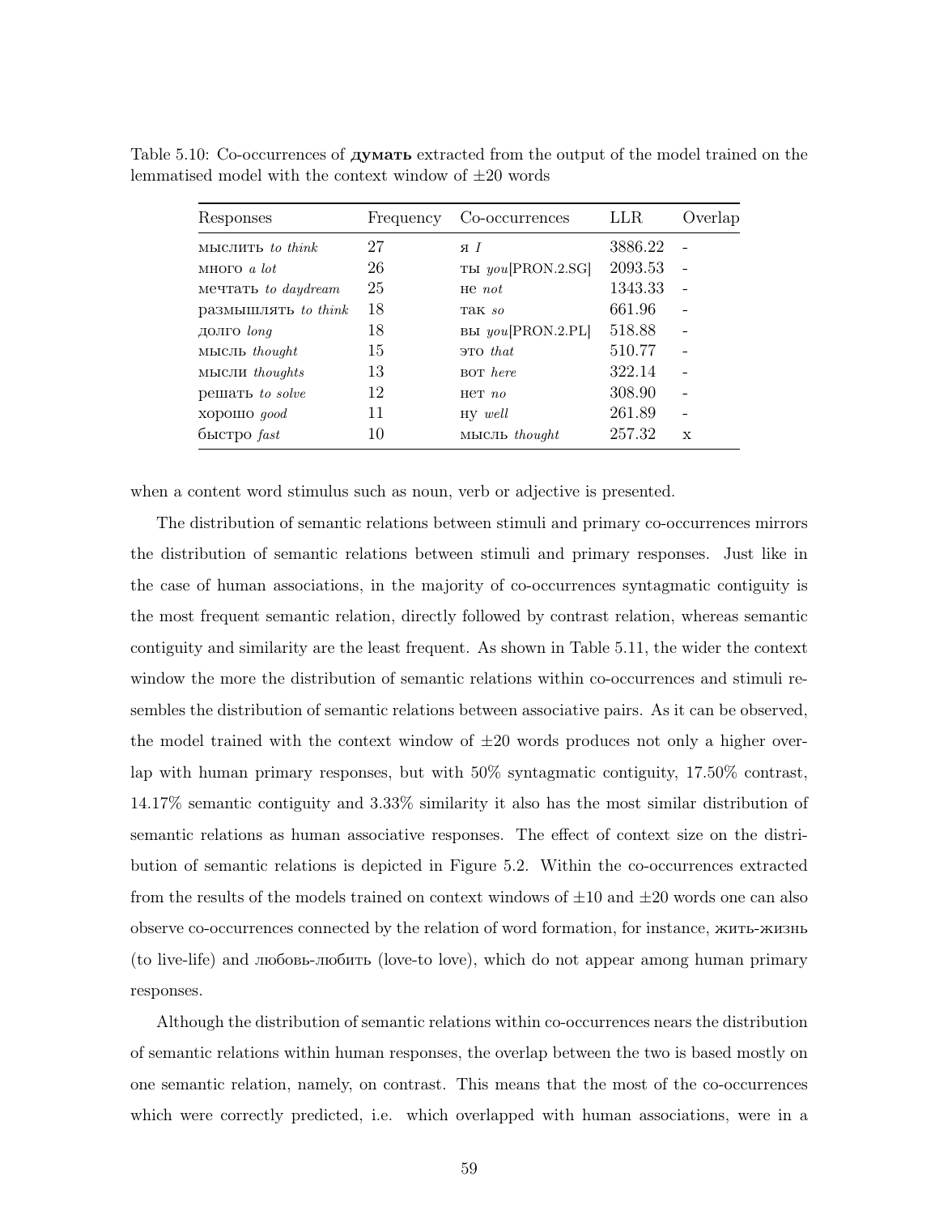Table 5.10: Co-occurrences of **думать** extracted from the output of the model trained on the lemmatised model with the context window of ±20 words

| Responses | Frequency | Co-occurrences | LLR | Overlap |
|---|---|---|---|---|
| мыслить *to think* | 27 | я *I* | 3886.22 | - |
| много *a lot* | 26 | ты *you*[PRON.2.SG] | 2093.53 | - |
| мечтать *to daydream* | 25 | не *not* | 1343.33 | - |
| размышлять *to think* | 18 | так *so* | 661.96 | - |
| долго *long* | 18 | вы *you*[PRON.2.PL] | 518.88 | - |
| мысль *thought* | 15 | это *that* | 510.77 | - |
| мысли *thoughts* | 13 | вот *here* | 322.14 | - |
| решать *to solve* | 12 | нет *no* | 308.90 | - |
| хорошо *good* | 11 | ну *well* | 261.89 | - |
| быстро *fast* | 10 | мысль *thought* | 257.32 | x |

when a content word stimulus such as noun, verb or adjective is presented.

The distribution of semantic relations between stimuli and primary co-occurrences mirrors the distribution of semantic relations between stimuli and primary responses. Just like in the case of human associations, in the majority of co-occurrences syntagmatic contiguity is the most frequent semantic relation, directly followed by contrast relation, whereas semantic contiguity and similarity are the least frequent. As shown in Table 5.11, the wider the context window the more the distribution of semantic relations within co-occurrences and stimuli resembles the distribution of semantic relations between associative pairs. As it can be observed, the model trained with the context window of ±20 words produces not only a higher overlap with human primary responses, but with 50% syntagmatic contiguity, 17.50% contrast, 14.17% semantic contiguity and 3.33% similarity it also has the most similar distribution of semantic relations as human associative responses. The effect of context size on the distribution of semantic relations is depicted in Figure 5.2. Within the co-occurrences extracted from the results of the models trained on context windows of ±10 and ±20 words one can also observe co-occurrences connected by the relation of word formation, for instance, жить-жизнь (to live-life) and любовь-любить (love-to love), which do not appear among human primary responses.

Although the distribution of semantic relations within co-occurrences nears the distribution of semantic relations within human responses, the overlap between the two is based mostly on one semantic relation, namely, on contrast. This means that the most of the co-occurrences which were correctly predicted, i.e. which overlapped with human associations, were in a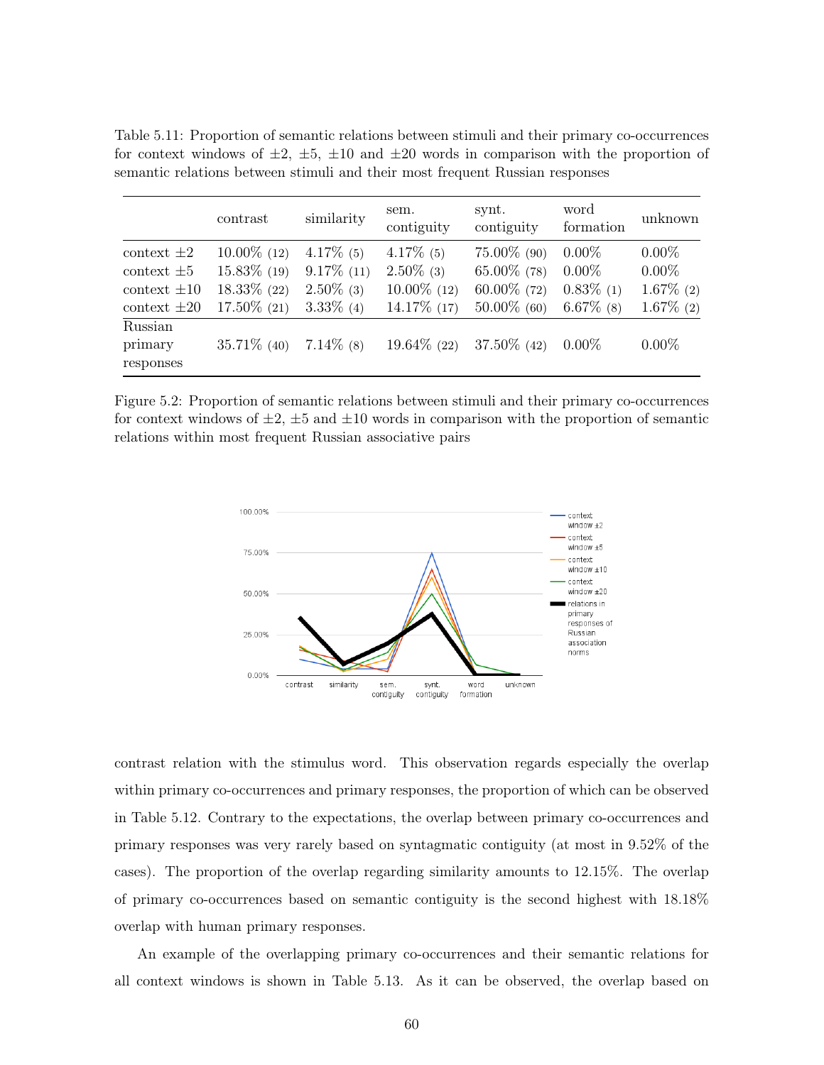Table 5.11: Proportion of semantic relations between stimuli and their primary co-occurrences for context windows of ±2, ±5, ±10 and ±20 words in comparison with the proportion of semantic relations between stimuli and their most frequent Russian responses

| | contrast | similarity | sem. contiguity | synt. contiguity | word formation | unknown |
|---|---|---|---|---|---|---|
| context ±2 | 10.00% (12) | 4.17% (5) | 4.17% (5) | 75.00% (90) | 0.00% | 0.00% |
| context ±5 | 15.83% (19) | 9.17% (11) | 2.50% (3) | 65.00% (78) | 0.00% | 0.00% |
| context ±10 | 18.33% (22) | 2.50% (3) | 10.00% (12) | 60.00% (72) | 0.83% (1) | 1.67% (2) |
| context ±20 | 17.50% (21) | 3.33% (4) | 14.17% (17) | 50.00% (60) | 6.67% (8) | 1.67% (2) |
| Russian primary responses | 35.71% (40) | 7.14% (8) | 19.64% (22) | 37.50% (42) | 0.00% | 0.00% |

Figure 5.2: Proportion of semantic relations between stimuli and their primary co-occurrences for context windows of ±2, ±5 and ±10 words in comparison with the proportion of semantic relations within most frequent Russian associative pairs

contrast relation with the stimulus word. This observation regards especially the overlap within primary co-occurrences and primary responses, the proportion of which can be observed in Table 5.12. Contrary to the expectations, the overlap between primary co-occurrences and primary responses was very rarely based on syntagmatic contiguity (at most in 9.52% of the cases). The proportion of the overlap regarding similarity amounts to 12.15%. The overlap of primary co-occurrences based on semantic contiguity is the second highest with 18.18% overlap with human primary responses.

An example of the overlapping primary co-occurrences and their semantic relations for all context windows is shown in Table 5.13. As it can be observed, the overlap based on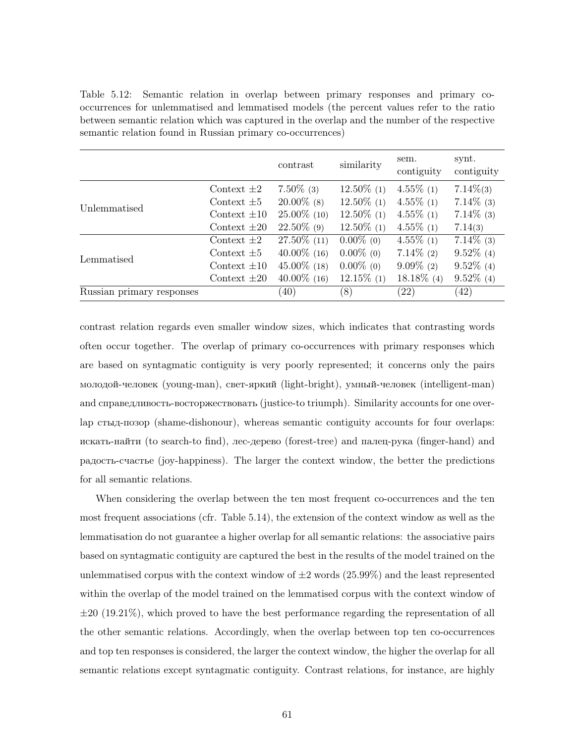Table 5.12: Semantic relation in overlap between primary responses and primary co-occurrences for unlemmatised and lemmatised models (the percent values refer to the ratio between semantic relation which was captured in the overlap and the number of the respective semantic relation found in Russian primary co-occurrences)

| | | contrast | similarity | sem. contiguity | synt. contiguity |
|---|---|---|---|---|---|
| Unlemmatised | Context $\pm 2$ | 7.50% (3) | 12.50% (1) | 4.55% (1) | 7.14%(3) |
| | Context $\pm 5$ | 20.00% (8) | 12.50% (1) | 4.55% (1) | 7.14% (3) |
| | Context $\pm 10$ | 25.00% (10) | 12.50% (1) | 4.55% (1) | 7.14% (3) |
| | Context $\pm 20$ | 22.50% (9) | 12.50% (1) | 4.55% (1) | 7.14(3) |
| Lemmatised | Context $\pm 2$ | 27.50% (11) | 0.00% (0) | 4.55% (1) | 7.14% (3) |
| | Context $\pm 5$ | 40.00% (16) | 0.00% (0) | 7.14% (2) | 9.52% (4) |
| | Context $\pm 10$ | 45.00% (18) | 0.00% (0) | 9.09% (2) | 9.52% (4) |
| | Context $\pm 20$ | 40.00% (16) | 12.15% (1) | 18.18% (4) | 9.52% (4) |
| Russian primary responses | | (40) | (8) | (22) | (42) |

contrast relation regards even smaller window sizes, which indicates that contrasting words often occur together. The overlap of primary co-occurrences with primary responses which are based on syntagmatic contiguity is very poorly represented; it concerns only the pairs молодой-человек (young-man), свет-яркий (light-bright), умный-человек (intelligent-man) and справедливость-восторжествовать (justice-to triumph). Similarity accounts for one overlap стыд-позор (shame-dishonour), whereas semantic contiguity accounts for four overlaps: искать-найти (to search-to find), лес-дерево (forest-tree) and палец-рука (finger-hand) and радость-счастье (joy-happiness). The larger the context window, the better the predictions for all semantic relations.

When considering the overlap between the ten most frequent co-occurrences and the ten most frequent associations (cfr. Table 5.14), the extension of the context window as well as the lemmatisation do not guarantee a higher overlap for all semantic relations: the associative pairs based on syntagmatic contiguity are captured the best in the results of the model trained on the unlemmatised corpus with the context window of $\pm 2$ words (25.99%) and the least represented within the overlap of the model trained on the lemmatised corpus with the context window of $\pm 20$ (19.21%), which proved to have the best performance regarding the representation of all the other semantic relations. Accordingly, when the overlap between top ten co-occurrences and top ten responses is considered, the larger the context window, the higher the overlap for all semantic relations except syntagmatic contiguity. Contrast relations, for instance, are highly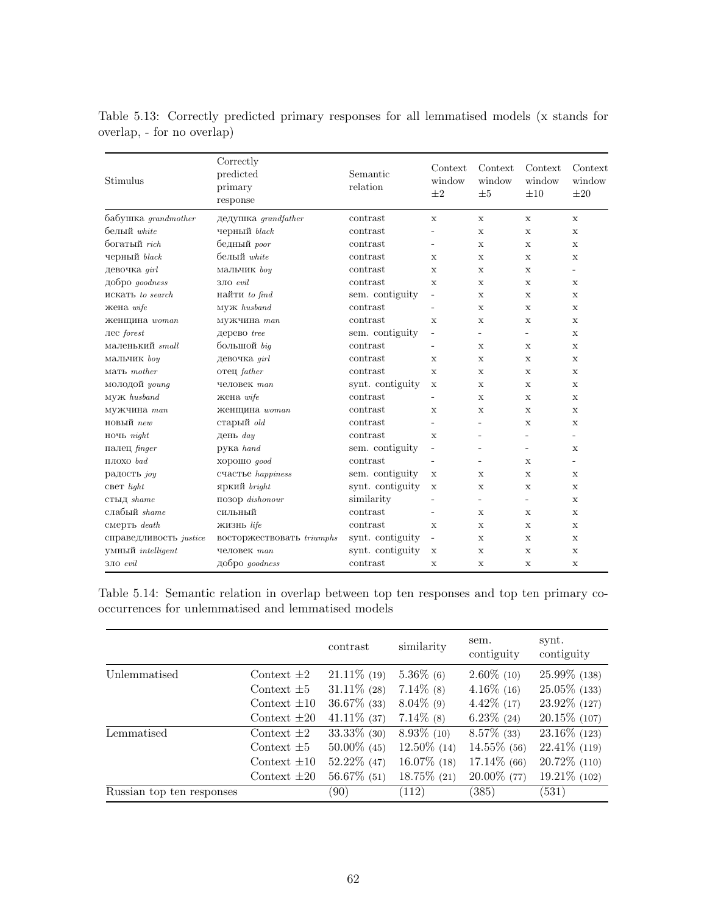Table 5.13: Correctly predicted primary responses for all lemmatised models (x stands for overlap, - for no overlap)

| Stimulus | Correctly predicted primary response | Semantic relation | Context window ±2 | Context window ±5 | Context window ±10 | Context window ±20 |
|---|---|---|---|---|---|---|
| бабушка *grandmother* | дедушка *grandfather* | contrast | x | x | x | x |
| белый *white* | черный *black* | contrast | - | x | x | x |
| богатый *rich* | бедный *poor* | contrast | - | x | x | x |
| черный *black* | белый *white* | contrast | x | x | x | x |
| девочка *girl* | мальчик *boy* | contrast | x | x | x | - |
| добро *goodness* | зло *evil* | contrast | x | x | x | x |
| искать *to search* | найти *to find* | sem. contiguity | - | x | x | x |
| жена *wife* | муж *husband* | contrast | - | x | x | x |
| женщина *woman* | мужчина *man* | contrast | x | x | x | x |
| лес *forest* | дерево *tree* | sem. contiguity | - | - | - | x |
| маленький *small* | большой *big* | contrast | - | x | x | x |
| мальчик *boy* | девочка *girl* | contrast | x | x | x | x |
| мать *mother* | отец *father* | contrast | x | x | x | x |
| молодой *young* | человек *man* | synt. contiguity | x | x | x | x |
| муж *husband* | жена *wife* | contrast | - | x | x | x |
| мужчина *man* | женщина *woman* | contrast | x | x | x | x |
| новый *new* | старый *old* | contrast | - | - | x | x |
| ночь *night* | день *day* | contrast | x | - | - | - |
| палец *finger* | рука *hand* | sem. contiguity | - | - | - | x |
| плохо *bad* | хорошо *good* | contrast | - | - | x | - |
| радость *joy* | счастье *happiness* | sem. contiguity | x | x | x | x |
| свет *light* | яркий *bright* | synt. contiguity | x | x | x | x |
| стыд *shame* | позор *dishonour* | similarity | - | - | - | x |
| слабый *shame* | сильный | contrast | - | x | x | x |
| смерть *death* | жизнь *life* | contrast | x | x | x | x |
| справедливость *justice* | восторжествовать *triumphs* | synt. contiguity | - | x | x | x |
| умный *intelligent* | человек *man* | synt. contiguity | x | x | x | x |
| зло *evil* | добро *goodness* | contrast | x | x | x | x |

Table 5.14: Semantic relation in overlap between top ten responses and top ten primary co-occurrences for unlemmatised and lemmatised models

| | | contrast | similarity | sem. contiguity | synt. contiguity |
|---|---|---|---|---|---|
| Unlemmatised | Context ±2 | 21.11% (19) | 5.36% (6) | 2.60% (10) | 25.99% (138) |
| | Context ±5 | 31.11% (28) | 7.14% (8) | 4.16% (16) | 25.05% (133) |
| | Context ±10 | 36.67% (33) | 8.04% (9) | 4.42% (17) | 23.92% (127) |
| | Context ±20 | 41.11% (37) | 7.14% (8) | 6.23% (24) | 20.15% (107) |
| Lemmatised | Context ±2 | 33.33% (30) | 8.93% (10) | 8.57% (33) | 23.16% (123) |
| | Context ±5 | 50.00% (45) | 12.50% (14) | 14.55% (56) | 22.41% (119) |
| | Context ±10 | 52.22% (47) | 16.07% (18) | 17.14% (66) | 20.72% (110) |
| | Context ±20 | 56.67% (51) | 18.75% (21) | 20.00% (77) | 19.21% (102) |
| Russian top ten responses | | (90) | (112) | (385) | (531) |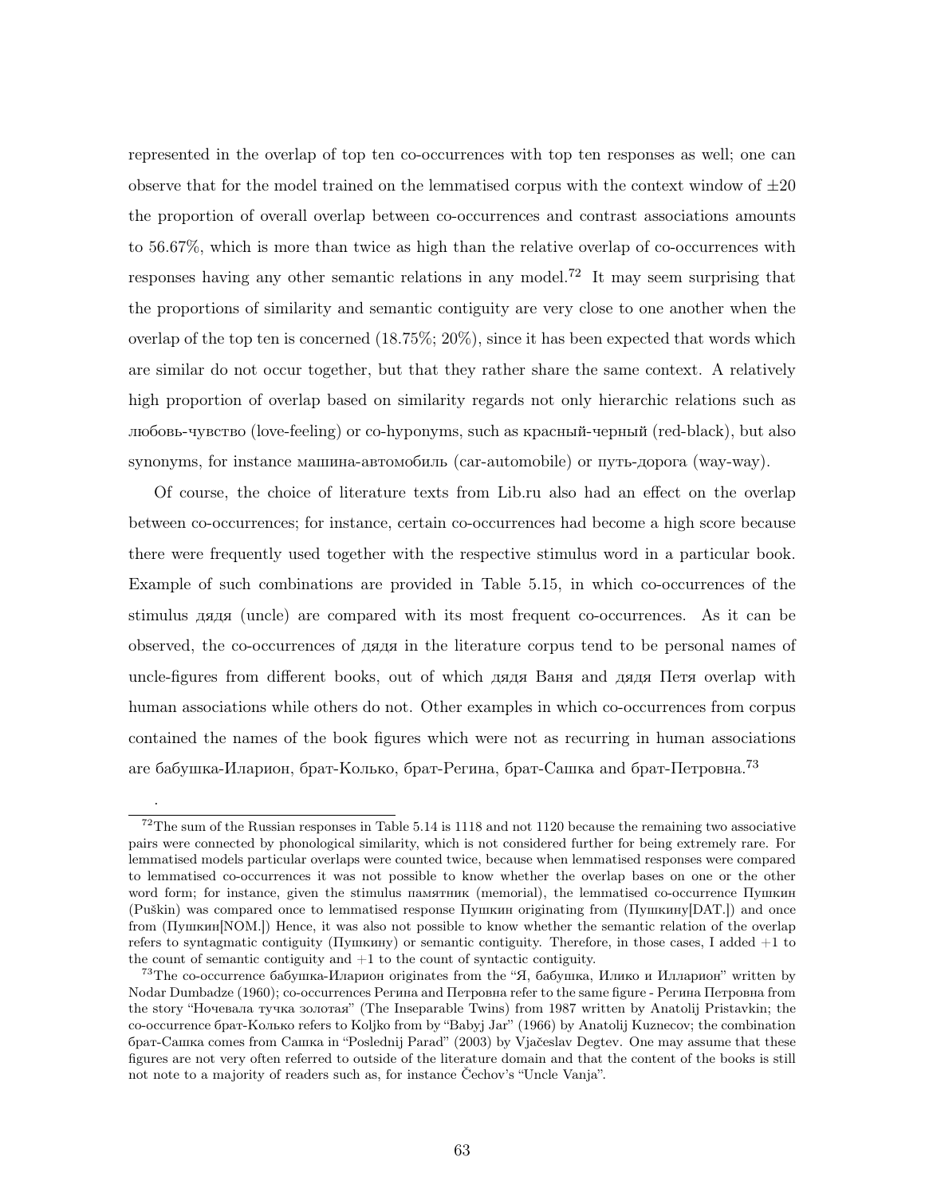represented in the overlap of top ten co-occurrences with top ten responses as well; one can observe that for the model trained on the lemmatised corpus with the context window of $\pm20$ the proportion of overall overlap between co-occurrences and contrast associations amounts to 56.67%, which is more than twice as high than the relative overlap of co-occurrences with responses having any other semantic relations in any model.[72] It may seem surprising that the proportions of similarity and semantic contiguity are very close to one another when the overlap of the top ten is concerned (18.75%; 20%), since it has been expected that words which are similar do not occur together, but that they rather share the same context. A relatively high proportion of overlap based on similarity regards not only hierarchic relations such as любовь-чувство (love-feeling) or co-hyponyms, such as красный-черный (red-black), but also synonyms, for instance машина-автомобиль (car-automobile) or путь-дорога (way-way).

Of course, the choice of literature texts from Lib.ru also had an effect on the overlap between co-occurrences; for instance, certain co-occurrences had become a high score because there were frequently used together with the respective stimulus word in a particular book. Example of such combinations are provided in Table 5.15, in which co-occurrences of the stimulus дядя (uncle) are compared with its most frequent co-occurrences. As it can be observed, the co-occurrences of дядя in the literature corpus tend to be personal names of uncle-figures from different books, out of which дядя Ваня and дядя Петя overlap with human associations while others do not. Other examples in which co-occurrences from corpus contained the names of the book figures which were not as recurring in human associations are бабушка-Иларион, брат-Колько, брат-Регина, брат-Сашка and брат-Петровна.[73]

.

[72] The sum of the Russian responses in Table 5.14 is 1118 and not 1120 because the remaining two associative pairs were connected by phonological similarity, which is not considered further for being extremely rare. For lemmatised models particular overlaps were counted twice, because when lemmatised responses were compared to lemmatised co-occurrences it was not possible to know whether the overlap bases on one or the other word form; for instance, given the stimulus памятник (memorial), the lemmatised co-occurrence Пушкин (Puškin) was compared once to lemmatised response Пушкин originating from (Пушкину[DAT.]) and once from (Пушкин[NOM.]) Hence, it was also not possible to know whether the semantic relation of the overlap refers to syntagmatic contiguity (Пушкину) or semantic contiguity. Therefore, in those cases, I added +1 to the count of semantic contiguity and +1 to the count of syntactic contiguity.

[73] The co-occurrence бабушка-Иларион originates from the "Я, бабушка, Илико и Илларион" written by Nodar Dumbadze (1960); co-occurrences Регина and Петровна refer to the same figure - Регина Петровна from the story "Ночевала тучка золотая" (The Inseparable Twins) from 1987 written by Anatolij Pristavkin; the co-occurrence брат-Колько refers to Koljko from by "Babyj Jar" (1966) by Anatolij Kuznecov; the combination брат-Сашка comes from Сашка in "Poslednij Parad" (2003) by Vjačeslav Degtev. One may assume that these figures are not very often referred to outside of the literature domain and that the content of the books is still not note to a majority of readers such as, for instance Čechov's "Uncle Vanja".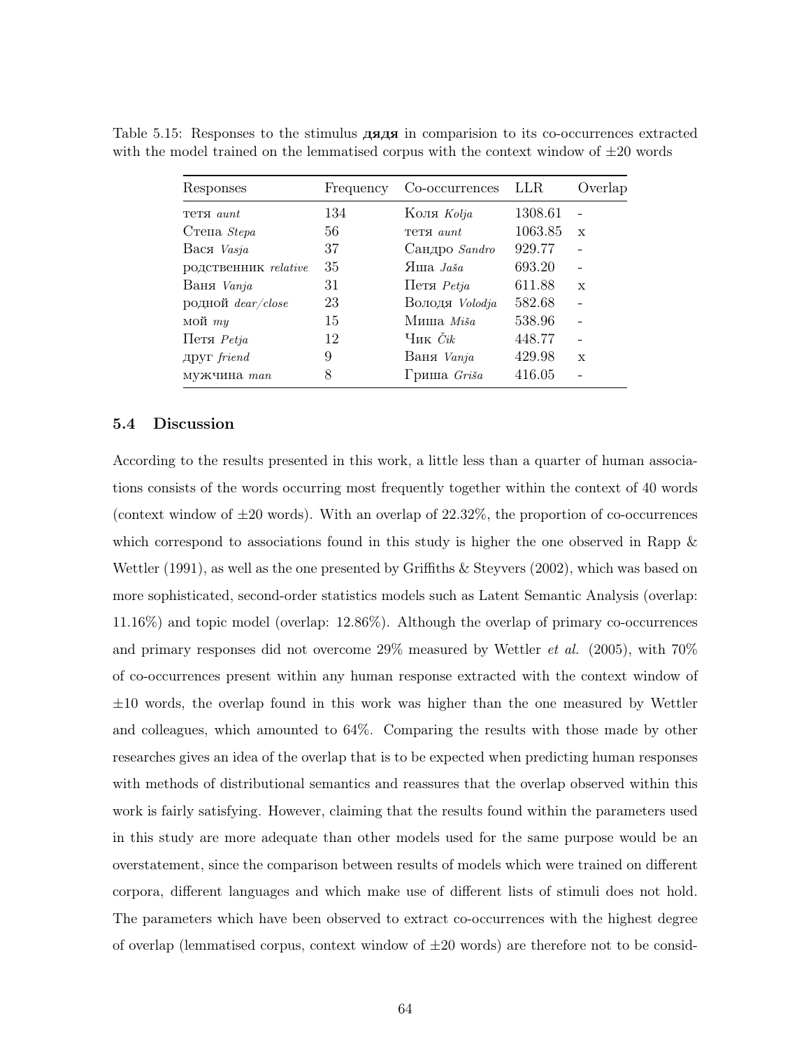Table 5.15: Responses to the stimulus **дядя** in comparision to its co-occurrences extracted with the model trained on the lemmatised corpus with the context window of ±20 words

| Responses | Frequency | Co-occurrences | LLR | Overlap |
|---|---|---|---|---|
| тетя *aunt* | 134 | Коля *Kolja* | 1308.61 | - |
| Степа *Stepa* | 56 | тетя *aunt* | 1063.85 | x |
| Вася *Vasja* | 37 | Сандро *Sandro* | 929.77 | - |
| родственник *relative* | 35 | Яша *Jaša* | 693.20 | - |
| Ваня *Vanja* | 31 | Петя *Petja* | 611.88 | x |
| родной *dear/close* | 23 | Володя *Volodja* | 582.68 | - |
| мой *my* | 15 | Миша *Miša* | 538.96 | - |
| Петя *Petja* | 12 | Чик *Čik* | 448.77 | - |
| друг *friend* | 9 | Ваня *Vanja* | 429.98 | x |
| мужчина *man* | 8 | Гриша *Griša* | 416.05 | - |

### 5.4 Discussion

According to the results presented in this work, a little less than a quarter of human associations consists of the words occurring most frequently together within the context of 40 words (context window of ±20 words). With an overlap of 22.32%, the proportion of co-occurrences which correspond to associations found in this study is higher the one observed in Rapp & Wettler (1991), as well as the one presented by Griffiths & Steyvers (2002), which was based on more sophisticated, second-order statistics models such as Latent Semantic Analysis (overlap: 11.16%) and topic model (overlap: 12.86%). Although the overlap of primary co-occurrences and primary responses did not overcome 29% measured by Wettler *et al.* (2005), with 70% of co-occurrences present within any human response extracted with the context window of ±10 words, the overlap found in this work was higher than the one measured by Wettler and colleagues, which amounted to 64%. Comparing the results with those made by other researches gives an idea of the overlap that is to be expected when predicting human responses with methods of distributional semantics and reassures that the overlap observed within this work is fairly satisfying. However, claiming that the results found within the parameters used in this study are more adequate than other models used for the same purpose would be an overstatement, since the comparison between results of models which were trained on different corpora, different languages and which make use of different lists of stimuli does not hold. The parameters which have been observed to extract co-occurrences with the highest degree of overlap (lemmatised corpus, context window of ±20 words) are therefore not to be consid-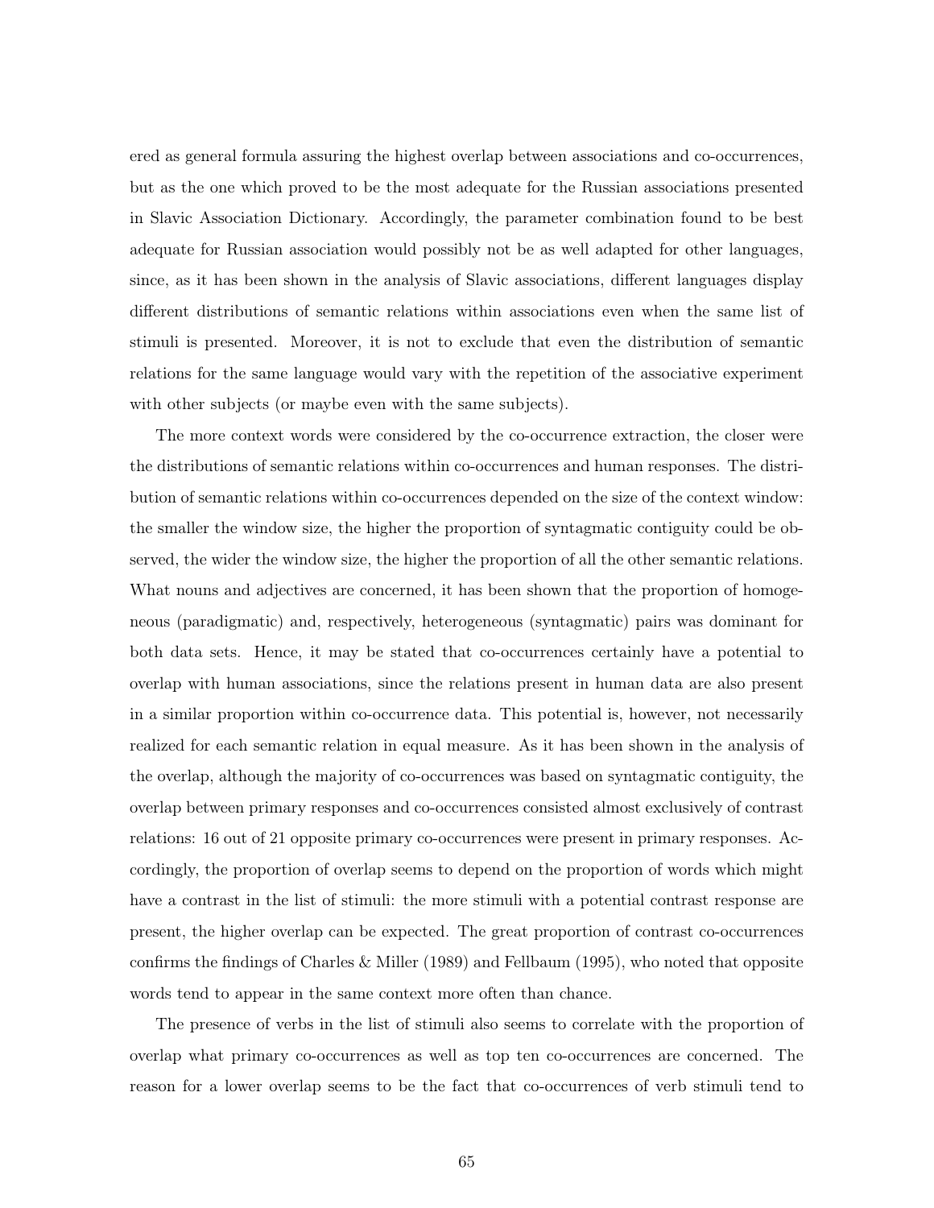ered as general formula assuring the highest overlap between associations and co-occurrences, but as the one which proved to be the most adequate for the Russian associations presented in Slavic Association Dictionary. Accordingly, the parameter combination found to be best adequate for Russian association would possibly not be as well adapted for other languages, since, as it has been shown in the analysis of Slavic associations, different languages display different distributions of semantic relations within associations even when the same list of stimuli is presented. Moreover, it is not to exclude that even the distribution of semantic relations for the same language would vary with the repetition of the associative experiment with other subjects (or maybe even with the same subjects).

The more context words were considered by the co-occurrence extraction, the closer were the distributions of semantic relations within co-occurrences and human responses. The distribution of semantic relations within co-occurrences depended on the size of the context window: the smaller the window size, the higher the proportion of syntagmatic contiguity could be observed, the wider the window size, the higher the proportion of all the other semantic relations. What nouns and adjectives are concerned, it has been shown that the proportion of homogeneous (paradigmatic) and, respectively, heterogeneous (syntagmatic) pairs was dominant for both data sets. Hence, it may be stated that co-occurrences certainly have a potential to overlap with human associations, since the relations present in human data are also present in a similar proportion within co-occurrence data. This potential is, however, not necessarily realized for each semantic relation in equal measure. As it has been shown in the analysis of the overlap, although the majority of co-occurrences was based on syntagmatic contiguity, the overlap between primary responses and co-occurrences consisted almost exclusively of contrast relations: 16 out of 21 opposite primary co-occurrences were present in primary responses. Accordingly, the proportion of overlap seems to depend on the proportion of words which might have a contrast in the list of stimuli: the more stimuli with a potential contrast response are present, the higher overlap can be expected. The great proportion of contrast co-occurrences confirms the findings of Charles & Miller (1989) and Fellbaum (1995), who noted that opposite words tend to appear in the same context more often than chance.

The presence of verbs in the list of stimuli also seems to correlate with the proportion of overlap what primary co-occurrences as well as top ten co-occurrences are concerned. The reason for a lower overlap seems to be the fact that co-occurrences of verb stimuli tend to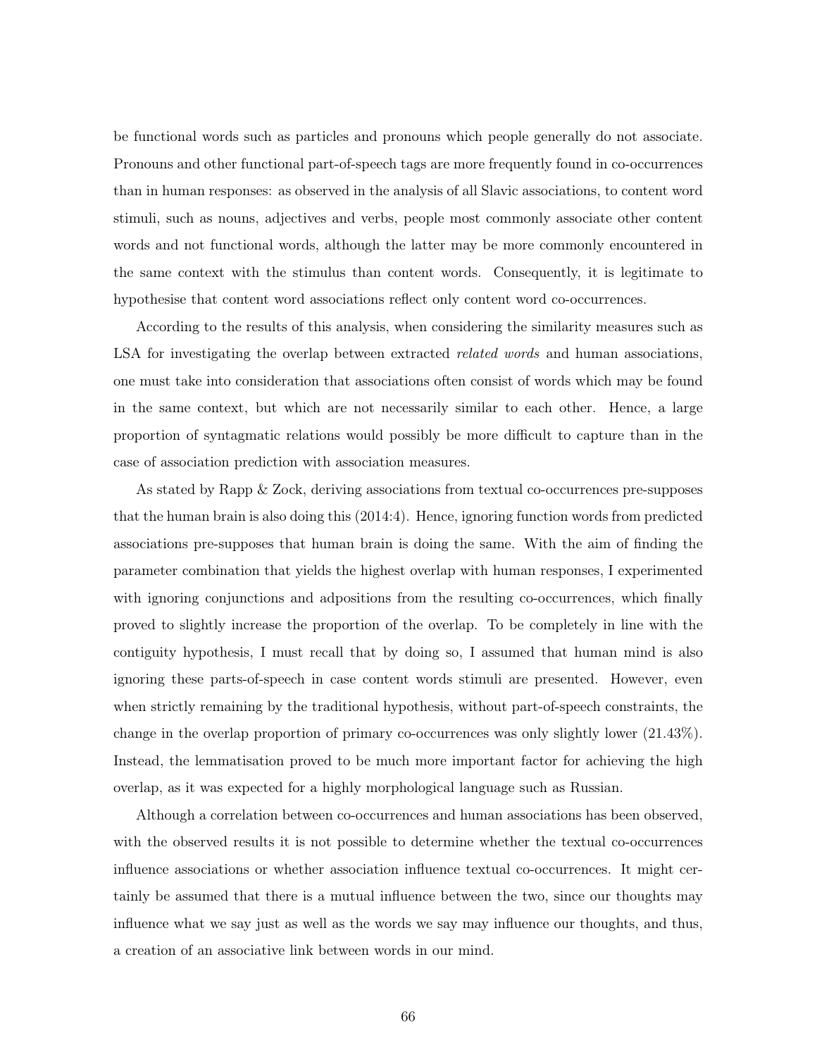be functional words such as particles and pronouns which people generally do not associate. Pronouns and other functional part-of-speech tags are more frequently found in co-occurrences than in human responses: as observed in the analysis of all Slavic associations, to content word stimuli, such as nouns, adjectives and verbs, people most commonly associate other content words and not functional words, although the latter may be more commonly encountered in the same context with the stimulus than content words. Consequently, it is legitimate to hypothesise that content word associations reflect only content word co-occurrences.

According to the results of this analysis, when considering the similarity measures such as LSA for investigating the overlap between extracted *related words* and human associations, one must take into consideration that associations often consist of words which may be found in the same context, but which are not necessarily similar to each other. Hence, a large proportion of syntagmatic relations would possibly be more difficult to capture than in the case of association prediction with association measures.

As stated by Rapp & Zock, deriving associations from textual co-occurrences pre-supposes that the human brain is also doing this (2014:4). Hence, ignoring function words from predicted associations pre-supposes that human brain is doing the same. With the aim of finding the parameter combination that yields the highest overlap with human responses, I experimented with ignoring conjunctions and adpositions from the resulting co-occurrences, which finally proved to slightly increase the proportion of the overlap. To be completely in line with the contiguity hypothesis, I must recall that by doing so, I assumed that human mind is also ignoring these parts-of-speech in case content words stimuli are presented. However, even when strictly remaining by the traditional hypothesis, without part-of-speech constraints, the change in the overlap proportion of primary co-occurrences was only slightly lower (21.43%). Instead, the lemmatisation proved to be much more important factor for achieving the high overlap, as it was expected for a highly morphological language such as Russian.

Although a correlation between co-occurrences and human associations has been observed, with the observed results it is not possible to determine whether the textual co-occurrences influence associations or whether association influence textual co-occurrences. It might certainly be assumed that there is a mutual influence between the two, since our thoughts may influence what we say just as well as the words we say may influence our thoughts, and thus, a creation of an associative link between words in our mind.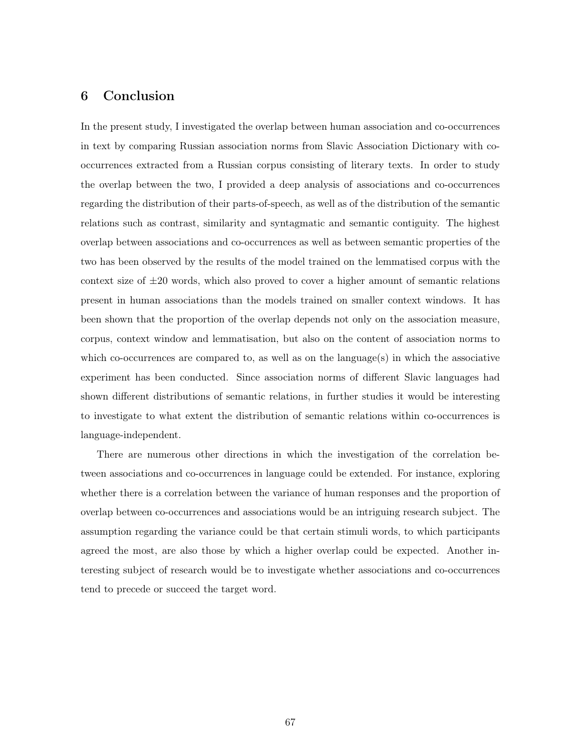# 6 Conclusion

In the present study, I investigated the overlap between human association and co-occurrences in text by comparing Russian association norms from Slavic Association Dictionary with co-occurrences extracted from a Russian corpus consisting of literary texts. In order to study the overlap between the two, I provided a deep analysis of associations and co-occurrences regarding the distribution of their parts-of-speech, as well as of the distribution of the semantic relations such as contrast, similarity and syntagmatic and semantic contiguity. The highest overlap between associations and co-occurrences as well as between semantic properties of the two has been observed by the results of the model trained on the lemmatised corpus with the context size of $\pm 20$ words, which also proved to cover a higher amount of semantic relations present in human associations than the models trained on smaller context windows. It has been shown that the proportion of the overlap depends not only on the association measure, corpus, context window and lemmatisation, but also on the content of association norms to which co-occurrences are compared to, as well as on the language(s) in which the associative experiment has been conducted. Since association norms of different Slavic languages had shown different distributions of semantic relations, in further studies it would be interesting to investigate to what extent the distribution of semantic relations within co-occurrences is language-independent.

There are numerous other directions in which the investigation of the correlation between associations and co-occurrences in language could be extended. For instance, exploring whether there is a correlation between the variance of human responses and the proportion of overlap between co-occurrences and associations would be an intriguing research subject. The assumption regarding the variance could be that certain stimuli words, to which participants agreed the most, are also those by which a higher overlap could be expected. Another interesting subject of research would be to investigate whether associations and co-occurrences tend to precede or succeed the target word.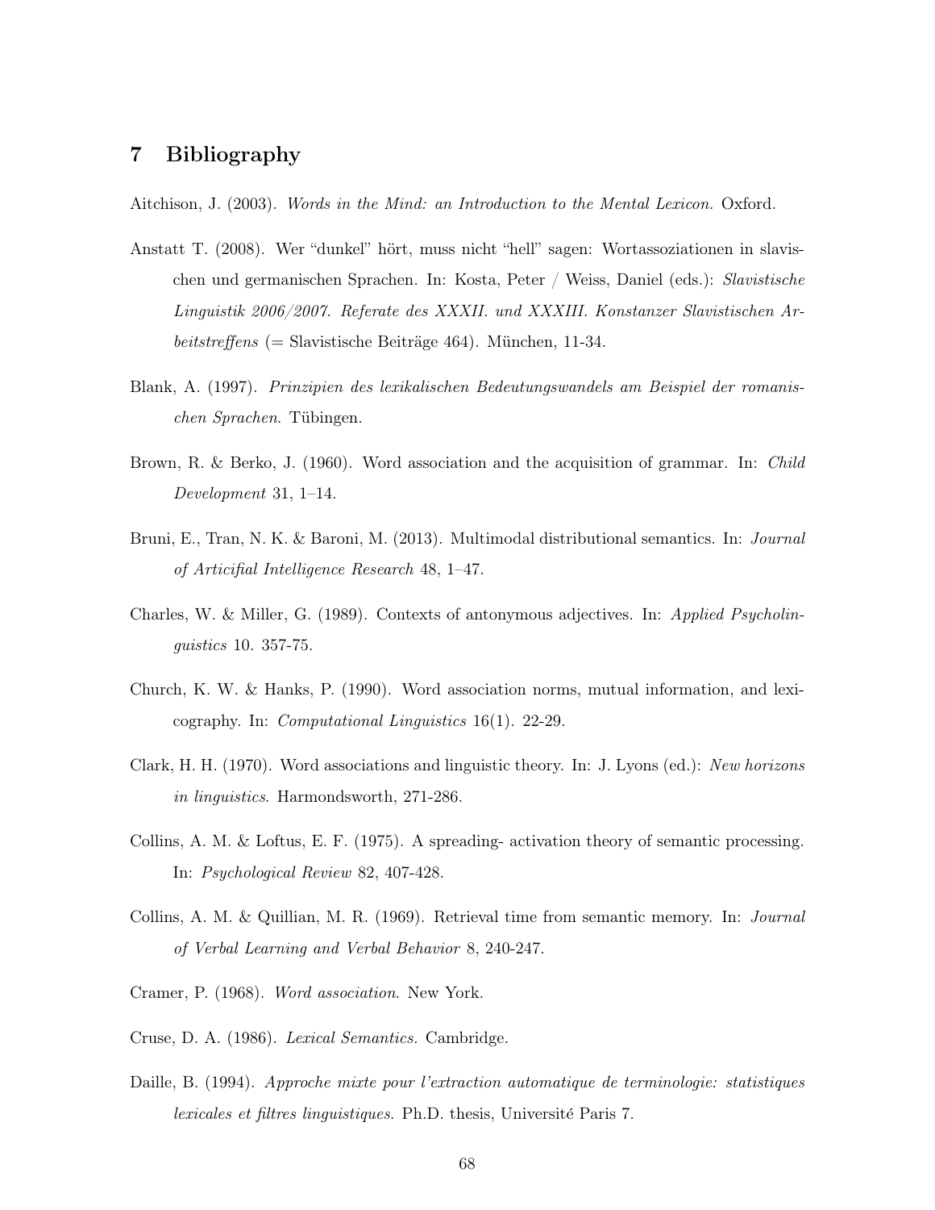# 7 Bibliography

Aitchison, J. (2003). *Words in the Mind: an Introduction to the Mental Lexicon.* Oxford.

Anstatt T. (2008). Wer "dunkel" hört, muss nicht "hell" sagen: Wortassoziationen in slavischen und germanischen Sprachen. In: Kosta, Peter / Weiss, Daniel (eds.): *Slavistische Linguistik 2006/2007. Referate des XXXII. und XXXIII. Konstanzer Slavistischen Arbeitstreffens* (= Slavistische Beiträge 464). München, 11-34.

Blank, A. (1997). *Prinzipien des lexikalischen Bedeutungswandels am Beispiel der romanischen Sprachen.* Tübingen.

Brown, R. & Berko, J. (1960). Word association and the acquisition of grammar. In: *Child Development* 31, 1–14.

Bruni, E., Tran, N. K. & Baroni, M. (2013). Multimodal distributional semantics. In: *Journal of Artificial Intelligence Research* 48, 1–47.

Charles, W. & Miller, G. (1989). Contexts of antonymous adjectives. In: *Applied Psycholinguistics* 10. 357-75.

Church, K. W. & Hanks, P. (1990). Word association norms, mutual information, and lexicography. In: *Computational Linguistics* 16(1). 22-29.

Clark, H. H. (1970). Word associations and linguistic theory. In: J. Lyons (ed.): *New horizons in linguistics.* Harmondsworth, 271-286.

Collins, A. M. & Loftus, E. F. (1975). A spreading- activation theory of semantic processing. In: *Psychological Review* 82, 407-428.

Collins, A. M. & Quillian, M. R. (1969). Retrieval time from semantic memory. In: *Journal of Verbal Learning and Verbal Behavior* 8, 240-247.

Cramer, P. (1968). *Word association.* New York.

Cruse, D. A. (1986). *Lexical Semantics.* Cambridge.

Daille, B. (1994). *Approche mixte pour l'extraction automatique de terminologie: statistiques lexicales et filtres linguistiques.* Ph.D. thesis, Université Paris 7.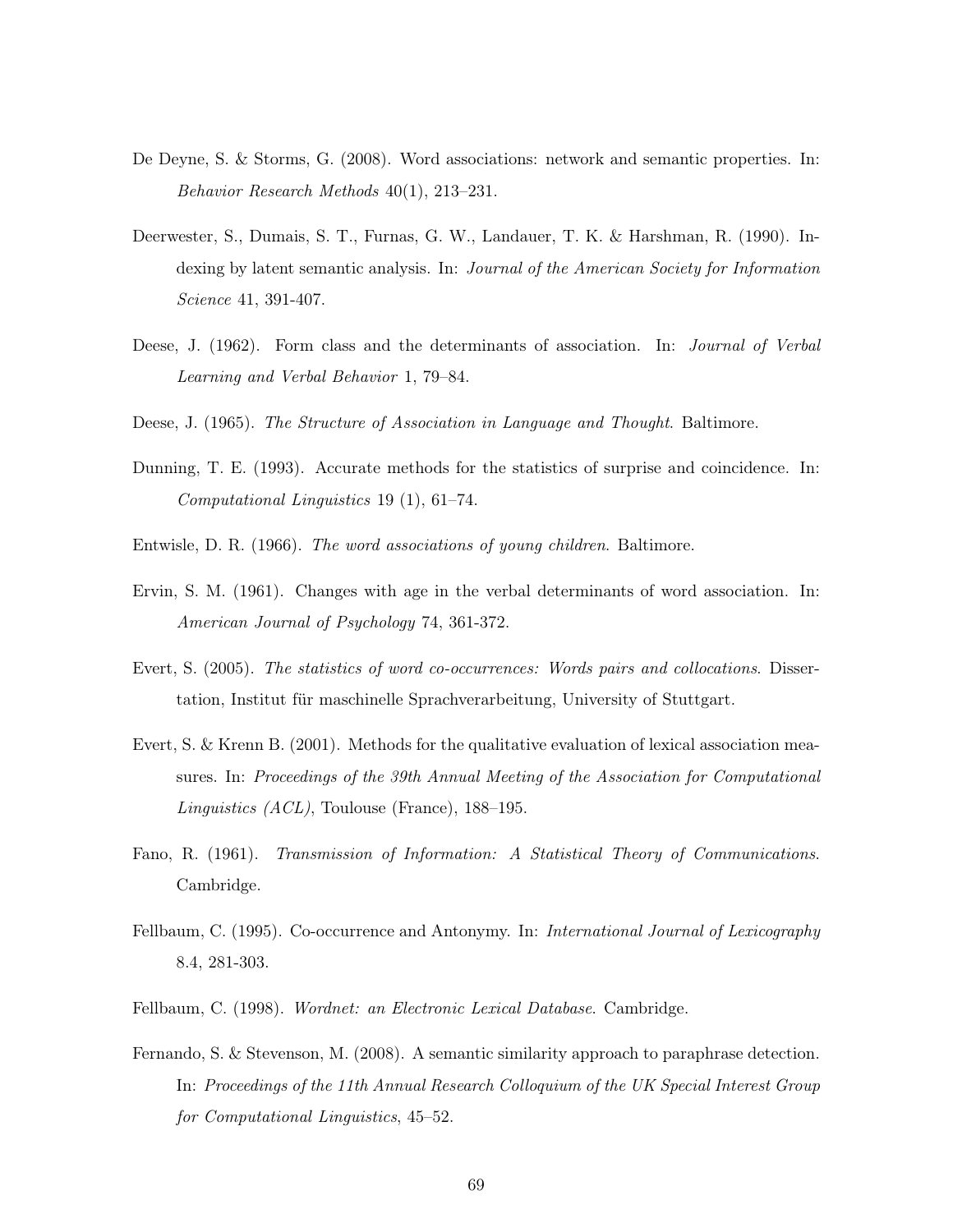De Deyne, S. & Storms, G. (2008). Word associations: network and semantic properties. In: *Behavior Research Methods* 40(1), 213–231.

Deerwester, S., Dumais, S. T., Furnas, G. W., Landauer, T. K. & Harshman, R. (1990). Indexing by latent semantic analysis. In: *Journal of the American Society for Information Science* 41, 391-407.

Deese, J. (1962). Form class and the determinants of association. In: *Journal of Verbal Learning and Verbal Behavior* 1, 79–84.

Deese, J. (1965). *The Structure of Association in Language and Thought*. Baltimore.

Dunning, T. E. (1993). Accurate methods for the statistics of surprise and coincidence. In: *Computational Linguistics* 19 (1), 61–74.

Entwisle, D. R. (1966). *The word associations of young children*. Baltimore.

Ervin, S. M. (1961). Changes with age in the verbal determinants of word association. In: *American Journal of Psychology* 74, 361-372.

Evert, S. (2005). *The statistics of word co-occurrences: Words pairs and collocations*. Dissertation, Institut für maschinelle Sprachverarbeitung, University of Stuttgart.

Evert, S. & Krenn B. (2001). Methods for the qualitative evaluation of lexical association measures. In: *Proceedings of the 39th Annual Meeting of the Association for Computational Linguistics (ACL)*, Toulouse (France), 188–195.

Fano, R. (1961). *Transmission of Information: A Statistical Theory of Communications*. Cambridge.

Fellbaum, C. (1995). Co-occurrence and Antonymy. In: *International Journal of Lexicography* 8.4, 281-303.

Fellbaum, C. (1998). *Wordnet: an Electronic Lexical Database*. Cambridge.

Fernando, S. & Stevenson, M. (2008). A semantic similarity approach to paraphrase detection. In: *Proceedings of the 11th Annual Research Colloquium of the UK Special Interest Group for Computational Linguistics*, 45–52.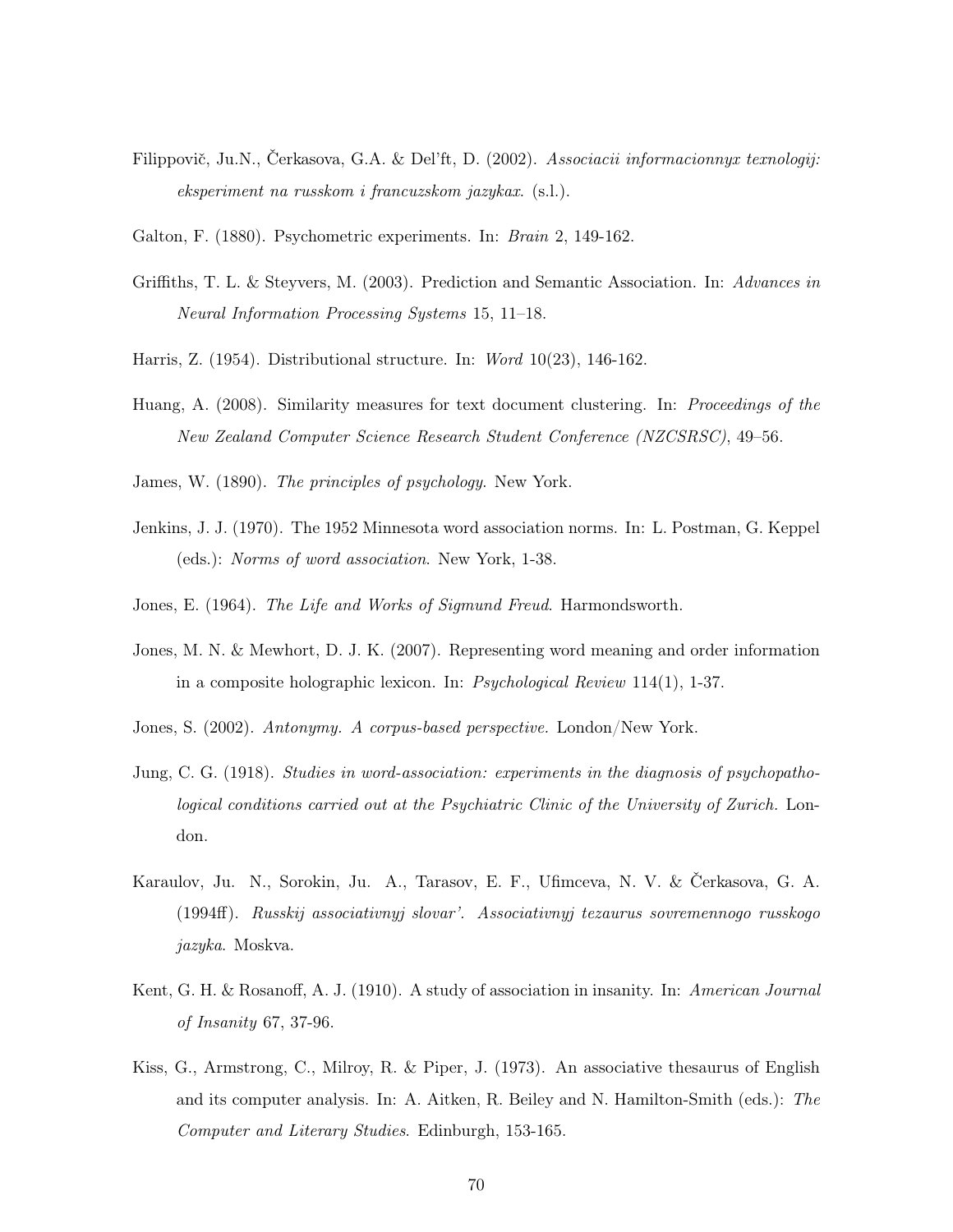Filippovič, Ju.N., Čerkasova, G.A. & Del'ft, D. (2002). *Associacii informacionnyx texnologij: eksperiment na russkom i francuzskom jazykax*. (s.l.).

Galton, F. (1880). Psychometric experiments. In: *Brain* 2, 149-162.

Griffiths, T. L. & Steyvers, M. (2003). Prediction and Semantic Association. In: *Advances in Neural Information Processing Systems* 15, 11–18.

Harris, Z. (1954). Distributional structure. In: *Word* 10(23), 146-162.

Huang, A. (2008). Similarity measures for text document clustering. In: *Proceedings of the New Zealand Computer Science Research Student Conference (NZCSRSC)*, 49–56.

James, W. (1890). *The principles of psychology*. New York.

Jenkins, J. J. (1970). The 1952 Minnesota word association norms. In: L. Postman, G. Keppel (eds.): *Norms of word association*. New York, 1-38.

Jones, E. (1964). *The Life and Works of Sigmund Freud*. Harmondsworth.

Jones, M. N. & Mewhort, D. J. K. (2007). Representing word meaning and order information in a composite holographic lexicon. In: *Psychological Review* 114(1), 1-37.

Jones, S. (2002). *Antonymy. A corpus-based perspective*. London/New York.

Jung, C. G. (1918). *Studies in word-association: experiments in the diagnosis of psychopathological conditions carried out at the Psychiatric Clinic of the University of Zurich*. London.

Karaulov, Ju. N., Sorokin, Ju. A., Tarasov, E. F., Ufimceva, N. V. & Čerkasova, G. A. (1994ff). *Russkij associativnyj slovar'. Associativnyj tezaurus sovremennogo russkogo jazyka*. Moskva.

Kent, G. H. & Rosanoff, A. J. (1910). A study of association in insanity. In: *American Journal of Insanity* 67, 37-96.

Kiss, G., Armstrong, C., Milroy, R. & Piper, J. (1973). An associative thesaurus of English and its computer analysis. In: A. Aitken, R. Beiley and N. Hamilton-Smith (eds.): *The Computer and Literary Studies*. Edinburgh, 153-165.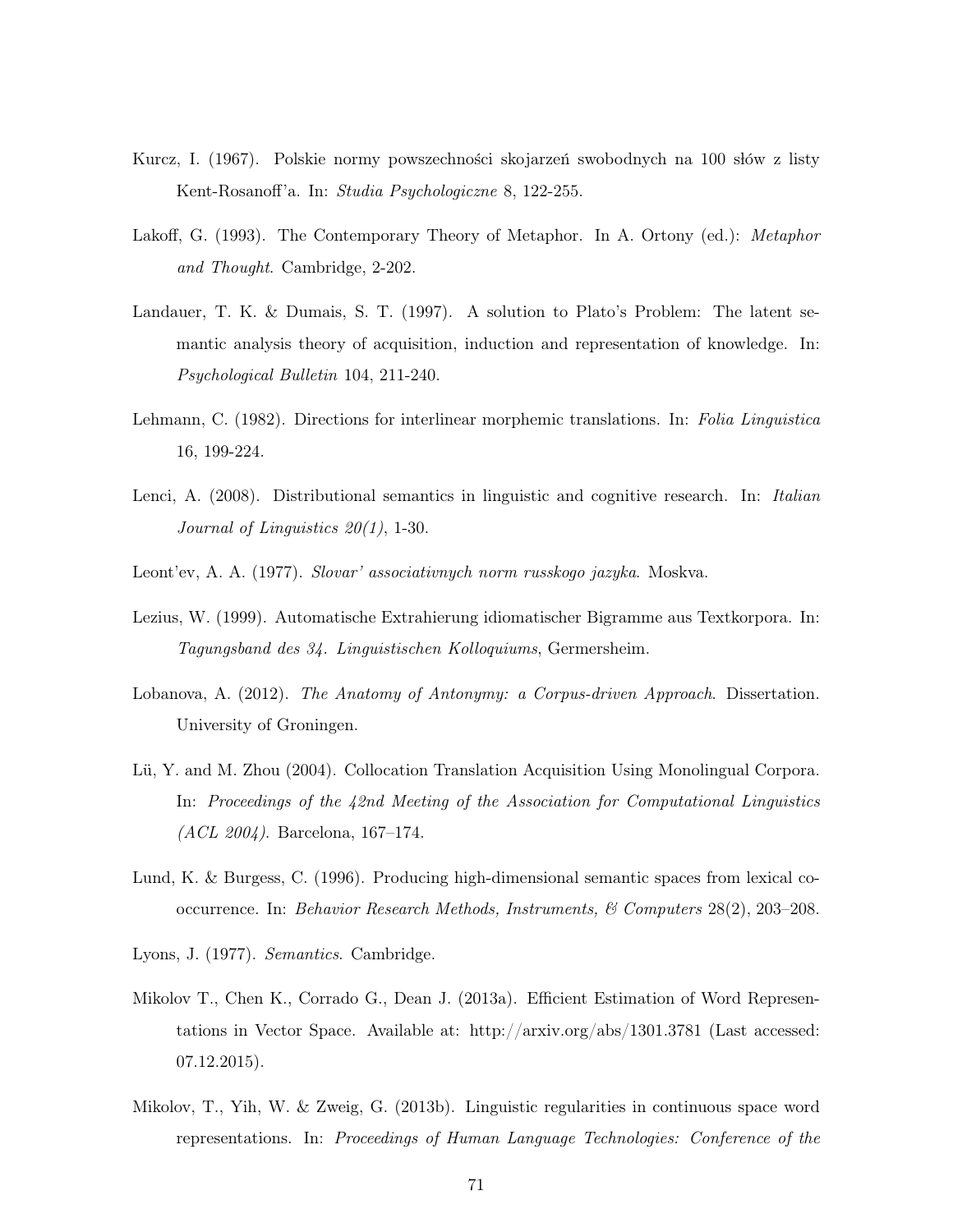Kurcz, I. (1967). Polskie normy powszechności skojarzeń swobodnych na 100 słów z listy Kent-Rosanoff'a. In: *Studia Psychologiczne* 8, 122-255.

Lakoff, G. (1993). The Contemporary Theory of Metaphor. In A. Ortony (ed.): *Metaphor and Thought*. Cambridge, 2-202.

Landauer, T. K. & Dumais, S. T. (1997). A solution to Plato's Problem: The latent semantic analysis theory of acquisition, induction and representation of knowledge. In: *Psychological Bulletin* 104, 211-240.

Lehmann, C. (1982). Directions for interlinear morphemic translations. In: *Folia Linguistica* 16, 199-224.

Lenci, A. (2008). Distributional semantics in linguistic and cognitive research. In: *Italian Journal of Linguistics 20(1)*, 1-30.

Leont'ev, A. A. (1977). *Slovar' associativnych norm russkogo jazyka*. Moskva.

Lezius, W. (1999). Automatische Extrahierung idiomatischer Bigramme aus Textkorpora. In: *Tagungsband des 34. Linguistischen Kolloquiums*, Germersheim.

Lobanova, A. (2012). *The Anatomy of Antonymy: a Corpus-driven Approach*. Dissertation. University of Groningen.

Lü, Y. and M. Zhou (2004). Collocation Translation Acquisition Using Monolingual Corpora. In: *Proceedings of the 42nd Meeting of the Association for Computational Linguistics (ACL 2004)*. Barcelona, 167–174.

Lund, K. & Burgess, C. (1996). Producing high-dimensional semantic spaces from lexical co-occurrence. In: *Behavior Research Methods, Instruments, & Computers* 28(2), 203–208.

Lyons, J. (1977). *Semantics*. Cambridge.

Mikolov T., Chen K., Corrado G., Dean J. (2013a). Efficient Estimation of Word Representations in Vector Space. Available at: http://arxiv.org/abs/1301.3781 (Last accessed: 07.12.2015).

Mikolov, T., Yih, W. & Zweig, G. (2013b). Linguistic regularities in continuous space word representations. In: *Proceedings of Human Language Technologies: Conference of the*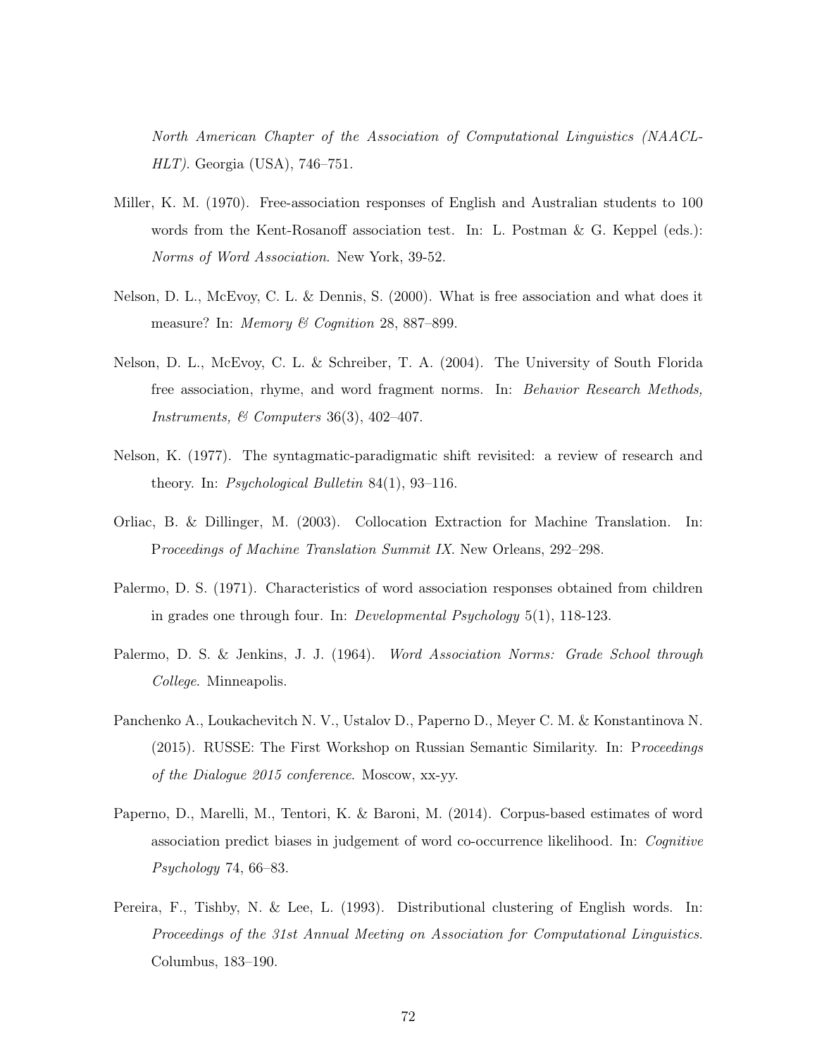*North American Chapter of the Association of Computational Linguistics (NAACL-HLT)*. Georgia (USA), 746–751.

Miller, K. M. (1970). Free-association responses of English and Australian students to 100 words from the Kent-Rosanoff association test. In: L. Postman & G. Keppel (eds.): *Norms of Word Association*. New York, 39-52.

Nelson, D. L., McEvoy, C. L. & Dennis, S. (2000). What is free association and what does it measure? In: *Memory & Cognition* 28, 887–899.

Nelson, D. L., McEvoy, C. L. & Schreiber, T. A. (2004). The University of South Florida free association, rhyme, and word fragment norms. In: *Behavior Research Methods, Instruments, & Computers* 36(3), 402–407.

Nelson, K. (1977). The syntagmatic-paradigmatic shift revisited: a review of research and theory. In: *Psychological Bulletin* 84(1), 93–116.

Orliac, B. & Dillinger, M. (2003). Collocation Extraction for Machine Translation. In: P*roceedings of Machine Translation Summit IX*. New Orleans, 292–298.

Palermo, D. S. (1971). Characteristics of word association responses obtained from children in grades one through four. In: *Developmental Psychology* 5(1), 118-123.

Palermo, D. S. & Jenkins, J. J. (1964). *Word Association Norms: Grade School through College*. Minneapolis.

Panchenko A., Loukachevitch N. V., Ustalov D., Paperno D., Meyer C. M. & Konstantinova N. (2015). RUSSE: The First Workshop on Russian Semantic Similarity. In: P*roceedings of the Dialogue 2015 conference*. Moscow, xx-yy.

Paperno, D., Marelli, M., Tentori, K. & Baroni, M. (2014). Corpus-based estimates of word association predict biases in judgement of word co-occurrence likelihood. In: *Cognitive Psychology* 74, 66–83.

Pereira, F., Tishby, N. & Lee, L. (1993). Distributional clustering of English words. In: *Proceedings of the 31st Annual Meeting on Association for Computational Linguistics*. Columbus, 183–190.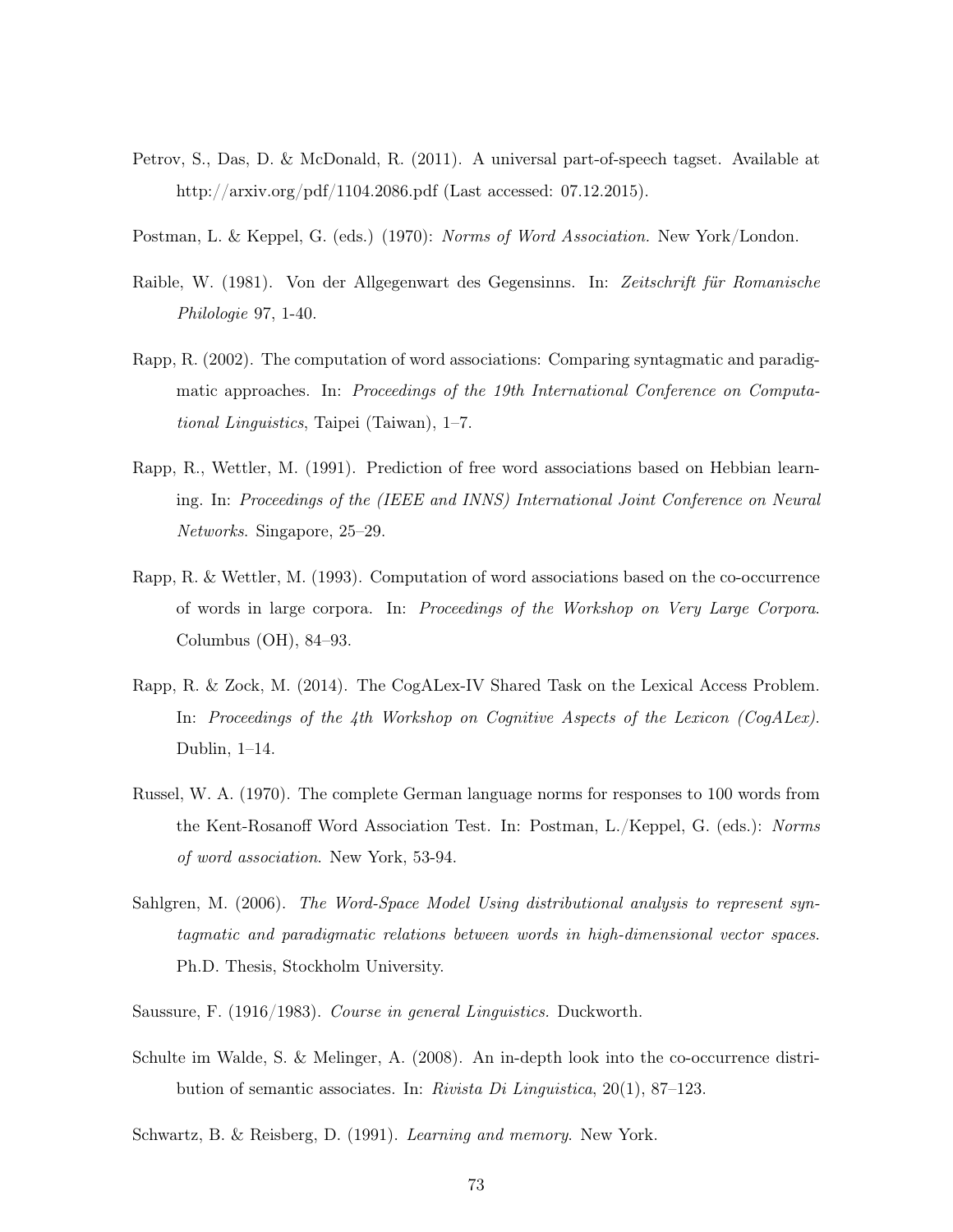Petrov, S., Das, D. & McDonald, R. (2011). A universal part-of-speech tagset. Available at http://arxiv.org/pdf/1104.2086.pdf (Last accessed: 07.12.2015).

Postman, L. & Keppel, G. (eds.) (1970): *Norms of Word Association.* New York/London.

Raible, W. (1981). Von der Allgegenwart des Gegensinns. In: *Zeitschrift für Romanische Philologie* 97, 1-40.

Rapp, R. (2002). The computation of word associations: Comparing syntagmatic and paradigmatic approaches. In: *Proceedings of the 19th International Conference on Computational Linguistics*, Taipei (Taiwan), 1–7.

Rapp, R., Wettler, M. (1991). Prediction of free word associations based on Hebbian learning. In: *Proceedings of the (IEEE and INNS) International Joint Conference on Neural Networks*. Singapore, 25–29.

Rapp, R. & Wettler, M. (1993). Computation of word associations based on the co-occurrence of words in large corpora. In: *Proceedings of the Workshop on Very Large Corpora*. Columbus (OH), 84–93.

Rapp, R. & Zock, M. (2014). The CogALex-IV Shared Task on the Lexical Access Problem. In: *Proceedings of the 4th Workshop on Cognitive Aspects of the Lexicon (CogALex)*. Dublin, 1–14.

Russel, W. A. (1970). The complete German language norms for responses to 100 words from the Kent-Rosanoff Word Association Test. In: Postman, L./Keppel, G. (eds.): *Norms of word association*. New York, 53-94.

Sahlgren, M. (2006). *The Word-Space Model Using distributional analysis to represent syntagmatic and paradigmatic relations between words in high-dimensional vector spaces*. Ph.D. Thesis, Stockholm University.

Saussure, F. (1916/1983). *Course in general Linguistics.* Duckworth.

Schulte im Walde, S. & Melinger, A. (2008). An in-depth look into the co-occurrence distribution of semantic associates. In: *Rivista Di Linguistica*, 20(1), 87–123.

Schwartz, B. & Reisberg, D. (1991). *Learning and memory*. New York.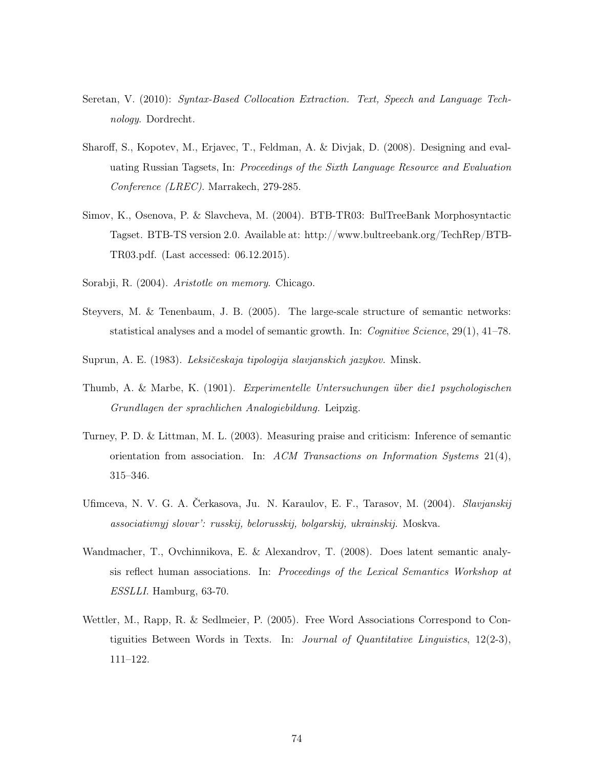Seretan, V. (2010): *Syntax-Based Collocation Extraction. Text, Speech and Language Technology*. Dordrecht.

Sharoff, S., Kopotev, M., Erjavec, T., Feldman, A. & Divjak, D. (2008). Designing and evaluating Russian Tagsets, In: *Proceedings of the Sixth Language Resource and Evaluation Conference (LREC)*. Marrakech, 279-285.

Simov, K., Osenova, P. & Slavcheva, M. (2004). BTB-TR03: BulTreeBank Morphosyntactic Tagset. BTB-TS version 2.0. Available at: http://www.bultreebank.org/TechRep/BTB-TR03.pdf. (Last accessed: 06.12.2015).

Sorabji, R. (2004). *Aristotle on memory.* Chicago.

Steyvers, M. & Tenenbaum, J. B. (2005). The large-scale structure of semantic networks: statistical analyses and a model of semantic growth. In: *Cognitive Science*, 29(1), 41–78.

Suprun, A. E. (1983). *Leksičeskaja tipologija slavjanskich jazykov.* Minsk.

Thumb, A. & Marbe, K. (1901). *Experimentelle Untersuchungen über die1 psychologischen Grundlagen der sprachlichen Analogiebildung.* Leipzig.

Turney, P. D. & Littman, M. L. (2003). Measuring praise and criticism: Inference of semantic orientation from association. In: *ACM Transactions on Information Systems* 21(4), 315–346.

Ufimceva, N. V. G. A. Čerkasova, Ju. N. Karaulov, E. F., Tarasov, M. (2004). *Slavjanskij associativnyj slovar': russkij, belorusskij, bolgarskij, ukrainskij.* Moskva.

Wandmacher, T., Ovchinnikova, E. & Alexandrov, T. (2008). Does latent semantic analysis reflect human associations. In: *Proceedings of the Lexical Semantics Workshop at ESSLLI*. Hamburg, 63-70.

Wettler, M., Rapp, R. & Sedlmeier, P. (2005). Free Word Associations Correspond to Contiguities Between Words in Texts. In: *Journal of Quantitative Linguistics*, 12(2-3), 111–122.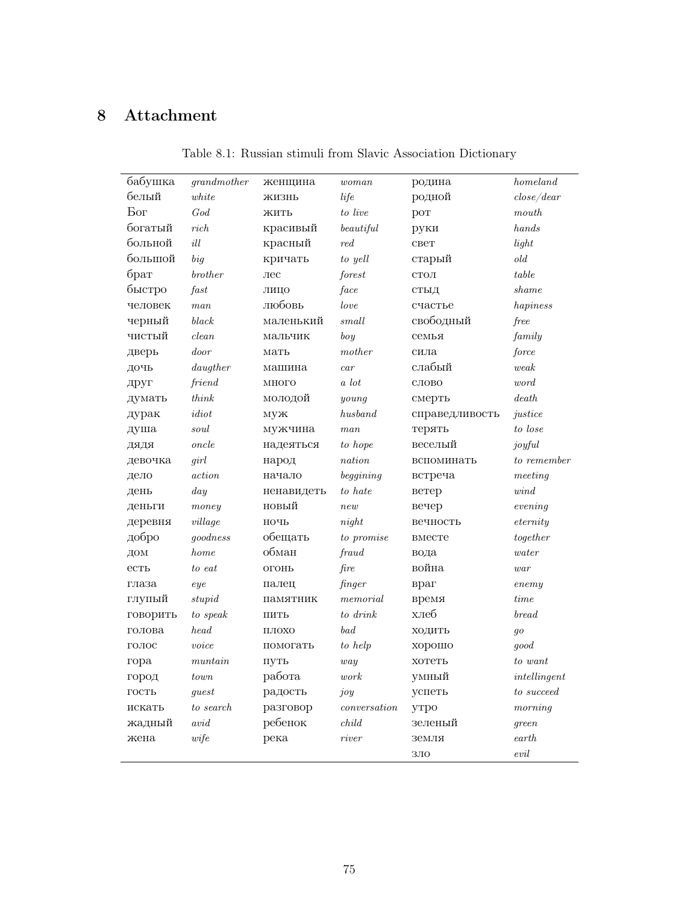## 8 Attachment

Table 8.1: Russian stimuli from Slavic Association Dictionary

| | | | | | |
|---|---|---|---|---|---|
| бабушка | *grandmother* | женщина | *woman* | родина | *homeland* |
| белый | *white* | жизнь | *life* | родной | *close/dear* |
| Бог | *God* | жить | *to live* | рот | *mouth* |
| богатый | *rich* | красивый | *beautiful* | руки | *hands* |
| больной | *ill* | красный | *red* | свет | *light* |
| большой | *big* | кричать | *to yell* | старый | *old* |
| брат | *brother* | лес | *forest* | стол | *table* |
| быстро | *fast* | лицо | *face* | стыд | *shame* |
| человек | *man* | любовь | *love* | счастье | *hapiness* |
| черный | *black* | маленький | *small* | свободный | *free* |
| чистый | *clean* | мальчик | *boy* | семья | *family* |
| дверь | *door* | мать | *mother* | сила | *force* |
| дочь | *daugther* | машина | *car* | слабый | *weak* |
| друг | *friend* | много | *a lot* | слово | *word* |
| думать | *think* | молодой | *young* | смерть | *death* |
| дурак | *idiot* | муж | *husband* | справедливость | *justice* |
| душа | *soul* | мужчина | *man* | терять | *to lose* |
| дядя | *oncle* | надеяться | *to hope* | веселый | *joyful* |
| девочка | *girl* | народ | *nation* | вспоминать | *to remember* |
| дело | *action* | начало | *beggining* | встреча | *meeting* |
| день | *day* | ненавидеть | *to hate* | ветер | *wind* |
| деньги | *money* | новый | *new* | вечер | *evening* |
| деревня | *village* | ночь | *night* | вечность | *eternity* |
| добро | *goodness* | обещать | *to promise* | вместе | *together* |
| дом | *home* | обман | *fraud* | вода | *water* |
| есть | *to eat* | огонь | *fire* | война | *war* |
| глаза | *eye* | палец | *finger* | враг | *enemy* |
| глупый | *stupid* | памятник | *memorial* | время | *time* |
| говорить | *to speak* | пить | *to drink* | хлеб | *bread* |
| голова | *head* | плохо | *bad* | ходить | *go* |
| голос | *voice* | помогать | *to help* | хорошо | *good* |
| гора | *muntain* | путь | *way* | хотеть | *to want* |
| город | *town* | работа | *work* | умный | *intellingent* |
| гость | *guest* | радость | *joy* | успеть | *to succeed* |
| искать | *to search* | разговор | *conversation* | утро | *morning* |
| жадный | *avid* | ребенок | *child* | зеленый | *green* |
| жена | *wife* | река | *river* | земля | *earth* |
| | | | | зло | *evil* |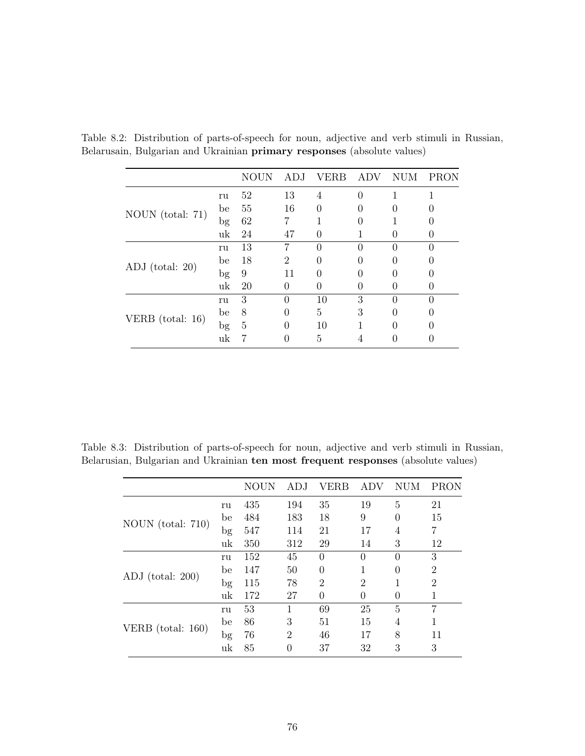Table 8.2: Distribution of parts-of-speech for noun, adjective and verb stimuli in Russian, Belarusain, Bulgarian and Ukrainian **primary responses** (absolute values)

| | | NOUN | ADJ | VERB | ADV | NUM | PRON |
|---|---|---|---|---|---|---|---|
| NOUN (total: 71) | ru | 52 | 13 | 4 | 0 | 1 | 1 |
| | be | 55 | 16 | 0 | 0 | 0 | 0 |
| | bg | 62 | 7 | 1 | 0 | 1 | 0 |
| | uk | 24 | 47 | 0 | 1 | 0 | 0 |
| ADJ (total: 20) | ru | 13 | 7 | 0 | 0 | 0 | 0 |
| | be | 18 | 2 | 0 | 0 | 0 | 0 |
| | bg | 9 | 11 | 0 | 0 | 0 | 0 |
| | uk | 20 | 0 | 0 | 0 | 0 | 0 |
| VERB (total: 16) | ru | 3 | 0 | 10 | 3 | 0 | 0 |
| | be | 8 | 0 | 5 | 3 | 0 | 0 |
| | bg | 5 | 0 | 10 | 1 | 0 | 0 |
| | uk | 7 | 0 | 5 | 4 | 0 | 0 |

Table 8.3: Distribution of parts-of-speech for noun, adjective and verb stimuli in Russian, Belarusian, Bulgarian and Ukrainian **ten most frequent responses** (absolute values)

| | | NOUN | ADJ | VERB | ADV | NUM | PRON |
|---|---|---|---|---|---|---|---|
| NOUN (total: 710) | ru | 435 | 194 | 35 | 19 | 5 | 21 |
| | be | 484 | 183 | 18 | 9 | 0 | 15 |
| | bg | 547 | 114 | 21 | 17 | 4 | 7 |
| | uk | 350 | 312 | 29 | 14 | 3 | 12 |
| ADJ (total: 200) | ru | 152 | 45 | 0 | 0 | 0 | 3 |
| | be | 147 | 50 | 0 | 1 | 0 | 2 |
| | bg | 115 | 78 | 2 | 2 | 1 | 2 |
| | uk | 172 | 27 | 0 | 0 | 0 | 1 |
| VERB (total: 160) | ru | 53 | 1 | 69 | 25 | 5 | 7 |
| | be | 86 | 3 | 51 | 15 | 4 | 1 |
| | bg | 76 | 2 | 46 | 17 | 8 | 11 |
| | uk | 85 | 0 | 37 | 32 | 3 | 3 |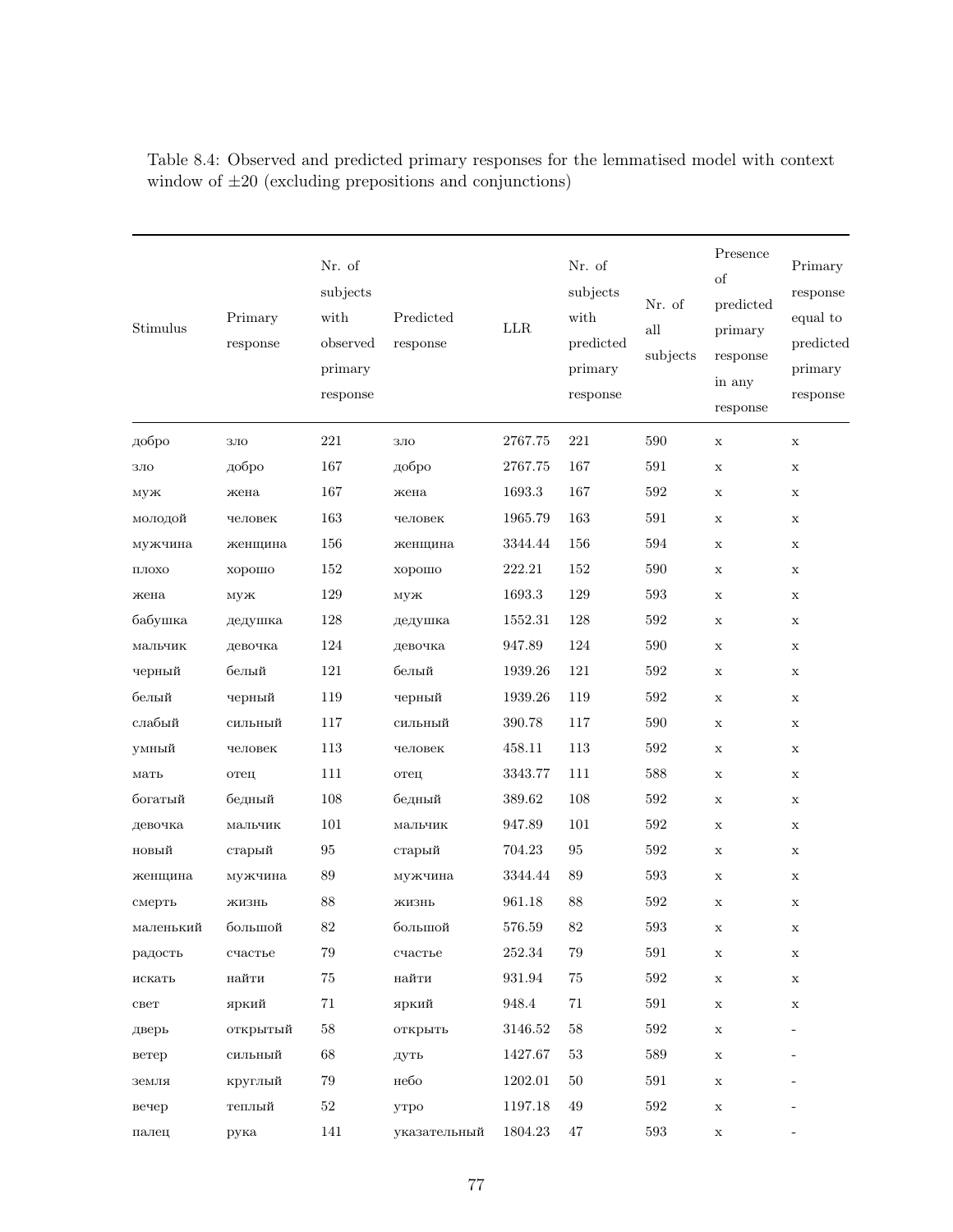Table 8.4: Observed and predicted primary responses for the lemmatised model with context window of ±20 (excluding prepositions and conjunctions)

| Stimulus | Primary response | Nr. of subjects with observed primary response | Predicted response | LLR | Nr. of subjects with predicted primary response | Nr. of all subjects | Presence of predicted primary response in any response | Primary response equal to predicted primary response |
|---|---|---|---|---|---|---|---|---|
| добро | зло | 221 | зло | 2767.75 | 221 | 590 | x | x |
| зло | добро | 167 | добро | 2767.75 | 167 | 591 | x | x |
| муж | жена | 167 | жена | 1693.3 | 167 | 592 | x | x |
| молодой | человек | 163 | человек | 1965.79 | 163 | 591 | x | x |
| мужчина | женщина | 156 | женщина | 3344.44 | 156 | 594 | x | x |
| плохо | хорошо | 152 | хорошо | 222.21 | 152 | 590 | x | x |
| жена | муж | 129 | муж | 1693.3 | 129 | 593 | x | x |
| бабушка | дедушка | 128 | дедушка | 1552.31 | 128 | 592 | x | x |
| мальчик | девочка | 124 | девочка | 947.89 | 124 | 590 | x | x |
| черный | белый | 121 | белый | 1939.26 | 121 | 592 | x | x |
| белый | черный | 119 | черный | 1939.26 | 119 | 592 | x | x |
| слабый | сильный | 117 | сильный | 390.78 | 117 | 590 | x | x |
| умный | человек | 113 | человек | 458.11 | 113 | 592 | x | x |
| мать | отец | 111 | отец | 3343.77 | 111 | 588 | x | x |
| богатый | бедный | 108 | бедный | 389.62 | 108 | 592 | x | x |
| девочка | мальчик | 101 | мальчик | 947.89 | 101 | 592 | x | x |
| новый | старый | 95 | старый | 704.23 | 95 | 592 | x | x |
| женщина | мужчина | 89 | мужчина | 3344.44 | 89 | 593 | x | x |
| смерть | жизнь | 88 | жизнь | 961.18 | 88 | 592 | x | x |
| маленький | большой | 82 | большой | 576.59 | 82 | 593 | x | x |
| радость | счастье | 79 | счастье | 252.34 | 79 | 591 | x | x |
| искать | найти | 75 | найти | 931.94 | 75 | 592 | x | x |
| свет | яркий | 71 | яркий | 948.4 | 71 | 591 | x | x |
| дверь | открытый | 58 | открыть | 3146.52 | 58 | 592 | x | - |
| ветер | сильный | 68 | дуть | 1427.67 | 53 | 589 | x | - |
| земля | круглый | 79 | небо | 1202.01 | 50 | 591 | x | - |
| вечер | теплый | 52 | утро | 1197.18 | 49 | 592 | x | - |
| палец | рука | 141 | указательный | 1804.23 | 47 | 593 | x | - |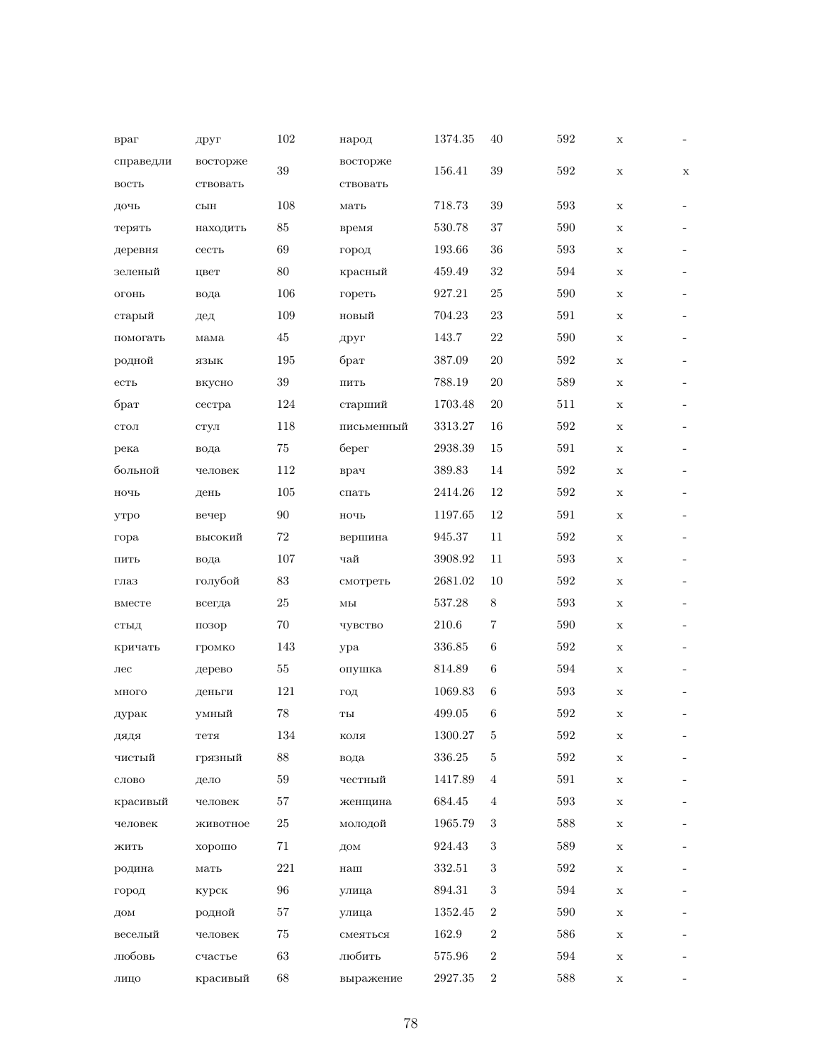| | | | | | | | | |
|---|---|---|---|---|---|---|---|---|
| враг | друг | 102 | народ | 1374.35 | 40 | 592 | x | - |
| справедливость | восторжествовать | 39 | восторжествовать | 156.41 | 39 | 592 | x | x |
| дочь | сын | 108 | мать | 718.73 | 39 | 593 | x | - |
| терять | находить | 85 | время | 530.78 | 37 | 590 | x | - |
| деревня | сесть | 69 | город | 193.66 | 36 | 593 | x | - |
| зеленый | цвет | 80 | красный | 459.49 | 32 | 594 | x | - |
| огонь | вода | 106 | гореть | 927.21 | 25 | 590 | x | - |
| старый | дед | 109 | новый | 704.23 | 23 | 591 | x | - |
| помогать | мама | 45 | друг | 143.7 | 22 | 590 | x | - |
| родной | язык | 195 | брат | 387.09 | 20 | 592 | x | - |
| есть | вкусно | 39 | пить | 788.19 | 20 | 589 | x | - |
| брат | сестра | 124 | старший | 1703.48 | 20 | 511 | x | - |
| стол | стул | 118 | письменный | 3313.27 | 16 | 592 | x | - |
| река | вода | 75 | берег | 2938.39 | 15 | 591 | x | - |
| больной | человек | 112 | врач | 389.83 | 14 | 592 | x | - |
| ночь | день | 105 | спать | 2414.26 | 12 | 592 | x | - |
| утро | вечер | 90 | ночь | 1197.65 | 12 | 591 | x | - |
| гора | высокий | 72 | вершина | 945.37 | 11 | 592 | x | - |
| пить | вода | 107 | чай | 3908.92 | 11 | 593 | x | - |
| глаз | голубой | 83 | смотреть | 2681.02 | 10 | 592 | x | - |
| вместе | всегда | 25 | мы | 537.28 | 8 | 593 | x | - |
| стыд | позор | 70 | чувство | 210.6 | 7 | 590 | x | - |
| кричать | громко | 143 | ура | 336.85 | 6 | 592 | x | - |
| лес | дерево | 55 | опушка | 814.89 | 6 | 594 | x | - |
| много | деньги | 121 | год | 1069.83 | 6 | 593 | x | - |
| дурак | умный | 78 | ты | 499.05 | 6 | 592 | x | - |
| дядя | тетя | 134 | коля | 1300.27 | 5 | 592 | x | - |
| чистый | грязный | 88 | вода | 336.25 | 5 | 592 | x | - |
| слово | дело | 59 | честный | 1417.89 | 4 | 591 | x | - |
| красивый | человек | 57 | женщина | 684.45 | 4 | 593 | x | - |
| человек | животное | 25 | молодой | 1965.79 | 3 | 588 | x | - |
| жить | хорошо | 71 | дом | 924.43 | 3 | 589 | x | - |
| родина | мать | 221 | наш | 332.51 | 3 | 592 | x | - |
| город | курск | 96 | улица | 894.31 | 3 | 594 | x | - |
| дом | родной | 57 | улица | 1352.45 | 2 | 590 | x | - |
| веселый | человек | 75 | смеяться | 162.9 | 2 | 586 | x | - |
| любовь | счастье | 63 | любить | 575.96 | 2 | 594 | x | - |
| лицо | красивый | 68 | выражение | 2927.35 | 2 | 588 | x | - |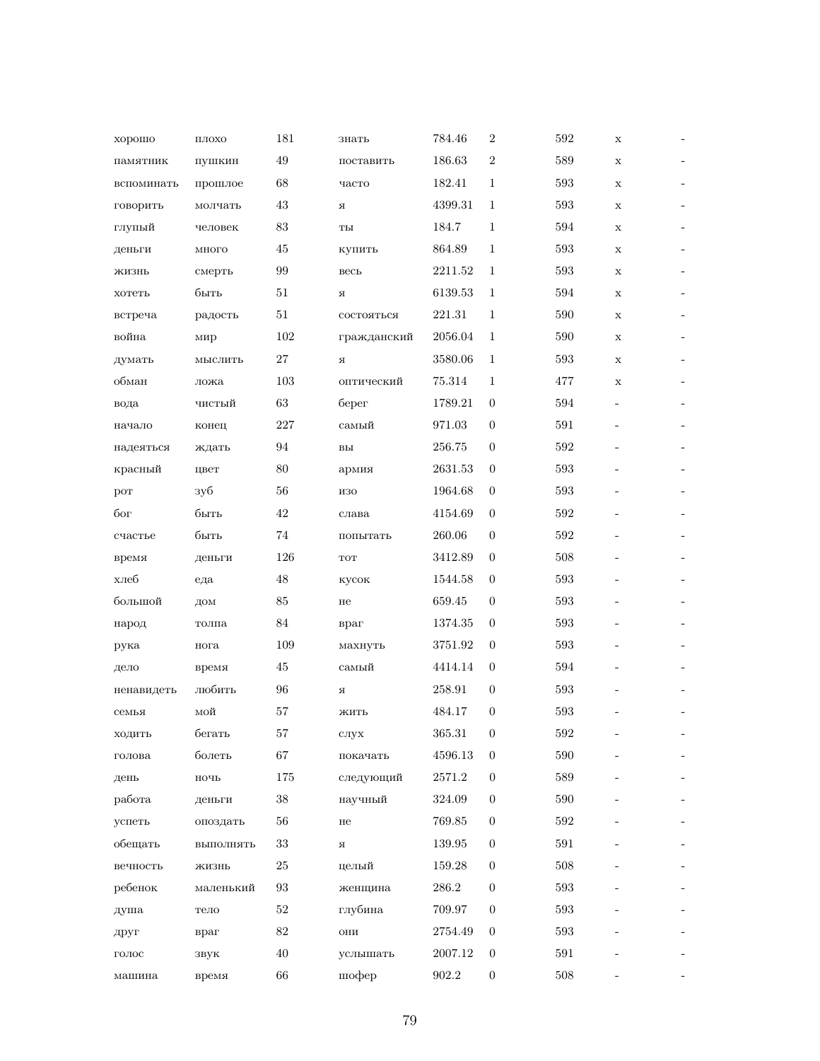| | | | | | | | | |
|---|---|---|---|---|---|---|---|---|
| хорошо | плохо | 181 | знать | 784.46 | 2 | 592 | x | - |
| памятник | пушкин | 49 | поставить | 186.63 | 2 | 589 | x | - |
| вспоминать | прошлое | 68 | часто | 182.41 | 1 | 593 | x | - |
| говорить | молчать | 43 | я | 4399.31 | 1 | 593 | x | - |
| глупый | человек | 83 | ты | 184.7 | 1 | 594 | x | - |
| деньги | много | 45 | купить | 864.89 | 1 | 593 | x | - |
| жизнь | смерть | 99 | весь | 2211.52 | 1 | 593 | x | - |
| хотеть | быть | 51 | я | 6139.53 | 1 | 594 | x | - |
| встреча | радость | 51 | состояться | 221.31 | 1 | 590 | x | - |
| война | мир | 102 | гражданский | 2056.04 | 1 | 590 | x | - |
| думать | мыслить | 27 | я | 3580.06 | 1 | 593 | x | - |
| обман | ложа | 103 | оптический | 75.314 | 1 | 477 | x | - |
| вода | чистый | 63 | берег | 1789.21 | 0 | 594 | - | - |
| начало | конец | 227 | самый | 971.03 | 0 | 591 | - | - |
| надеяться | ждать | 94 | вы | 256.75 | 0 | 592 | - | - |
| красный | цвет | 80 | армия | 2631.53 | 0 | 593 | - | - |
| рот | зуб | 56 | изо | 1964.68 | 0 | 593 | - | - |
| бог | быть | 42 | слава | 4154.69 | 0 | 592 | - | - |
| счастье | быть | 74 | попытать | 260.06 | 0 | 592 | - | - |
| время | деньги | 126 | тот | 3412.89 | 0 | 508 | - | - |
| хлеб | еда | 48 | кусок | 1544.58 | 0 | 593 | - | - |
| большой | дом | 85 | не | 659.45 | 0 | 593 | - | - |
| народ | толпа | 84 | враг | 1374.35 | 0 | 593 | - | - |
| рука | нога | 109 | махнуть | 3751.92 | 0 | 593 | - | - |
| дело | время | 45 | самый | 4414.14 | 0 | 594 | - | - |
| ненавидеть | любить | 96 | я | 258.91 | 0 | 593 | - | - |
| семья | мой | 57 | жить | 484.17 | 0 | 593 | - | - |
| ходить | бегать | 57 | слух | 365.31 | 0 | 592 | - | - |
| голова | болеть | 67 | покачать | 4596.13 | 0 | 590 | - | - |
| день | ночь | 175 | следующий | 2571.2 | 0 | 589 | - | - |
| работа | деньги | 38 | научный | 324.09 | 0 | 590 | - | - |
| успеть | опоздать | 56 | не | 769.85 | 0 | 592 | - | - |
| обещать | выполнять | 33 | я | 139.95 | 0 | 591 | - | - |
| вечность | жизнь | 25 | целый | 159.28 | 0 | 508 | - | - |
| ребенок | маленький | 93 | женщина | 286.2 | 0 | 593 | - | - |
| душа | тело | 52 | глубина | 709.97 | 0 | 593 | - | - |
| друг | враг | 82 | они | 2754.49 | 0 | 593 | - | - |
| голос | звук | 40 | услышать | 2007.12 | 0 | 591 | - | - |
| машина | время | 66 | шофер | 902.2 | 0 | 508 | - | - |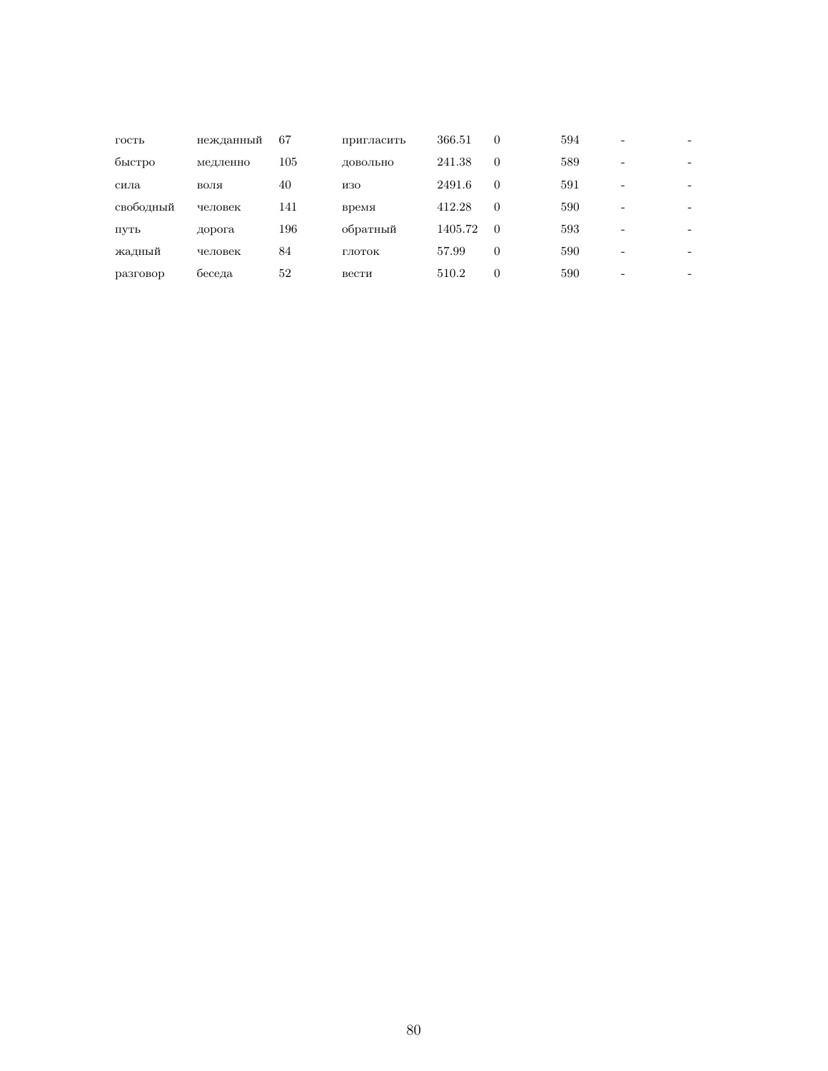| | | | | | | | | |
|---|---|---|---|---|---|---|---|---|
| гость | нежданный | 67 | пригласить | 366.51 | 0 | 594 | - | - |
| быстро | медленно | 105 | довольно | 241.38 | 0 | 589 | - | - |
| сила | воля | 40 | изо | 2491.6 | 0 | 591 | - | - |
| свободный | человек | 141 | время | 412.28 | 0 | 590 | - | - |
| путь | дорога | 196 | обратный | 1405.72 | 0 | 593 | - | - |
| жадный | человек | 84 | глоток | 57.99 | 0 | 590 | - | - |
| разговор | беседа | 52 | вести | 510.2 | 0 | 590 | - | - |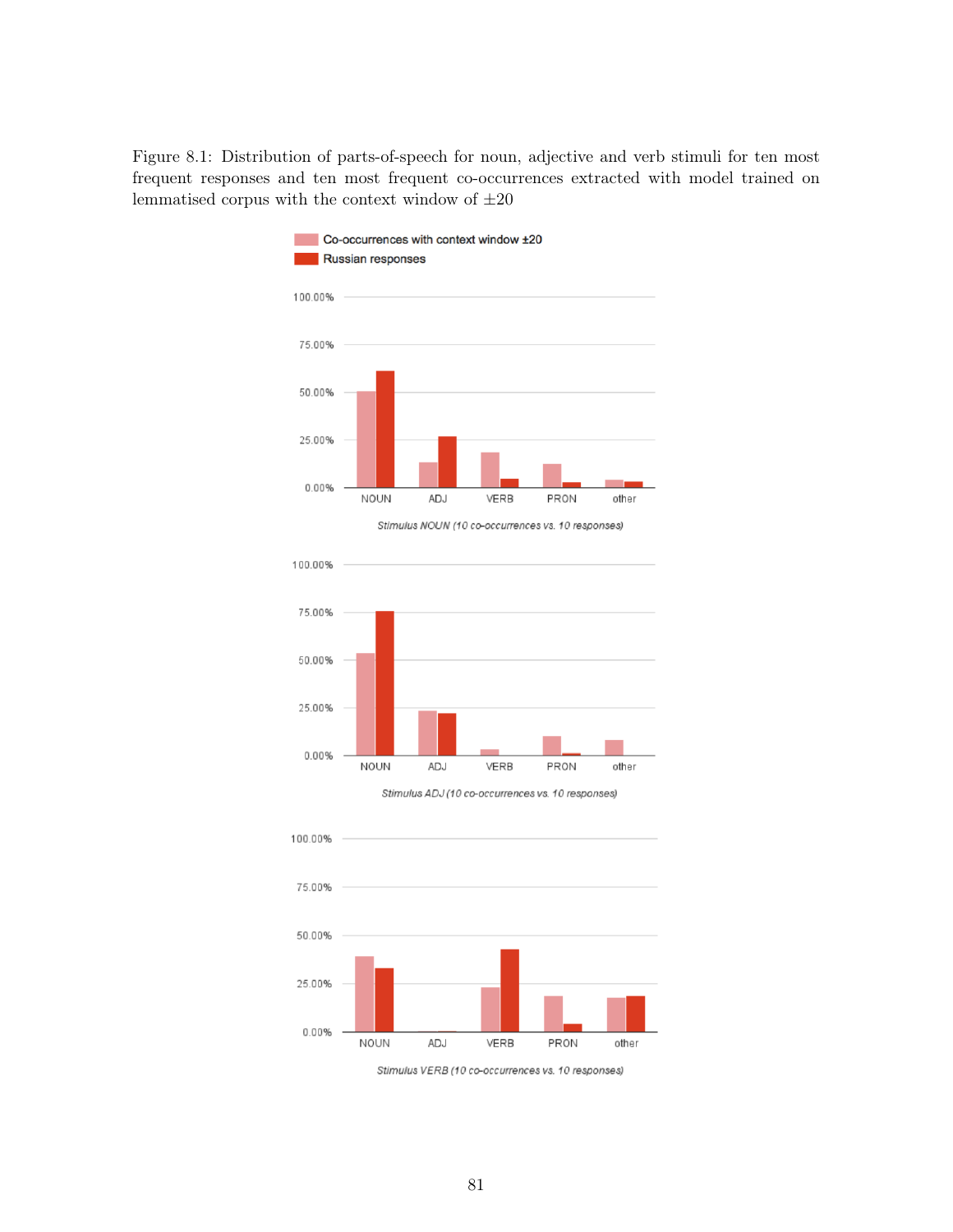Figure 8.1: Distribution of parts-of-speech for noun, adjective and verb stimuli for ten most frequent responses and ten most frequent co-occurrences extracted with model trained on lemmatised corpus with the context window of ±20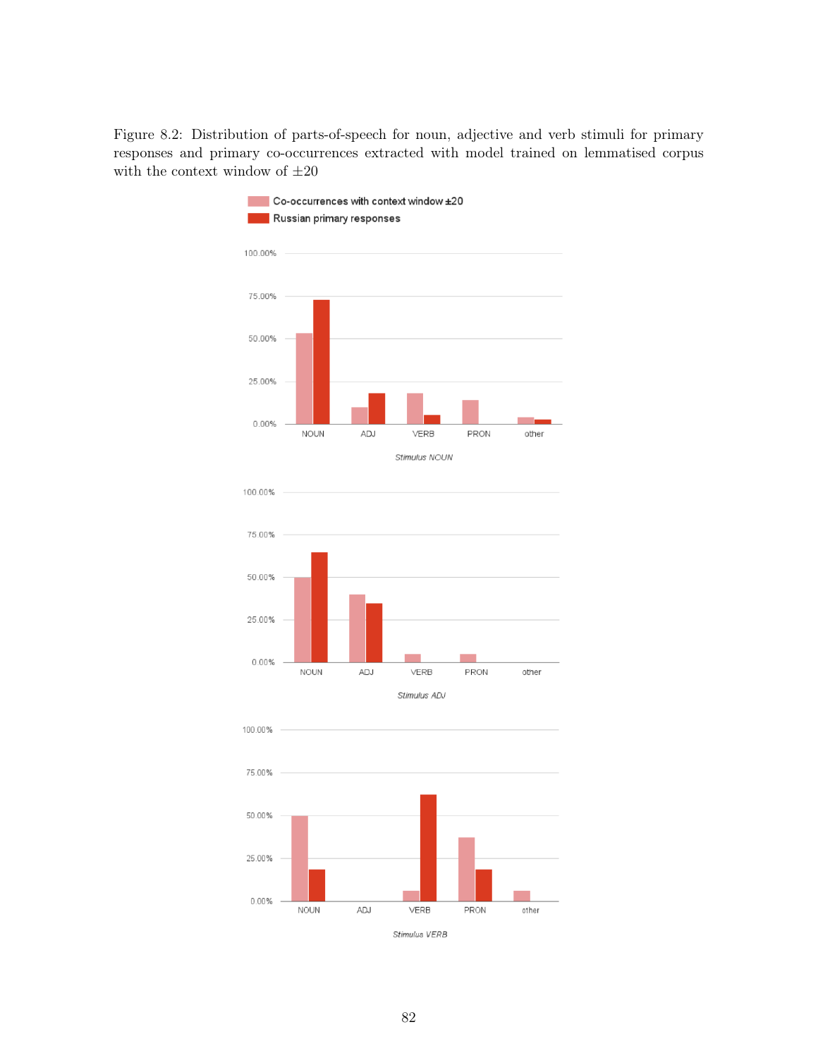Figure 8.2: Distribution of parts-of-speech for noun, adjective and verb stimuli for primary responses and primary co-occurrences extracted with model trained on lemmatised corpus with the context window of ±20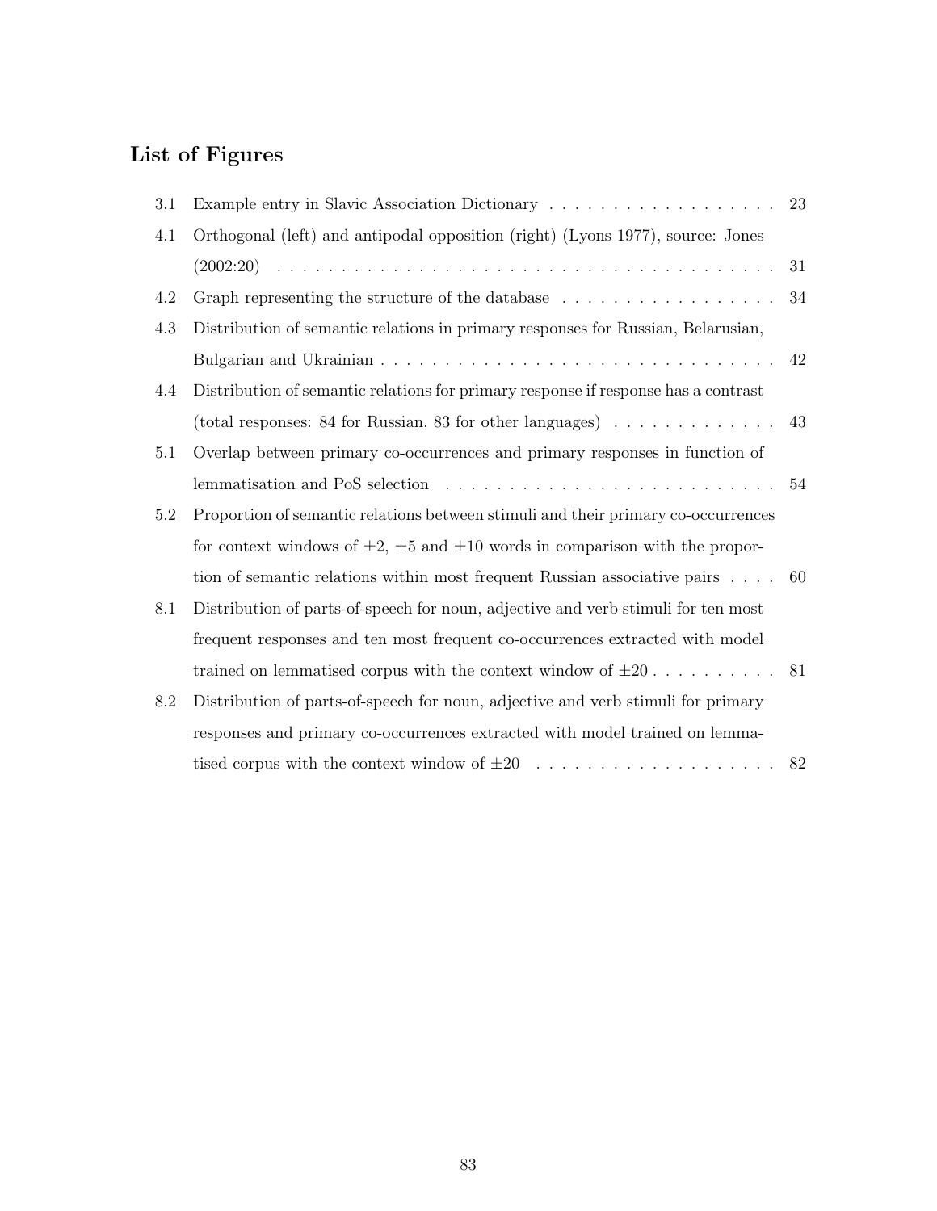## List of Figures

| | | |
|---|---|---|
| 3.1 | Example entry in Slavic Association Dictionary | 23 |
| 4.1 | Orthogonal (left) and antipodal opposition (right) (Lyons 1977), source: Jones (2002:20) | 31 |
| 4.2 | Graph representing the structure of the database | 34 |
| 4.3 | Distribution of semantic relations in primary responses for Russian, Belarusian, Bulgarian and Ukrainian | 42 |
| 4.4 | Distribution of semantic relations for primary response if response has a contrast (total responses: 84 for Russian, 83 for other languages) | 43 |
| 5.1 | Overlap between primary co-occurrences and primary responses in function of lemmatisation and PoS selection | 54 |
| 5.2 | Proportion of semantic relations between stimuli and their primary co-occurrences for context windows of $\pm2$, $\pm5$ and $\pm10$ words in comparison with the proportion of semantic relations within most frequent Russian associative pairs | 60 |
| 8.1 | Distribution of parts-of-speech for noun, adjective and verb stimuli for ten most frequent responses and ten most frequent co-occurrences extracted with model trained on lemmatised corpus with the context window of $\pm20$ | 81 |
| 8.2 | Distribution of parts-of-speech for noun, adjective and verb stimuli for primary responses and primary co-occurrences extracted with model trained on lemmatised corpus with the context window of $\pm20$ | 82 |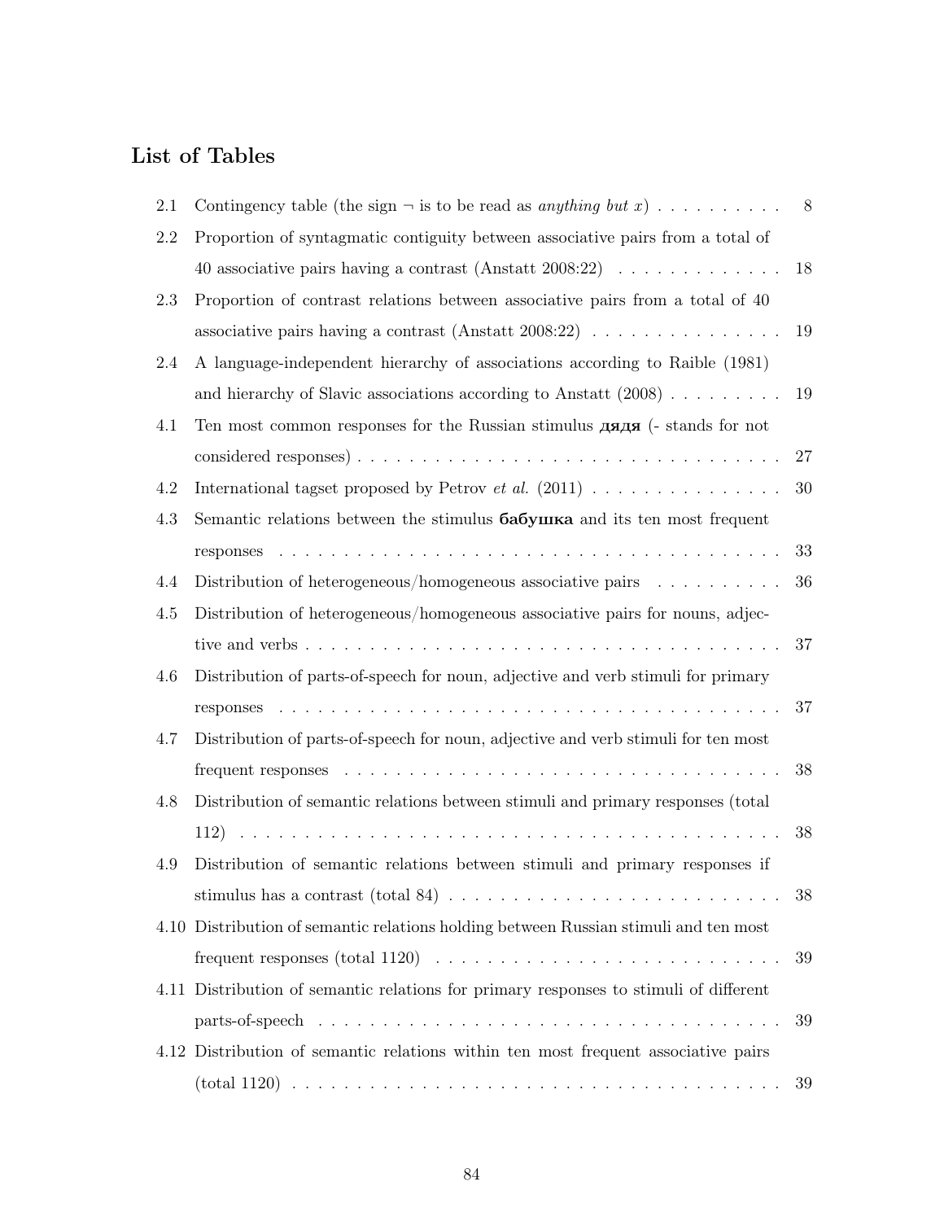## List of Tables

2.1 Contingency table (the sign ¬ is to be read as *anything but x*) . . . . . . . . . . 8

2.2 Proportion of syntagmatic contiguity between associative pairs from a total of 40 associative pairs having a contrast (Anstatt 2008:22) . . . . . . . . . . . . . 18

2.3 Proportion of contrast relations between associative pairs from a total of 40 associative pairs having a contrast (Anstatt 2008:22) . . . . . . . . . . . . . . . 19

2.4 A language-independent hierarchy of associations according to Raible (1981) and hierarchy of Slavic associations according to Anstatt (2008) . . . . . . . . . 19

4.1 Ten most common responses for the Russian stimulus **дядя** (- stands for not considered responses) . . . . . . . . . . . . . . . . . . . . . . . . . . . . . . . . 27

4.2 International tagset proposed by Petrov *et al.* (2011) . . . . . . . . . . . . . . . 30

4.3 Semantic relations between the stimulus **бабушка** and its ten most frequent responses . . . . . . . . . . . . . . . . . . . . . . . . . . . . . . . . . . . . . . . 33

4.4 Distribution of heterogeneous/homogeneous associative pairs . . . . . . . . . . 36

4.5 Distribution of heterogeneous/homogeneous associative pairs for nouns, adjective and verbs . . . . . . . . . . . . . . . . . . . . . . . . . . . . . . . . . . . . . 37

4.6 Distribution of parts-of-speech for noun, adjective and verb stimuli for primary responses . . . . . . . . . . . . . . . . . . . . . . . . . . . . . . . . . . . . . . . 37

4.7 Distribution of parts-of-speech for noun, adjective and verb stimuli for ten most frequent responses . . . . . . . . . . . . . . . . . . . . . . . . . . . . . . . . . . 38

4.8 Distribution of semantic relations between stimuli and primary responses (total 112) . . . . . . . . . . . . . . . . . . . . . . . . . . . . . . . . . . . . . . . . . . 38

4.9 Distribution of semantic relations between stimuli and primary responses if stimulus has a contrast (total 84) . . . . . . . . . . . . . . . . . . . . . . . . . . 38

4.10 Distribution of semantic relations holding between Russian stimuli and ten most frequent responses (total 1120) . . . . . . . . . . . . . . . . . . . . . . . . . . . 39

4.11 Distribution of semantic relations for primary responses to stimuli of different parts-of-speech . . . . . . . . . . . . . . . . . . . . . . . . . . . . . . . . . . . . 39

4.12 Distribution of semantic relations within ten most frequent associative pairs (total 1120) . . . . . . . . . . . . . . . . . . . . . . . . . . . . . . . . . . . . . . . 39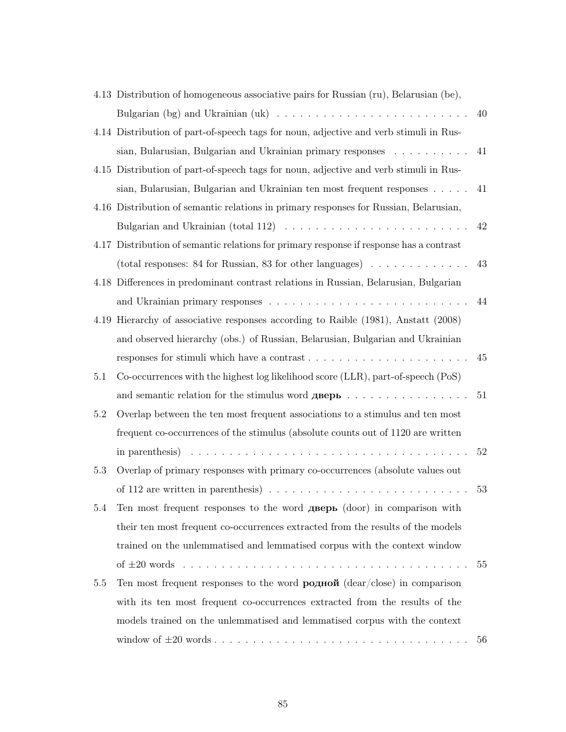4.13 Distribution of homogeneous associative pairs for Russian (ru), Belarusian (be), Bulgarian (bg) and Ukrainian (uk) . . . . . . . . . . . . . . . . . . . . . . . . . 40

4.14 Distribution of part-of-speech tags for noun, adjective and verb stimuli in Russian, Bularusian, Bulgarian and Ukrainian primary responses . . . . . . . . . . 41

4.15 Distribution of part-of-speech tags for noun, adjective and verb stimuli in Russian, Bularusian, Bulgarian and Ukrainian ten most frequent responses . . . . . 41

4.16 Distribution of semantic relations in primary responses for Russian, Belarusian, Bulgarian and Ukrainian (total 112) . . . . . . . . . . . . . . . . . . . . . . . 42

4.17 Distribution of semantic relations for primary response if response has a contrast (total responses: 84 for Russian, 83 for other languages) . . . . . . . . . . . . . 43

4.18 Differences in predominant contrast relations in Russian, Belarusian, Bulgarian and Ukrainian primary responses . . . . . . . . . . . . . . . . . . . . . . . . . 44

4.19 Hierarchy of associative responses according to Raible (1981), Anstatt (2008) and observed hierarchy (obs.) of Russian, Belarusian, Bulgarian and Ukrainian responses for stimuli which have a contrast . . . . . . . . . . . . . . . . . . . . . 45

5.1 Co-occurrences with the highest log likelihood score (LLR), part-of-speech (PoS) and semantic relation for the stimulus word **дверь** . . . . . . . . . . . . . . . . 51

5.2 Overlap between the ten most frequent associations to a stimulus and ten most frequent co-occurrences of the stimulus (absolute counts out of 1120 are written in parenthesis) . . . . . . . . . . . . . . . . . . . . . . . . . . . . . . . . . . . 52

5.3 Overlap of primary responses with primary co-occurrences (absolute values out of 112 are written in parenthesis) . . . . . . . . . . . . . . . . . . . . . . . . . 53

5.4 Ten most frequent responses to the word **дверь** (door) in comparison with their ten most frequent co-occurrences extracted from the results of the models trained on the unlemmatised and lemmatised corpus with the context window of $\pm 20$ words . . . . . . . . . . . . . . . . . . . . . . . . . . . . . . . . . . . 55

5.5 Ten most frequent responses to the word **родной** (dear/close) in comparison with its ten most frequent co-occurrences extracted from the results of the models trained on the unlemmatised and lemmatised corpus with the context window of $\pm 20$ words . . . . . . . . . . . . . . . . . . . . . . . . . . . . . . . . . 56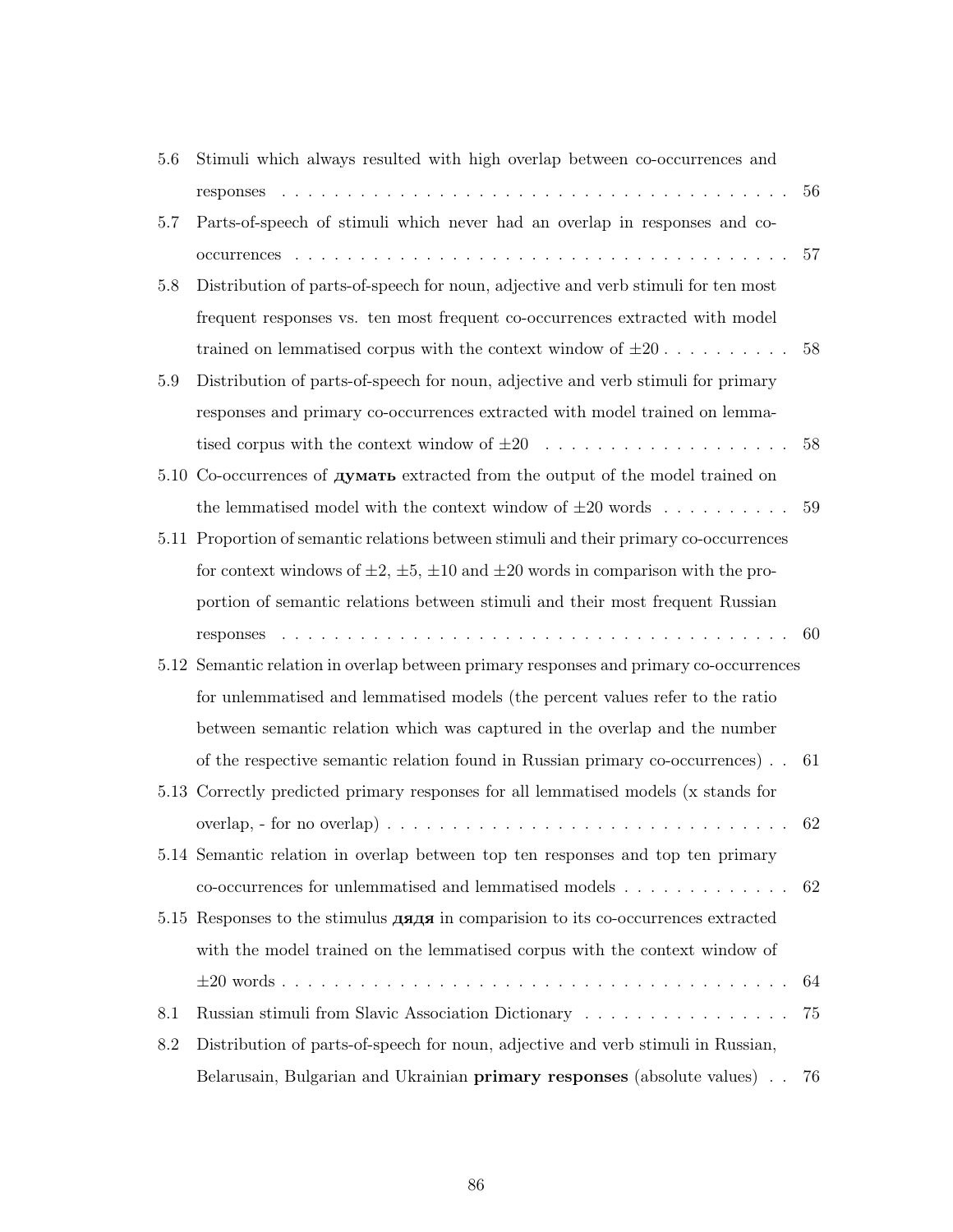5.6 Stimuli which always resulted with high overlap between co-occurrences and responses . . . . . . . . . . . . . . . . . . . . . . . . . . . . . . . . . . . . . . . . 56

5.7 Parts-of-speech of stimuli which never had an overlap in responses and co-occurrences . . . . . . . . . . . . . . . . . . . . . . . . . . . . . . . . . . . . . . . 57

5.8 Distribution of parts-of-speech for noun, adjective and verb stimuli for ten most frequent responses vs. ten most frequent co-occurrences extracted with model trained on lemmatised corpus with the context window of $\pm 20$ . . . . . . . . . . 58

5.9 Distribution of parts-of-speech for noun, adjective and verb stimuli for primary responses and primary co-occurrences extracted with model trained on lemmatised corpus with the context window of $\pm 20$ . . . . . . . . . . . . . . . . . . . 58

5.10 Co-occurrences of **думать** extracted from the output of the model trained on the lemmatised model with the context window of $\pm 20$ words . . . . . . . . . . 59

5.11 Proportion of semantic relations between stimuli and their primary co-occurrences for context windows of $\pm 2$, $\pm 5$, $\pm 10$ and $\pm 20$ words in comparison with the proportion of semantic relations between stimuli and their most frequent Russian responses . . . . . . . . . . . . . . . . . . . . . . . . . . . . . . . . . . . . . . . 60

5.12 Semantic relation in overlap between primary responses and primary co-occurrences for unlemmatised and lemmatised models (the percent values refer to the ratio between semantic relation which was captured in the overlap and the number of the respective semantic relation found in Russian primary co-occurrences) . . 61

5.13 Correctly predicted primary responses for all lemmatised models (x stands for overlap, - for no overlap) . . . . . . . . . . . . . . . . . . . . . . . . . . . . . . . . 62

5.14 Semantic relation in overlap between top ten responses and top ten primary co-occurrences for unlemmatised and lemmatised models . . . . . . . . . . . . . 62

5.15 Responses to the stimulus **дядя** in comparision to its co-occurrences extracted with the model trained on the lemmatised corpus with the context window of $\pm 20$ words . . . . . . . . . . . . . . . . . . . . . . . . . . . . . . . . . . . . . . . . 64

8.1 Russian stimuli from Slavic Association Dictionary . . . . . . . . . . . . . . . . 75

8.2 Distribution of parts-of-speech for noun, adjective and verb stimuli in Russian, Belarusain, Bulgarian and Ukrainian **primary responses** (absolute values) . . 76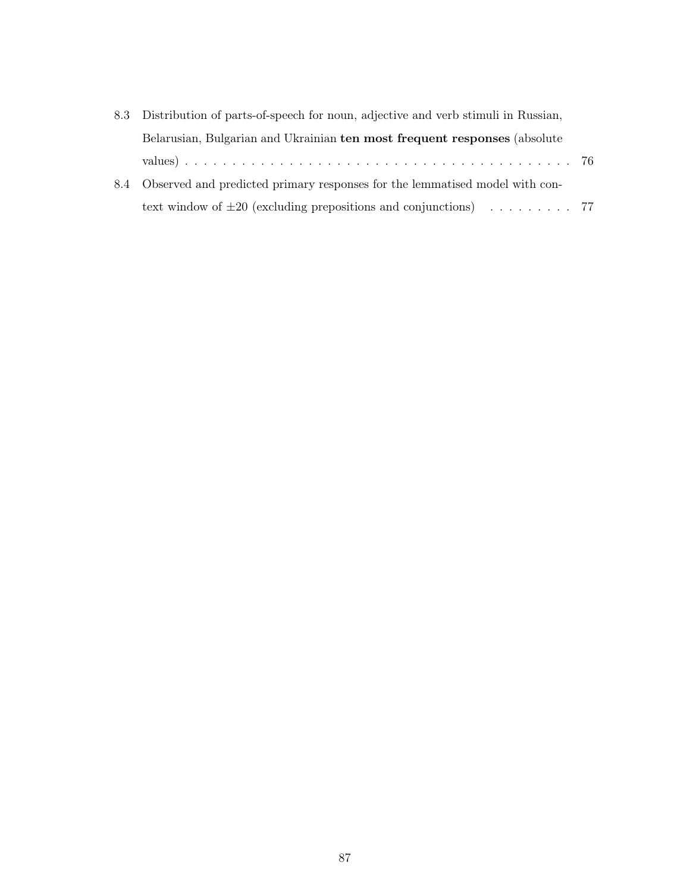8.3 Distribution of parts-of-speech for noun, adjective and verb stimuli in Russian, Belarusian, Bulgarian and Ukrainian **ten most frequent responses** (absolute values) . . . . . . . . . . . . . . . . . . . . . . . . . . . . . . . . . . . . . . . . 76

8.4 Observed and predicted primary responses for the lemmatised model with context window of $\pm 20$ (excluding prepositions and conjunctions) . . . . . . . . . 77